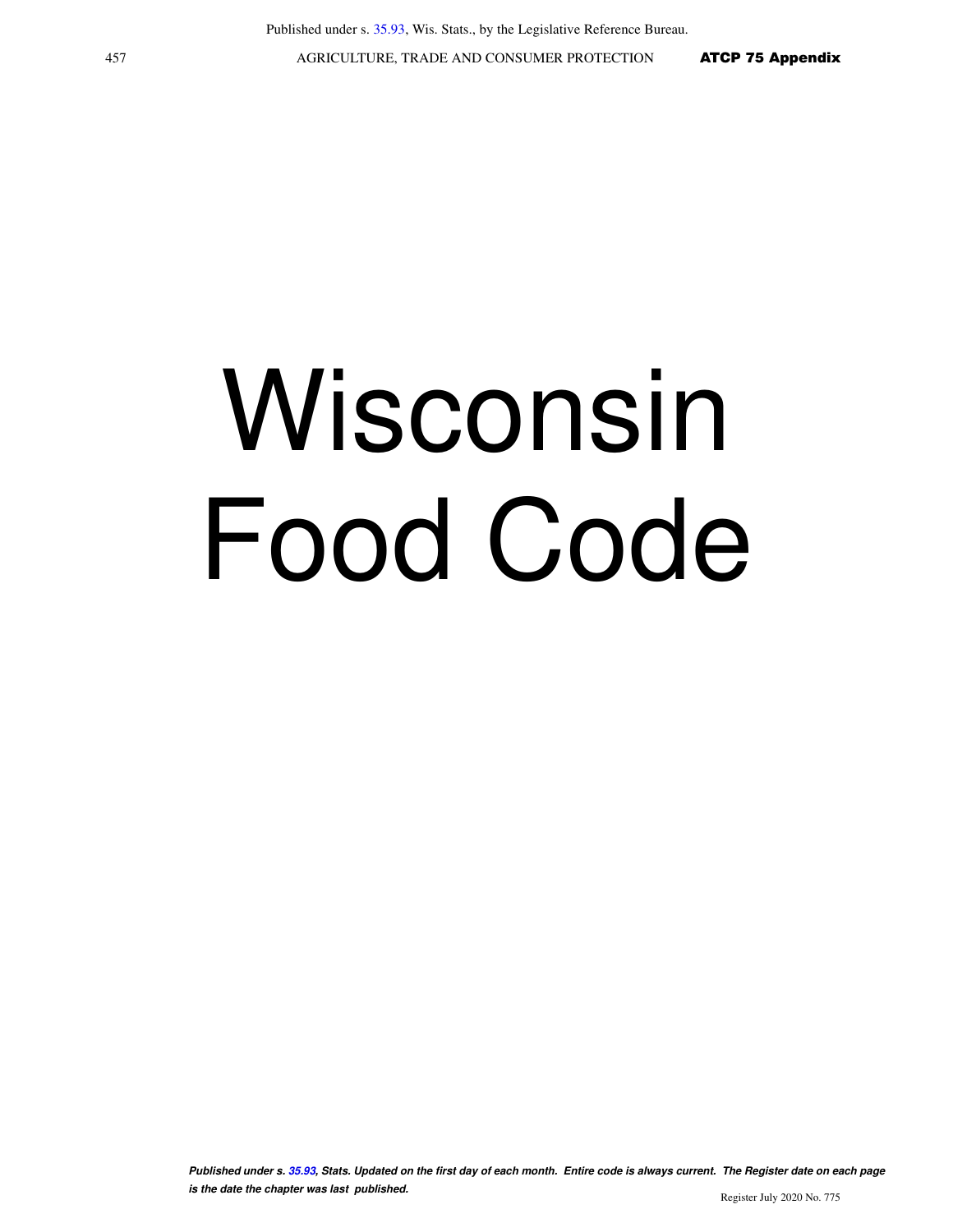# Wisconsin Food Code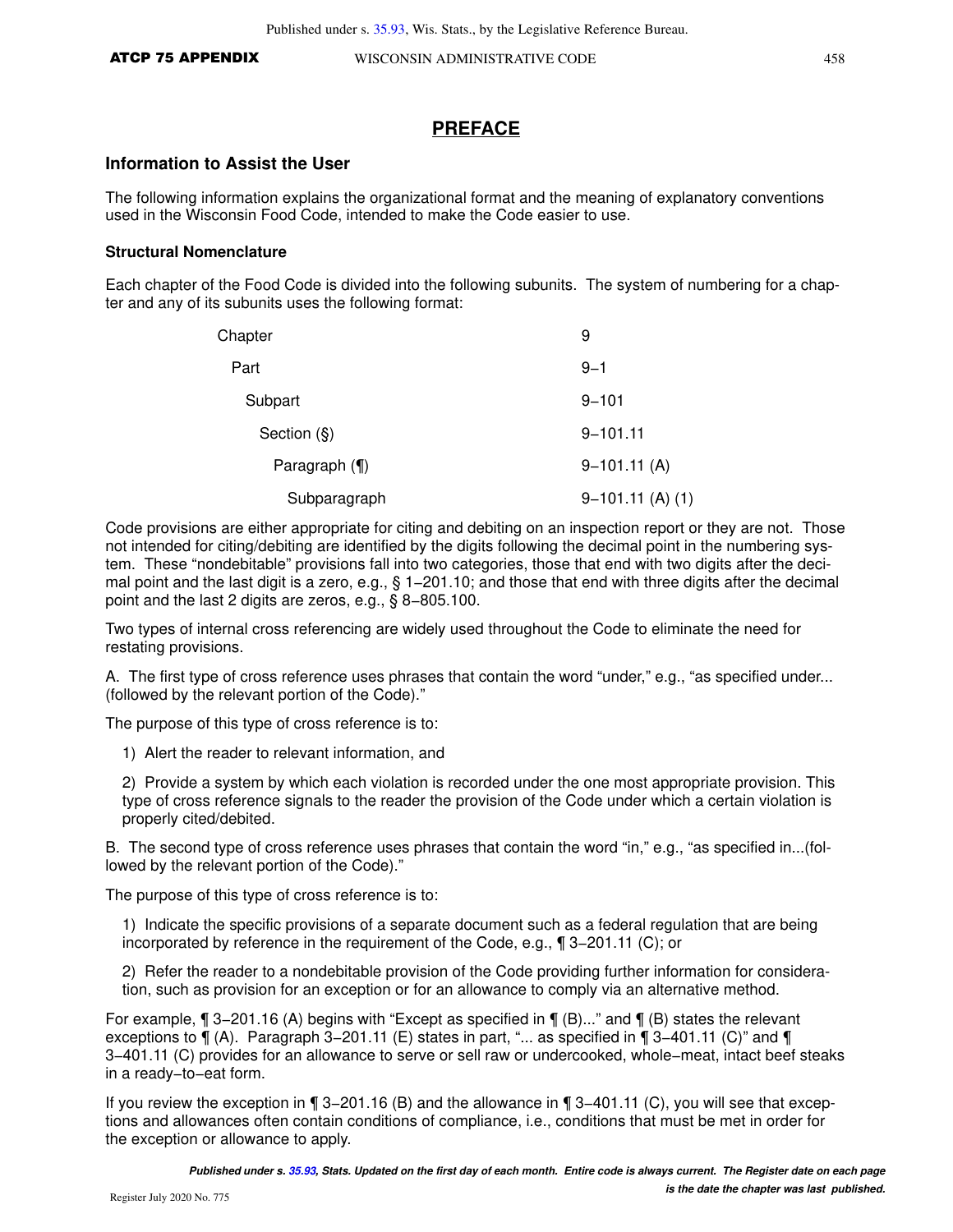## PREFACE

### Information to Assist the User

The following information explains the organizational format and the meaning of explanatory conventions used in the Wisconsin Food Code, intended to make the Code easier to use.

#### Structural Nomenclature

Each chapter of the Food Code is divided into the following subunits. The system of numbering for a chapter and any of its subunits uses the following format:

| | |
|---|---|
| Chapter | 9 |
| Part | 9−1 |
| Subpart | 9−101 |
| Section (§) | 9−101.11 |
| Paragraph (¶) | 9−101.11 (A) |
| Subparagraph | 9−101.11 (A) (1) |

Code provisions are either appropriate for citing and debiting on an inspection report or they are not. Those not intended for citing/debiting are identified by the digits following the decimal point in the numbering system. These "nondebitable" provisions fall into two categories, those that end with two digits after the decimal point and the last digit is a zero, e.g., § 1−201.10; and those that end with three digits after the decimal point and the last 2 digits are zeros, e.g., § 8−805.100.

Two types of internal cross referencing are widely used throughout the Code to eliminate the need for restating provisions.

A. The first type of cross reference uses phrases that contain the word "under," e.g., "as specified under... (followed by the relevant portion of the Code)."

The purpose of this type of cross reference is to:

1) Alert the reader to relevant information, and

2) Provide a system by which each violation is recorded under the one most appropriate provision. This type of cross reference signals to the reader the provision of the Code under which a certain violation is properly cited/debited.

B. The second type of cross reference uses phrases that contain the word "in," e.g., "as specified in...(followed by the relevant portion of the Code)."

The purpose of this type of cross reference is to:

1) Indicate the specific provisions of a separate document such as a federal regulation that are being incorporated by reference in the requirement of the Code, e.g., ¶ 3−201.11 (C); or

2) Refer the reader to a nondebitable provision of the Code providing further information for consideration, such as provision for an exception or for an allowance to comply via an alternative method.

For example, ¶ 3−201.16 (A) begins with "Except as specified in ¶ (B)..." and ¶ (B) states the relevant exceptions to ¶ (A). Paragraph 3−201.11 (E) states in part, "... as specified in ¶ 3−401.11 (C)" and ¶ 3−401.11 (C) provides for an allowance to serve or sell raw or undercooked, whole−meat, intact beef steaks in a ready−to−eat form.

If you review the exception in ¶ 3−201.16 (B) and the allowance in ¶ 3−401.11 (C), you will see that exceptions and allowances often contain conditions of compliance, i.e., conditions that must be met in order for the exception or allowance to apply.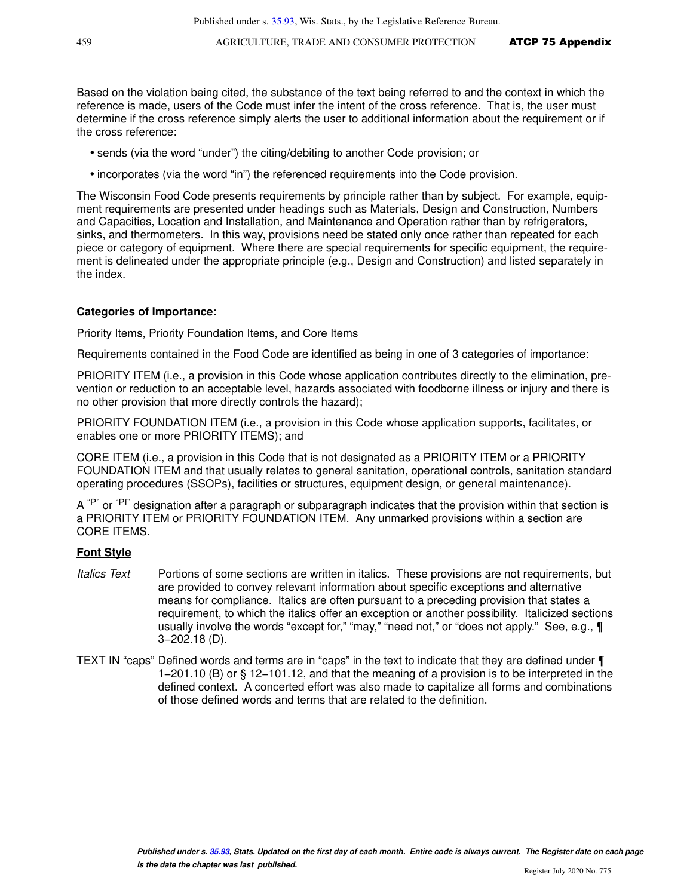Based on the violation being cited, the substance of the text being referred to and the context in which the reference is made, users of the Code must infer the intent of the cross reference. That is, the user must determine if the cross reference simply alerts the user to additional information about the requirement or if the cross reference:

- sends (via the word "under") the citing/debiting to another Code provision; or
- incorporates (via the word "in") the referenced requirements into the Code provision.

The Wisconsin Food Code presents requirements by principle rather than by subject. For example, equipment requirements are presented under headings such as Materials, Design and Construction, Numbers and Capacities, Location and Installation, and Maintenance and Operation rather than by refrigerators, sinks, and thermometers. In this way, provisions need be stated only once rather than repeated for each piece or category of equipment. Where there are special requirements for specific equipment, the requirement is delineated under the appropriate principle (e.g., Design and Construction) and listed separately in the index.

**Categories of Importance:**

Priority Items, Priority Foundation Items, and Core Items

Requirements contained in the Food Code are identified as being in one of 3 categories of importance:

PRIORITY ITEM (i.e., a provision in this Code whose application contributes directly to the elimination, prevention or reduction to an acceptable level, hazards associated with foodborne illness or injury and there is no other provision that more directly controls the hazard);

PRIORITY FOUNDATION ITEM (i.e., a provision in this Code whose application supports, facilitates, or enables one or more PRIORITY ITEMS); and

CORE ITEM (i.e., a provision in this Code that is not designated as a PRIORITY ITEM or a PRIORITY FOUNDATION ITEM and that usually relates to general sanitation, operational controls, sanitation standard operating procedures (SSOPs), facilities or structures, equipment design, or general maintenance).

A "P" or "Pf" designation after a paragraph or subparagraph indicates that the provision within that section is a PRIORITY ITEM or PRIORITY FOUNDATION ITEM. Any unmarked provisions within a section are CORE ITEMS.

**Font Style**

*Italics Text* Portions of some sections are written in italics. These provisions are not requirements, but are provided to convey relevant information about specific exceptions and alternative means for compliance. Italics are often pursuant to a preceding provision that states a requirement, to which the italics offer an exception or another possibility. Italicized sections usually involve the words "except for," "may," "need not," or "does not apply." See, e.g., ¶ 3−202.18 (D).

TEXT IN "caps" Defined words and terms are in "caps" in the text to indicate that they are defined under ¶ 1−201.10 (B) or § 12−101.12, and that the meaning of a provision is to be interpreted in the defined context. A concerted effort was also made to capitalize all forms and combinations of those defined words and terms that are related to the definition.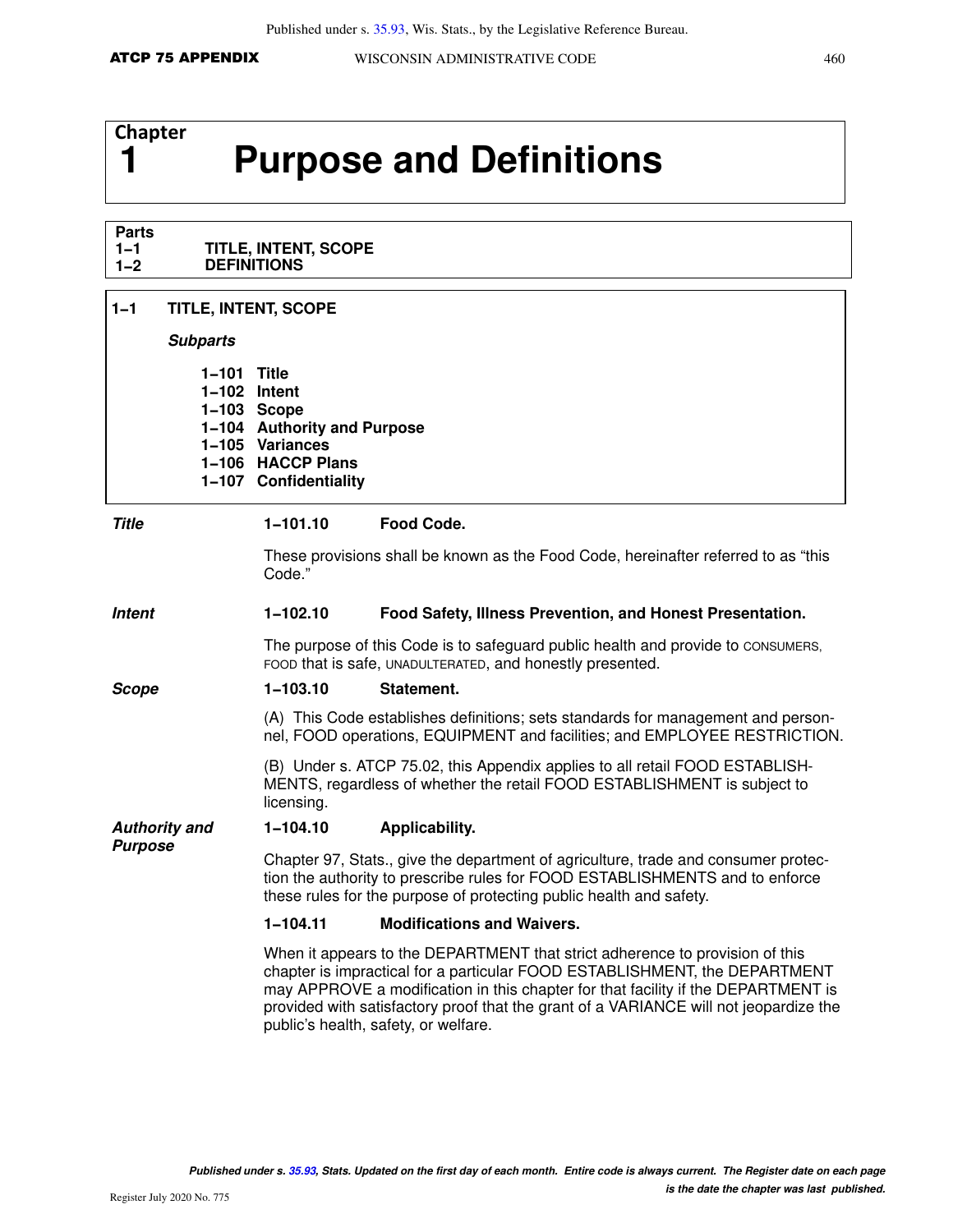# Chapter 1 Purpose and Definitions

**Parts**

**1–1 TITLE, INTENT, SCOPE**
**1–2 DEFINITIONS**

## 1–1 TITLE, INTENT, SCOPE

***Subparts***

**1–101 Title**
**1–102 Intent**
**1–103 Scope**
**1–104 Authority and Purpose**
**1–105 Variances**
**1–106 HACCP Plans**
**1–107 Confidentiality**

***Title***

**1–101.10 Food Code.**

These provisions shall be known as the Food Code, hereinafter referred to as "this Code."

***Intent***

**1–102.10 Food Safety, Illness Prevention, and Honest Presentation.**

The purpose of this Code is to safeguard public health and provide to CONSUMERS, FOOD that is safe, UNADULTERATED, and honestly presented.

***Scope***

**1–103.10 Statement.**

(A) This Code establishes definitions; sets standards for management and personnel, FOOD operations, EQUIPMENT and facilities; and EMPLOYEE RESTRICTION.

(B) Under s. ATCP 75.02, this Appendix applies to all retail FOOD ESTABLISHMENTS, regardless of whether the retail FOOD ESTABLISHMENT is subject to licensing.

***Authority and Purpose***

**1–104.10 Applicability.**

Chapter 97, Stats., give the department of agriculture, trade and consumer protection the authority to prescribe rules for FOOD ESTABLISHMENTS and to enforce these rules for the purpose of protecting public health and safety.

**1–104.11 Modifications and Waivers.**

When it appears to the DEPARTMENT that strict adherence to provision of this chapter is impractical for a particular FOOD ESTABLISHMENT, the DEPARTMENT may APPROVE a modification in this chapter for that facility if the DEPARTMENT is provided with satisfactory proof that the grant of a VARIANCE will not jeopardize the public's health, safety, or welfare.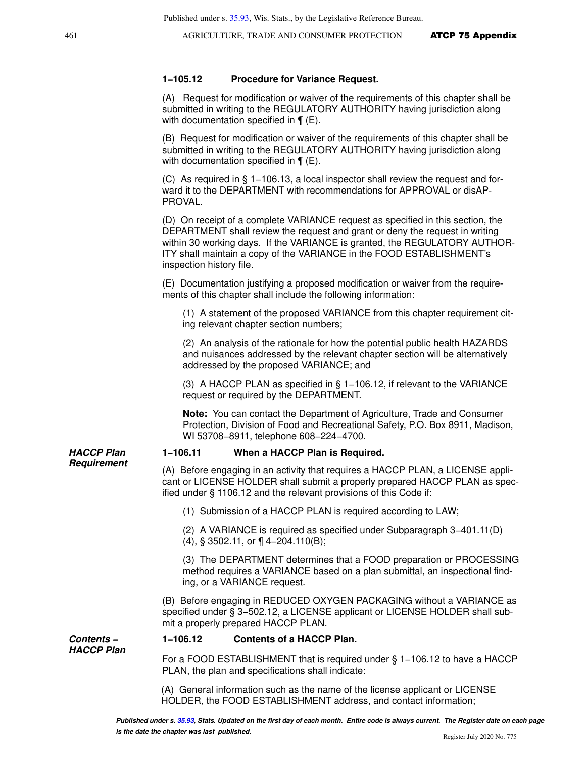### 1–105.12 Procedure for Variance Request.

(A) Request for modification or waiver of the requirements of this chapter shall be submitted in writing to the REGULATORY AUTHORITY having jurisdiction along with documentation specified in ¶ (E).

(B) Request for modification or waiver of the requirements of this chapter shall be submitted in writing to the REGULATORY AUTHORITY having jurisdiction along with documentation specified in ¶ (E).

(C) As required in § 1–106.13, a local inspector shall review the request and forward it to the DEPARTMENT with recommendations for APPROVAL or disAPPROVAL.

(D) On receipt of a complete VARIANCE request as specified in this section, the DEPARTMENT shall review the request and grant or deny the request in writing within 30 working days. If the VARIANCE is granted, the REGULATORY AUTHORITY shall maintain a copy of the VARIANCE in the FOOD ESTABLISHMENT's inspection history file.

(E) Documentation justifying a proposed modification or waiver from the requirements of this chapter shall include the following information:

(1) A statement of the proposed VARIANCE from this chapter requirement citing relevant chapter section numbers;

(2) An analysis of the rationale for how the potential public health HAZARDS and nuisances addressed by the relevant chapter section will be alternatively addressed by the proposed VARIANCE; and

(3) A HACCP PLAN as specified in § 1–106.12, if relevant to the VARIANCE request or required by the DEPARTMENT.

**Note:** You can contact the Department of Agriculture, Trade and Consumer Protection, Division of Food and Recreational Safety, P.O. Box 8911, Madison, WI 53708–8911, telephone 608–224–4700.

***HACCP Plan Requirement***

### 1–106.11 When a HACCP Plan is Required.

(A) Before engaging in an activity that requires a HACCP PLAN, a LICENSE applicant or LICENSE HOLDER shall submit a properly prepared HACCP PLAN as specified under § 1106.12 and the relevant provisions of this Code if:

(1) Submission of a HACCP PLAN is required according to LAW;

(2) A VARIANCE is required as specified under Subparagraph 3–401.11(D)(4), § 3502.11, or ¶ 4–204.110(B);

(3) The DEPARTMENT determines that a FOOD preparation or PROCESSING method requires a VARIANCE based on a plan submittal, an inspectional finding, or a VARIANCE request.

(B) Before engaging in REDUCED OXYGEN PACKAGING without a VARIANCE as specified under § 3–502.12, a LICENSE applicant or LICENSE HOLDER shall submit a properly prepared HACCP PLAN.

***Contents – HACCP Plan***

### 1–106.12 Contents of a HACCP Plan.

For a FOOD ESTABLISHMENT that is required under § 1–106.12 to have a HACCP PLAN, the plan and specifications shall indicate:

(A) General information such as the name of the license applicant or LICENSE HOLDER, the FOOD ESTABLISHMENT address, and contact information;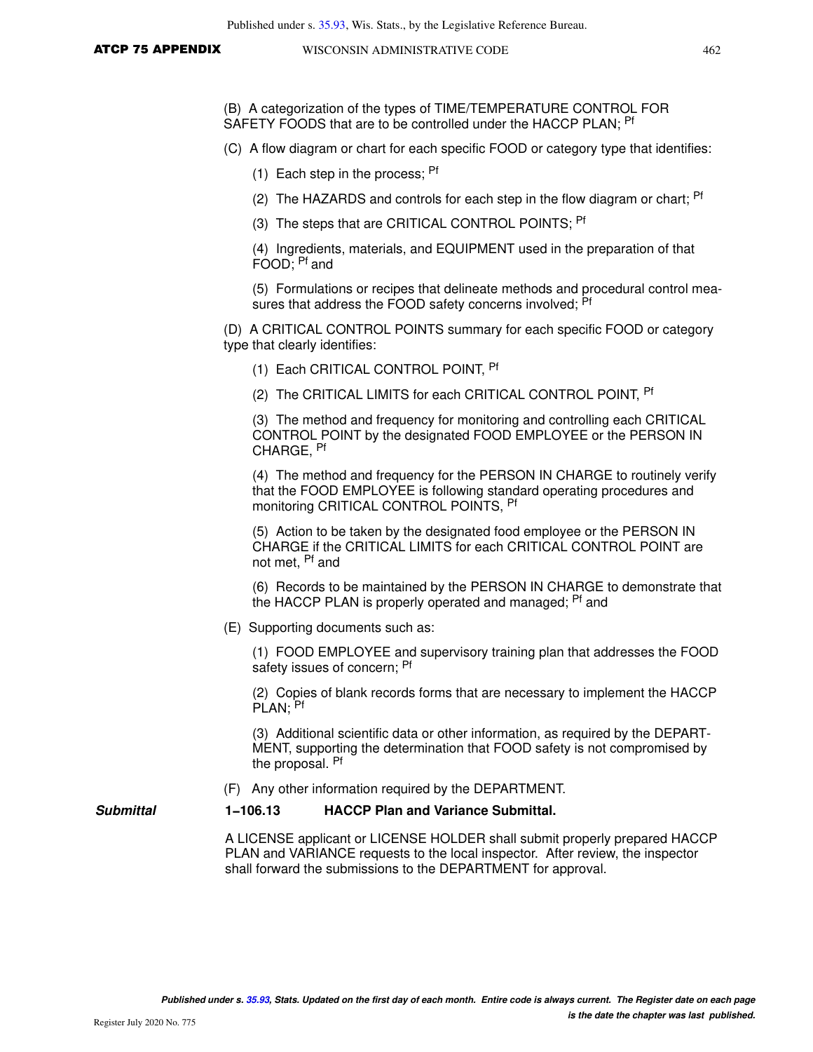(B) A categorization of the types of TIME/TEMPERATURE CONTROL FOR SAFETY FOODS that are to be controlled under the HACCP PLAN; [Pf]

(C) A flow diagram or chart for each specific FOOD or category type that identifies:

(1) Each step in the process; [Pf]

(2) The HAZARDS and controls for each step in the flow diagram or chart; [Pf]

(3) The steps that are CRITICAL CONTROL POINTS; [Pf]

(4) Ingredients, materials, and EQUIPMENT used in the preparation of that FOOD; [Pf] and

(5) Formulations or recipes that delineate methods and procedural control measures that address the FOOD safety concerns involved; [Pf]

(D) A CRITICAL CONTROL POINTS summary for each specific FOOD or category type that clearly identifies:

(1) Each CRITICAL CONTROL POINT, [Pf]

(2) The CRITICAL LIMITS for each CRITICAL CONTROL POINT, [Pf]

(3) The method and frequency for monitoring and controlling each CRITICAL CONTROL POINT by the designated FOOD EMPLOYEE or the PERSON IN CHARGE, [Pf]

(4) The method and frequency for the PERSON IN CHARGE to routinely verify that the FOOD EMPLOYEE is following standard operating procedures and monitoring CRITICAL CONTROL POINTS, [Pf]

(5) Action to be taken by the designated food employee or the PERSON IN CHARGE if the CRITICAL LIMITS for each CRITICAL CONTROL POINT are not met, [Pf] and

(6) Records to be maintained by the PERSON IN CHARGE to demonstrate that the HACCP PLAN is properly operated and managed; [Pf] and

(E) Supporting documents such as:

(1) FOOD EMPLOYEE and supervisory training plan that addresses the FOOD safety issues of concern; [Pf]

(2) Copies of blank records forms that are necessary to implement the HACCP PLAN; [Pf]

(3) Additional scientific data or other information, as required by the DEPARTMENT, supporting the determination that FOOD safety is not compromised by the proposal. [Pf]

(F) Any other information required by the DEPARTMENT.

***Submittal*** **1–106.13 HACCP Plan and Variance Submittal.**

A LICENSE applicant or LICENSE HOLDER shall submit properly prepared HACCP PLAN and VARIANCE requests to the local inspector. After review, the inspector shall forward the submissions to the DEPARTMENT for approval.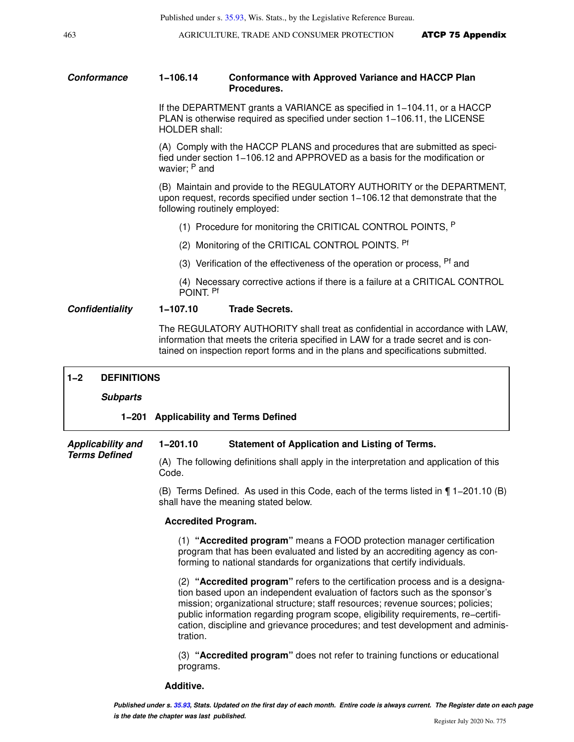*Conformance*

**1–106.14 Conformance with Approved Variance and HACCP Plan Procedures.**

If the DEPARTMENT grants a VARIANCE as specified in 1–104.11, or a HACCP PLAN is otherwise required as specified under section 1–106.11, the LICENSE HOLDER shall:

(A) Comply with the HACCP PLANS and procedures that are submitted as specified under section 1–106.12 and APPROVED as a basis for the modification or wavier; [P] and

(B) Maintain and provide to the REGULATORY AUTHORITY or the DEPARTMENT, upon request, records specified under section 1–106.12 that demonstrate that the following routinely employed:

(1) Procedure for monitoring the CRITICAL CONTROL POINTS, [P]

(2) Monitoring of the CRITICAL CONTROL POINTS. [Pf]

(3) Verification of the effectiveness of the operation or process, [Pf] and

(4) Necessary corrective actions if there is a failure at a CRITICAL CONTROL POINT. [Pf]

*Confidentiality*

**1–107.10 Trade Secrets.**

The REGULATORY AUTHORITY shall treat as confidential in accordance with LAW, information that meets the criteria specified in LAW for a trade secret and is contained on inspection report forms and in the plans and specifications submitted.

## 1–2 DEFINITIONS

***Subparts***

**1–201 Applicability and Terms Defined**

*Applicability and Terms Defined*

**1–201.10 Statement of Application and Listing of Terms.**

(A) The following definitions shall apply in the interpretation and application of this Code.

(B) Terms Defined. As used in this Code, each of the terms listed in ¶ 1–201.10 (B) shall have the meaning stated below.

**Accredited Program.**

(1) **"Accredited program"** means a FOOD protection manager certification program that has been evaluated and listed by an accrediting agency as conforming to national standards for organizations that certify individuals.

(2) **"Accredited program"** refers to the certification process and is a designation based upon an independent evaluation of factors such as the sponsor's mission; organizational structure; staff resources; revenue sources; policies; public information regarding program scope, eligibility requirements, re–certification, discipline and grievance procedures; and test development and administration.

(3) **"Accredited program"** does not refer to training functions or educational programs.

**Additive.**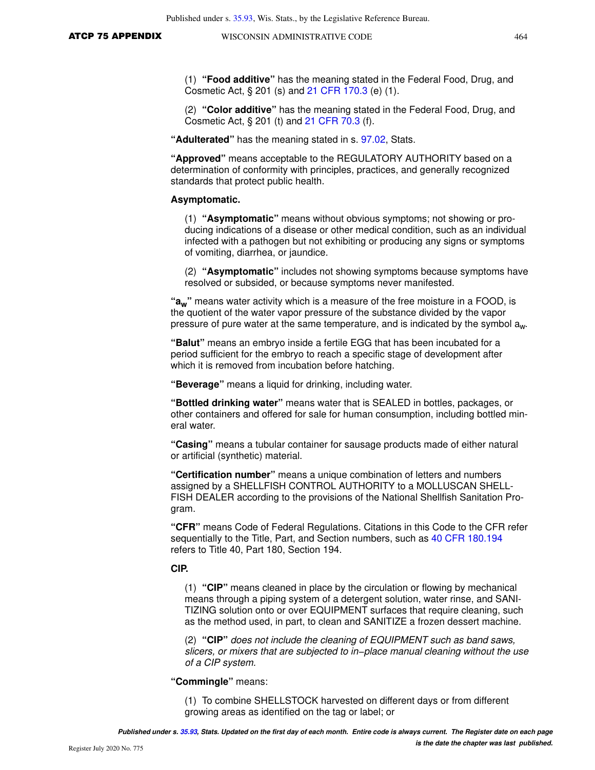(1) **"Food additive"** has the meaning stated in the Federal Food, Drug, and Cosmetic Act, § 201 (s) and 21 CFR 170.3 (e) (1).

(2) **"Color additive"** has the meaning stated in the Federal Food, Drug, and Cosmetic Act, § 201 (t) and 21 CFR 70.3 (f).

**"Adulterated"** has the meaning stated in s. 97.02, Stats.

**"Approved"** means acceptable to the REGULATORY AUTHORITY based on a determination of conformity with principles, practices, and generally recognized standards that protect public health.

**Asymptomatic.**

(1) **"Asymptomatic"** means without obvious symptoms; not showing or producing indications of a disease or other medical condition, such as an individual infected with a pathogen but not exhibiting or producing any signs or symptoms of vomiting, diarrhea, or jaundice.

(2) **"Asymptomatic"** includes not showing symptoms because symptoms have resolved or subsided, or because symptoms never manifested.

**"$a_w$"** means water activity which is a measure of the free moisture in a FOOD, is the quotient of the water vapor pressure of the substance divided by the vapor pressure of pure water at the same temperature, and is indicated by the symbol $a_w$.

**"Balut"** means an embryo inside a fertile EGG that has been incubated for a period sufficient for the embryo to reach a specific stage of development after which it is removed from incubation before hatching.

**"Beverage"** means a liquid for drinking, including water.

**"Bottled drinking water"** means water that is SEALED in bottles, packages, or other containers and offered for sale for human consumption, including bottled mineral water.

**"Casing"** means a tubular container for sausage products made of either natural or artificial (synthetic) material.

**"Certification number"** means a unique combination of letters and numbers assigned by a SHELLFISH CONTROL AUTHORITY to a MOLLUSCAN SHELLFISH DEALER according to the provisions of the National Shellfish Sanitation Program.

**"CFR"** means Code of Federal Regulations. Citations in this Code to the CFR refer sequentially to the Title, Part, and Section numbers, such as 40 CFR 180.194 refers to Title 40, Part 180, Section 194.

**CIP.**

(1) **"CIP"** means cleaned in place by the circulation or flowing by mechanical means through a piping system of a detergent solution, water rinse, and SANITIZING solution onto or over EQUIPMENT surfaces that require cleaning, such as the method used, in part, to clean and SANITIZE a frozen dessert machine.

(2) **"CIP"** *does not include the cleaning of EQUIPMENT such as band saws, slicers, or mixers that are subjected to in-place manual cleaning without the use of a CIP system.*

**"Commingle"** means:

(1) To combine SHELLSTOCK harvested on different days or from different growing areas as identified on the tag or label; or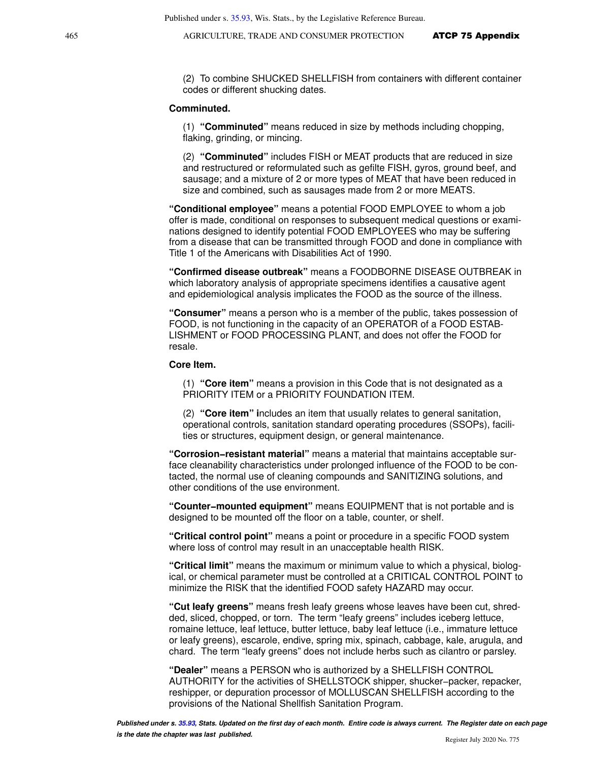(2) To combine SHUCKED SHELLFISH from containers with different container codes or different shucking dates.

**Comminuted.**

(1) **"Comminuted"** means reduced in size by methods including chopping, flaking, grinding, or mincing.

(2) **"Comminuted"** includes FISH or MEAT products that are reduced in size and restructured or reformulated such as gefilte FISH, gyros, ground beef, and sausage; and a mixture of 2 or more types of MEAT that have been reduced in size and combined, such as sausages made from 2 or more MEATS.

**"Conditional employee"** means a potential FOOD EMPLOYEE to whom a job offer is made, conditional on responses to subsequent medical questions or examinations designed to identify potential FOOD EMPLOYEES who may be suffering from a disease that can be transmitted through FOOD and done in compliance with Title 1 of the Americans with Disabilities Act of 1990.

**"Confirmed disease outbreak"** means a FOODBORNE DISEASE OUTBREAK in which laboratory analysis of appropriate specimens identifies a causative agent and epidemiological analysis implicates the FOOD as the source of the illness.

**"Consumer"** means a person who is a member of the public, takes possession of FOOD, is not functioning in the capacity of an OPERATOR of a FOOD ESTABLISHMENT or FOOD PROCESSING PLANT, and does not offer the FOOD for resale.

**Core Item.**

(1) **"Core item"** means a provision in this Code that is not designated as a PRIORITY ITEM or a PRIORITY FOUNDATION ITEM.

(2) **"Core item" i**ncludes an item that usually relates to general sanitation, operational controls, sanitation standard operating procedures (SSOPs), facilities or structures, equipment design, or general maintenance.

**"Corrosion-resistant material"** means a material that maintains acceptable surface cleanability characteristics under prolonged influence of the FOOD to be contacted, the normal use of cleaning compounds and SANITIZING solutions, and other conditions of the use environment.

**"Counter-mounted equipment"** means EQUIPMENT that is not portable and is designed to be mounted off the floor on a table, counter, or shelf.

**"Critical control point"** means a point or procedure in a specific FOOD system where loss of control may result in an unacceptable health RISK.

**"Critical limit"** means the maximum or minimum value to which a physical, biological, or chemical parameter must be controlled at a CRITICAL CONTROL POINT to minimize the RISK that the identified FOOD safety HAZARD may occur.

**"Cut leafy greens"** means fresh leafy greens whose leaves have been cut, shredded, sliced, chopped, or torn. The term "leafy greens" includes iceberg lettuce, romaine lettuce, leaf lettuce, butter lettuce, baby leaf lettuce (i.e., immature lettuce or leafy greens), escarole, endive, spring mix, spinach, cabbage, kale, arugula, and chard. The term "leafy greens" does not include herbs such as cilantro or parsley.

**"Dealer"** means a PERSON who is authorized by a SHELLFISH CONTROL AUTHORITY for the activities of SHELLSTOCK shipper, shucker-packer, repacker, reshipper, or depuration processor of MOLLUSCAN SHELLFISH according to the provisions of the National Shellfish Sanitation Program.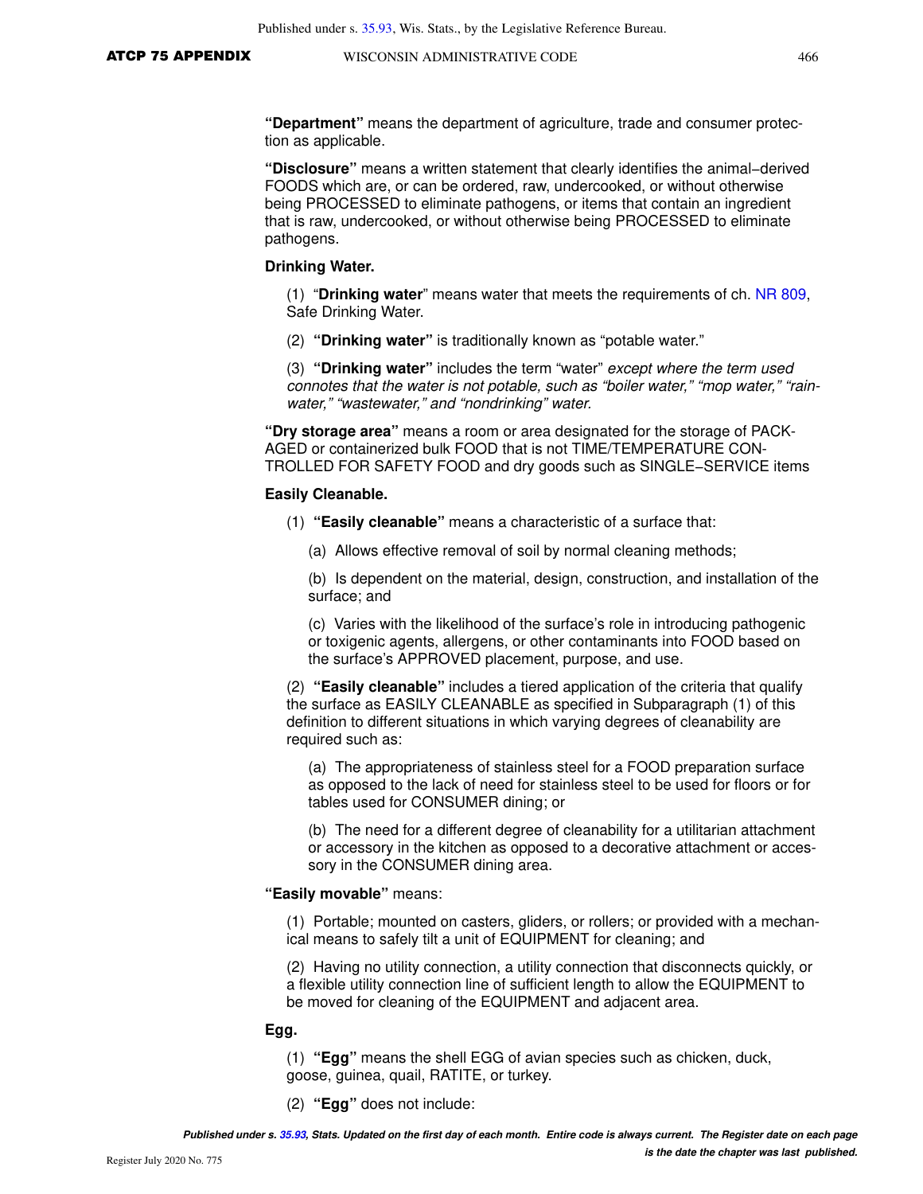**"Department"** means the department of agriculture, trade and consumer protection as applicable.

**"Disclosure"** means a written statement that clearly identifies the animal−derived FOODS which are, or can be ordered, raw, undercooked, or without otherwise being PROCESSED to eliminate pathogens, or items that contain an ingredient that is raw, undercooked, or without otherwise being PROCESSED to eliminate pathogens.

**Drinking Water.**

(1) "**Drinking water**" means water that meets the requirements of ch. NR 809, Safe Drinking Water.

(2) **"Drinking water"** is traditionally known as "potable water."

(3) **"Drinking water"** includes the term "water" *except where the term used connotes that the water is not potable, such as "boiler water," "mop water," "rainwater," "wastewater," and "nondrinking" water.*

**"Dry storage area"** means a room or area designated for the storage of PACKAGED or containerized bulk FOOD that is not TIME/TEMPERATURE CONTROLLED FOR SAFETY FOOD and dry goods such as SINGLE−SERVICE items

**Easily Cleanable.**

(1) **"Easily cleanable"** means a characteristic of a surface that:

(a) Allows effective removal of soil by normal cleaning methods;

(b) Is dependent on the material, design, construction, and installation of the surface; and

(c) Varies with the likelihood of the surface's role in introducing pathogenic or toxigenic agents, allergens, or other contaminants into FOOD based on the surface's APPROVED placement, purpose, and use.

(2) **"Easily cleanable"** includes a tiered application of the criteria that qualify the surface as EASILY CLEANABLE as specified in Subparagraph (1) of this definition to different situations in which varying degrees of cleanability are required such as:

(a) The appropriateness of stainless steel for a FOOD preparation surface as opposed to the lack of need for stainless steel to be used for floors or for tables used for CONSUMER dining; or

(b) The need for a different degree of cleanability for a utilitarian attachment or accessory in the kitchen as opposed to a decorative attachment or accessory in the CONSUMER dining area.

**"Easily movable"** means:

(1) Portable; mounted on casters, gliders, or rollers; or provided with a mechanical means to safely tilt a unit of EQUIPMENT for cleaning; and

(2) Having no utility connection, a utility connection that disconnects quickly, or a flexible utility connection line of sufficient length to allow the EQUIPMENT to be moved for cleaning of the EQUIPMENT and adjacent area.

**Egg.**

(1) **"Egg"** means the shell EGG of avian species such as chicken, duck, goose, guinea, quail, RATITE, or turkey.

(2) **"Egg"** does not include: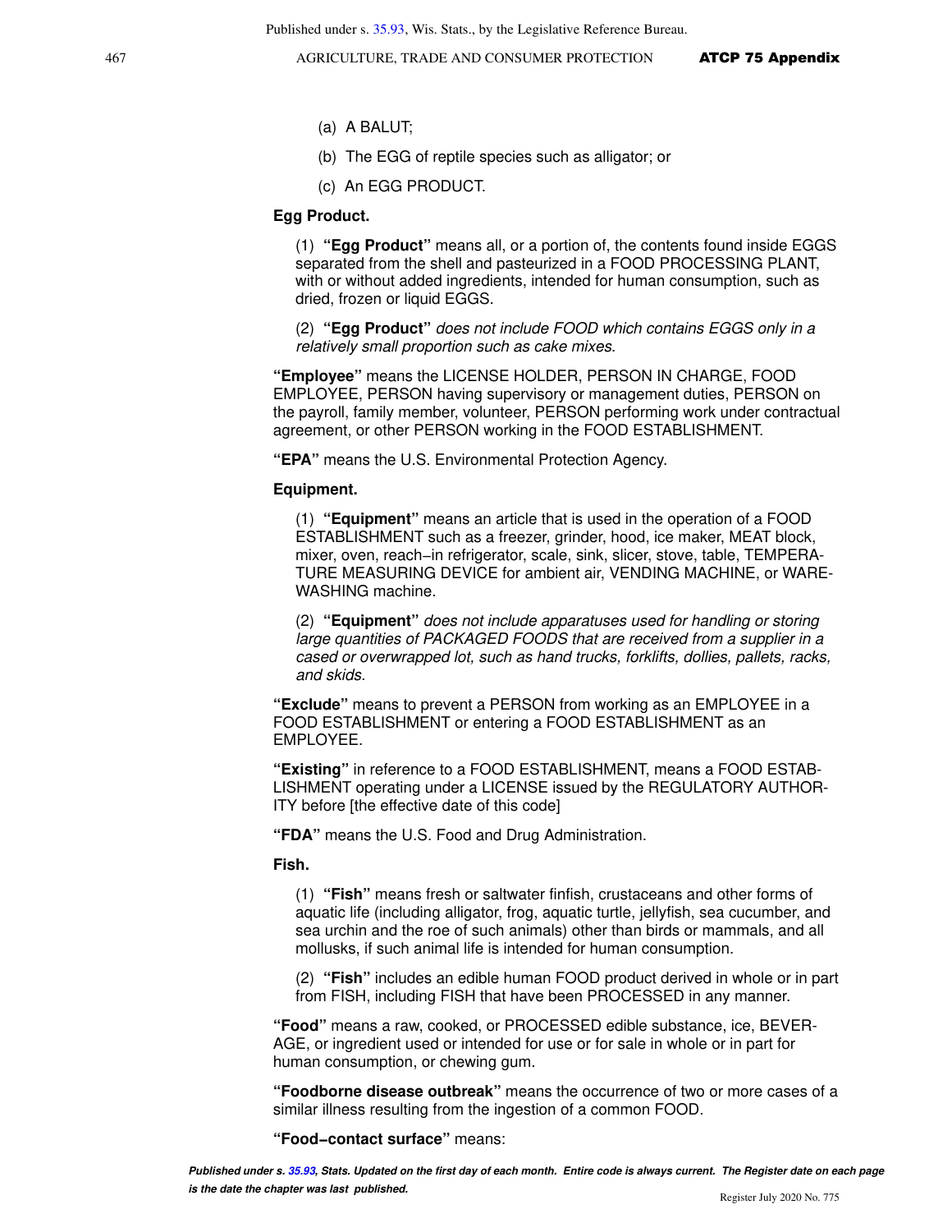(a) A BALUT;

(b) The EGG of reptile species such as alligator; or

(c) An EGG PRODUCT.

**Egg Product.**

(1) **"Egg Product"** means all, or a portion of, the contents found inside EGGS separated from the shell and pasteurized in a FOOD PROCESSING PLANT, with or without added ingredients, intended for human consumption, such as dried, frozen or liquid EGGS.

(2) **"Egg Product"** *does not include FOOD which contains EGGS only in a relatively small proportion such as cake mixes.*

**"Employee"** means the LICENSE HOLDER, PERSON IN CHARGE, FOOD EMPLOYEE, PERSON having supervisory or management duties, PERSON on the payroll, family member, volunteer, PERSON performing work under contractual agreement, or other PERSON working in the FOOD ESTABLISHMENT.

**"EPA"** means the U.S. Environmental Protection Agency.

**Equipment.**

(1) **"Equipment"** means an article that is used in the operation of a FOOD ESTABLISHMENT such as a freezer, grinder, hood, ice maker, MEAT block, mixer, oven, reach−in refrigerator, scale, sink, slicer, stove, table, TEMPERATURE MEASURING DEVICE for ambient air, VENDING MACHINE, or WAREWASHING machine.

(2) **"Equipment"** *does not include apparatuses used for handling or storing large quantities of PACKAGED FOODS that are received from a supplier in a cased or overwrapped lot, such as hand trucks, forklifts, dollies, pallets, racks, and skids.*

**"Exclude"** means to prevent a PERSON from working as an EMPLOYEE in a FOOD ESTABLISHMENT or entering a FOOD ESTABLISHMENT as an EMPLOYEE.

**"Existing"** in reference to a FOOD ESTABLISHMENT, means a FOOD ESTABLISHMENT operating under a LICENSE issued by the REGULATORY AUTHORITY before [the effective date of this code]

**"FDA"** means the U.S. Food and Drug Administration.

**Fish.**

(1) **"Fish"** means fresh or saltwater finfish, crustaceans and other forms of aquatic life (including alligator, frog, aquatic turtle, jellyfish, sea cucumber, and sea urchin and the roe of such animals) other than birds or mammals, and all mollusks, if such animal life is intended for human consumption.

(2) **"Fish"** includes an edible human FOOD product derived in whole or in part from FISH, including FISH that have been PROCESSED in any manner.

**"Food"** means a raw, cooked, or PROCESSED edible substance, ice, BEVERAGE, or ingredient used or intended for use or for sale in whole or in part for human consumption, or chewing gum.

**"Foodborne disease outbreak"** means the occurrence of two or more cases of a similar illness resulting from the ingestion of a common FOOD.

**"Food−contact surface"** means: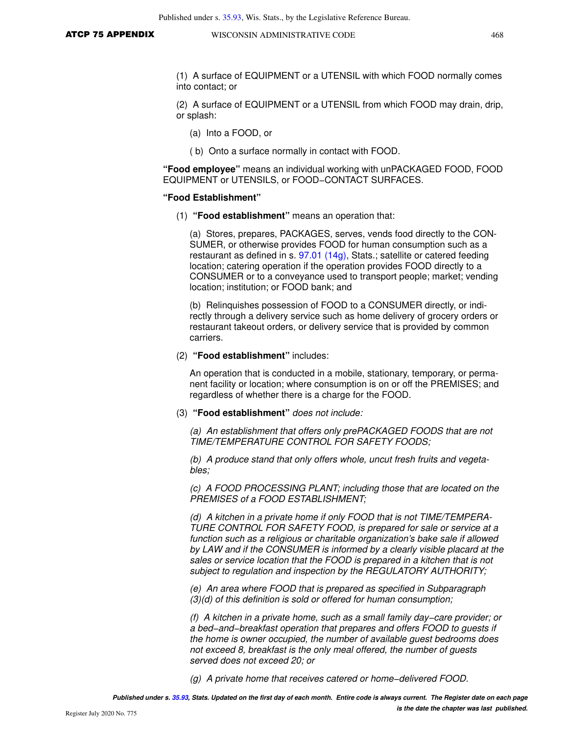(1) A surface of EQUIPMENT or a UTENSIL with which FOOD normally comes into contact; or

(2) A surface of EQUIPMENT or a UTENSIL from which FOOD may drain, drip, or splash:

(a) Into a FOOD, or

( b) Onto a surface normally in contact with FOOD.

**"Food employee"** means an individual working with unPACKAGED FOOD, FOOD EQUIPMENT or UTENSILS, or FOOD−CONTACT SURFACES.

**"Food Establishment"**

(1) **"Food establishment"** means an operation that:

(a) Stores, prepares, PACKAGES, serves, vends food directly to the CONSUMER, or otherwise provides FOOD for human consumption such as a restaurant as defined in s. 97.01 (14g), Stats.; satellite or catered feeding location; catering operation if the operation provides FOOD directly to a CONSUMER or to a conveyance used to transport people; market; vending location; institution; or FOOD bank; and

(b) Relinquishes possession of FOOD to a CONSUMER directly, or indirectly through a delivery service such as home delivery of grocery orders or restaurant takeout orders, or delivery service that is provided by common carriers.

(2) **"Food establishment"** includes:

An operation that is conducted in a mobile, stationary, temporary, or permanent facility or location; where consumption is on or off the PREMISES; and regardless of whether there is a charge for the FOOD.

(3) **"Food establishment"** *does not include:*

*(a) An establishment that offers only prePACKAGED FOODS that are not TIME/TEMPERATURE CONTROL FOR SAFETY FOODS;*

*(b) A produce stand that only offers whole, uncut fresh fruits and vegetables;*

*(c) A FOOD PROCESSING PLANT; including those that are located on the PREMISES of a FOOD ESTABLISHMENT;*

*(d) A kitchen in a private home if only FOOD that is not TIME/TEMPERATURE CONTROL FOR SAFETY FOOD, is prepared for sale or service at a function such as a religious or charitable organization's bake sale if allowed by LAW and if the CONSUMER is informed by a clearly visible placard at the sales or service location that the FOOD is prepared in a kitchen that is not subject to regulation and inspection by the REGULATORY AUTHORITY;*

*(e) An area where FOOD that is prepared as specified in Subparagraph (3)(d) of this definition is sold or offered for human consumption;*

*(f) A kitchen in a private home, such as a small family day−care provider; or a bed−and−breakfast operation that prepares and offers FOOD to guests if the home is owner occupied, the number of available guest bedrooms does not exceed 8, breakfast is the only meal offered, the number of guests served does not exceed 20; or*

*(g) A private home that receives catered or home−delivered FOOD.*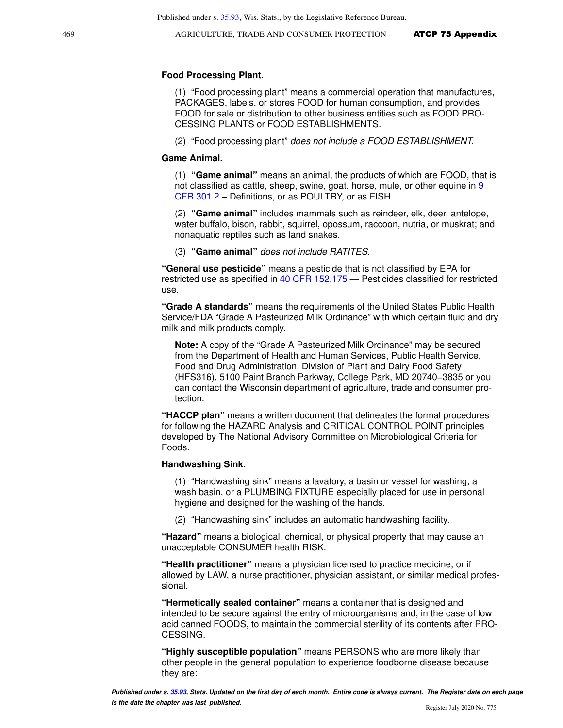**Food Processing Plant.**

(1) "Food processing plant" means a commercial operation that manufactures, PACKAGES, labels, or stores FOOD for human consumption, and provides FOOD for sale or distribution to other business entities such as FOOD PROCESSING PLANTS or FOOD ESTABLISHMENTS.

(2) "Food processing plant" *does not include a FOOD ESTABLISHMENT.*

**Game Animal.**

(1) **"Game animal"** means an animal, the products of which are FOOD, that is not classified as cattle, sheep, swine, goat, horse, mule, or other equine in 9 CFR 301.2 – Definitions, or as POULTRY, or as FISH.

(2) **"Game animal"** includes mammals such as reindeer, elk, deer, antelope, water buffalo, bison, rabbit, squirrel, opossum, raccoon, nutria, or muskrat; and nonaquatic reptiles such as land snakes.

(3) **"Game animal"** *does not include RATITES.*

**"General use pesticide"** means a pesticide that is not classified by EPA for restricted use as specified in 40 CFR 152.175 — Pesticides classified for restricted use.

**"Grade A standards"** means the requirements of the United States Public Health Service/FDA "Grade A Pasteurized Milk Ordinance" with which certain fluid and dry milk and milk products comply.

**Note:** A copy of the "Grade A Pasteurized Milk Ordinance" may be secured from the Department of Health and Human Services, Public Health Service, Food and Drug Administration, Division of Plant and Dairy Food Safety (HFS316), 5100 Paint Branch Parkway, College Park, MD 20740–3835 or you can contact the Wisconsin department of agriculture, trade and consumer protection.

**"HACCP plan"** means a written document that delineates the formal procedures for following the HAZARD Analysis and CRITICAL CONTROL POINT principles developed by The National Advisory Committee on Microbiological Criteria for Foods.

**Handwashing Sink.**

(1) "Handwashing sink" means a lavatory, a basin or vessel for washing, a wash basin, or a PLUMBING FIXTURE especially placed for use in personal hygiene and designed for the washing of the hands.

(2) "Handwashing sink" includes an automatic handwashing facility.

**"Hazard"** means a biological, chemical, or physical property that may cause an unacceptable CONSUMER health RISK.

**"Health practitioner"** means a physician licensed to practice medicine, or if allowed by LAW, a nurse practitioner, physician assistant, or similar medical professional.

**"Hermetically sealed container"** means a container that is designed and intended to be secure against the entry of microorganisms and, in the case of low acid canned FOODS, to maintain the commercial sterility of its contents after PROCESSING.

**"Highly susceptible population"** means PERSONS who are more likely than other people in the general population to experience foodborne disease because they are: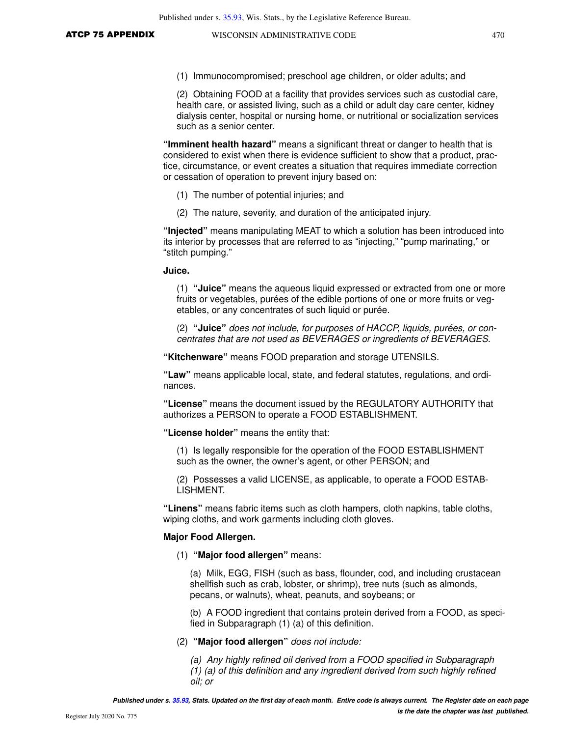(1) Immunocompromised; preschool age children, or older adults; and

(2) Obtaining FOOD at a facility that provides services such as custodial care, health care, or assisted living, such as a child or adult day care center, kidney dialysis center, hospital or nursing home, or nutritional or socialization services such as a senior center.

**"Imminent health hazard"** means a significant threat or danger to health that is considered to exist when there is evidence sufficient to show that a product, practice, circumstance, or event creates a situation that requires immediate correction or cessation of operation to prevent injury based on:

(1) The number of potential injuries; and

(2) The nature, severity, and duration of the anticipated injury.

**"Injected"** means manipulating MEAT to which a solution has been introduced into its interior by processes that are referred to as "injecting," "pump marinating," or "stitch pumping."

**Juice.**

(1) **"Juice"** means the aqueous liquid expressed or extracted from one or more fruits or vegetables, purées of the edible portions of one or more fruits or vegetables, or any concentrates of such liquid or purée.

(2) **"Juice"** *does not include, for purposes of HACCP, liquids, purées, or concentrates that are not used as BEVERAGES or ingredients of BEVERAGES.*

**"Kitchenware"** means FOOD preparation and storage UTENSILS.

**"Law"** means applicable local, state, and federal statutes, regulations, and ordinances.

**"License"** means the document issued by the REGULATORY AUTHORITY that authorizes a PERSON to operate a FOOD ESTABLISHMENT.

**"License holder"** means the entity that:

(1) Is legally responsible for the operation of the FOOD ESTABLISHMENT such as the owner, the owner's agent, or other PERSON; and

(2) Possesses a valid LICENSE, as applicable, to operate a FOOD ESTABLISHMENT.

**"Linens"** means fabric items such as cloth hampers, cloth napkins, table cloths, wiping cloths, and work garments including cloth gloves.

**Major Food Allergen.**

(1) **"Major food allergen"** means:

(a) Milk, EGG, FISH (such as bass, flounder, cod, and including crustacean shellfish such as crab, lobster, or shrimp), tree nuts (such as almonds, pecans, or walnuts), wheat, peanuts, and soybeans; or

(b) A FOOD ingredient that contains protein derived from a FOOD, as specified in Subparagraph (1) (a) of this definition.

(2) **"Major food allergen"** *does not include:*

*(a) Any highly refined oil derived from a FOOD specified in Subparagraph (1) (a) of this definition and any ingredient derived from such highly refined oil; or*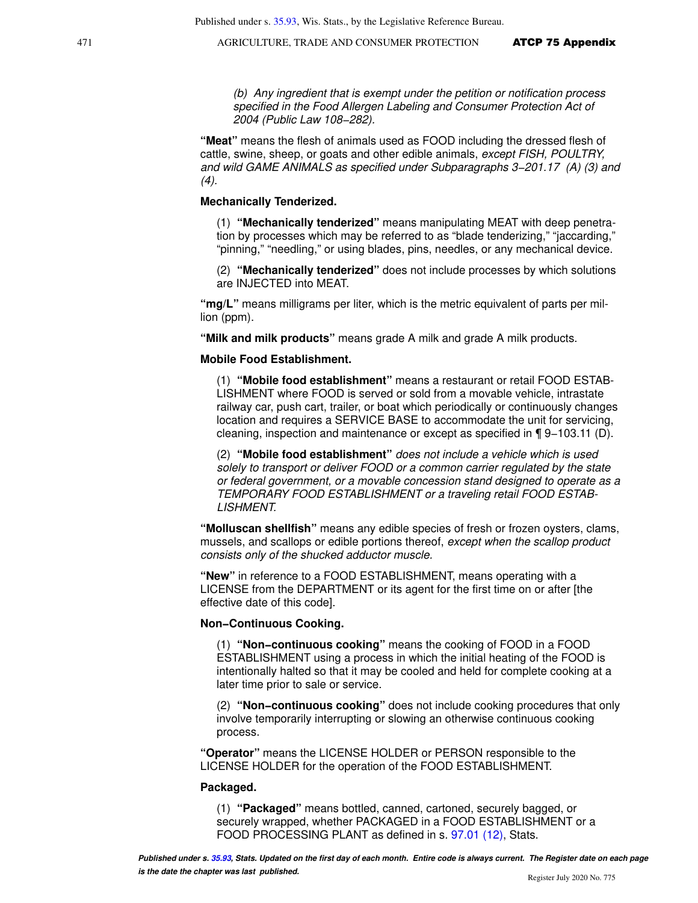*(b) Any ingredient that is exempt under the petition or notification process specified in the Food Allergen Labeling and Consumer Protection Act of 2004 (Public Law 108−282).*

**"Meat"** means the flesh of animals used as FOOD including the dressed flesh of cattle, swine, sheep, or goats and other edible animals, *except FISH, POULTRY, and wild GAME ANIMALS as specified under Subparagraphs 3−201.17 (A) (3) and (4).*

**Mechanically Tenderized.**

(1) **"Mechanically tenderized"** means manipulating MEAT with deep penetration by processes which may be referred to as "blade tenderizing," "jaccarding," "pinning," "needling," or using blades, pins, needles, or any mechanical device.

(2) **"Mechanically tenderized"** does not include processes by which solutions are INJECTED into MEAT.

**"mg/L"** means milligrams per liter, which is the metric equivalent of parts per million (ppm).

**"Milk and milk products"** means grade A milk and grade A milk products.

**Mobile Food Establishment.**

(1) **"Mobile food establishment"** means a restaurant or retail FOOD ESTABLISHMENT where FOOD is served or sold from a movable vehicle, intrastate railway car, push cart, trailer, or boat which periodically or continuously changes location and requires a SERVICE BASE to accommodate the unit for servicing, cleaning, inspection and maintenance or except as specified in ¶ 9−103.11 (D).

(2) **"Mobile food establishment"** *does not include a vehicle which is used solely to transport or deliver FOOD or a common carrier regulated by the state or federal government, or a movable concession stand designed to operate as a TEMPORARY FOOD ESTABLISHMENT or a traveling retail FOOD ESTABLISHMENT.*

**"Molluscan shellfish"** means any edible species of fresh or frozen oysters, clams, mussels, and scallops or edible portions thereof, *except when the scallop product consists only of the shucked adductor muscle.*

**"New"** in reference to a FOOD ESTABLISHMENT, means operating with a LICENSE from the DEPARTMENT or its agent for the first time on or after [the effective date of this code].

**Non−Continuous Cooking.**

(1) **"Non−continuous cooking"** means the cooking of FOOD in a FOOD ESTABLISHMENT using a process in which the initial heating of the FOOD is intentionally halted so that it may be cooled and held for complete cooking at a later time prior to sale or service.

(2) **"Non−continuous cooking"** does not include cooking procedures that only involve temporarily interrupting or slowing an otherwise continuous cooking process.

**"Operator"** means the LICENSE HOLDER or PERSON responsible to the LICENSE HOLDER for the operation of the FOOD ESTABLISHMENT.

**Packaged.**

(1) **"Packaged"** means bottled, canned, cartoned, securely bagged, or securely wrapped, whether PACKAGED in a FOOD ESTABLISHMENT or a FOOD PROCESSING PLANT as defined in s. 97.01 (12), Stats.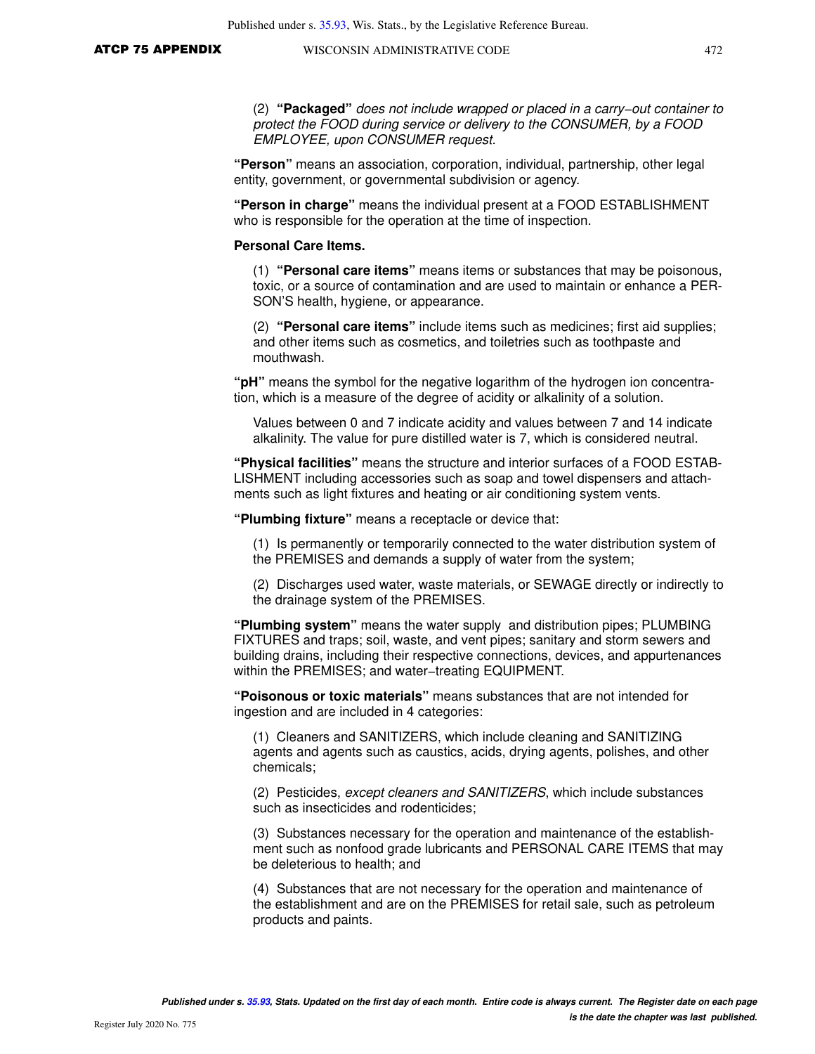(2) **"Packaged"** *does not include wrapped or placed in a carry−out container to protect the FOOD during service or delivery to the CONSUMER, by a FOOD EMPLOYEE, upon CONSUMER request.*

**"Person"** means an association, corporation, individual, partnership, other legal entity, government, or governmental subdivision or agency.

**"Person in charge"** means the individual present at a FOOD ESTABLISHMENT who is responsible for the operation at the time of inspection.

**Personal Care Items.**

(1) **"Personal care items"** means items or substances that may be poisonous, toxic, or a source of contamination and are used to maintain or enhance a PERSON'S health, hygiene, or appearance.

(2) **"Personal care items"** include items such as medicines; first aid supplies; and other items such as cosmetics, and toiletries such as toothpaste and mouthwash.

**"pH"** means the symbol for the negative logarithm of the hydrogen ion concentration, which is a measure of the degree of acidity or alkalinity of a solution.

Values between 0 and 7 indicate acidity and values between 7 and 14 indicate alkalinity. The value for pure distilled water is 7, which is considered neutral.

**"Physical facilities"** means the structure and interior surfaces of a FOOD ESTABLISHMENT including accessories such as soap and towel dispensers and attachments such as light fixtures and heating or air conditioning system vents.

**"Plumbing fixture"** means a receptacle or device that:

(1) Is permanently or temporarily connected to the water distribution system of the PREMISES and demands a supply of water from the system;

(2) Discharges used water, waste materials, or SEWAGE directly or indirectly to the drainage system of the PREMISES.

**"Plumbing system"** means the water supply and distribution pipes; PLUMBING FIXTURES and traps; soil, waste, and vent pipes; sanitary and storm sewers and building drains, including their respective connections, devices, and appurtenances within the PREMISES; and water−treating EQUIPMENT.

**"Poisonous or toxic materials"** means substances that are not intended for ingestion and are included in 4 categories:

(1) Cleaners and SANITIZERS, which include cleaning and SANITIZING agents and agents such as caustics, acids, drying agents, polishes, and other chemicals;

(2) Pesticides, *except cleaners and SANITIZERS*, which include substances such as insecticides and rodenticides;

(3) Substances necessary for the operation and maintenance of the establishment such as nonfood grade lubricants and PERSONAL CARE ITEMS that may be deleterious to health; and

(4) Substances that are not necessary for the operation and maintenance of the establishment and are on the PREMISES for retail sale, such as petroleum products and paints.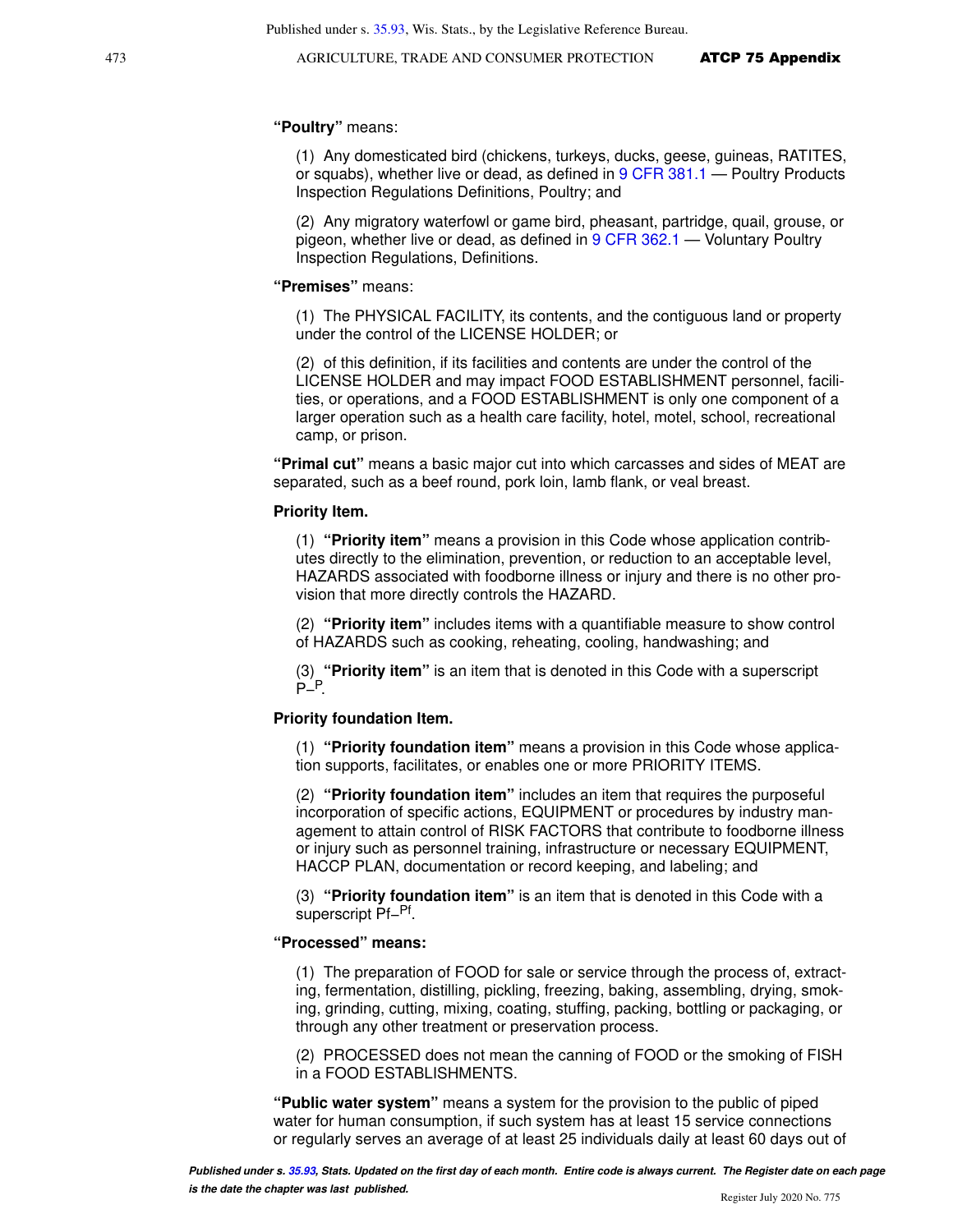**"Poultry"** means:

(1) Any domesticated bird (chickens, turkeys, ducks, geese, guineas, RATITES, or squabs), whether live or dead, as defined in 9 CFR 381.1 — Poultry Products Inspection Regulations Definitions, Poultry; and

(2) Any migratory waterfowl or game bird, pheasant, partridge, quail, grouse, or pigeon, whether live or dead, as defined in 9 CFR 362.1 — Voluntary Poultry Inspection Regulations, Definitions.

**"Premises"** means:

(1) The PHYSICAL FACILITY, its contents, and the contiguous land or property under the control of the LICENSE HOLDER; or

(2) of this definition, if its facilities and contents are under the control of the LICENSE HOLDER and may impact FOOD ESTABLISHMENT personnel, facilities, or operations, and a FOOD ESTABLISHMENT is only one component of a larger operation such as a health care facility, hotel, motel, school, recreational camp, or prison.

**"Primal cut"** means a basic major cut into which carcasses and sides of MEAT are separated, such as a beef round, pork loin, lamb flank, or veal breast.

**Priority Item.**

(1) **"Priority item"** means a provision in this Code whose application contributes directly to the elimination, prevention, or reduction to an acceptable level, HAZARDS associated with foodborne illness or injury and there is no other provision that more directly controls the HAZARD.

(2) **"Priority item"** includes items with a quantifiable measure to show control of HAZARDS such as cooking, reheating, cooling, handwashing; and

(3) **"Priority item"** is an item that is denoted in this Code with a superscript P–$^{P}$.

**Priority foundation Item.**

(1) **"Priority foundation item"** means a provision in this Code whose application supports, facilitates, or enables one or more PRIORITY ITEMS.

(2) **"Priority foundation item"** includes an item that requires the purposeful incorporation of specific actions, EQUIPMENT or procedures by industry management to attain control of RISK FACTORS that contribute to foodborne illness or injury such as personnel training, infrastructure or necessary EQUIPMENT, HACCP PLAN, documentation or record keeping, and labeling; and

(3) **"Priority foundation item"** is an item that is denoted in this Code with a superscript Pf–$^{Pf}$.

**"Processed" means:**

(1) The preparation of FOOD for sale or service through the process of, extracting, fermentation, distilling, pickling, freezing, baking, assembling, drying, smoking, grinding, cutting, mixing, coating, stuffing, packing, bottling or packaging, or through any other treatment or preservation process.

(2) PROCESSED does not mean the canning of FOOD or the smoking of FISH in a FOOD ESTABLISHMENTS.

**"Public water system"** means a system for the provision to the public of piped water for human consumption, if such system has at least 15 service connections or regularly serves an average of at least 25 individuals daily at least 60 days out of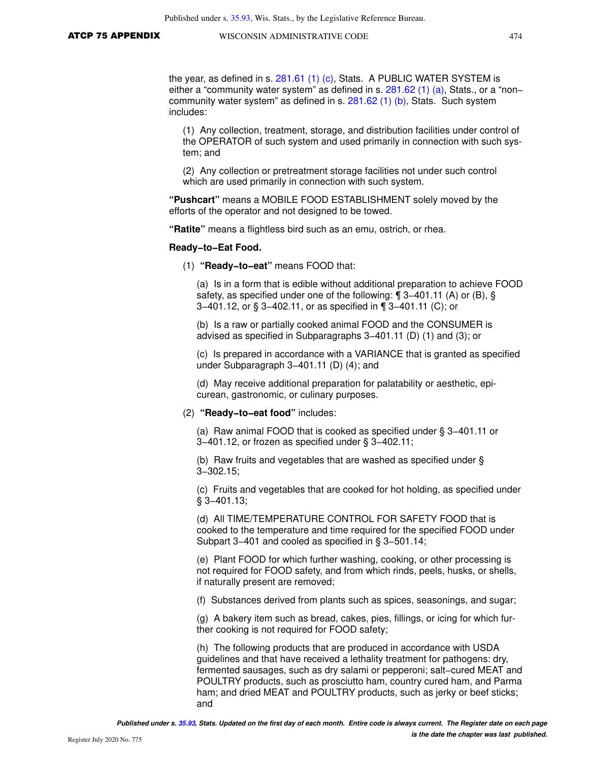the year, as defined in s. 281.61 (1) (c), Stats. A PUBLIC WATER SYSTEM is either a "community water system" as defined in s. 281.62 (1) (a), Stats., or a "non−community water system" as defined in s. 281.62 (1) (b), Stats. Such system includes:

(1) Any collection, treatment, storage, and distribution facilities under control of the OPERATOR of such system and used primarily in connection with such system; and

(2) Any collection or pretreatment storage facilities not under such control which are used primarily in connection with such system.

**"Pushcart"** means a MOBILE FOOD ESTABLISHMENT solely moved by the efforts of the operator and not designed to be towed.

**"Ratite"** means a flightless bird such as an emu, ostrich, or rhea.

**Ready−to−Eat Food.**

(1) **"Ready−to−eat"** means FOOD that:

(a) Is in a form that is edible without additional preparation to achieve FOOD safety, as specified under one of the following: ¶ 3−401.11 (A) or (B), § 3−401.12, or § 3−402.11, or as specified in ¶ 3−401.11 (C); or

(b) Is a raw or partially cooked animal FOOD and the CONSUMER is advised as specified in Subparagraphs 3−401.11 (D) (1) and (3); or

(c) Is prepared in accordance with a VARIANCE that is granted as specified under Subparagraph 3−401.11 (D) (4); and

(d) May receive additional preparation for palatability or aesthetic, epicurean, gastronomic, or culinary purposes.

(2) **"Ready−to−eat food"** includes:

(a) Raw animal FOOD that is cooked as specified under § 3−401.11 or 3−401.12, or frozen as specified under § 3−402.11;

(b) Raw fruits and vegetables that are washed as specified under § 3−302.15;

(c) Fruits and vegetables that are cooked for hot holding, as specified under § 3−401.13;

(d) All TIME/TEMPERATURE CONTROL FOR SAFETY FOOD that is cooked to the temperature and time required for the specified FOOD under Subpart 3−401 and cooled as specified in § 3−501.14;

(e) Plant FOOD for which further washing, cooking, or other processing is not required for FOOD safety, and from which rinds, peels, husks, or shells, if naturally present are removed;

(f) Substances derived from plants such as spices, seasonings, and sugar;

(g) A bakery item such as bread, cakes, pies, fillings, or icing for which further cooking is not required for FOOD safety;

(h) The following products that are produced in accordance with USDA guidelines and that have received a lethality treatment for pathogens: dry, fermented sausages, such as dry salami or pepperoni; salt−cured MEAT and POULTRY products, such as prosciutto ham, country cured ham, and Parma ham; and dried MEAT and POULTRY products, such as jerky or beef sticks; and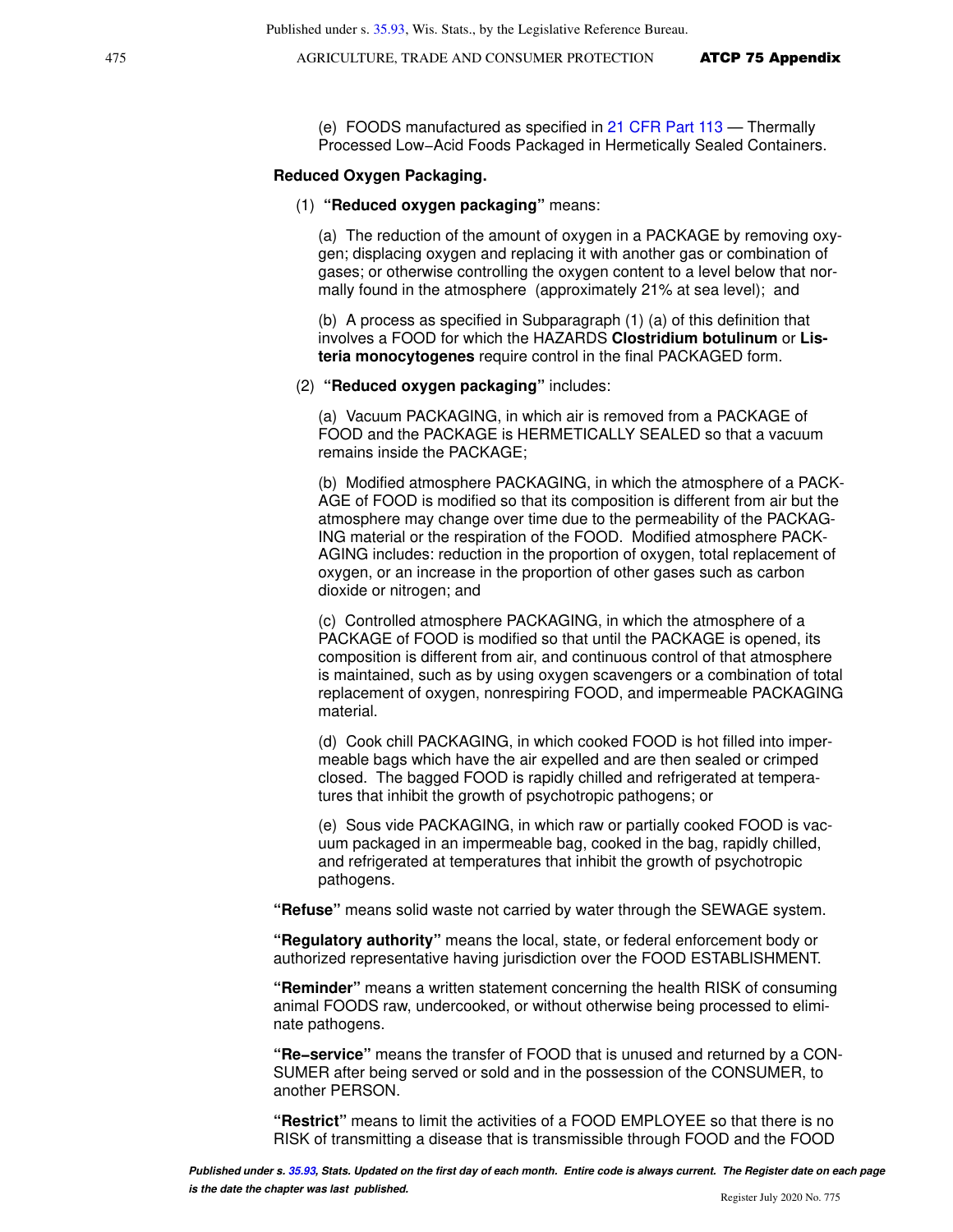(e) FOODS manufactured as specified in 21 CFR Part 113 — Thermally Processed Low−Acid Foods Packaged in Hermetically Sealed Containers.

**Reduced Oxygen Packaging.**

(1) **"Reduced oxygen packaging"** means:

(a) The reduction of the amount of oxygen in a PACKAGE by removing oxygen; displacing oxygen and replacing it with another gas or combination of gases; or otherwise controlling the oxygen content to a level below that normally found in the atmosphere (approximately 21% at sea level); and

(b) A process as specified in Subparagraph (1) (a) of this definition that involves a FOOD for which the HAZARDS **Clostridium botulinum** or **Listeria monocytogenes** require control in the final PACKAGED form.

(2) **"Reduced oxygen packaging"** includes:

(a) Vacuum PACKAGING, in which air is removed from a PACKAGE of FOOD and the PACKAGE is HERMETICALLY SEALED so that a vacuum remains inside the PACKAGE;

(b) Modified atmosphere PACKAGING, in which the atmosphere of a PACKAGE of FOOD is modified so that its composition is different from air but the atmosphere may change over time due to the permeability of the PACKAGING material or the respiration of the FOOD. Modified atmosphere PACKAGING includes: reduction in the proportion of oxygen, total replacement of oxygen, or an increase in the proportion of other gases such as carbon dioxide or nitrogen; and

(c) Controlled atmosphere PACKAGING, in which the atmosphere of a PACKAGE of FOOD is modified so that until the PACKAGE is opened, its composition is different from air, and continuous control of that atmosphere is maintained, such as by using oxygen scavengers or a combination of total replacement of oxygen, nonrespiring FOOD, and impermeable PACKAGING material.

(d) Cook chill PACKAGING, in which cooked FOOD is hot filled into impermeable bags which have the air expelled and are then sealed or crimped closed. The bagged FOOD is rapidly chilled and refrigerated at temperatures that inhibit the growth of psychotropic pathogens; or

(e) Sous vide PACKAGING, in which raw or partially cooked FOOD is vacuum packaged in an impermeable bag, cooked in the bag, rapidly chilled, and refrigerated at temperatures that inhibit the growth of psychotropic pathogens.

**"Refuse"** means solid waste not carried by water through the SEWAGE system.

**"Regulatory authority"** means the local, state, or federal enforcement body or authorized representative having jurisdiction over the FOOD ESTABLISHMENT.

**"Reminder"** means a written statement concerning the health RISK of consuming animal FOODS raw, undercooked, or without otherwise being processed to eliminate pathogens.

**"Re−service"** means the transfer of FOOD that is unused and returned by a CONSUMER after being served or sold and in the possession of the CONSUMER, to another PERSON.

**"Restrict"** means to limit the activities of a FOOD EMPLOYEE so that there is no RISK of transmitting a disease that is transmissible through FOOD and the FOOD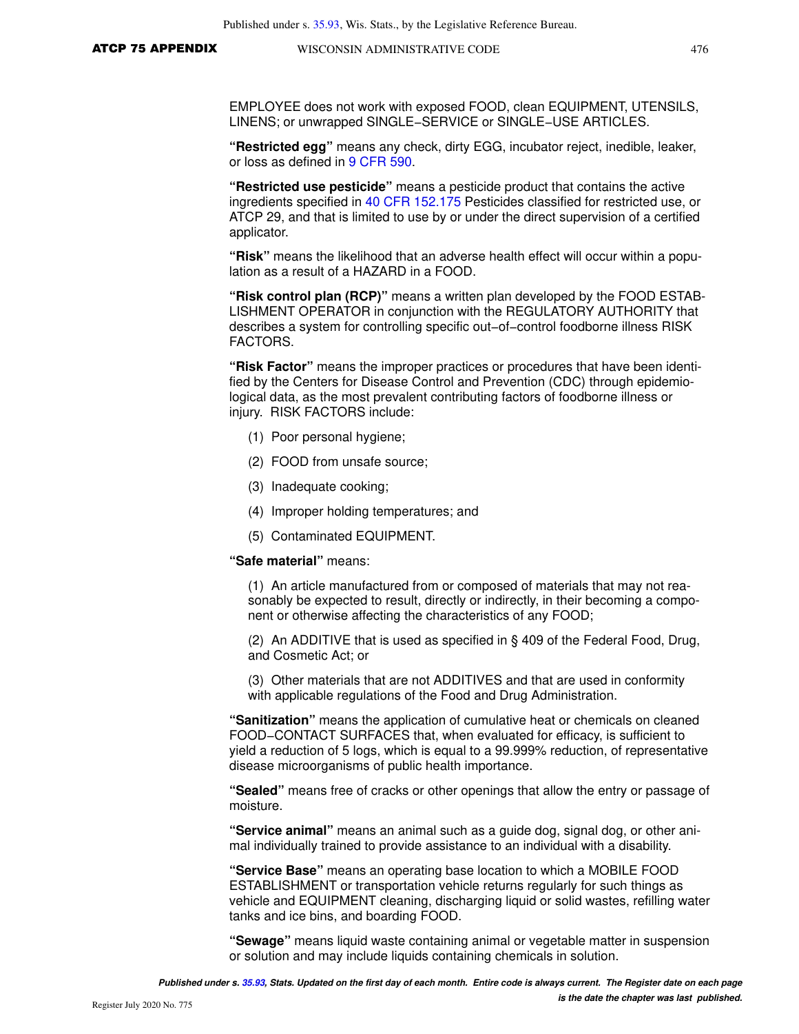EMPLOYEE does not work with exposed FOOD, clean EQUIPMENT, UTENSILS, LINENS; or unwrapped SINGLE−SERVICE or SINGLE−USE ARTICLES.

**"Restricted egg"** means any check, dirty EGG, incubator reject, inedible, leaker, or loss as defined in 9 CFR 590.

**"Restricted use pesticide"** means a pesticide product that contains the active ingredients specified in 40 CFR 152.175 Pesticides classified for restricted use, or ATCP 29, and that is limited to use by or under the direct supervision of a certified applicator.

**"Risk"** means the likelihood that an adverse health effect will occur within a population as a result of a HAZARD in a FOOD.

**"Risk control plan (RCP)"** means a written plan developed by the FOOD ESTABLISHMENT OPERATOR in conjunction with the REGULATORY AUTHORITY that describes a system for controlling specific out−of−control foodborne illness RISK FACTORS.

**"Risk Factor"** means the improper practices or procedures that have been identified by the Centers for Disease Control and Prevention (CDC) through epidemiological data, as the most prevalent contributing factors of foodborne illness or injury. RISK FACTORS include:

(1) Poor personal hygiene;

(2) FOOD from unsafe source;

(3) Inadequate cooking;

(4) Improper holding temperatures; and

(5) Contaminated EQUIPMENT.

**"Safe material"** means:

(1) An article manufactured from or composed of materials that may not reasonably be expected to result, directly or indirectly, in their becoming a component or otherwise affecting the characteristics of any FOOD;

(2) An ADDITIVE that is used as specified in § 409 of the Federal Food, Drug, and Cosmetic Act; or

(3) Other materials that are not ADDITIVES and that are used in conformity with applicable regulations of the Food and Drug Administration.

**"Sanitization"** means the application of cumulative heat or chemicals on cleaned FOOD−CONTACT SURFACES that, when evaluated for efficacy, is sufficient to yield a reduction of 5 logs, which is equal to a 99.999% reduction, of representative disease microorganisms of public health importance.

**"Sealed"** means free of cracks or other openings that allow the entry or passage of moisture.

**"Service animal"** means an animal such as a guide dog, signal dog, or other animal individually trained to provide assistance to an individual with a disability.

**"Service Base"** means an operating base location to which a MOBILE FOOD ESTABLISHMENT or transportation vehicle returns regularly for such things as vehicle and EQUIPMENT cleaning, discharging liquid or solid wastes, refilling water tanks and ice bins, and boarding FOOD.

**"Sewage"** means liquid waste containing animal or vegetable matter in suspension or solution and may include liquids containing chemicals in solution.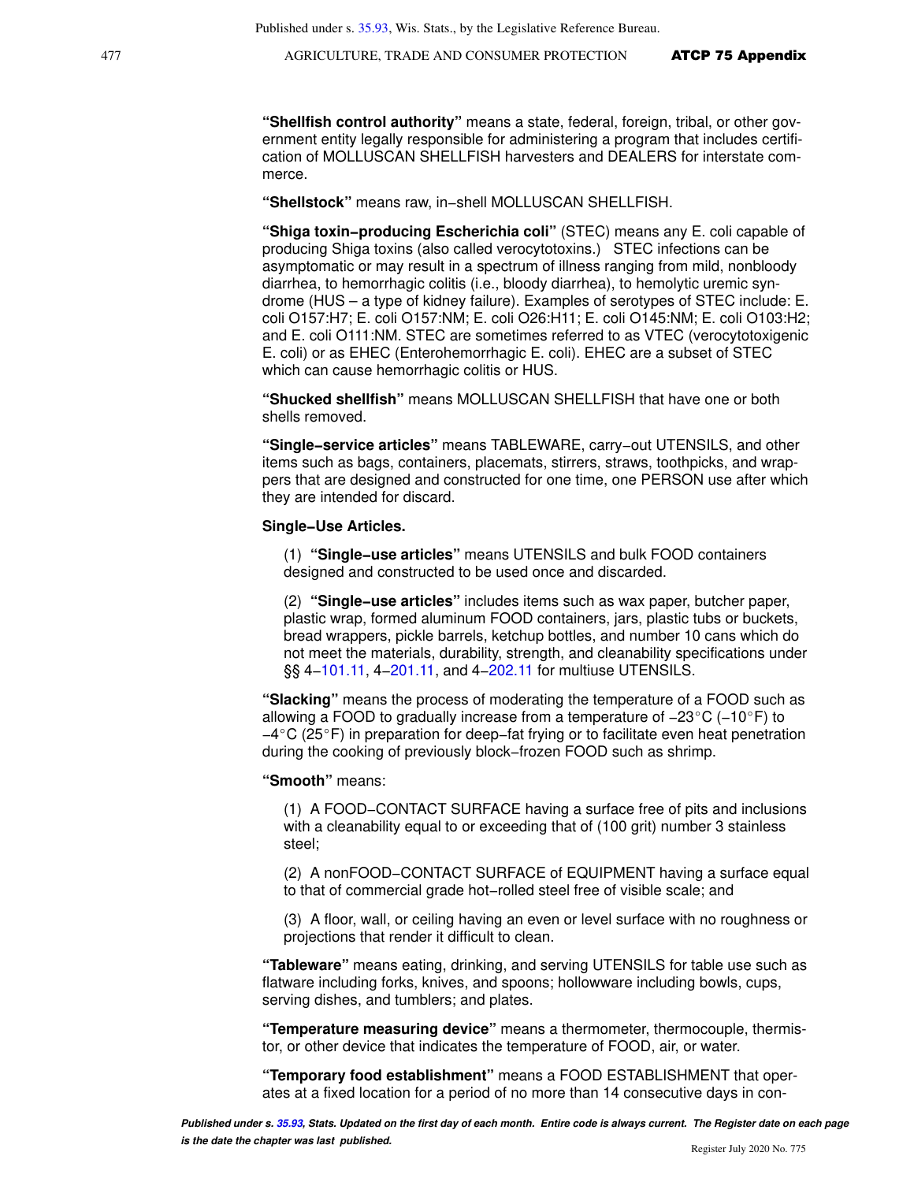**"Shellfish control authority"** means a state, federal, foreign, tribal, or other government entity legally responsible for administering a program that includes certification of MOLLUSCAN SHELLFISH harvesters and DEALERS for interstate commerce.

**"Shellstock"** means raw, in−shell MOLLUSCAN SHELLFISH.

**"Shiga toxin−producing Escherichia coli"** (STEC) means any E. coli capable of producing Shiga toxins (also called verocytotoxins.) STEC infections can be asymptomatic or may result in a spectrum of illness ranging from mild, nonbloody diarrhea, to hemorrhagic colitis (i.e., bloody diarrhea), to hemolytic uremic syndrome (HUS – a type of kidney failure). Examples of serotypes of STEC include: E. coli O157:H7; E. coli O157:NM; E. coli O26:H11; E. coli O145:NM; E. coli O103:H2; and E. coli O111:NM. STEC are sometimes referred to as VTEC (verocytotoxigenic E. coli) or as EHEC (Enterohemorrhagic E. coli). EHEC are a subset of STEC which can cause hemorrhagic colitis or HUS.

**"Shucked shellfish"** means MOLLUSCAN SHELLFISH that have one or both shells removed.

**"Single−service articles"** means TABLEWARE, carry−out UTENSILS, and other items such as bags, containers, placemats, stirrers, straws, toothpicks, and wrappers that are designed and constructed for one time, one PERSON use after which they are intended for discard.

**Single−Use Articles.**

(1) **"Single−use articles"** means UTENSILS and bulk FOOD containers designed and constructed to be used once and discarded.

(2) **"Single−use articles"** includes items such as wax paper, butcher paper, plastic wrap, formed aluminum FOOD containers, jars, plastic tubs or buckets, bread wrappers, pickle barrels, ketchup bottles, and number 10 cans which do not meet the materials, durability, strength, and cleanability specifications under §§ 4−101.11, 4−201.11, and 4−202.11 for multiuse UTENSILS.

**"Slacking"** means the process of moderating the temperature of a FOOD such as allowing a FOOD to gradually increase from a temperature of −23°C (−10°F) to −4°C (25°F) in preparation for deep−fat frying or to facilitate even heat penetration during the cooking of previously block−frozen FOOD such as shrimp.

**"Smooth"** means:

(1) A FOOD−CONTACT SURFACE having a surface free of pits and inclusions with a cleanability equal to or exceeding that of (100 grit) number 3 stainless steel;

(2) A nonFOOD−CONTACT SURFACE of EQUIPMENT having a surface equal to that of commercial grade hot−rolled steel free of visible scale; and

(3) A floor, wall, or ceiling having an even or level surface with no roughness or projections that render it difficult to clean.

**"Tableware"** means eating, drinking, and serving UTENSILS for table use such as flatware including forks, knives, and spoons; hollowware including bowls, cups, serving dishes, and tumblers; and plates.

**"Temperature measuring device"** means a thermometer, thermocouple, thermistor, or other device that indicates the temperature of FOOD, air, or water.

**"Temporary food establishment"** means a FOOD ESTABLISHMENT that operates at a fixed location for a period of no more than 14 consecutive days in con-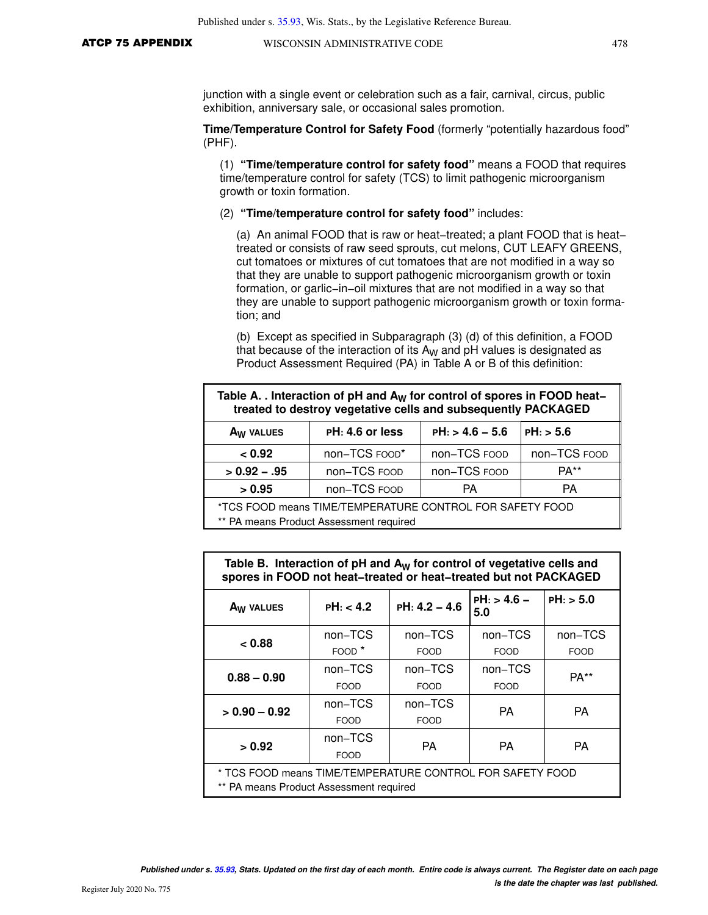junction with a single event or celebration such as a fair, carnival, circus, public exhibition, anniversary sale, or occasional sales promotion.

**Time/Temperature Control for Safety Food** (formerly "potentially hazardous food" (PHF).

(1) **"Time/temperature control for safety food"** means a FOOD that requires time/temperature control for safety (TCS) to limit pathogenic microorganism growth or toxin formation.

(2) **"Time/temperature control for safety food"** includes:

(a) An animal FOOD that is raw or heat−treated; a plant FOOD that is heat−treated or consists of raw seed sprouts, cut melons, CUT LEAFY GREENS, cut tomatoes or mixtures of cut tomatoes that are not modified in a way so that they are unable to support pathogenic microorganism growth or toxin formation, or garlic−in−oil mixtures that are not modified in a way so that they are unable to support pathogenic microorganism growth or toxin formation; and

(b) Except as specified in Subparagraph (3) (d) of this definition, a FOOD that because of the interaction of its $A_W$ and pH values is designated as Product Assessment Required (PA) in Table A or B of this definition:

**Table A. . Interaction of pH and $A_W$ for control of spores in FOOD heat−treated to destroy vegetative cells and subsequently PACKAGED**

| $A_W$ VALUES | pH: 4.6 or less | pH: > 4.6 – 5.6 | pH: > 5.6 |
|---|---|---|---|
| < 0.92 | non−TCS FOOD* | non−TCS FOOD | non−TCS FOOD |
| > 0.92 – .95 | non−TCS FOOD | non−TCS FOOD | PA** |
| > 0.95 | non−TCS FOOD | PA | PA |

*TCS FOOD means TIME/TEMPERATURE CONTROL FOR SAFETY FOOD
** PA means Product Assessment required

**Table B. Interaction of pH and $A_W$ for control of vegetative cells and spores in FOOD not heat−treated or heat−treated but not PACKAGED**

| $A_W$ VALUES | pH: < 4.2 | pH: 4.2 – 4.6 | pH: > 4.6 – 5.0 | pH: > 5.0 |
|---|---|---|---|---|
| < 0.88 | non−TCS FOOD * | non−TCS FOOD | non−TCS FOOD | non−TCS FOOD |
| 0.88 – 0.90 | non−TCS FOOD | non−TCS FOOD | non−TCS FOOD | PA** |
| > 0.90 – 0.92 | non−TCS FOOD | non−TCS FOOD | PA | PA |
| > 0.92 | non−TCS FOOD | PA | PA | PA |

* TCS FOOD means TIME/TEMPERATURE CONTROL FOR SAFETY FOOD
** PA means Product Assessment required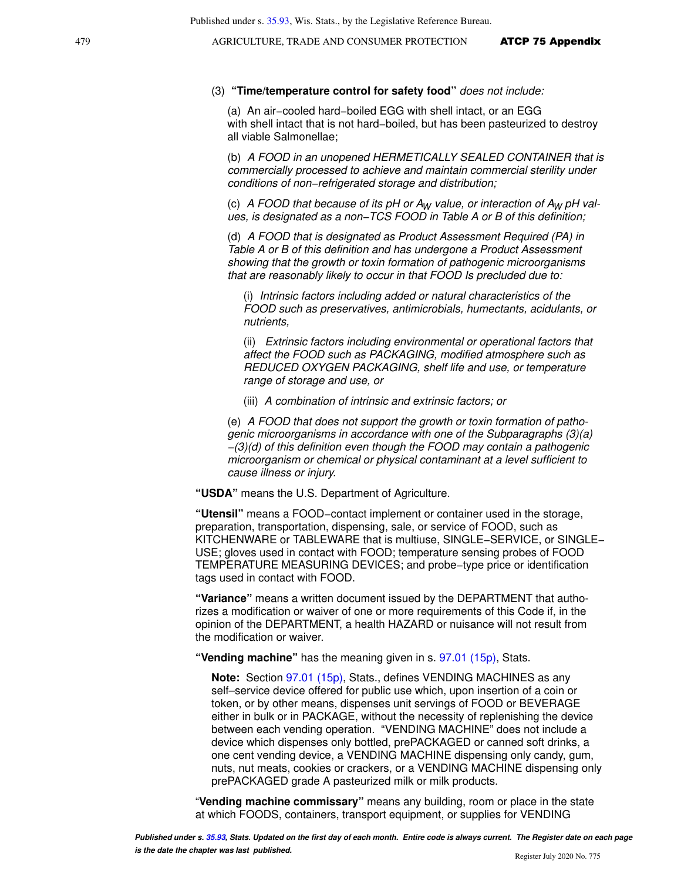(3) **"Time/temperature control for safety food"** *does not include:*

(a) An air−cooled hard−boiled EGG with shell intact, or an EGG with shell intact that is not hard−boiled, but has been pasteurized to destroy all viable Salmonellae;

(b) *A FOOD in an unopened HERMETICALLY SEALED CONTAINER that is commercially processed to achieve and maintain commercial sterility under conditions of non−refrigerated storage and distribution;*

(c) *A FOOD that because of its pH or $A_W$ value, or interaction of $A_W$ pH values, is designated as a non−TCS FOOD in Table A or B of this definition;*

(d) *A FOOD that is designated as Product Assessment Required (PA) in Table A or B of this definition and has undergone a Product Assessment showing that the growth or toxin formation of pathogenic microorganisms that are reasonably likely to occur in that FOOD Is precluded due to:*

(i) *Intrinsic factors including added or natural characteristics of the FOOD such as preservatives, antimicrobials, humectants, acidulants, or nutrients,*

(ii) *Extrinsic factors including environmental or operational factors that affect the FOOD such as PACKAGING, modified atmosphere such as REDUCED OXYGEN PACKAGING, shelf life and use, or temperature range of storage and use, or*

(iii) *A combination of intrinsic and extrinsic factors; or*

(e) *A FOOD that does not support the growth or toxin formation of pathogenic microorganisms in accordance with one of the Subparagraphs (3)(a) −(3)(d) of this definition even though the FOOD may contain a pathogenic microorganism or chemical or physical contaminant at a level sufficient to cause illness or injury.*

**"USDA"** means the U.S. Department of Agriculture.

**"Utensil"** means a FOOD−contact implement or container used in the storage, preparation, transportation, dispensing, sale, or service of FOOD, such as KITCHENWARE or TABLEWARE that is multiuse, SINGLE−SERVICE, or SINGLE−USE; gloves used in contact with FOOD; temperature sensing probes of FOOD TEMPERATURE MEASURING DEVICES; and probe−type price or identification tags used in contact with FOOD.

**"Variance"** means a written document issued by the DEPARTMENT that authorizes a modification or waiver of one or more requirements of this Code if, in the opinion of the DEPARTMENT, a health HAZARD or nuisance will not result from the modification or waiver.

**"Vending machine"** has the meaning given in s. 97.01 (15p), Stats.

**Note:** Section 97.01 (15p), Stats., defines VENDING MACHINES as any self−service device offered for public use which, upon insertion of a coin or token, or by other means, dispenses unit servings of FOOD or BEVERAGE either in bulk or in PACKAGE, without the necessity of replenishing the device between each vending operation. "VENDING MACHINE" does not include a device which dispenses only bottled, prePACKAGED or canned soft drinks, a one cent vending device, a VENDING MACHINE dispensing only candy, gum, nuts, nut meats, cookies or crackers, or a VENDING MACHINE dispensing only prePACKAGED grade A pasteurized milk or milk products.

"**Vending machine commissary"** means any building, room or place in the state at which FOODS, containers, transport equipment, or supplies for VENDING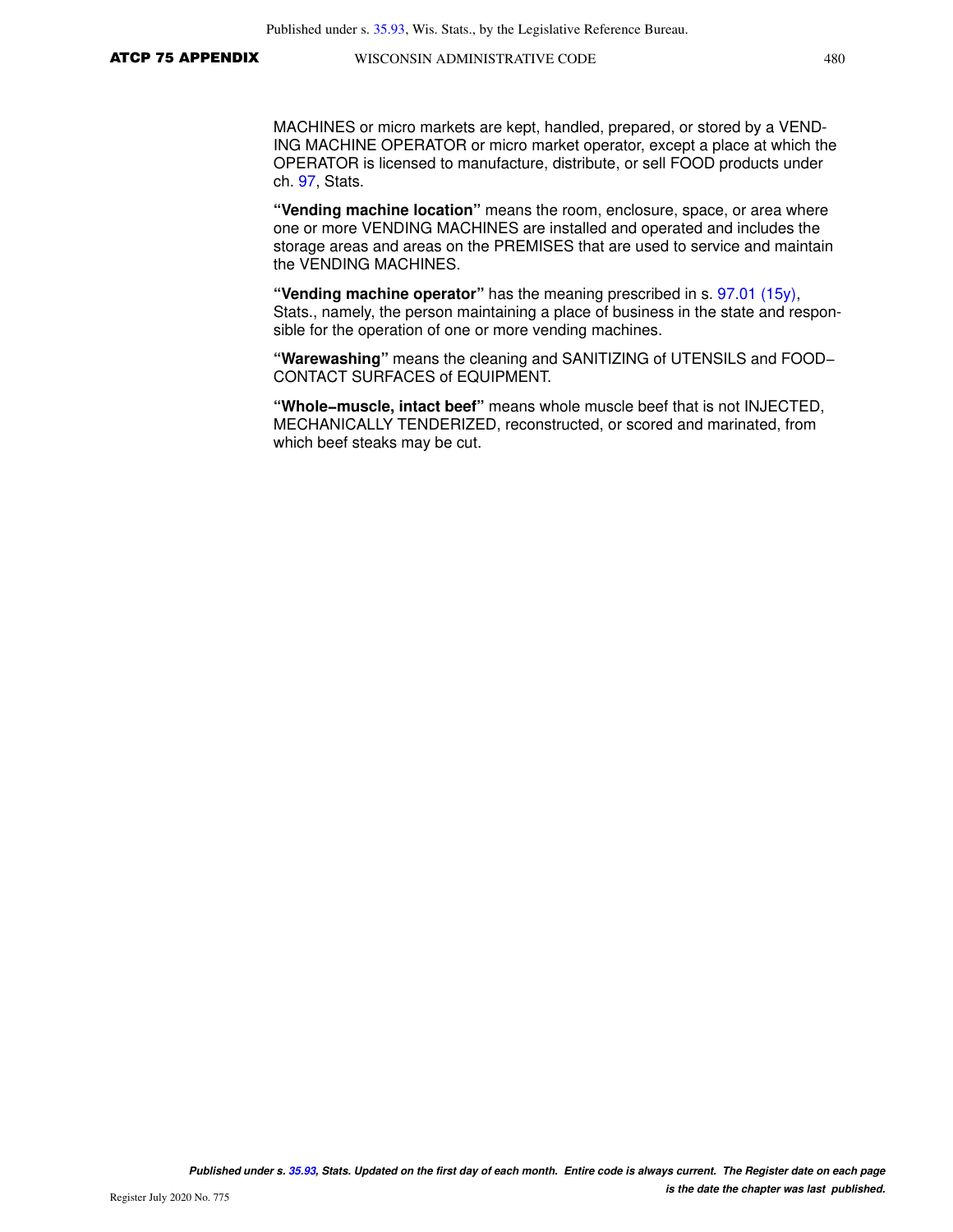MACHINES or micro markets are kept, handled, prepared, or stored by a VENDING MACHINE OPERATOR or micro market operator, except a place at which the OPERATOR is licensed to manufacture, distribute, or sell FOOD products under ch. 97, Stats.

**"Vending machine location"** means the room, enclosure, space, or area where one or more VENDING MACHINES are installed and operated and includes the storage areas and areas on the PREMISES that are used to service and maintain the VENDING MACHINES.

**"Vending machine operator"** has the meaning prescribed in s. 97.01 (15y), Stats., namely, the person maintaining a place of business in the state and responsible for the operation of one or more vending machines.

**"Warewashing"** means the cleaning and SANITIZING of UTENSILS and FOOD−CONTACT SURFACES of EQUIPMENT.

**"Whole−muscle, intact beef"** means whole muscle beef that is not INJECTED, MECHANICALLY TENDERIZED, reconstructed, or scored and marinated, from which beef steaks may be cut.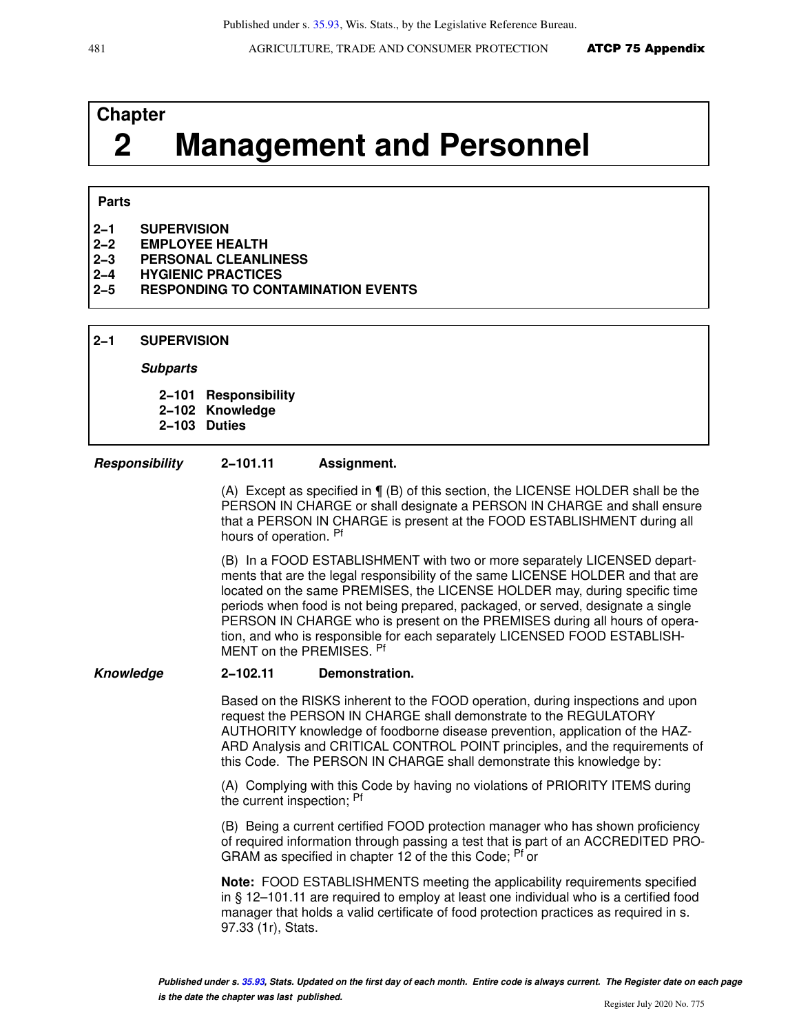# Chapter 2 Management and Personnel

**Parts**

**2–1 SUPERVISION**
**2–2 EMPLOYEE HEALTH**
**2–3 PERSONAL CLEANLINESS**
**2–4 HYGIENIC PRACTICES**
**2–5 RESPONDING TO CONTAMINATION EVENTS**

## 2–1 SUPERVISION

***Subparts***

**2–101 Responsibility**
**2–102 Knowledge**
**2–103 Duties**

### *Responsibility*

**2–101.11 Assignment.**

(A) Except as specified in ¶ (B) of this section, the LICENSE HOLDER shall be the PERSON IN CHARGE or shall designate a PERSON IN CHARGE and shall ensure that a PERSON IN CHARGE is present at the FOOD ESTABLISHMENT during all hours of operation. Pf

(B) In a FOOD ESTABLISHMENT with two or more separately LICENSED departments that are the legal responsibility of the same LICENSE HOLDER and that are located on the same PREMISES, the LICENSE HOLDER may, during specific time periods when food is not being prepared, packaged, or served, designate a single PERSON IN CHARGE who is present on the PREMISES during all hours of operation, and who is responsible for each separately LICENSED FOOD ESTABLISHMENT on the PREMISES. Pf

### *Knowledge*

**2–102.11 Demonstration.**

Based on the RISKS inherent to the FOOD operation, during inspections and upon request the PERSON IN CHARGE shall demonstrate to the REGULATORY AUTHORITY knowledge of foodborne disease prevention, application of the HAZARD Analysis and CRITICAL CONTROL POINT principles, and the requirements of this Code. The PERSON IN CHARGE shall demonstrate this knowledge by:

(A) Complying with this Code by having no violations of PRIORITY ITEMS during the current inspection; Pf

(B) Being a current certified FOOD protection manager who has shown proficiency of required information through passing a test that is part of an ACCREDITED PROGRAM as specified in chapter 12 of the this Code; Pf or

**Note:** FOOD ESTABLISHMENTS meeting the applicability requirements specified in § 12–101.11 are required to employ at least one individual who is a certified food manager that holds a valid certificate of food protection practices as required in s. 97.33 (1r), Stats.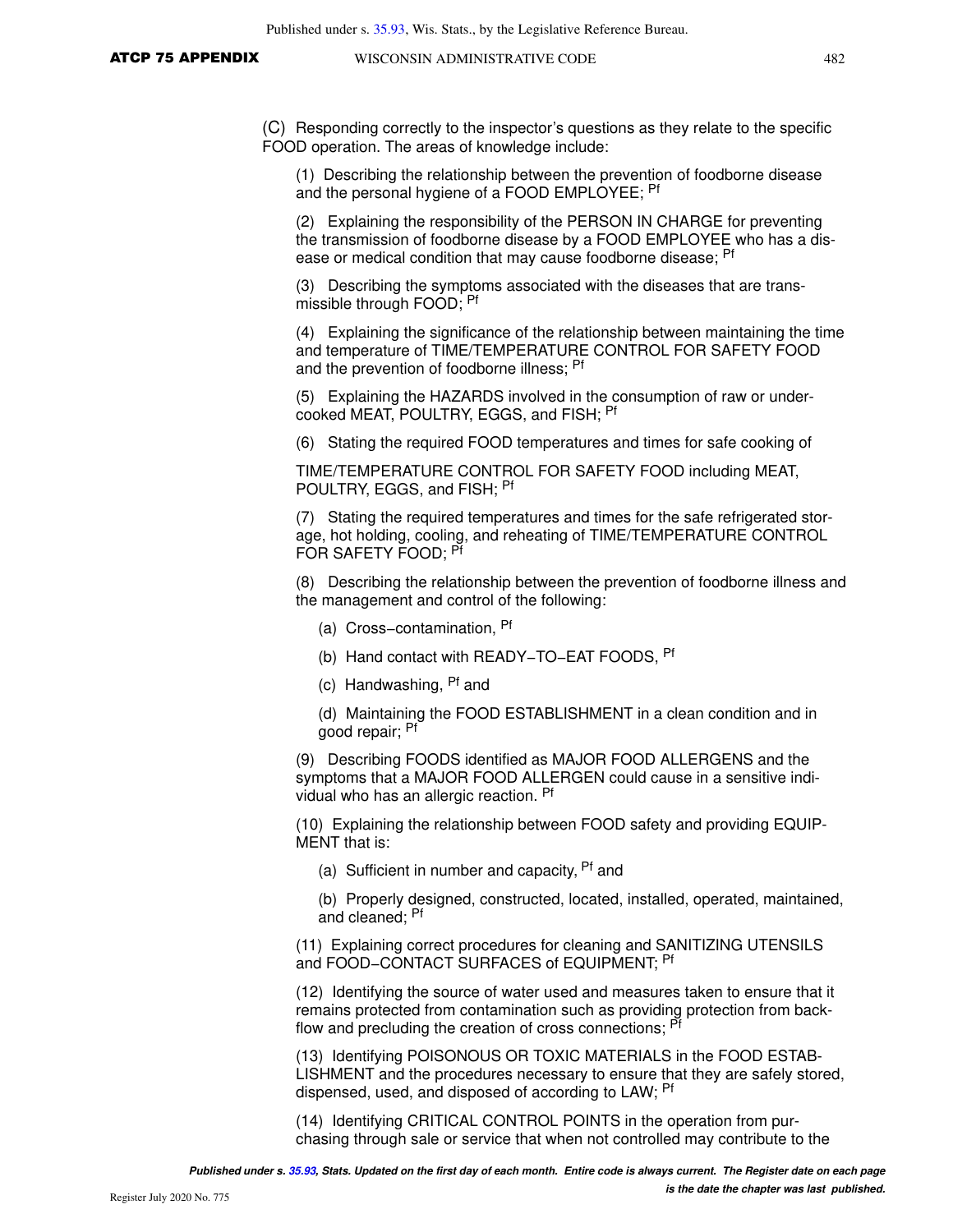(C) Responding correctly to the inspector's questions as they relate to the specific FOOD operation. The areas of knowledge include:

(1) Describing the relationship between the prevention of foodborne disease and the personal hygiene of a FOOD EMPLOYEE; [Pf]

(2) Explaining the responsibility of the PERSON IN CHARGE for preventing the transmission of foodborne disease by a FOOD EMPLOYEE who has a disease or medical condition that may cause foodborne disease; [Pf]

(3) Describing the symptoms associated with the diseases that are transmissible through FOOD; [Pf]

(4) Explaining the significance of the relationship between maintaining the time and temperature of TIME/TEMPERATURE CONTROL FOR SAFETY FOOD and the prevention of foodborne illness; [Pf]

(5) Explaining the HAZARDS involved in the consumption of raw or undercooked MEAT, POULTRY, EGGS, and FISH; [Pf]

(6) Stating the required FOOD temperatures and times for safe cooking of TIME/TEMPERATURE CONTROL FOR SAFETY FOOD including MEAT, POULTRY, EGGS, and FISH; [Pf]

(7) Stating the required temperatures and times for the safe refrigerated storage, hot holding, cooling, and reheating of TIME/TEMPERATURE CONTROL FOR SAFETY FOOD; [Pf]

(8) Describing the relationship between the prevention of foodborne illness and the management and control of the following:

(a) Cross−contamination, [Pf]

(b) Hand contact with READY−TO−EAT FOODS, [Pf]

(c) Handwashing, [Pf] and

(d) Maintaining the FOOD ESTABLISHMENT in a clean condition and in good repair; [Pf]

(9) Describing FOODS identified as MAJOR FOOD ALLERGENS and the symptoms that a MAJOR FOOD ALLERGEN could cause in a sensitive individual who has an allergic reaction. [Pf]

(10) Explaining the relationship between FOOD safety and providing EQUIPMENT that is:

(a) Sufficient in number and capacity, [Pf] and

(b) Properly designed, constructed, located, installed, operated, maintained, and cleaned; [Pf]

(11) Explaining correct procedures for cleaning and SANITIZING UTENSILS and FOOD−CONTACT SURFACES of EQUIPMENT; [Pf]

(12) Identifying the source of water used and measures taken to ensure that it remains protected from contamination such as providing protection from backflow and precluding the creation of cross connections; [Pf]

(13) Identifying POISONOUS OR TOXIC MATERIALS in the FOOD ESTABLISHMENT and the procedures necessary to ensure that they are safely stored, dispensed, used, and disposed of according to LAW; [Pf]

(14) Identifying CRITICAL CONTROL POINTS in the operation from purchasing through sale or service that when not controlled may contribute to the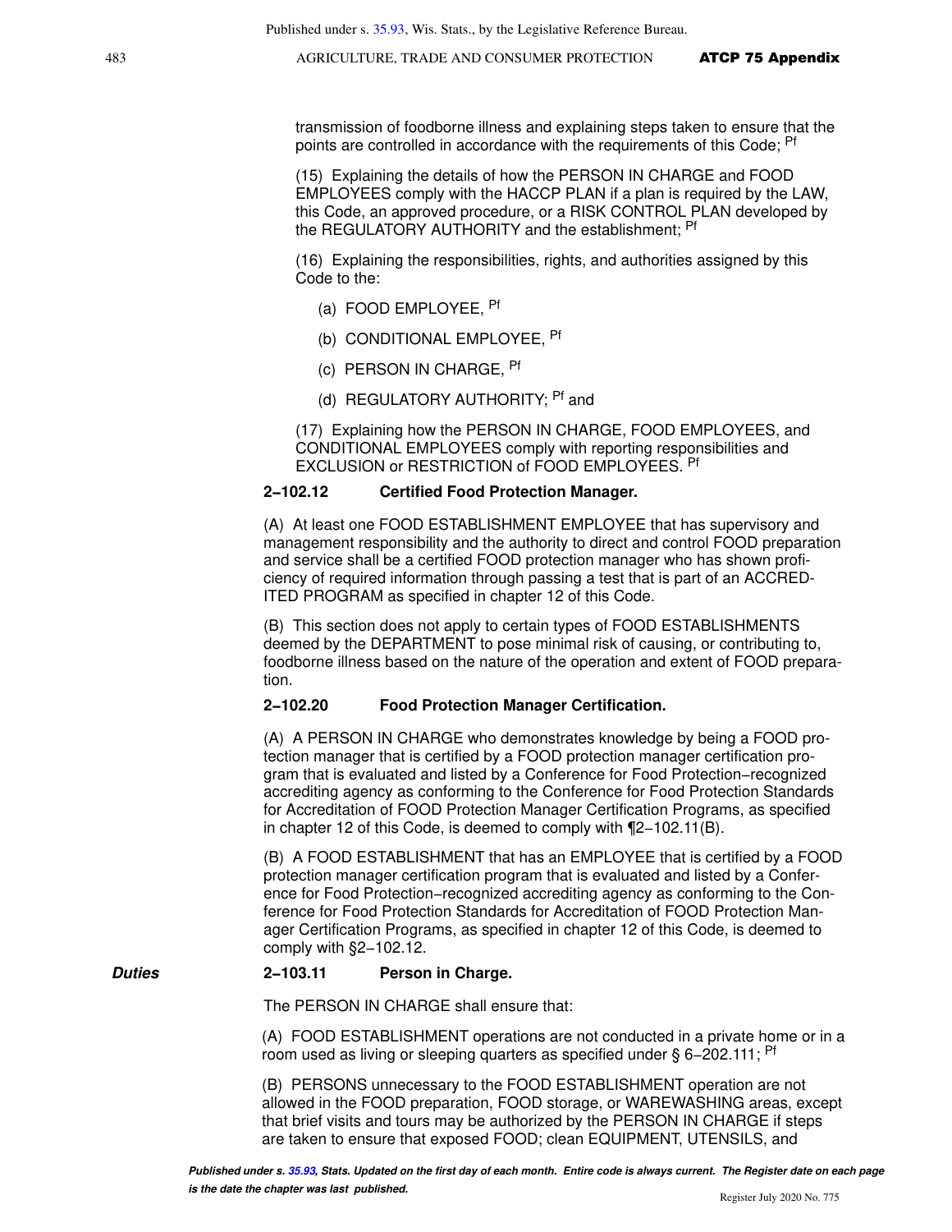transmission of foodborne illness and explaining steps taken to ensure that the points are controlled in accordance with the requirements of this Code; Pf

(15) Explaining the details of how the PERSON IN CHARGE and FOOD EMPLOYEES comply with the HACCP PLAN if a plan is required by the LAW, this Code, an approved procedure, or a RISK CONTROL PLAN developed by the REGULATORY AUTHORITY and the establishment; Pf

(16) Explaining the responsibilities, rights, and authorities assigned by this Code to the:

(a) FOOD EMPLOYEE, Pf

(b) CONDITIONAL EMPLOYEE, Pf

(c) PERSON IN CHARGE, Pf

(d) REGULATORY AUTHORITY; Pf and

(17) Explaining how the PERSON IN CHARGE, FOOD EMPLOYEES, and CONDITIONAL EMPLOYEES comply with reporting responsibilities and EXCLUSION or RESTRICTION of FOOD EMPLOYEES. Pf

**2–102.12 Certified Food Protection Manager.**

(A) At least one FOOD ESTABLISHMENT EMPLOYEE that has supervisory and management responsibility and the authority to direct and control FOOD preparation and service shall be a certified FOOD protection manager who has shown proficiency of required information through passing a test that is part of an ACCREDITED PROGRAM as specified in chapter 12 of this Code.

(B) This section does not apply to certain types of FOOD ESTABLISHMENTS deemed by the DEPARTMENT to pose minimal risk of causing, or contributing to, foodborne illness based on the nature of the operation and extent of FOOD preparation.

**2–102.20 Food Protection Manager Certification.**

(A) A PERSON IN CHARGE who demonstrates knowledge by being a FOOD protection manager that is certified by a FOOD protection manager certification program that is evaluated and listed by a Conference for Food Protection–recognized accrediting agency as conforming to the Conference for Food Protection Standards for Accreditation of FOOD Protection Manager Certification Programs, as specified in chapter 12 of this Code, is deemed to comply with ¶2–102.11(B).

(B) A FOOD ESTABLISHMENT that has an EMPLOYEE that is certified by a FOOD protection manager certification program that is evaluated and listed by a Conference for Food Protection–recognized accrediting agency as conforming to the Conference for Food Protection Standards for Accreditation of FOOD Protection Manager Certification Programs, as specified in chapter 12 of this Code, is deemed to comply with §2–102.12.

***Duties***

**2–103.11 Person in Charge.**

The PERSON IN CHARGE shall ensure that:

(A) FOOD ESTABLISHMENT operations are not conducted in a private home or in a room used as living or sleeping quarters as specified under § 6–202.111; Pf

(B) PERSONS unnecessary to the FOOD ESTABLISHMENT operation are not allowed in the FOOD preparation, FOOD storage, or WAREWASHING areas, except that brief visits and tours may be authorized by the PERSON IN CHARGE if steps are taken to ensure that exposed FOOD; clean EQUIPMENT, UTENSILS, and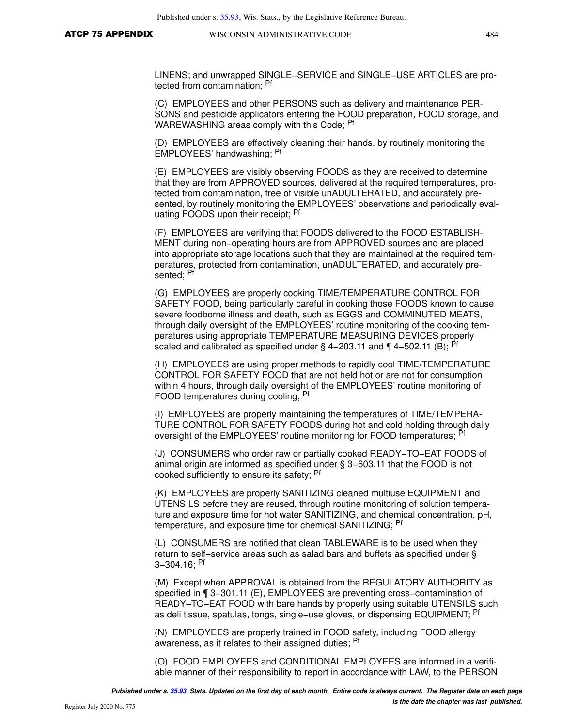LINENS; and unwrapped SINGLE−SERVICE and SINGLE−USE ARTICLES are protected from contamination; [Pf]

(C) EMPLOYEES and other PERSONS such as delivery and maintenance PERSONS and pesticide applicators entering the FOOD preparation, FOOD storage, and WAREWASHING areas comply with this Code; [Pf]

(D) EMPLOYEES are effectively cleaning their hands, by routinely monitoring the EMPLOYEES' handwashing; [Pf]

(E) EMPLOYEES are visibly observing FOODS as they are received to determine that they are from APPROVED sources, delivered at the required temperatures, protected from contamination, free of visible unADULTERATED, and accurately presented, by routinely monitoring the EMPLOYEES' observations and periodically evaluating FOODS upon their receipt; [Pf]

(F) EMPLOYEES are verifying that FOODS delivered to the FOOD ESTABLISHMENT during non−operating hours are from APPROVED sources and are placed into appropriate storage locations such that they are maintained at the required temperatures, protected from contamination, unADULTERATED, and accurately presented; [Pf]

(G) EMPLOYEES are properly cooking TIME/TEMPERATURE CONTROL FOR SAFETY FOOD, being particularly careful in cooking those FOODS known to cause severe foodborne illness and death, such as EGGS and COMMINUTED MEATS, through daily oversight of the EMPLOYEES' routine monitoring of the cooking temperatures using appropriate TEMPERATURE MEASURING DEVICES properly scaled and calibrated as specified under § 4−203.11 and ¶ 4−502.11 (B); [Pf]

(H) EMPLOYEES are using proper methods to rapidly cool TIME/TEMPERATURE CONTROL FOR SAFETY FOOD that are not held hot or are not for consumption within 4 hours, through daily oversight of the EMPLOYEES' routine monitoring of FOOD temperatures during cooling; [Pf]

(I) EMPLOYEES are properly maintaining the temperatures of TIME/TEMPERATURE CONTROL FOR SAFETY FOODS during hot and cold holding through daily oversight of the EMPLOYEES' routine monitoring for FOOD temperatures; [Pf]

(J) CONSUMERS who order raw or partially cooked READY−TO−EAT FOODS of animal origin are informed as specified under § 3−603.11 that the FOOD is not cooked sufficiently to ensure its safety; [Pf]

(K) EMPLOYEES are properly SANITIZING cleaned multiuse EQUIPMENT and UTENSILS before they are reused, through routine monitoring of solution temperature and exposure time for hot water SANITIZING, and chemical concentration, pH, temperature, and exposure time for chemical SANITIZING; [Pf]

(L) CONSUMERS are notified that clean TABLEWARE is to be used when they return to self−service areas such as salad bars and buffets as specified under § 3−304.16; [Pf]

(M) Except when APPROVAL is obtained from the REGULATORY AUTHORITY as specified in ¶ 3−301.11 (E), EMPLOYEES are preventing cross−contamination of READY−TO−EAT FOOD with bare hands by properly using suitable UTENSILS such as deli tissue, spatulas, tongs, single−use gloves, or dispensing EQUIPMENT; [Pf]

(N) EMPLOYEES are properly trained in FOOD safety, including FOOD allergy awareness, as it relates to their assigned duties; [Pf]

(O) FOOD EMPLOYEES and CONDITIONAL EMPLOYEES are informed in a verifiable manner of their responsibility to report in accordance with LAW, to the PERSON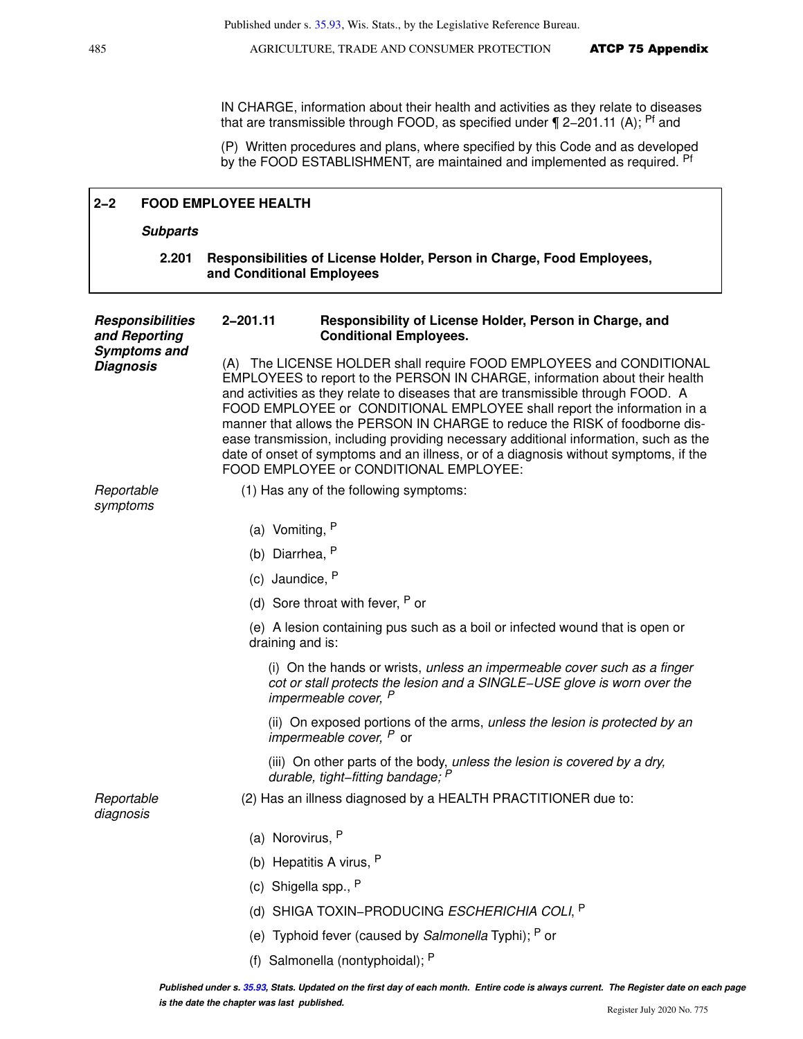IN CHARGE, information about their health and activities as they relate to diseases that are transmissible through FOOD, as specified under ¶ 2-201.11 (A); [Pf] and

(P) Written procedures and plans, where specified by this Code and as developed by the FOOD ESTABLISHMENT, are maintained and implemented as required. [Pf]

## 2-2 FOOD EMPLOYEE HEALTH

### *Subparts*

**2.201 Responsibilities of License Holder, Person in Charge, Food Employees, and Conditional Employees**

***Responsibilities and Reporting Symptoms and Diagnosis***

### 2-201.11 Responsibility of License Holder, Person in Charge, and Conditional Employees.

(A) The LICENSE HOLDER shall require FOOD EMPLOYEES and CONDITIONAL EMPLOYEES to report to the PERSON IN CHARGE, information about their health and activities as they relate to diseases that are transmissible through FOOD. A FOOD EMPLOYEE or CONDITIONAL EMPLOYEE shall report the information in a manner that allows the PERSON IN CHARGE to reduce the RISK of foodborne disease transmission, including providing necessary additional information, such as the date of onset of symptoms and an illness, or of a diagnosis without symptoms, if the FOOD EMPLOYEE or CONDITIONAL EMPLOYEE:

*Reportable symptoms*

(1) Has any of the following symptoms:

(a) Vomiting, [P]

(b) Diarrhea, [P]

(c) Jaundice, [P]

(d) Sore throat with fever, [P] or

(e) A lesion containing pus such as a boil or infected wound that is open or draining and is:

(i) On the hands or wrists, *unless an impermeable cover such as a finger cot or stall protects the lesion and a SINGLE-USE glove is worn over the impermeable cover,* [P]

(ii) On exposed portions of the arms, *unless the lesion is protected by an impermeable cover,* [P] or

(iii) On other parts of the body, *unless the lesion is covered by a dry, durable, tight-fitting bandage;* [P]

*Reportable diagnosis*

(2) Has an illness diagnosed by a HEALTH PRACTITIONER due to:

(a) Norovirus, [P]

(b) Hepatitis A virus, [P]

(c) Shigella spp., [P]

(d) SHIGA TOXIN-PRODUCING *ESCHERICHIA COLI*, [P]

(e) Typhoid fever (caused by *Salmonella* Typhi); [P] or

(f) Salmonella (nontyphoidal); [P]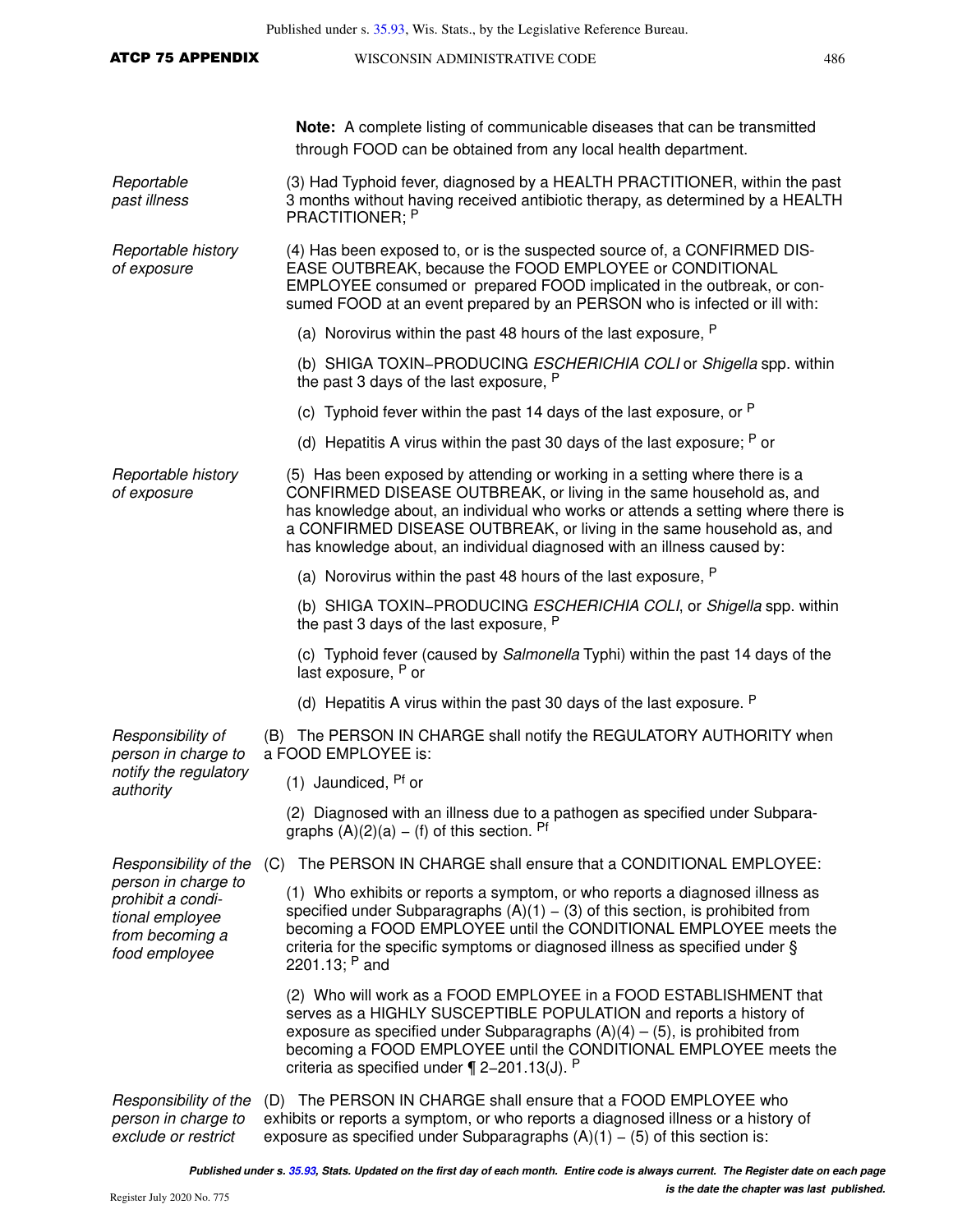**Note:** A complete listing of communicable diseases that can be transmitted through FOOD can be obtained from any local health department.

*Reportable past illness*

(3) Had Typhoid fever, diagnosed by a HEALTH PRACTITIONER, within the past 3 months without having received antibiotic therapy, as determined by a HEALTH PRACTITIONER; [P]

*Reportable history of exposure*

(4) Has been exposed to, or is the suspected source of, a CONFIRMED DISEASE OUTBREAK, because the FOOD EMPLOYEE or CONDITIONAL EMPLOYEE consumed or prepared FOOD implicated in the outbreak, or consumed FOOD at an event prepared by an PERSON who is infected or ill with:

(a) Norovirus within the past 48 hours of the last exposure, [P]

(b) SHIGA TOXIN–PRODUCING *ESCHERICHIA COLI* or *Shigella* spp. within the past 3 days of the last exposure, [P]

(c) Typhoid fever within the past 14 days of the last exposure, or [P]

(d) Hepatitis A virus within the past 30 days of the last exposure; [P] or

*Reportable history of exposure*

(5) Has been exposed by attending or working in a setting where there is a CONFIRMED DISEASE OUTBREAK, or living in the same household as, and has knowledge about, an individual who works or attends a setting where there is a CONFIRMED DISEASE OUTBREAK, or living in the same household as, and has knowledge about, an individual diagnosed with an illness caused by:

(a) Norovirus within the past 48 hours of the last exposure, [P]

(b) SHIGA TOXIN–PRODUCING *ESCHERICHIA COLI*, or *Shigella* spp. within the past 3 days of the last exposure, [P]

(c) Typhoid fever (caused by *Salmonella* Typhi) within the past 14 days of the last exposure, [P] or

(d) Hepatitis A virus within the past 30 days of the last exposure. [P]

*Responsibility of person in charge to notify the regulatory authority*

(B) The PERSON IN CHARGE shall notify the REGULATORY AUTHORITY when a FOOD EMPLOYEE is:

(1) Jaundiced, [Pf] or

(2) Diagnosed with an illness due to a pathogen as specified under Subparagraphs (A)(2)(a) – (f) of this section. [Pf]

*Responsibility of the person in charge to prohibit a conditional employee from becoming a food employee*

(C) The PERSON IN CHARGE shall ensure that a CONDITIONAL EMPLOYEE:

(1) Who exhibits or reports a symptom, or who reports a diagnosed illness as specified under Subparagraphs (A)(1) – (3) of this section, is prohibited from becoming a FOOD EMPLOYEE until the CONDITIONAL EMPLOYEE meets the criteria for the specific symptoms or diagnosed illness as specified under § 2201.13; [P] and

(2) Who will work as a FOOD EMPLOYEE in a FOOD ESTABLISHMENT that serves as a HIGHLY SUSCEPTIBLE POPULATION and reports a history of exposure as specified under Subparagraphs (A)(4) – (5), is prohibited from becoming a FOOD EMPLOYEE until the CONDITIONAL EMPLOYEE meets the criteria as specified under ¶ 2–201.13(J). [P]

*Responsibility of the person in charge to exclude or restrict*

(D) The PERSON IN CHARGE shall ensure that a FOOD EMPLOYEE who exhibits or reports a symptom, or who reports a diagnosed illness or a history of exposure as specified under Subparagraphs (A)(1) – (5) of this section is: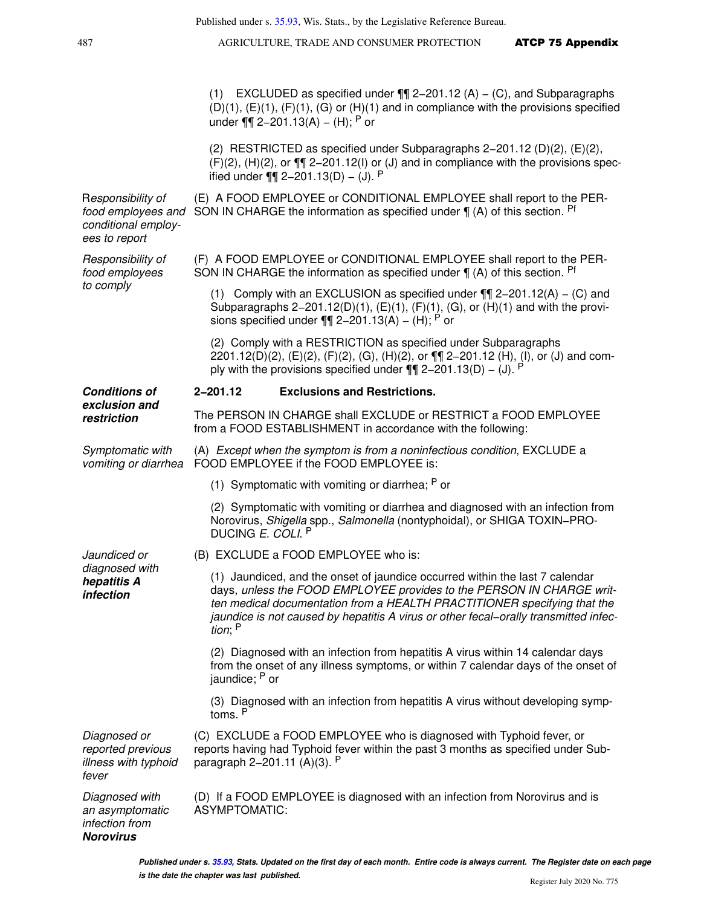(1) EXCLUDED as specified under ¶¶ 2–201.12 (A) – (C), and Subparagraphs (D)(1), (E)(1), (F)(1), (G) or (H)(1) and in compliance with the provisions specified under ¶¶ 2–201.13(A) – (H); P or

(2) RESTRICTED as specified under Subparagraphs 2–201.12 (D)(2), (E)(2), (F)(2), (H)(2), or ¶¶ 2–201.12(I) or (J) and in compliance with the provisions specified under ¶¶ 2–201.13(D) – (J). P

*Responsibility of food employees and conditional employees to report*

(E) A FOOD EMPLOYEE or CONDITIONAL EMPLOYEE shall report to the PERSON IN CHARGE the information as specified under ¶ (A) of this section. Pf

*Responsibility of food employees to comply*

(F) A FOOD EMPLOYEE or CONDITIONAL EMPLOYEE shall report to the PERSON IN CHARGE the information as specified under ¶ (A) of this section. Pf

(1) Comply with an EXCLUSION as specified under ¶¶ 2–201.12(A) – (C) and Subparagraphs 2–201.12(D)(1), (E)(1), (F)(1), (G), or (H)(1) and with the provisions specified under ¶¶ 2–201.13(A) – (H); P or

(2) Comply with a RESTRICTION as specified under Subparagraphs 2201.12(D)(2), (E)(2), (F)(2), (G), (H)(2), or ¶¶ 2–201.12 (H), (I), or (J) and comply with the provisions specified under ¶¶ 2–201.13(D) – (J). P

***Conditions of exclusion and restriction***

**2–201.12 Exclusions and Restrictions.**

The PERSON IN CHARGE shall EXCLUDE or RESTRICT a FOOD EMPLOYEE from a FOOD ESTABLISHMENT in accordance with the following:

*Symptomatic with vomiting or diarrhea*

(A) *Except when the symptom is from a noninfectious condition*, EXCLUDE a FOOD EMPLOYEE if the FOOD EMPLOYEE is:

(1) Symptomatic with vomiting or diarrhea; P or

(2) Symptomatic with vomiting or diarrhea and diagnosed with an infection from Norovirus, *Shigella* spp., *Salmonella* (nontyphoidal), or SHIGA TOXIN–PRODUCING *E. COLI*. P

*Jaundiced or diagnosed with* ***hepatitis A infection***

(B) EXCLUDE a FOOD EMPLOYEE who is:

(1) Jaundiced, and the onset of jaundice occurred within the last 7 calendar days, *unless the FOOD EMPLOYEE provides to the PERSON IN CHARGE written medical documentation from a HEALTH PRACTITIONER specifying that the jaundice is not caused by hepatitis A virus or other fecal–orally transmitted infection*; P

(2) Diagnosed with an infection from hepatitis A virus within 14 calendar days from the onset of any illness symptoms, or within 7 calendar days of the onset of jaundice; P or

(3) Diagnosed with an infection from hepatitis A virus without developing symptoms. P

*Diagnosed or reported previous illness with typhoid fever*

(C) EXCLUDE a FOOD EMPLOYEE who is diagnosed with Typhoid fever, or reports having had Typhoid fever within the past 3 months as specified under Subparagraph 2–201.11 (A)(3). P

*Diagnosed with an asymptomatic infection from* ***Norovirus***

(D) If a FOOD EMPLOYEE is diagnosed with an infection from Norovirus and is ASYMPTOMATIC: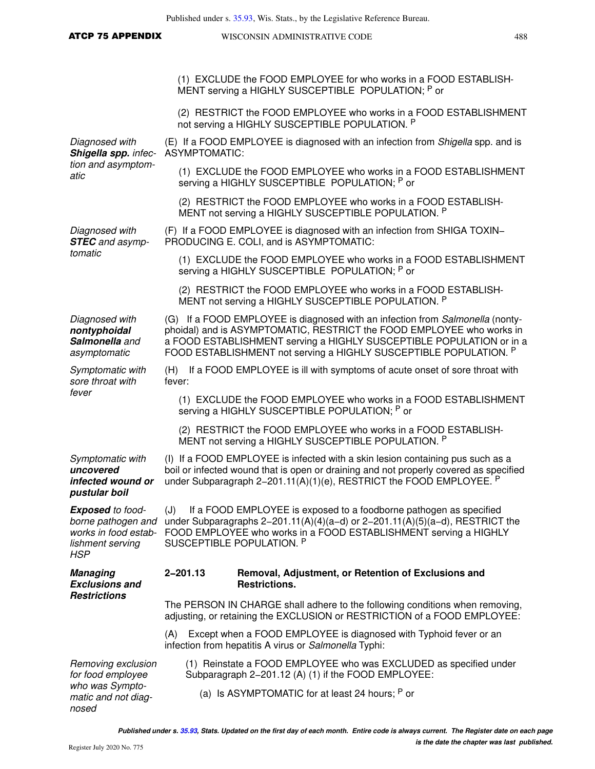(1) EXCLUDE the FOOD EMPLOYEE for who works in a FOOD ESTABLISHMENT serving a HIGHLY SUSCEPTIBLE POPULATION; P or

(2) RESTRICT the FOOD EMPLOYEE who works in a FOOD ESTABLISHMENT not serving a HIGHLY SUSCEPTIBLE POPULATION. P

*Diagnosed with **Shigella spp.** infection and asymptomatic*

(E) If a FOOD EMPLOYEE is diagnosed with an infection from *Shigella* spp. and is ASYMPTOMATIC:

(1) EXCLUDE the FOOD EMPLOYEE who works in a FOOD ESTABLISHMENT serving a HIGHLY SUSCEPTIBLE POPULATION; P or

(2) RESTRICT the FOOD EMPLOYEE who works in a FOOD ESTABLISHMENT not serving a HIGHLY SUSCEPTIBLE POPULATION. P

*Diagnosed with **STEC** and asymptomatic*

(F) If a FOOD EMPLOYEE is diagnosed with an infection from SHIGA TOXIN–PRODUCING E. COLI, and is ASYMPTOMATIC:

(1) EXCLUDE the FOOD EMPLOYEE who works in a FOOD ESTABLISHMENT serving a HIGHLY SUSCEPTIBLE POPULATION; P or

(2) RESTRICT the FOOD EMPLOYEE who works in a FOOD ESTABLISHMENT not serving a HIGHLY SUSCEPTIBLE POPULATION. P

*Diagnosed with **nontyphoidal Salmonella** and asymptomatic*

(G) If a FOOD EMPLOYEE is diagnosed with an infection from *Salmonella* (nontyphoidal) and is ASYMPTOMATIC, RESTRICT the FOOD EMPLOYEE who works in a FOOD ESTABLISHMENT serving a HIGHLY SUSCEPTIBLE POPULATION or in a FOOD ESTABLISHMENT not serving a HIGHLY SUSCEPTIBLE POPULATION. P

*Symptomatic with sore throat with fever*

(H) If a FOOD EMPLOYEE is ill with symptoms of acute onset of sore throat with fever:

(1) EXCLUDE the FOOD EMPLOYEE who works in a FOOD ESTABLISHMENT serving a HIGHLY SUSCEPTIBLE POPULATION; P or

(2) RESTRICT the FOOD EMPLOYEE who works in a FOOD ESTABLISHMENT not serving a HIGHLY SUSCEPTIBLE POPULATION. P

*Symptomatic with **uncovered infected wound or pustular boil***

(I) If a FOOD EMPLOYEE is infected with a skin lesion containing pus such as a boil or infected wound that is open or draining and not properly covered as specified under Subparagraph 2–201.11(A)(1)(e), RESTRICT the FOOD EMPLOYEE. P

***Exposed** to foodborne pathogen and works in food establishment serving HSP*

(J) If a FOOD EMPLOYEE is exposed to a foodborne pathogen as specified under Subparagraphs 2–201.11(A)(4)(a–d) or 2–201.11(A)(5)(a–d), RESTRICT the FOOD EMPLOYEE who works in a FOOD ESTABLISHMENT serving a HIGHLY SUSCEPTIBLE POPULATION. P

***Managing Exclusions and Restrictions***

### 2–201.13 Removal, Adjustment, or Retention of Exclusions and Restrictions.

The PERSON IN CHARGE shall adhere to the following conditions when removing, adjusting, or retaining the EXCLUSION or RESTRICTION of a FOOD EMPLOYEE:

(A) Except when a FOOD EMPLOYEE is diagnosed with Typhoid fever or an infection from hepatitis A virus or *Salmonella* Typhi:

*Removing exclusion for food employee who was Symptomatic and not diagnosed*

(1) Reinstate a FOOD EMPLOYEE who was EXCLUDED as specified under Subparagraph 2–201.12 (A) (1) if the FOOD EMPLOYEE:

(a) Is ASYMPTOMATIC for at least 24 hours; P or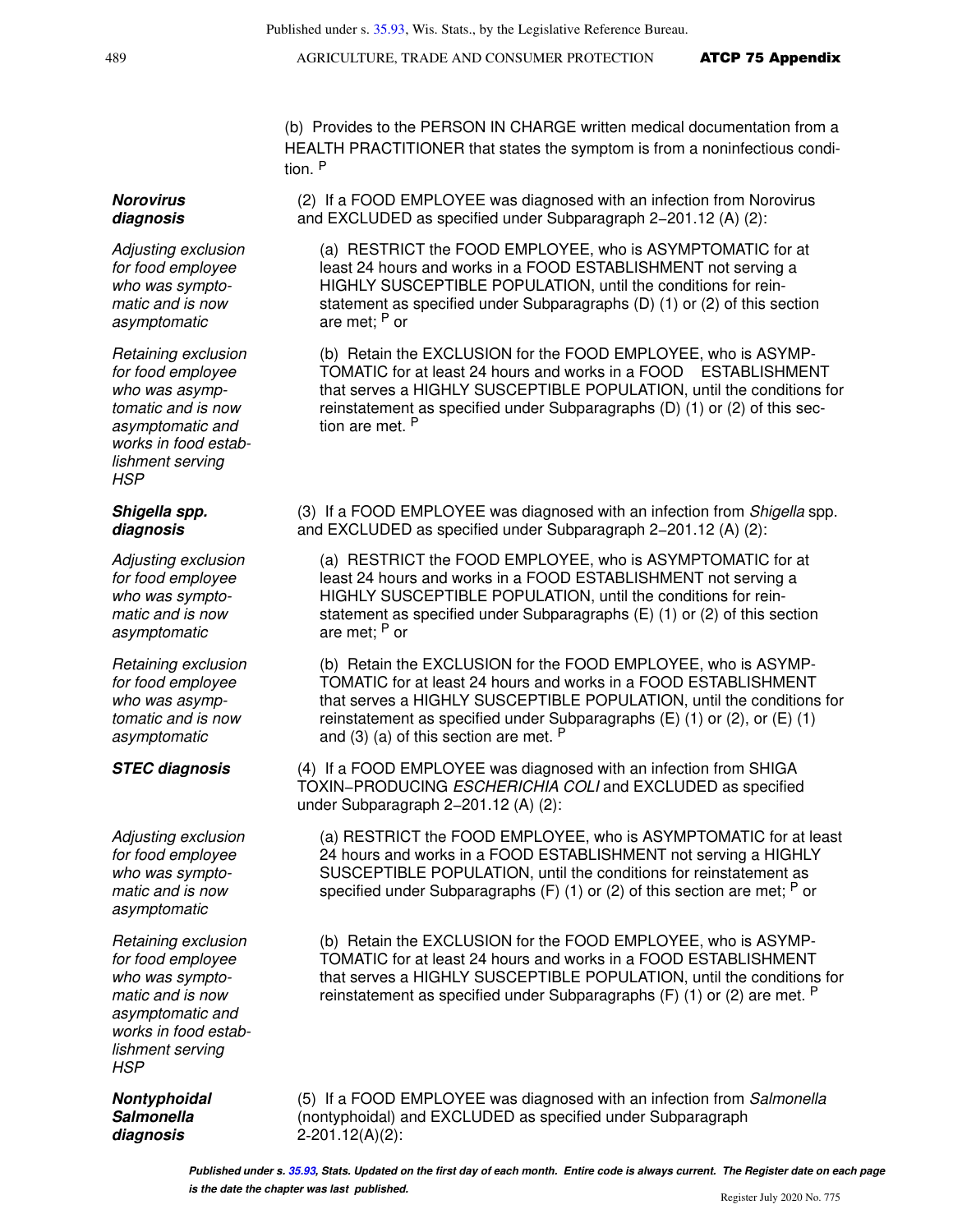(b) Provides to the PERSON IN CHARGE written medical documentation from a HEALTH PRACTITIONER that states the symptom is from a noninfectious condition. P

***Norovirus diagnosis***

(2) If a FOOD EMPLOYEE was diagnosed with an infection from Norovirus and EXCLUDED as specified under Subparagraph 2−201.12 (A) (2):

*Adjusting exclusion for food employee who was symptomatic and is now asymptomatic*

(a) RESTRICT the FOOD EMPLOYEE, who is ASYMPTOMATIC for at least 24 hours and works in a FOOD ESTABLISHMENT not serving a HIGHLY SUSCEPTIBLE POPULATION, until the conditions for reinstatement as specified under Subparagraphs (D) (1) or (2) of this section are met; P or

*Retaining exclusion for food employee who was asymptomatic and is now asymptomatic and works in food establishment serving HSP*

(b) Retain the EXCLUSION for the FOOD EMPLOYEE, who is ASYMPTOMATIC for at least 24 hours and works in a FOOD ESTABLISHMENT that serves a HIGHLY SUSCEPTIBLE POPULATION, until the conditions for reinstatement as specified under Subparagraphs (D) (1) or (2) of this section are met. P

***Shigella spp. diagnosis***

(3) If a FOOD EMPLOYEE was diagnosed with an infection from *Shigella* spp. and EXCLUDED as specified under Subparagraph 2−201.12 (A) (2):

*Adjusting exclusion for food employee who was symptomatic and is now asymptomatic*

(a) RESTRICT the FOOD EMPLOYEE, who is ASYMPTOMATIC for at least 24 hours and works in a FOOD ESTABLISHMENT not serving a HIGHLY SUSCEPTIBLE POPULATION, until the conditions for reinstatement as specified under Subparagraphs (E) (1) or (2) of this section are met; P or

*Retaining exclusion for food employee who was asymptomatic and is now asymptomatic*

(b) Retain the EXCLUSION for the FOOD EMPLOYEE, who is ASYMPTOMATIC for at least 24 hours and works in a FOOD ESTABLISHMENT that serves a HIGHLY SUSCEPTIBLE POPULATION, until the conditions for reinstatement as specified under Subparagraphs (E) (1) or (2), or (E) (1) and (3) (a) of this section are met. P

***STEC diagnosis***

(4) If a FOOD EMPLOYEE was diagnosed with an infection from SHIGA TOXIN−PRODUCING *ESCHERICHIA COLI* and EXCLUDED as specified under Subparagraph 2−201.12 (A) (2):

*Adjusting exclusion for food employee who was symptomatic and is now asymptomatic*

(a) RESTRICT the FOOD EMPLOYEE, who is ASYMPTOMATIC for at least 24 hours and works in a FOOD ESTABLISHMENT not serving a HIGHLY SUSCEPTIBLE POPULATION, until the conditions for reinstatement as specified under Subparagraphs (F) (1) or (2) of this section are met; P or

*Retaining exclusion for food employee who was symptomatic and is now asymptomatic and works in food establishment serving HSP*

(b) Retain the EXCLUSION for the FOOD EMPLOYEE, who is ASYMPTOMATIC for at least 24 hours and works in a FOOD ESTABLISHMENT that serves a HIGHLY SUSCEPTIBLE POPULATION, until the conditions for reinstatement as specified under Subparagraphs (F) (1) or (2) are met. P

***Nontyphoidal Salmonella diagnosis***

(5) If a FOOD EMPLOYEE was diagnosed with an infection from *Salmonella* (nontyphoidal) and EXCLUDED as specified under Subparagraph 2-201.12(A)(2):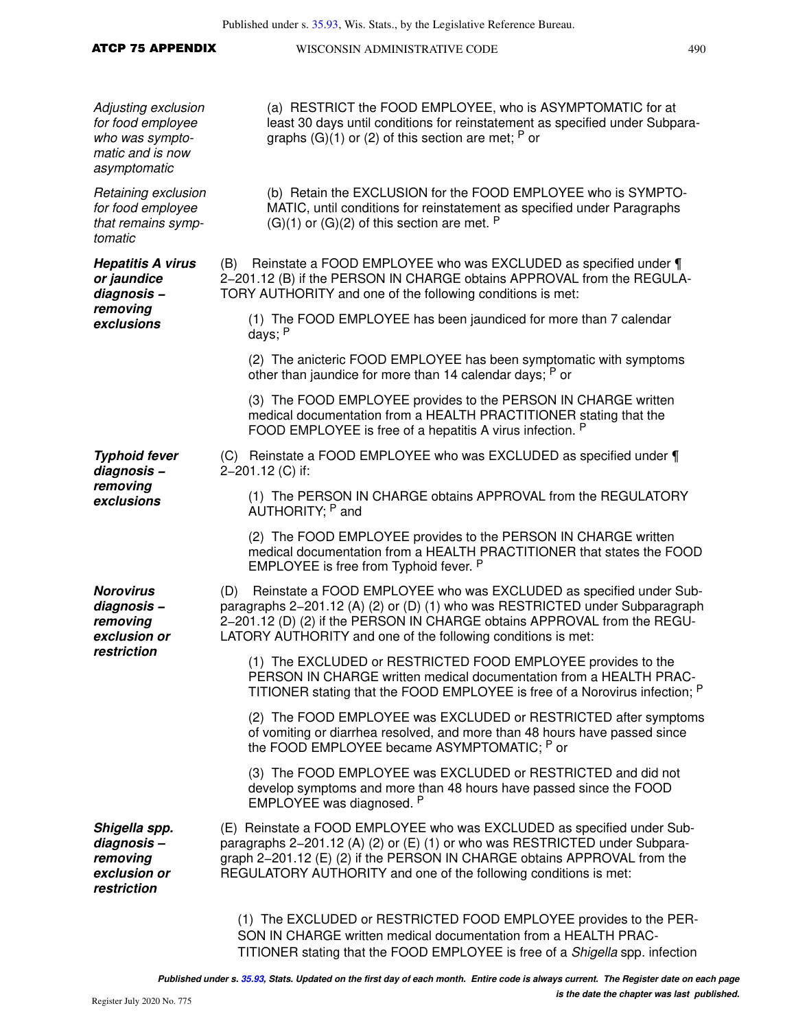*Adjusting exclusion for food employee who was symptomatic and is now asymptomatic*

(a) RESTRICT the FOOD EMPLOYEE, who is ASYMPTOMATIC for at least 30 days until conditions for reinstatement as specified under Subparagraphs (G)(1) or (2) of this section are met; [P] or

*Retaining exclusion for food employee that remains symptomatic*

(b) Retain the EXCLUSION for the FOOD EMPLOYEE who is SYMPTOMATIC, until conditions for reinstatement as specified under Paragraphs (G)(1) or (G)(2) of this section are met. [P]

***Hepatitis A virus or jaundice diagnosis – removing exclusions***

(B) Reinstate a FOOD EMPLOYEE who was EXCLUDED as specified under ¶ 2−201.12 (B) if the PERSON IN CHARGE obtains APPROVAL from the REGULATORY AUTHORITY and one of the following conditions is met:

(1) The FOOD EMPLOYEE has been jaundiced for more than 7 calendar days; [P]

(2) The anicteric FOOD EMPLOYEE has been symptomatic with symptoms other than jaundice for more than 14 calendar days; [P] or

(3) The FOOD EMPLOYEE provides to the PERSON IN CHARGE written medical documentation from a HEALTH PRACTITIONER stating that the FOOD EMPLOYEE is free of a hepatitis A virus infection. [P]

***Typhoid fever diagnosis – removing exclusions***

(C) Reinstate a FOOD EMPLOYEE who was EXCLUDED as specified under ¶ 2−201.12 (C) if:

(1) The PERSON IN CHARGE obtains APPROVAL from the REGULATORY AUTHORITY; [P] and

(2) The FOOD EMPLOYEE provides to the PERSON IN CHARGE written medical documentation from a HEALTH PRACTITIONER that states the FOOD EMPLOYEE is free from Typhoid fever. [P]

***Norovirus diagnosis – removing exclusion or restriction***

(D) Reinstate a FOOD EMPLOYEE who was EXCLUDED as specified under Subparagraphs 2−201.12 (A) (2) or (D) (1) who was RESTRICTED under Subparagraph 2−201.12 (D) (2) if the PERSON IN CHARGE obtains APPROVAL from the REGULATORY AUTHORITY and one of the following conditions is met:

(1) The EXCLUDED or RESTRICTED FOOD EMPLOYEE provides to the PERSON IN CHARGE written medical documentation from a HEALTH PRACTITIONER stating that the FOOD EMPLOYEE is free of a Norovirus infection; [P]

(2) The FOOD EMPLOYEE was EXCLUDED or RESTRICTED after symptoms of vomiting or diarrhea resolved, and more than 48 hours have passed since the FOOD EMPLOYEE became ASYMPTOMATIC; [P] or

(3) The FOOD EMPLOYEE was EXCLUDED or RESTRICTED and did not develop symptoms and more than 48 hours have passed since the FOOD EMPLOYEE was diagnosed. [P]

***Shigella spp. diagnosis – removing exclusion or restriction***

(E) Reinstate a FOOD EMPLOYEE who was EXCLUDED as specified under Subparagraphs 2−201.12 (A) (2) or (E) (1) or who was RESTRICTED under Subparagraph 2−201.12 (E) (2) if the PERSON IN CHARGE obtains APPROVAL from the REGULATORY AUTHORITY and one of the following conditions is met:

(1) The EXCLUDED or RESTRICTED FOOD EMPLOYEE provides to the PERSON IN CHARGE written medical documentation from a HEALTH PRACTITIONER stating that the FOOD EMPLOYEE is free of a *Shigella* spp. infection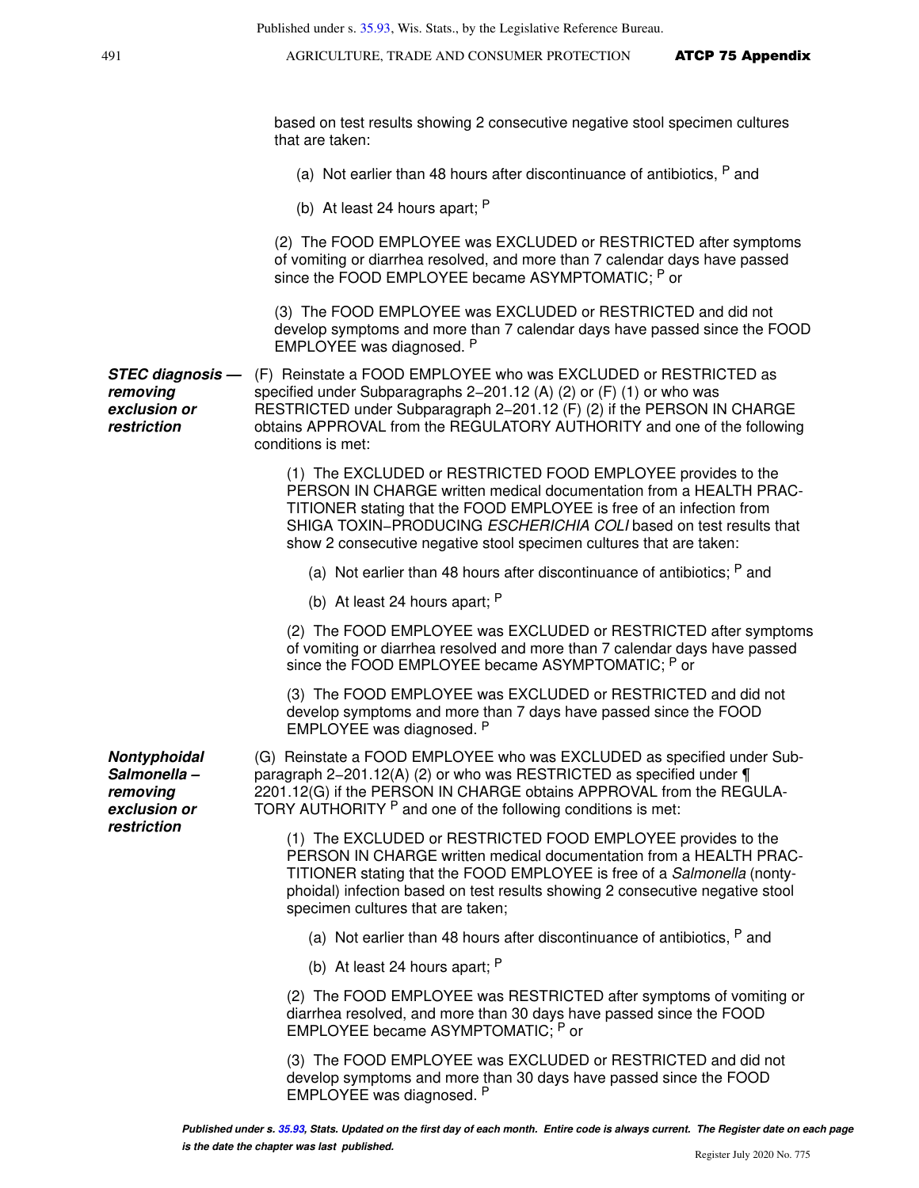based on test results showing 2 consecutive negative stool specimen cultures that are taken:

(a) Not earlier than 48 hours after discontinuance of antibiotics, [P] and

(b) At least 24 hours apart; [P]

(2) The FOOD EMPLOYEE was EXCLUDED or RESTRICTED after symptoms of vomiting or diarrhea resolved, and more than 7 calendar days have passed since the FOOD EMPLOYEE became ASYMPTOMATIC; [P] or

(3) The FOOD EMPLOYEE was EXCLUDED or RESTRICTED and did not develop symptoms and more than 7 calendar days have passed since the FOOD EMPLOYEE was diagnosed. [P]

***STEC diagnosis — removing exclusion or restriction***

(F) Reinstate a FOOD EMPLOYEE who was EXCLUDED or RESTRICTED as specified under Subparagraphs 2−201.12 (A) (2) or (F) (1) or who was RESTRICTED under Subparagraph 2−201.12 (F) (2) if the PERSON IN CHARGE obtains APPROVAL from the REGULATORY AUTHORITY and one of the following conditions is met:

(1) The EXCLUDED or RESTRICTED FOOD EMPLOYEE provides to the PERSON IN CHARGE written medical documentation from a HEALTH PRACTITIONER stating that the FOOD EMPLOYEE is free of an infection from SHIGA TOXIN−PRODUCING *ESCHERICHIA COLI* based on test results that show 2 consecutive negative stool specimen cultures that are taken:

(a) Not earlier than 48 hours after discontinuance of antibiotics; [P] and

(b) At least 24 hours apart; [P]

(2) The FOOD EMPLOYEE was EXCLUDED or RESTRICTED after symptoms of vomiting or diarrhea resolved and more than 7 calendar days have passed since the FOOD EMPLOYEE became ASYMPTOMATIC; [P] or

(3) The FOOD EMPLOYEE was EXCLUDED or RESTRICTED and did not develop symptoms and more than 7 days have passed since the FOOD EMPLOYEE was diagnosed. [P]

***Nontyphoidal Salmonella – removing exclusion or restriction***

(G) Reinstate a FOOD EMPLOYEE who was EXCLUDED as specified under Subparagraph 2−201.12(A) (2) or who was RESTRICTED as specified under ¶ 2201.12(G) if the PERSON IN CHARGE obtains APPROVAL from the REGULATORY AUTHORITY [P] and one of the following conditions is met:

(1) The EXCLUDED or RESTRICTED FOOD EMPLOYEE provides to the PERSON IN CHARGE written medical documentation from a HEALTH PRACTITIONER stating that the FOOD EMPLOYEE is free of a *Salmonella* (nontyphoidal) infection based on test results showing 2 consecutive negative stool specimen cultures that are taken;

(a) Not earlier than 48 hours after discontinuance of antibiotics, [P] and

(b) At least 24 hours apart; [P]

(2) The FOOD EMPLOYEE was RESTRICTED after symptoms of vomiting or diarrhea resolved, and more than 30 days have passed since the FOOD EMPLOYEE became ASYMPTOMATIC; [P] or

(3) The FOOD EMPLOYEE was EXCLUDED or RESTRICTED and did not develop symptoms and more than 30 days have passed since the FOOD EMPLOYEE was diagnosed. [P]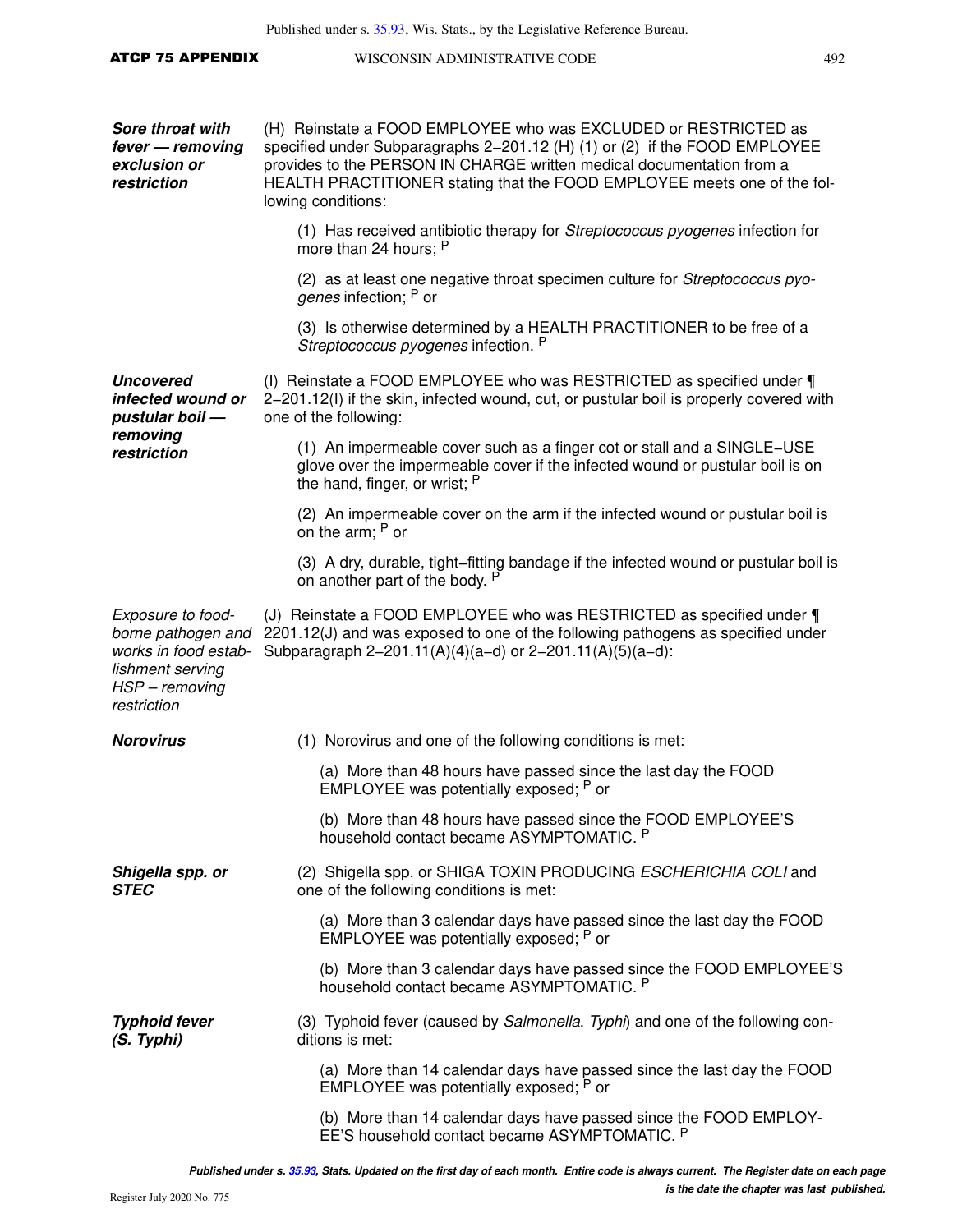***Sore throat with fever — removing exclusion or restriction***

(H) Reinstate a FOOD EMPLOYEE who was EXCLUDED or RESTRICTED as specified under Subparagraphs 2−201.12 (H) (1) or (2) if the FOOD EMPLOYEE provides to the PERSON IN CHARGE written medical documentation from a HEALTH PRACTITIONER stating that the FOOD EMPLOYEE meets one of the following conditions:

(1) Has received antibiotic therapy for *Streptococcus pyogenes* infection for more than 24 hours; P

(2) as at least one negative throat specimen culture for *Streptococcus pyogenes* infection; P or

(3) Is otherwise determined by a HEALTH PRACTITIONER to be free of a *Streptococcus pyogenes* infection. P

***Uncovered infected wound or pustular boil — removing restriction***

(I) Reinstate a FOOD EMPLOYEE who was RESTRICTED as specified under ¶ 2−201.12(I) if the skin, infected wound, cut, or pustular boil is properly covered with one of the following:

(1) An impermeable cover such as a finger cot or stall and a SINGLE−USE glove over the impermeable cover if the infected wound or pustular boil is on the hand, finger, or wrist; P

(2) An impermeable cover on the arm if the infected wound or pustular boil is on the arm; P or

(3) A dry, durable, tight−fitting bandage if the infected wound or pustular boil is on another part of the body. P

*Exposure to food-borne pathogen and works in food establishment serving HSP – removing restriction*

(J) Reinstate a FOOD EMPLOYEE who was RESTRICTED as specified under ¶ 2201.12(J) and was exposed to one of the following pathogens as specified under Subparagraph 2−201.11(A)(4)(a−d) or 2−201.11(A)(5)(a−d):

***Norovirus***

(1) Norovirus and one of the following conditions is met:

(a) More than 48 hours have passed since the last day the FOOD EMPLOYEE was potentially exposed; P or

(b) More than 48 hours have passed since the FOOD EMPLOYEE'S household contact became ASYMPTOMATIC. P

***Shigella spp. or STEC***

(2) Shigella spp. or SHIGA TOXIN PRODUCING *ESCHERICHIA COLI* and one of the following conditions is met:

(a) More than 3 calendar days have passed since the last day the FOOD EMPLOYEE was potentially exposed; P or

(b) More than 3 calendar days have passed since the FOOD EMPLOYEE'S household contact became ASYMPTOMATIC. P

***Typhoid fever (S. Typhi)***

(3) Typhoid fever (caused by *Salmonella*. *Typhi*) and one of the following conditions is met:

(a) More than 14 calendar days have passed since the last day the FOOD EMPLOYEE was potentially exposed; P or

(b) More than 14 calendar days have passed since the FOOD EMPLOYEE'S household contact became ASYMPTOMATIC. P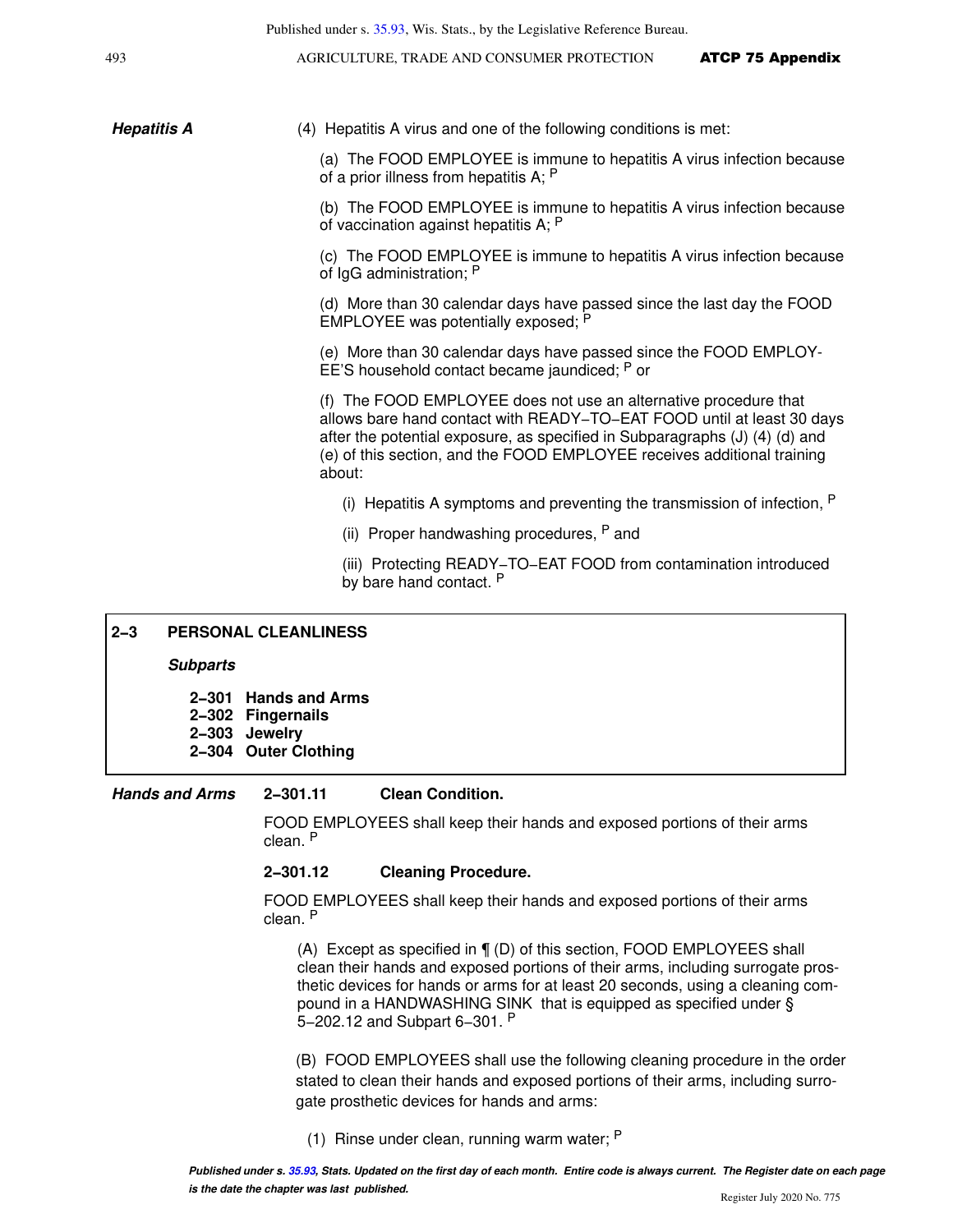**Hepatitis A**

(4) Hepatitis A virus and one of the following conditions is met:

(a) The FOOD EMPLOYEE is immune to hepatitis A virus infection because of a prior illness from hepatitis A; [P]

(b) The FOOD EMPLOYEE is immune to hepatitis A virus infection because of vaccination against hepatitis A; [P]

(c) The FOOD EMPLOYEE is immune to hepatitis A virus infection because of IgG administration; [P]

(d) More than 30 calendar days have passed since the last day the FOOD EMPLOYEE was potentially exposed; [P]

(e) More than 30 calendar days have passed since the FOOD EMPLOYEE'S household contact became jaundiced; [P] or

(f) The FOOD EMPLOYEE does not use an alternative procedure that allows bare hand contact with READY−TO−EAT FOOD until at least 30 days after the potential exposure, as specified in Subparagraphs (J) (4) (d) and (e) of this section, and the FOOD EMPLOYEE receives additional training about:

(i) Hepatitis A symptoms and preventing the transmission of infection, [P]

(ii) Proper handwashing procedures, [P] and

(iii) Protecting READY−TO−EAT FOOD from contamination introduced by bare hand contact. [P]

## 2−3 PERSONAL CLEANLINESS

***Subparts***

**2−301 Hands and Arms**
**2−302 Fingernails**
**2−303 Jewelry**
**2−304 Outer Clothing**

***Hands and Arms***

### 2−301.11 Clean Condition.

FOOD EMPLOYEES shall keep their hands and exposed portions of their arms clean. [P]

### 2−301.12 Cleaning Procedure.

FOOD EMPLOYEES shall keep their hands and exposed portions of their arms clean. [P]

(A) Except as specified in ¶ (D) of this section, FOOD EMPLOYEES shall clean their hands and exposed portions of their arms, including surrogate prosthetic devices for hands or arms for at least 20 seconds, using a cleaning compound in a HANDWASHING SINK that is equipped as specified under § 5−202.12 and Subpart 6−301. [P]

(B) FOOD EMPLOYEES shall use the following cleaning procedure in the order stated to clean their hands and exposed portions of their arms, including surrogate prosthetic devices for hands and arms:

(1) Rinse under clean, running warm water; [P]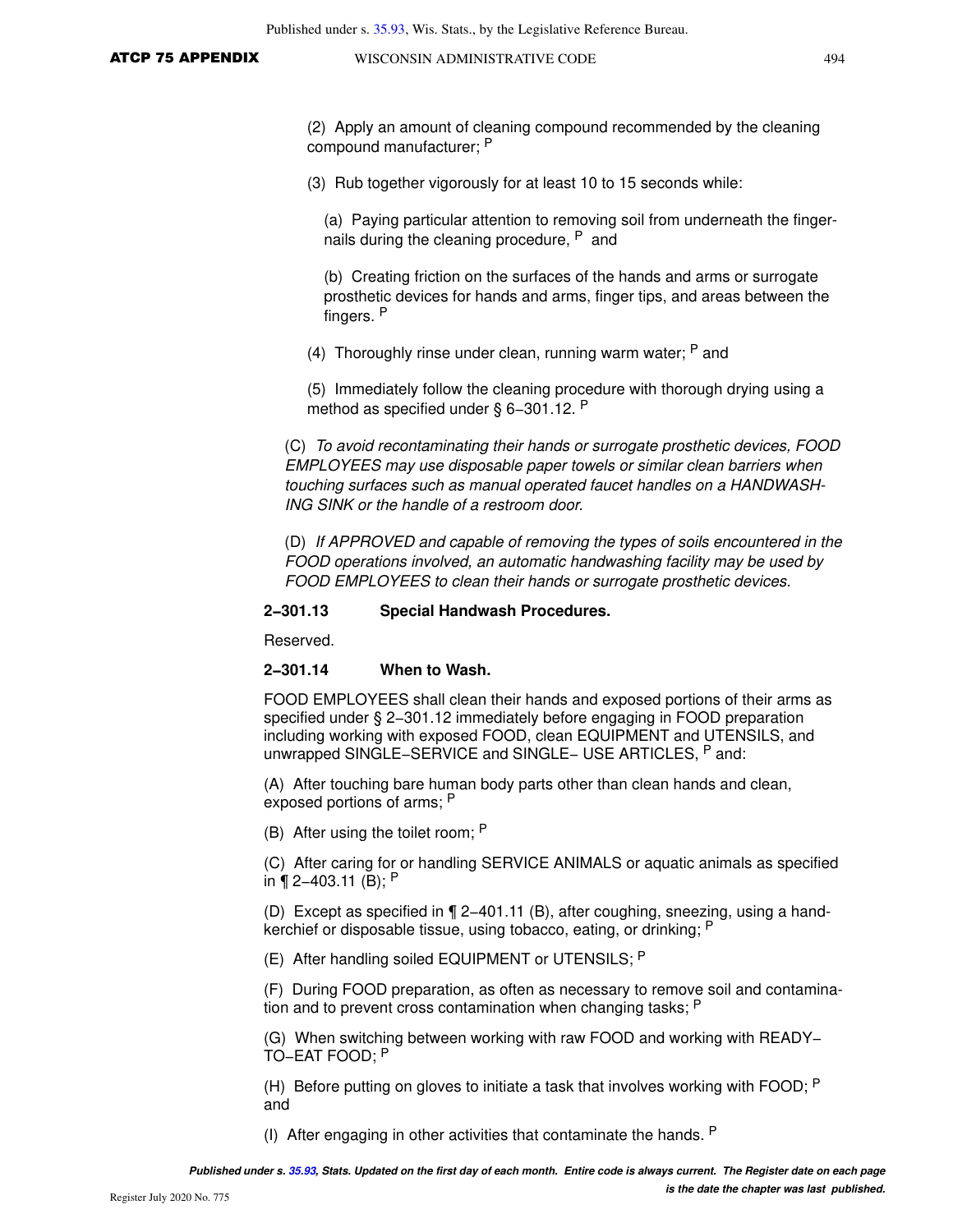(2) Apply an amount of cleaning compound recommended by the cleaning compound manufacturer; P

(3) Rub together vigorously for at least 10 to 15 seconds while:

(a) Paying particular attention to removing soil from underneath the fingernails during the cleaning procedure, P and

(b) Creating friction on the surfaces of the hands and arms or surrogate prosthetic devices for hands and arms, finger tips, and areas between the fingers. P

(4) Thoroughly rinse under clean, running warm water; P and

(5) Immediately follow the cleaning procedure with thorough drying using a method as specified under § 6−301.12. P

(C) *To avoid recontaminating their hands or surrogate prosthetic devices, FOOD EMPLOYEES may use disposable paper towels or similar clean barriers when touching surfaces such as manual operated faucet handles on a HANDWASHING SINK or the handle of a restroom door.*

(D) *If APPROVED and capable of removing the types of soils encountered in the FOOD operations involved, an automatic handwashing facility may be used by FOOD EMPLOYEES to clean their hands or surrogate prosthetic devices.*

**2−301.13 Special Handwash Procedures.**

Reserved.

**2−301.14 When to Wash.**

FOOD EMPLOYEES shall clean their hands and exposed portions of their arms as specified under § 2−301.12 immediately before engaging in FOOD preparation including working with exposed FOOD, clean EQUIPMENT and UTENSILS, and unwrapped SINGLE−SERVICE and SINGLE− USE ARTICLES, P and:

(A) After touching bare human body parts other than clean hands and clean, exposed portions of arms; P

(B) After using the toilet room; P

(C) After caring for or handling SERVICE ANIMALS or aquatic animals as specified in ¶ 2−403.11 (B); P

(D) Except as specified in ¶ 2−401.11 (B), after coughing, sneezing, using a handkerchief or disposable tissue, using tobacco, eating, or drinking; P

(E) After handling soiled EQUIPMENT or UTENSILS; P

(F) During FOOD preparation, as often as necessary to remove soil and contamination and to prevent cross contamination when changing tasks; P

(G) When switching between working with raw FOOD and working with READY−TO−EAT FOOD; P

(H) Before putting on gloves to initiate a task that involves working with FOOD; P and

(I) After engaging in other activities that contaminate the hands. P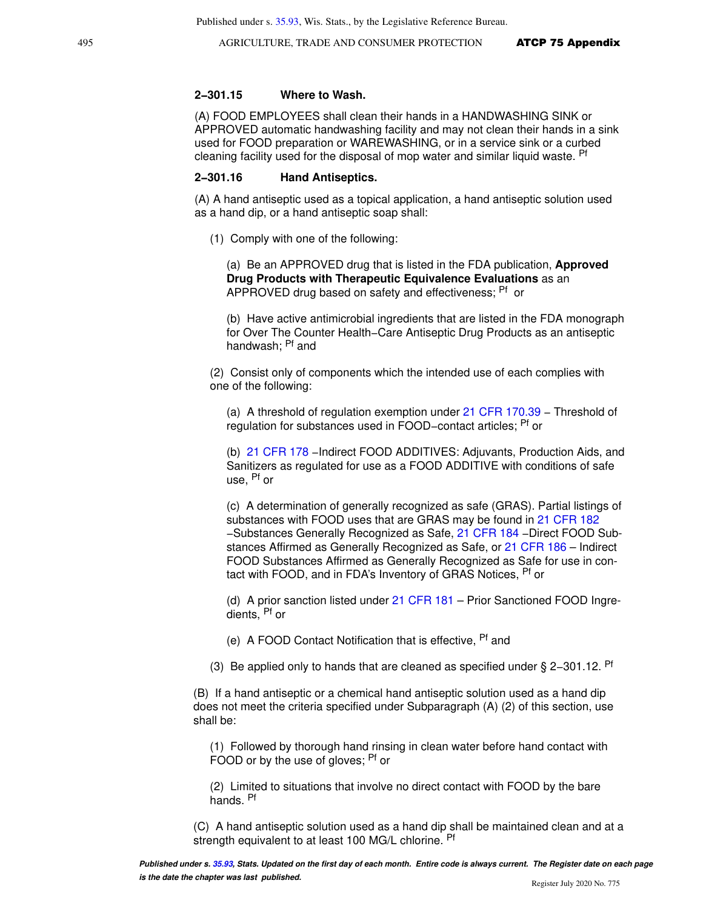### 2-301.15 Where to Wash.

(A) FOOD EMPLOYEES shall clean their hands in a HANDWASHING SINK or APPROVED automatic handwashing facility and may not clean their hands in a sink used for FOOD preparation or WAREWASHING, or in a service sink or a curbed cleaning facility used for the disposal of mop water and similar liquid waste. [Pf]

### 2-301.16 Hand Antiseptics.

(A) A hand antiseptic used as a topical application, a hand antiseptic solution used as a hand dip, or a hand antiseptic soap shall:

(1) Comply with one of the following:

(a) Be an APPROVED drug that is listed in the FDA publication, **Approved Drug Products with Therapeutic Equivalence Evaluations** as an APPROVED drug based on safety and effectiveness; [Pf] or

(b) Have active antimicrobial ingredients that are listed in the FDA monograph for Over The Counter Health-Care Antiseptic Drug Products as an antiseptic handwash; [Pf] and

(2) Consist only of components which the intended use of each complies with one of the following:

(a) A threshold of regulation exemption under 21 CFR 170.39 – Threshold of regulation for substances used in FOOD-contact articles; [Pf] or

(b) 21 CFR 178 –Indirect FOOD ADDITIVES: Adjuvants, Production Aids, and Sanitizers as regulated for use as a FOOD ADDITIVE with conditions of safe use, [Pf] or

(c) A determination of generally recognized as safe (GRAS). Partial listings of substances with FOOD uses that are GRAS may be found in 21 CFR 182 –Substances Generally Recognized as Safe, 21 CFR 184 –Direct FOOD Substances Affirmed as Generally Recognized as Safe, or 21 CFR 186 – Indirect FOOD Substances Affirmed as Generally Recognized as Safe for use in contact with FOOD, and in FDA's Inventory of GRAS Notices, [Pf] or

(d) A prior sanction listed under 21 CFR 181 – Prior Sanctioned FOOD Ingredients, [Pf] or

(e) A FOOD Contact Notification that is effective, [Pf] and

(3) Be applied only to hands that are cleaned as specified under § 2-301.12. [Pf]

(B) If a hand antiseptic or a chemical hand antiseptic solution used as a hand dip does not meet the criteria specified under Subparagraph (A) (2) of this section, use shall be:

(1) Followed by thorough hand rinsing in clean water before hand contact with FOOD or by the use of gloves; [Pf] or

(2) Limited to situations that involve no direct contact with FOOD by the bare hands. [Pf]

(C) A hand antiseptic solution used as a hand dip shall be maintained clean and at a strength equivalent to at least 100 MG/L chlorine. [Pf]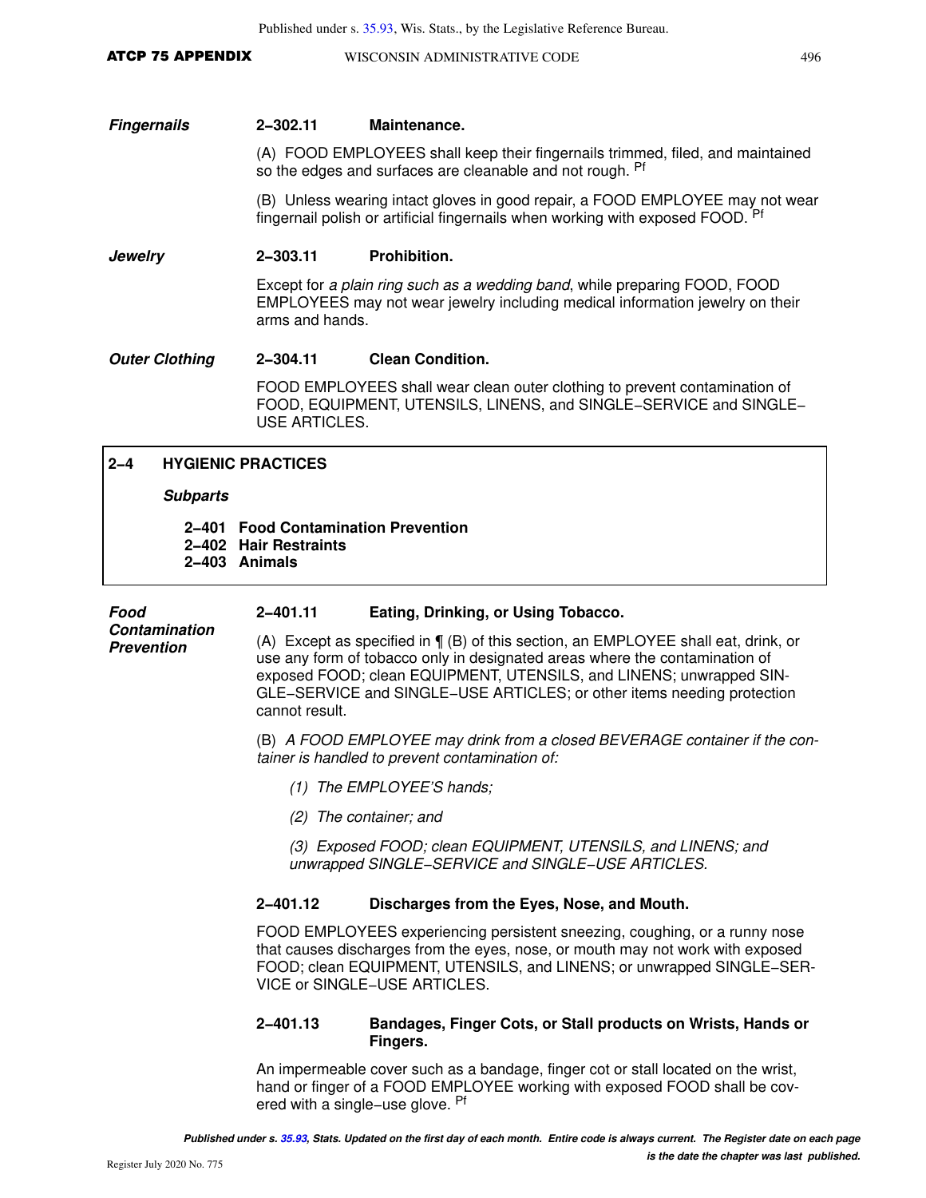***Fingernails***

**2–302.11 Maintenance.**

(A) FOOD EMPLOYEES shall keep their fingernails trimmed, filed, and maintained so the edges and surfaces are cleanable and not rough. [Pf]

(B) Unless wearing intact gloves in good repair, a FOOD EMPLOYEE may not wear fingernail polish or artificial fingernails when working with exposed FOOD. [Pf]

***Jewelry***

**2–303.11 Prohibition.**

Except for *a plain ring such as a wedding band*, while preparing FOOD, FOOD EMPLOYEES may not wear jewelry including medical information jewelry on their arms and hands.

***Outer Clothing***

**2–304.11 Clean Condition.**

FOOD EMPLOYEES shall wear clean outer clothing to prevent contamination of FOOD, EQUIPMENT, UTENSILS, LINENS, and SINGLE–SERVICE and SINGLE–USE ARTICLES.

## 2–4 HYGIENIC PRACTICES

***Subparts***

**2–401 Food Contamination Prevention**
**2–402 Hair Restraints**
**2–403 Animals**

***Food Contamination Prevention***

**2–401.11 Eating, Drinking, or Using Tobacco.**

(A) Except as specified in ¶ (B) of this section, an EMPLOYEE shall eat, drink, or use any form of tobacco only in designated areas where the contamination of exposed FOOD; clean EQUIPMENT, UTENSILS, and LINENS; unwrapped SINGLE–SERVICE and SINGLE–USE ARTICLES; or other items needing protection cannot result.

(B) *A FOOD EMPLOYEE may drink from a closed BEVERAGE container if the container is handled to prevent contamination of:*

*(1) The EMPLOYEE'S hands;*

*(2) The container; and*

*(3) Exposed FOOD; clean EQUIPMENT, UTENSILS, and LINENS; and unwrapped SINGLE–SERVICE and SINGLE–USE ARTICLES.*

**2–401.12 Discharges from the Eyes, Nose, and Mouth.**

FOOD EMPLOYEES experiencing persistent sneezing, coughing, or a runny nose that causes discharges from the eyes, nose, or mouth may not work with exposed FOOD; clean EQUIPMENT, UTENSILS, and LINENS; or unwrapped SINGLE–SERVICE or SINGLE–USE ARTICLES.

**2–401.13 Bandages, Finger Cots, or Stall products on Wrists, Hands or Fingers.**

An impermeable cover such as a bandage, finger cot or stall located on the wrist, hand or finger of a FOOD EMPLOYEE working with exposed FOOD shall be covered with a single–use glove. [Pf]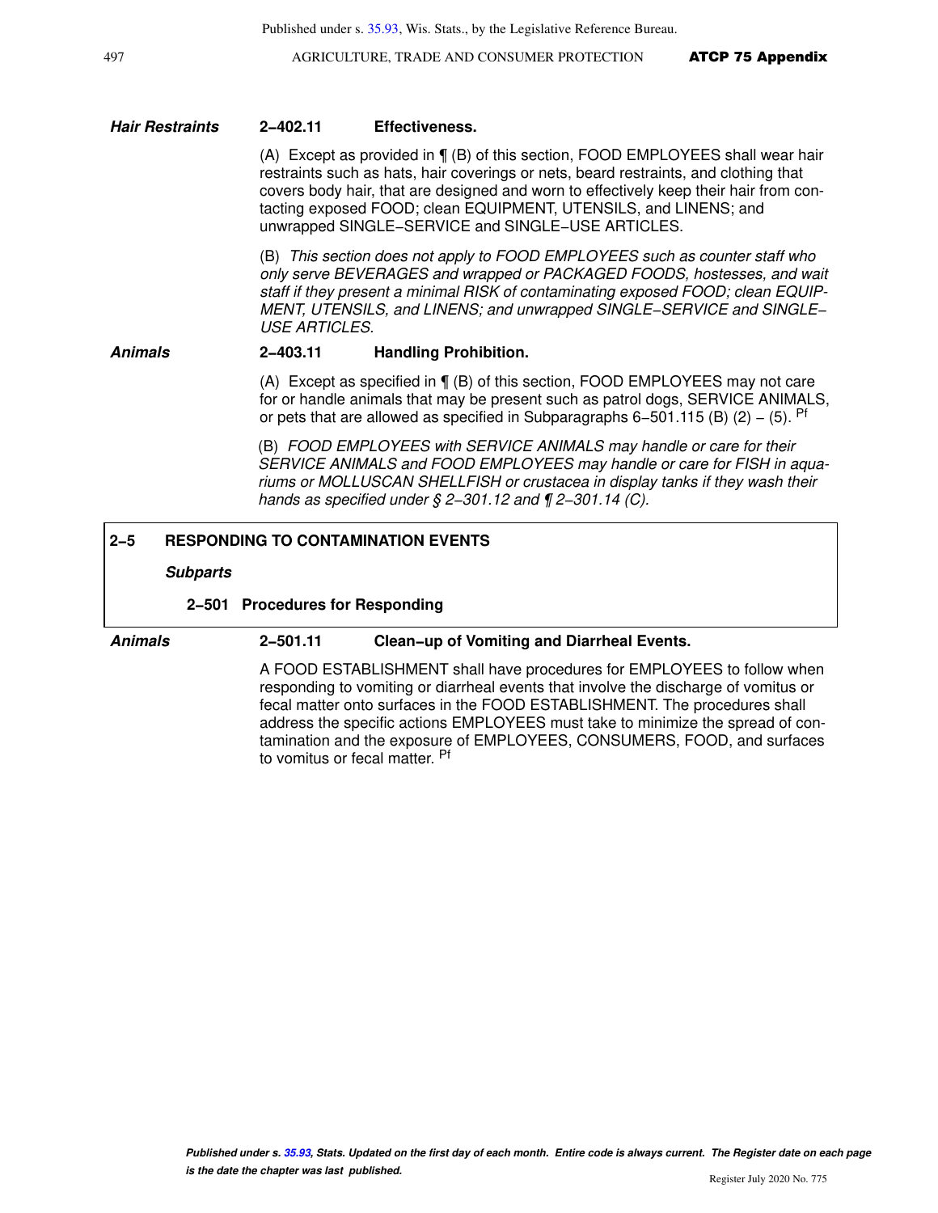***Hair Restraints*** **2–402.11 Effectiveness.**

(A) Except as provided in ¶ (B) of this section, FOOD EMPLOYEES shall wear hair restraints such as hats, hair coverings or nets, beard restraints, and clothing that covers body hair, that are designed and worn to effectively keep their hair from contacting exposed FOOD; clean EQUIPMENT, UTENSILS, and LINENS; and unwrapped SINGLE–SERVICE and SINGLE–USE ARTICLES.

(B) *This section does not apply to FOOD EMPLOYEES such as counter staff who only serve BEVERAGES and wrapped or PACKAGED FOODS, hostesses, and wait staff if they present a minimal RISK of contaminating exposed FOOD; clean EQUIPMENT, UTENSILS, and LINENS; and unwrapped SINGLE–SERVICE and SINGLE–USE ARTICLES.*

***Animals*** **2–403.11 Handling Prohibition.**

(A) Except as specified in ¶ (B) of this section, FOOD EMPLOYEES may not care for or handle animals that may be present such as patrol dogs, SERVICE ANIMALS, or pets that are allowed as specified in Subparagraphs 6–501.115 (B) (2) – (5). [Pf]

(B) *FOOD EMPLOYEES with SERVICE ANIMALS may handle or care for their SERVICE ANIMALS and FOOD EMPLOYEES may handle or care for FISH in aquariums or MOLLUSCAN SHELLFISH or crustacea in display tanks if they wash their hands as specified under § 2–301.12 and ¶ 2–301.14 (C).*

## 2–5 RESPONDING TO CONTAMINATION EVENTS

***Subparts***

**2–501 Procedures for Responding**

***Animals*** **2–501.11 Clean–up of Vomiting and Diarrheal Events.**

A FOOD ESTABLISHMENT shall have procedures for EMPLOYEES to follow when responding to vomiting or diarrheal events that involve the discharge of vomitus or fecal matter onto surfaces in the FOOD ESTABLISHMENT. The procedures shall address the specific actions EMPLOYEES must take to minimize the spread of contamination and the exposure of EMPLOYEES, CONSUMERS, FOOD, and surfaces to vomitus or fecal matter. [Pf]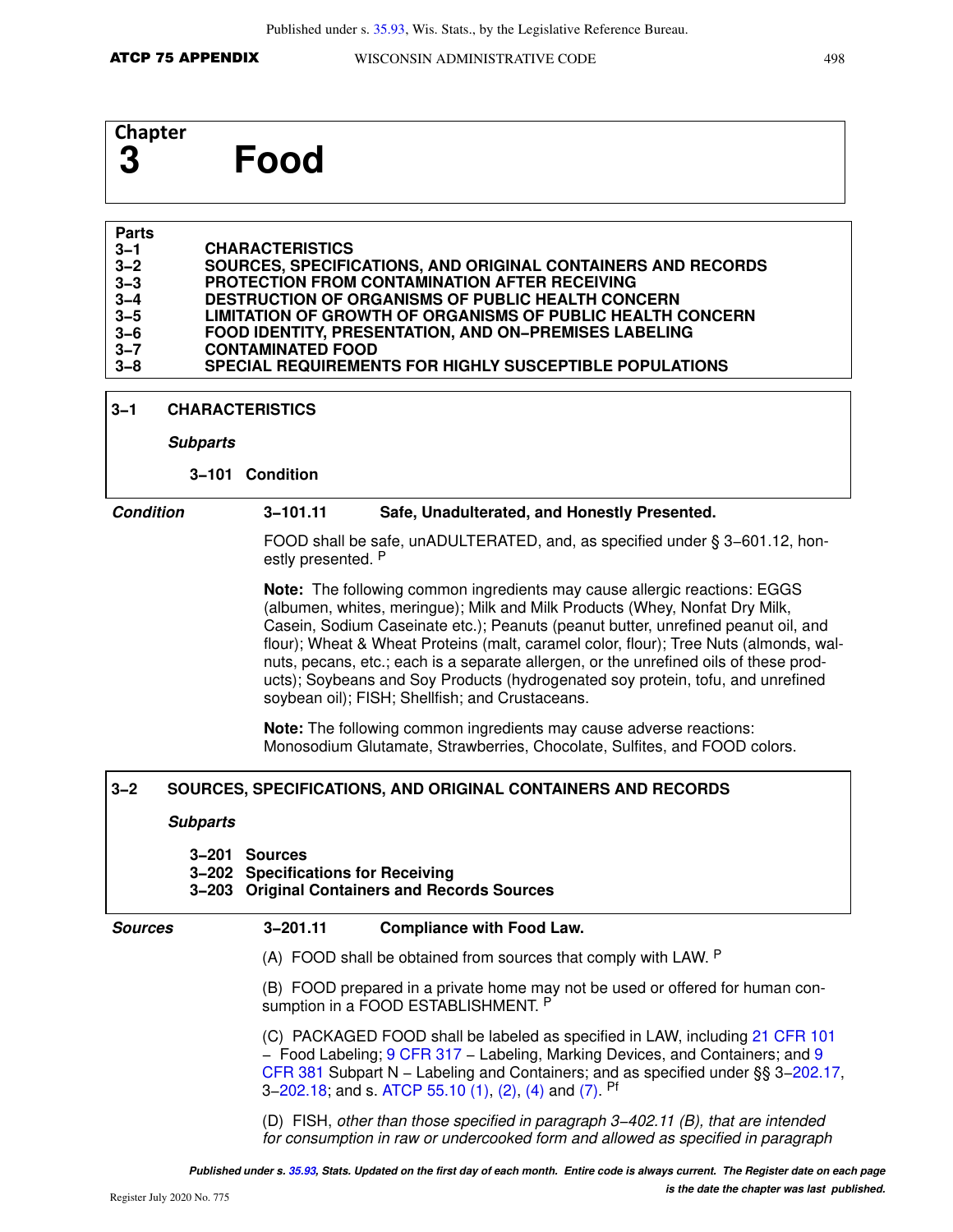# Chapter 3 Food

| Parts | |
|---|---|
| 3–1 | CHARACTERISTICS |
| 3–2 | SOURCES, SPECIFICATIONS, AND ORIGINAL CONTAINERS AND RECORDS |
| 3–3 | PROTECTION FROM CONTAMINATION AFTER RECEIVING |
| 3–4 | DESTRUCTION OF ORGANISMS OF PUBLIC HEALTH CONCERN |
| 3–5 | LIMITATION OF GROWTH OF ORGANISMS OF PUBLIC HEALTH CONCERN |
| 3–6 | FOOD IDENTITY, PRESENTATION, AND ON–PREMISES LABELING |
| 3–7 | CONTAMINATED FOOD |
| 3–8 | SPECIAL REQUIREMENTS FOR HIGHLY SUSCEPTIBLE POPULATIONS |

## 3–1 CHARACTERISTICS

***Subparts***

**3–101 Condition**

***Condition***

### 3–101.11 Safe, Unadulterated, and Honestly Presented.

FOOD shall be safe, unADULTERATED, and, as specified under § 3–601.12, honestly presented. P

**Note:** The following common ingredients may cause allergic reactions: EGGS (albumen, whites, meringue); Milk and Milk Products (Whey, Nonfat Dry Milk, Casein, Sodium Caseinate etc.); Peanuts (peanut butter, unrefined peanut oil, and flour); Wheat & Wheat Proteins (malt, caramel color, flour); Tree Nuts (almonds, walnuts, pecans, etc.; each is a separate allergen, or the unrefined oils of these products); Soybeans and Soy Products (hydrogenated soy protein, tofu, and unrefined soybean oil); FISH; Shellfish; and Crustaceans.

**Note:** The following common ingredients may cause adverse reactions: Monosodium Glutamate, Strawberries, Chocolate, Sulfites, and FOOD colors.

## 3–2 SOURCES, SPECIFICATIONS, AND ORIGINAL CONTAINERS AND RECORDS

***Subparts***

**3–201 Sources**
**3–202 Specifications for Receiving**
**3–203 Original Containers and Records Sources**

***Sources***

### 3–201.11 Compliance with Food Law.

(A) FOOD shall be obtained from sources that comply with LAW. P

(B) FOOD prepared in a private home may not be used or offered for human consumption in a FOOD ESTABLISHMENT. P

(C) PACKAGED FOOD shall be labeled as specified in LAW, including 21 CFR 101 – Food Labeling; 9 CFR 317 – Labeling, Marking Devices, and Containers; and 9 CFR 381 Subpart N – Labeling and Containers; and as specified under §§ 3–202.17, 3–202.18; and s. ATCP 55.10 (1), (2), (4) and (7). Pf

(D) FISH, *other than those specified in paragraph 3–402.11 (B), that are intended for consumption in raw or undercooked form and allowed as specified in paragraph*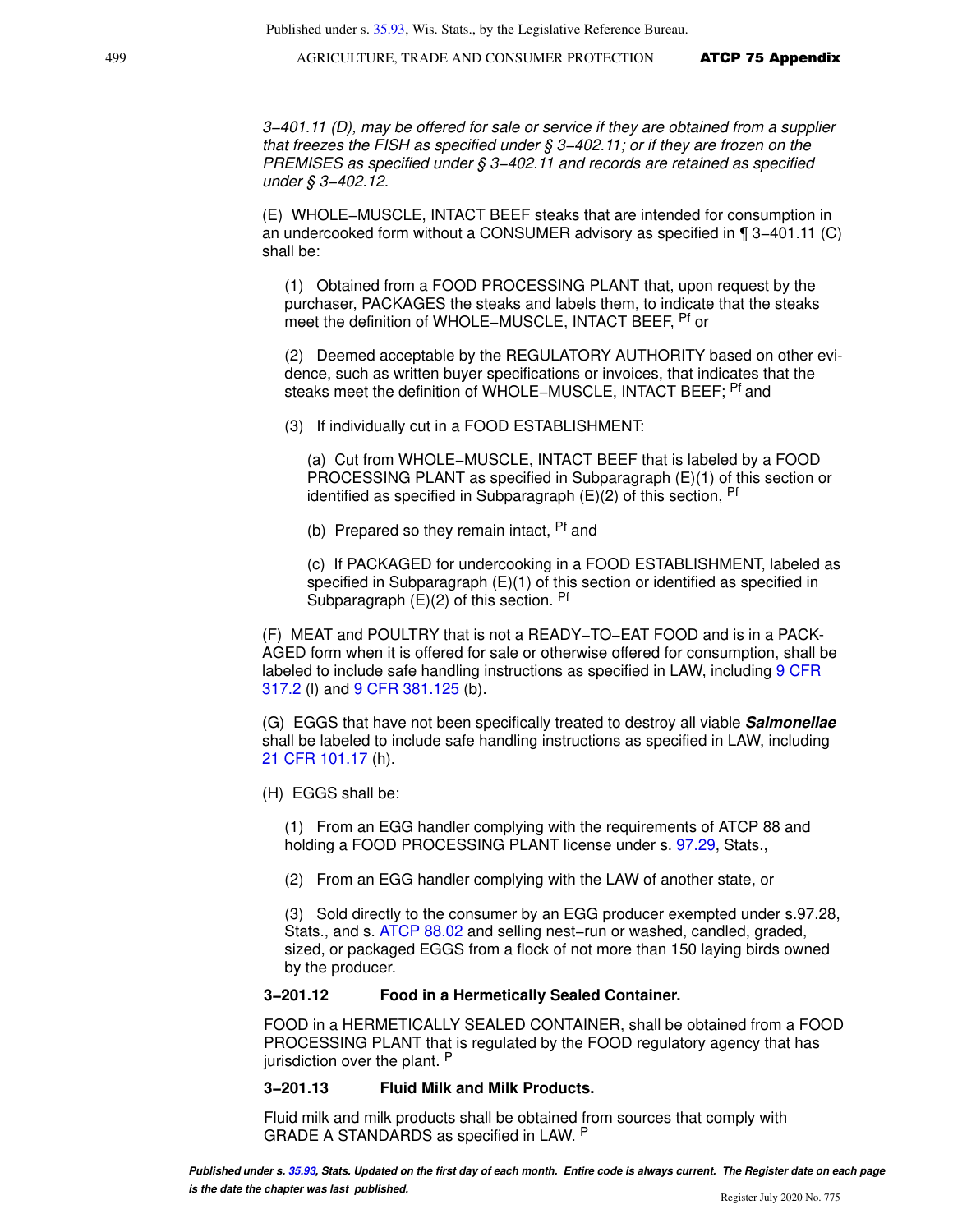*3−401.11 (D), may be offered for sale or service if they are obtained from a supplier that freezes the FISH as specified under § 3−402.11; or if they are frozen on the PREMISES as specified under § 3−402.11 and records are retained as specified under § 3−402.12.*

(E) WHOLE−MUSCLE, INTACT BEEF steaks that are intended for consumption in an undercooked form without a CONSUMER advisory as specified in ¶ 3−401.11 (C) shall be:

(1) Obtained from a FOOD PROCESSING PLANT that, upon request by the purchaser, PACKAGES the steaks and labels them, to indicate that the steaks meet the definition of WHOLE−MUSCLE, INTACT BEEF, [Pf] or

(2) Deemed acceptable by the REGULATORY AUTHORITY based on other evidence, such as written buyer specifications or invoices, that indicates that the steaks meet the definition of WHOLE−MUSCLE, INTACT BEEF; [Pf] and

(3) If individually cut in a FOOD ESTABLISHMENT:

(a) Cut from WHOLE−MUSCLE, INTACT BEEF that is labeled by a FOOD PROCESSING PLANT as specified in Subparagraph (E)(1) of this section or identified as specified in Subparagraph (E)(2) of this section, [Pf]

(b) Prepared so they remain intact, [Pf] and

(c) If PACKAGED for undercooking in a FOOD ESTABLISHMENT, labeled as specified in Subparagraph (E)(1) of this section or identified as specified in Subparagraph (E)(2) of this section. [Pf]

(F) MEAT and POULTRY that is not a READY−TO−EAT FOOD and is in a PACKAGED form when it is offered for sale or otherwise offered for consumption, shall be labeled to include safe handling instructions as specified in LAW, including 9 CFR 317.2 (l) and 9 CFR 381.125 (b).

(G) EGGS that have not been specifically treated to destroy all viable ***Salmonellae*** shall be labeled to include safe handling instructions as specified in LAW, including 21 CFR 101.17 (h).

(H) EGGS shall be:

(1) From an EGG handler complying with the requirements of ATCP 88 and holding a FOOD PROCESSING PLANT license under s. 97.29, Stats.,

(2) From an EGG handler complying with the LAW of another state, or

(3) Sold directly to the consumer by an EGG producer exempted under s.97.28, Stats., and s. ATCP 88.02 and selling nest−run or washed, candled, graded, sized, or packaged EGGS from a flock of not more than 150 laying birds owned by the producer.

**3−201.12 Food in a Hermetically Sealed Container.**

FOOD in a HERMETICALLY SEALED CONTAINER, shall be obtained from a FOOD PROCESSING PLANT that is regulated by the FOOD regulatory agency that has jurisdiction over the plant. [P]

**3−201.13 Fluid Milk and Milk Products.**

Fluid milk and milk products shall be obtained from sources that comply with GRADE A STANDARDS as specified in LAW. [P]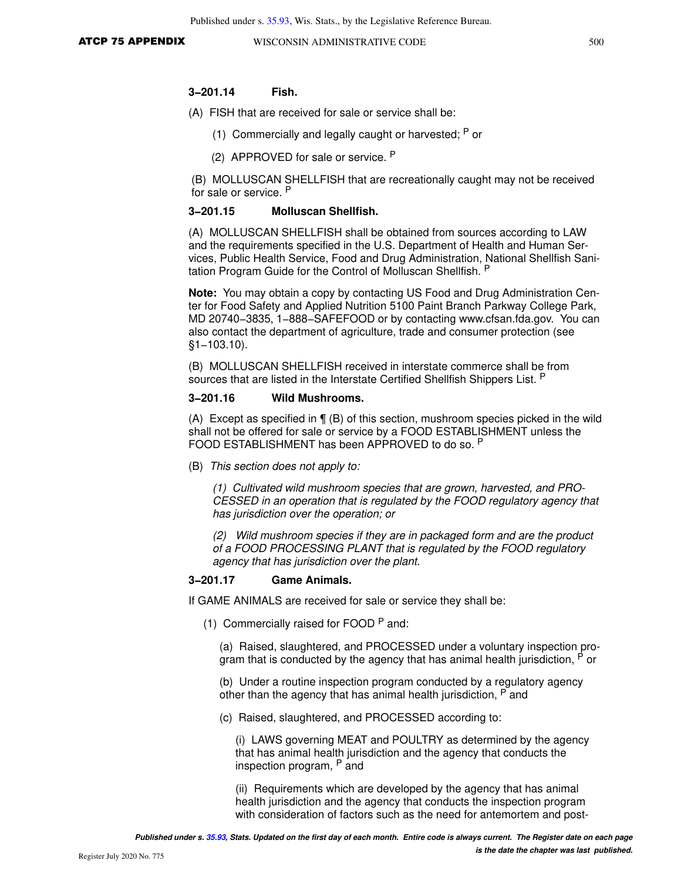### 3‑201.14 Fish.

(A) FISH that are received for sale or service shall be:

(1) Commercially and legally caught or harvested; [P] or

(2) APPROVED for sale or service. [P]

(B) MOLLUSCAN SHELLFISH that are recreationally caught may not be received for sale or service. [P]

### 3‑201.15 Molluscan Shellfish.

(A) MOLLUSCAN SHELLFISH shall be obtained from sources according to LAW and the requirements specified in the U.S. Department of Health and Human Services, Public Health Service, Food and Drug Administration, National Shellfish Sanitation Program Guide for the Control of Molluscan Shellfish. [P]

**Note:** You may obtain a copy by contacting US Food and Drug Administration Center for Food Safety and Applied Nutrition 5100 Paint Branch Parkway College Park, MD 20740‑3835, 1‑888‑SAFEFOOD or by contacting www.cfsan.fda.gov. You can also contact the department of agriculture, trade and consumer protection (see §1‑103.10).

(B) MOLLUSCAN SHELLFISH received in interstate commerce shall be from sources that are listed in the Interstate Certified Shellfish Shippers List. [P]

### 3‑201.16 Wild Mushrooms.

(A) Except as specified in ¶ (B) of this section, mushroom species picked in the wild shall not be offered for sale or service by a FOOD ESTABLISHMENT unless the FOOD ESTABLISHMENT has been APPROVED to do so. [P]

(B) *This section does not apply to:*

*(1) Cultivated wild mushroom species that are grown, harvested, and PROCESSED in an operation that is regulated by the FOOD regulatory agency that has jurisdiction over the operation; or*

*(2) Wild mushroom species if they are in packaged form and are the product of a FOOD PROCESSING PLANT that is regulated by the FOOD regulatory agency that has jurisdiction over the plant.*

### 3‑201.17 Game Animals.

If GAME ANIMALS are received for sale or service they shall be:

(1) Commercially raised for FOOD [P] and:

(a) Raised, slaughtered, and PROCESSED under a voluntary inspection program that is conducted by the agency that has animal health jurisdiction, [P] or

(b) Under a routine inspection program conducted by a regulatory agency other than the agency that has animal health jurisdiction, [P] and

(c) Raised, slaughtered, and PROCESSED according to:

(i) LAWS governing MEAT and POULTRY as determined by the agency that has animal health jurisdiction and the agency that conducts the inspection program, [P] and

(ii) Requirements which are developed by the agency that has animal health jurisdiction and the agency that conducts the inspection program with consideration of factors such as the need for antemortem and post-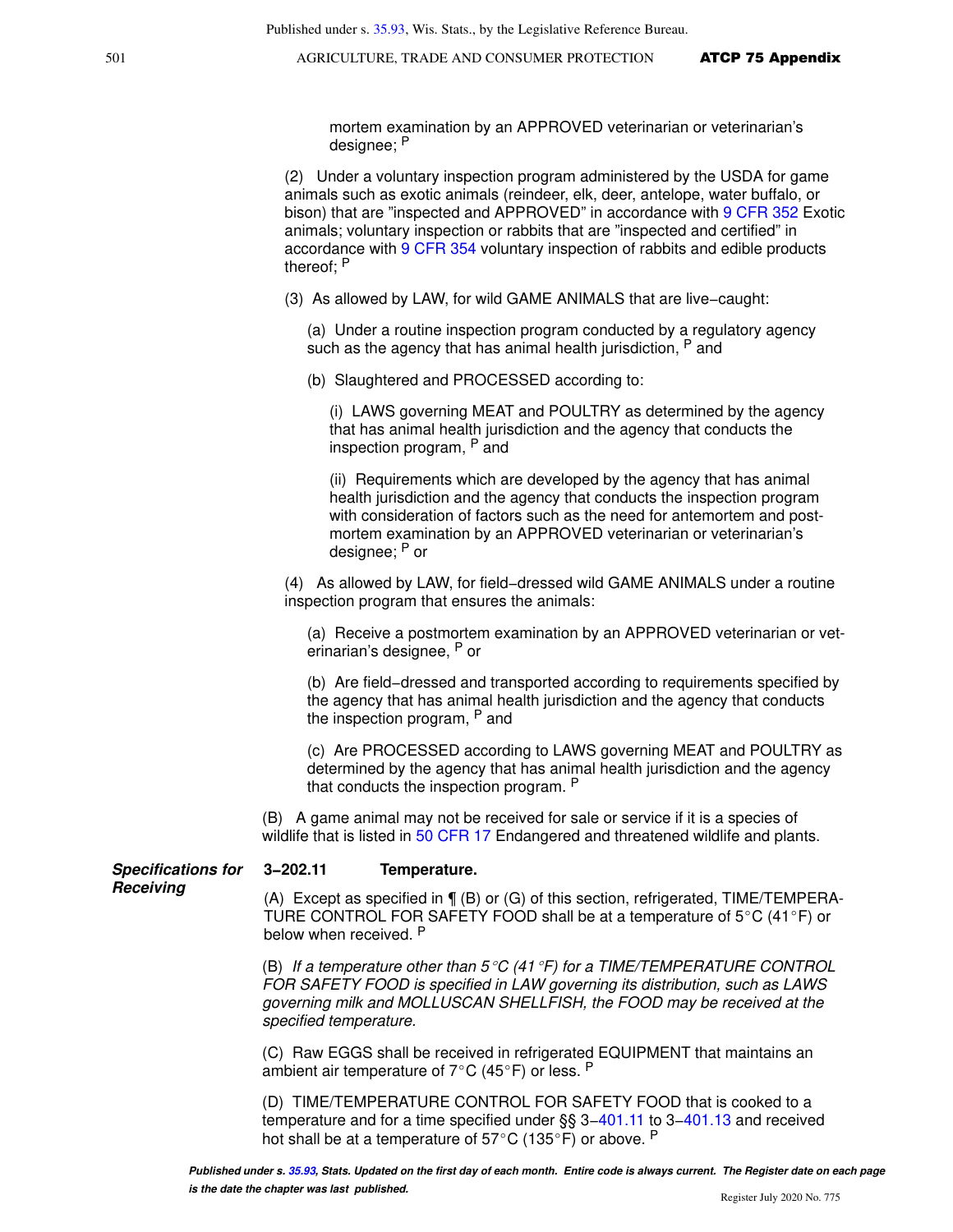mortem examination by an APPROVED veterinarian or veterinarian's designee; P

(2) Under a voluntary inspection program administered by the USDA for game animals such as exotic animals (reindeer, elk, deer, antelope, water buffalo, or bison) that are "inspected and APPROVED" in accordance with 9 CFR 352 Exotic animals; voluntary inspection or rabbits that are "inspected and certified" in accordance with 9 CFR 354 voluntary inspection of rabbits and edible products thereof; P

(3) As allowed by LAW, for wild GAME ANIMALS that are live−caught:

(a) Under a routine inspection program conducted by a regulatory agency such as the agency that has animal health jurisdiction, P and

(b) Slaughtered and PROCESSED according to:

(i) LAWS governing MEAT and POULTRY as determined by the agency that has animal health jurisdiction and the agency that conducts the inspection program, P and

(ii) Requirements which are developed by the agency that has animal health jurisdiction and the agency that conducts the inspection program with consideration of factors such as the need for antemortem and postmortem examination by an APPROVED veterinarian or veterinarian's designee; P or

(4) As allowed by LAW, for field−dressed wild GAME ANIMALS under a routine inspection program that ensures the animals:

(a) Receive a postmortem examination by an APPROVED veterinarian or veterinarian's designee, P or

(b) Are field−dressed and transported according to requirements specified by the agency that has animal health jurisdiction and the agency that conducts the inspection program, P and

(c) Are PROCESSED according to LAWS governing MEAT and POULTRY as determined by the agency that has animal health jurisdiction and the agency that conducts the inspection program. P

(B) A game animal may not be received for sale or service if it is a species of wildlife that is listed in 50 CFR 17 Endangered and threatened wildlife and plants.

***Specifications for Receiving***

**3−202.11 Temperature.**

(A) Except as specified in ¶ (B) or (G) of this section, refrigerated, TIME/TEMPERATURE CONTROL FOR SAFETY FOOD shall be at a temperature of 5°C (41°F) or below when received. P

(B) *If a temperature other than 5°C (41°F) for a TIME/TEMPERATURE CONTROL FOR SAFETY FOOD is specified in LAW governing its distribution, such as LAWS governing milk and MOLLUSCAN SHELLFISH, the FOOD may be received at the specified temperature.*

(C) Raw EGGS shall be received in refrigerated EQUIPMENT that maintains an ambient air temperature of 7°C (45°F) or less. P

(D) TIME/TEMPERATURE CONTROL FOR SAFETY FOOD that is cooked to a temperature and for a time specified under §§ 3−401.11 to 3−401.13 and received hot shall be at a temperature of 57°C (135°F) or above. P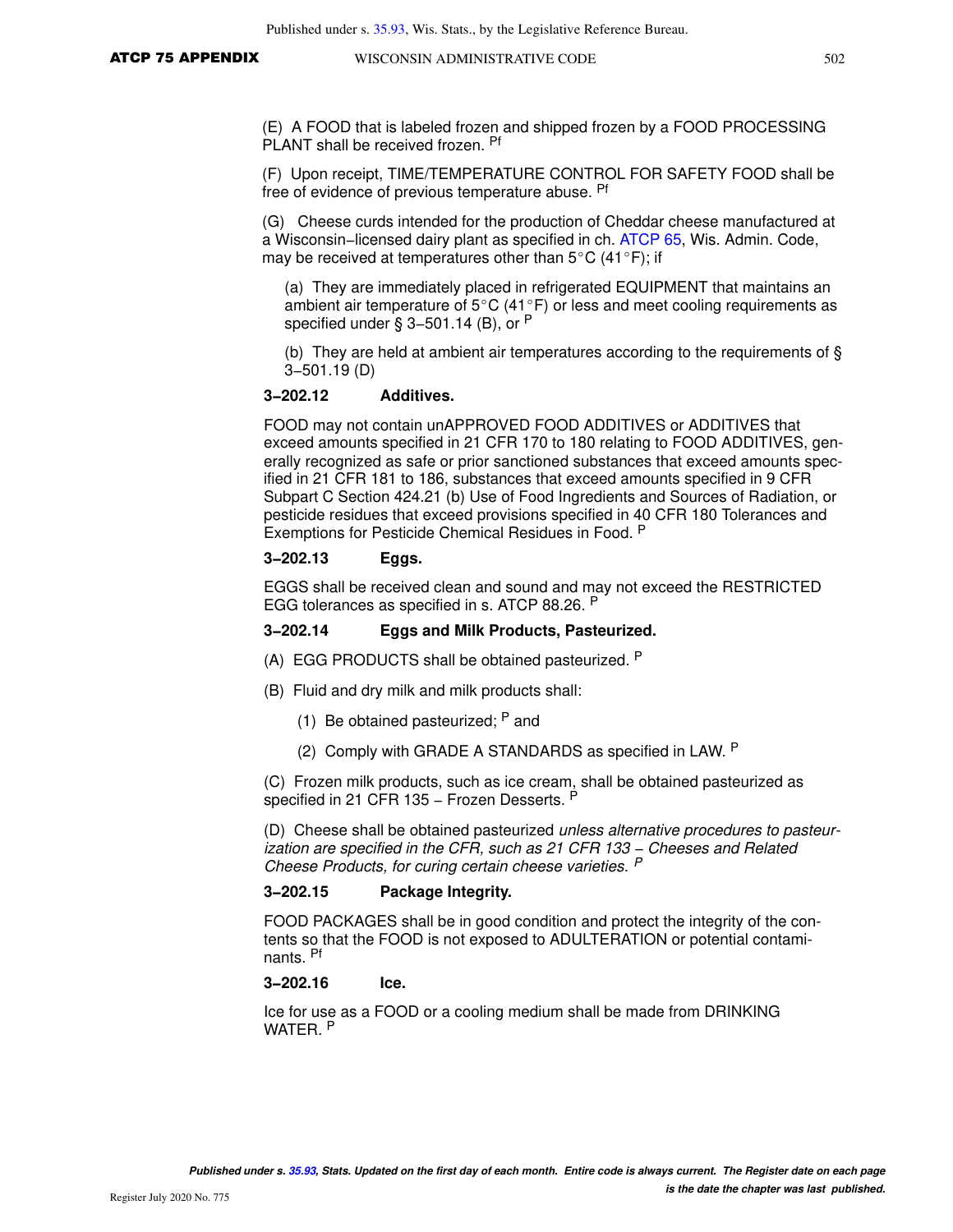(E) A FOOD that is labeled frozen and shipped frozen by a FOOD PROCESSING PLANT shall be received frozen. [Pf]

(F) Upon receipt, TIME/TEMPERATURE CONTROL FOR SAFETY FOOD shall be free of evidence of previous temperature abuse. [Pf]

(G) Cheese curds intended for the production of Cheddar cheese manufactured at a Wisconsin−licensed dairy plant as specified in ch. ATCP 65, Wis. Admin. Code, may be received at temperatures other than 5°C (41°F); if

(a) They are immediately placed in refrigerated EQUIPMENT that maintains an ambient air temperature of 5°C (41°F) or less and meet cooling requirements as specified under § 3−501.14 (B), or [P]

(b) They are held at ambient air temperatures according to the requirements of § 3−501.19 (D)

**3−202.12 Additives.**

FOOD may not contain unAPPROVED FOOD ADDITIVES or ADDITIVES that exceed amounts specified in 21 CFR 170 to 180 relating to FOOD ADDITIVES, generally recognized as safe or prior sanctioned substances that exceed amounts specified in 21 CFR 181 to 186, substances that exceed amounts specified in 9 CFR Subpart C Section 424.21 (b) Use of Food Ingredients and Sources of Radiation, or pesticide residues that exceed provisions specified in 40 CFR 180 Tolerances and Exemptions for Pesticide Chemical Residues in Food. [P]

**3−202.13 Eggs.**

EGGS shall be received clean and sound and may not exceed the RESTRICTED EGG tolerances as specified in s. ATCP 88.26. [P]

**3−202.14 Eggs and Milk Products, Pasteurized.**

(A) EGG PRODUCTS shall be obtained pasteurized. [P]

(B) Fluid and dry milk and milk products shall:

(1) Be obtained pasteurized; [P] and

(2) Comply with GRADE A STANDARDS as specified in LAW. [P]

(C) Frozen milk products, such as ice cream, shall be obtained pasteurized as specified in 21 CFR 135 – Frozen Desserts. [P]

(D) Cheese shall be obtained pasteurized *unless alternative procedures to pasteurization are specified in the CFR, such as 21 CFR 133 – Cheeses and Related Cheese Products, for curing certain cheese varieties.* [P]

**3−202.15 Package Integrity.**

FOOD PACKAGES shall be in good condition and protect the integrity of the contents so that the FOOD is not exposed to ADULTERATION or potential contaminants. [Pf]

**3−202.16 Ice.**

Ice for use as a FOOD or a cooling medium shall be made from DRINKING WATER. [P]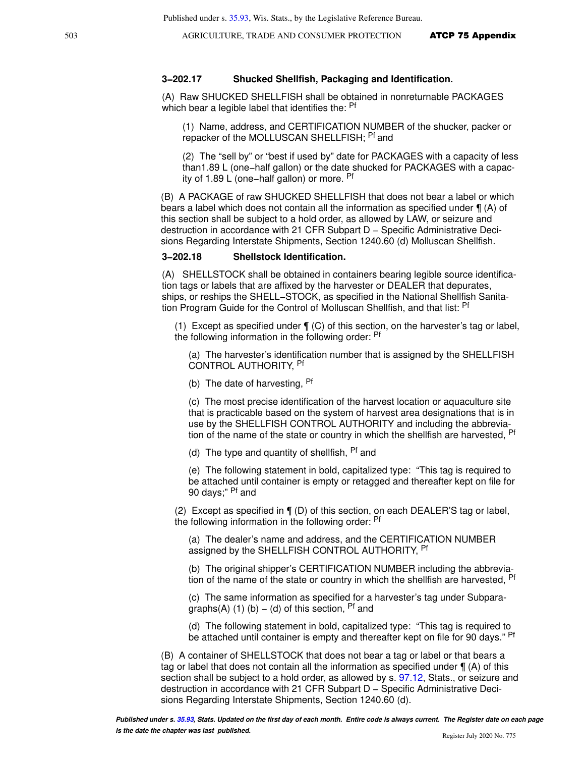### 3–202.17 Shucked Shellfish, Packaging and Identification.

(A) Raw SHUCKED SHELLFISH shall be obtained in nonreturnable PACKAGES which bear a legible label that identifies the: [Pf]

(1) Name, address, and CERTIFICATION NUMBER of the shucker, packer or repacker of the MOLLUSCAN SHELLFISH; [Pf] and

(2) The "sell by" or "best if used by" date for PACKAGES with a capacity of less than1.89 L (one–half gallon) or the date shucked for PACKAGES with a capacity of 1.89 L (one–half gallon) or more. [Pf]

(B) A PACKAGE of raw SHUCKED SHELLFISH that does not bear a label or which bears a label which does not contain all the information as specified under ¶ (A) of this section shall be subject to a hold order, as allowed by LAW, or seizure and destruction in accordance with 21 CFR Subpart D – Specific Administrative Decisions Regarding Interstate Shipments, Section 1240.60 (d) Molluscan Shellfish.

### 3–202.18 Shellstock Identification.

(A) SHELLSTOCK shall be obtained in containers bearing legible source identification tags or labels that are affixed by the harvester or DEALER that depurates, ships, or reships the SHELL–STOCK, as specified in the National Shellfish Sanitation Program Guide for the Control of Molluscan Shellfish, and that list: [Pf]

(1) Except as specified under ¶ (C) of this section, on the harvester's tag or label, the following information in the following order: [Pf]

(a) The harvester's identification number that is assigned by the SHELLFISH CONTROL AUTHORITY, [Pf]

(b) The date of harvesting, [Pf]

(c) The most precise identification of the harvest location or aquaculture site that is practicable based on the system of harvest area designations that is in use by the SHELLFISH CONTROL AUTHORITY and including the abbreviation of the name of the state or country in which the shellfish are harvested, [Pf]

(d) The type and quantity of shellfish, [Pf] and

(e) The following statement in bold, capitalized type: "This tag is required to be attached until container is empty or retagged and thereafter kept on file for 90 days;" [Pf] and

(2) Except as specified in ¶ (D) of this section, on each DEALER'S tag or label, the following information in the following order: [Pf]

(a) The dealer's name and address, and the CERTIFICATION NUMBER assigned by the SHELLFISH CONTROL AUTHORITY, [Pf]

(b) The original shipper's CERTIFICATION NUMBER including the abbreviation of the name of the state or country in which the shellfish are harvested, [Pf]

(c) The same information as specified for a harvester's tag under Subparagraphs(A) (1) (b) – (d) of this section, [Pf] and

(d) The following statement in bold, capitalized type: "This tag is required to be attached until container is empty and thereafter kept on file for 90 days." [Pf]

(B) A container of SHELLSTOCK that does not bear a tag or label or that bears a tag or label that does not contain all the information as specified under ¶ (A) of this section shall be subject to a hold order, as allowed by s. 97.12, Stats., or seizure and destruction in accordance with 21 CFR Subpart D – Specific Administrative Decisions Regarding Interstate Shipments, Section 1240.60 (d).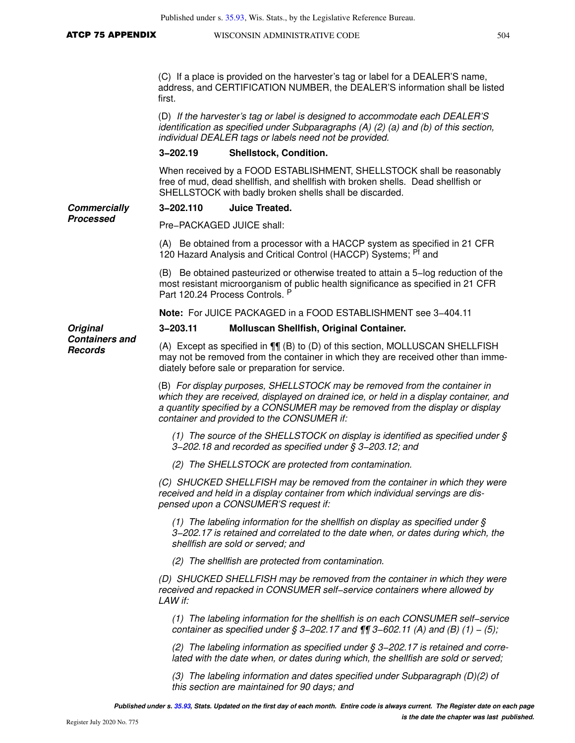(C) If a place is provided on the harvester's tag or label for a DEALER'S name, address, and CERTIFICATION NUMBER, the DEALER'S information shall be listed first.

*(D) If the harvester's tag or label is designed to accommodate each DEALER'S identification as specified under Subparagraphs (A) (2) (a) and (b) of this section, individual DEALER tags or labels need not be provided.*

**3−202.19 Shellstock, Condition.**

When received by a FOOD ESTABLISHMENT, SHELLSTOCK shall be reasonably free of mud, dead shellfish, and shellfish with broken shells. Dead shellfish or SHELLSTOCK with badly broken shells shall be discarded.

***Commercially Processed***

**3−202.110 Juice Treated.**

Pre−PACKAGED JUICE shall:

(A) Be obtained from a processor with a HACCP system as specified in 21 CFR 120 Hazard Analysis and Critical Control (HACCP) Systems; [Pf] and

(B) Be obtained pasteurized or otherwise treated to attain a 5−log reduction of the most resistant microorganism of public health significance as specified in 21 CFR Part 120.24 Process Controls. [P]

**Note:** For JUICE PACKAGED in a FOOD ESTABLISHMENT see 3−404.11

***Original Containers and Records***

**3−203.11 Molluscan Shellfish, Original Container.**

(A) Except as specified in ¶¶ (B) to (D) of this section, MOLLUSCAN SHELLFISH may not be removed from the container in which they are received other than immediately before sale or preparation for service.

*(B) For display purposes, SHELLSTOCK may be removed from the container in which they are received, displayed on drained ice, or held in a display container, and a quantity specified by a CONSUMER may be removed from the display or display container and provided to the CONSUMER if:*

*(1) The source of the SHELLSTOCK on display is identified as specified under § 3−202.18 and recorded as specified under § 3−203.12; and*

*(2) The SHELLSTOCK are protected from contamination.*

*(C) SHUCKED SHELLFISH may be removed from the container in which they were received and held in a display container from which individual servings are dispensed upon a CONSUMER'S request if:*

*(1) The labeling information for the shellfish on display as specified under § 3−202.17 is retained and correlated to the date when, or dates during which, the shellfish are sold or served; and*

*(2) The shellfish are protected from contamination.*

*(D) SHUCKED SHELLFISH may be removed from the container in which they were received and repacked in CONSUMER self−service containers where allowed by LAW if:*

*(1) The labeling information for the shellfish is on each CONSUMER self−service container as specified under § 3−202.17 and ¶¶ 3−602.11 (A) and (B) (1) – (5);*

*(2) The labeling information as specified under § 3−202.17 is retained and correlated with the date when, or dates during which, the shellfish are sold or served;*

*(3) The labeling information and dates specified under Subparagraph (D)(2) of this section are maintained for 90 days; and*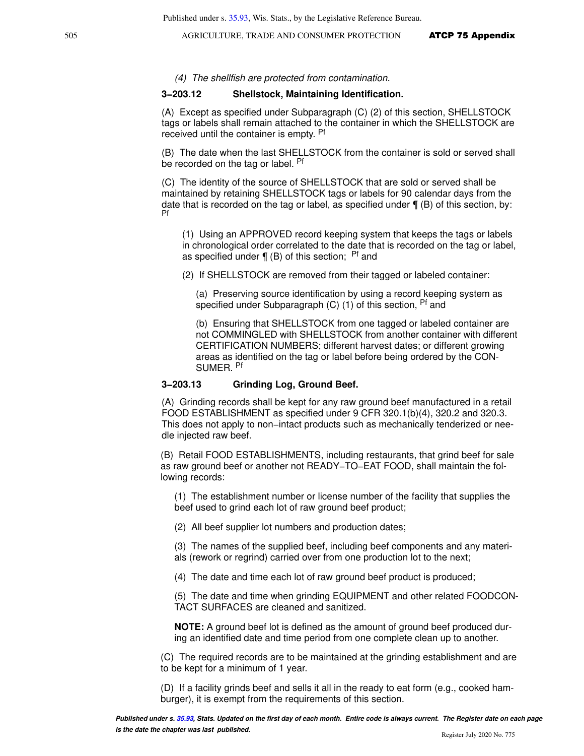*(4) The shellfish are protected from contamination.*

### 3−203.12 Shellstock, Maintaining Identification.

(A) Except as specified under Subparagraph (C) (2) of this section, SHELLSTOCK tags or labels shall remain attached to the container in which the SHELLSTOCK are received until the container is empty. [Pf]

(B) The date when the last SHELLSTOCK from the container is sold or served shall be recorded on the tag or label. [Pf]

(C) The identity of the source of SHELLSTOCK that are sold or served shall be maintained by retaining SHELLSTOCK tags or labels for 90 calendar days from the date that is recorded on the tag or label, as specified under ¶ (B) of this section, by: [Pf]

(1) Using an APPROVED record keeping system that keeps the tags or labels in chronological order correlated to the date that is recorded on the tag or label, as specified under ¶ (B) of this section; [Pf] and

(2) If SHELLSTOCK are removed from their tagged or labeled container:

(a) Preserving source identification by using a record keeping system as specified under Subparagraph (C) (1) of this section, [Pf] and

(b) Ensuring that SHELLSTOCK from one tagged or labeled container are not COMMINGLED with SHELLSTOCK from another container with different CERTIFICATION NUMBERS; different harvest dates; or different growing areas as identified on the tag or label before being ordered by the CONSUMER. [Pf]

### 3−203.13 Grinding Log, Ground Beef.

(A) Grinding records shall be kept for any raw ground beef manufactured in a retail FOOD ESTABLISHMENT as specified under 9 CFR 320.1(b)(4), 320.2 and 320.3. This does not apply to non−intact products such as mechanically tenderized or needle injected raw beef.

(B) Retail FOOD ESTABLISHMENTS, including restaurants, that grind beef for sale as raw ground beef or another not READY−TO−EAT FOOD, shall maintain the following records:

(1) The establishment number or license number of the facility that supplies the beef used to grind each lot of raw ground beef product;

(2) All beef supplier lot numbers and production dates;

(3) The names of the supplied beef, including beef components and any materials (rework or regrind) carried over from one production lot to the next;

(4) The date and time each lot of raw ground beef product is produced;

(5) The date and time when grinding EQUIPMENT and other related FOODCONTACT SURFACES are cleaned and sanitized.

**NOTE:** A ground beef lot is defined as the amount of ground beef produced during an identified date and time period from one complete clean up to another.

(C) The required records are to be maintained at the grinding establishment and are to be kept for a minimum of 1 year.

(D) If a facility grinds beef and sells it all in the ready to eat form (e.g., cooked hamburger), it is exempt from the requirements of this section.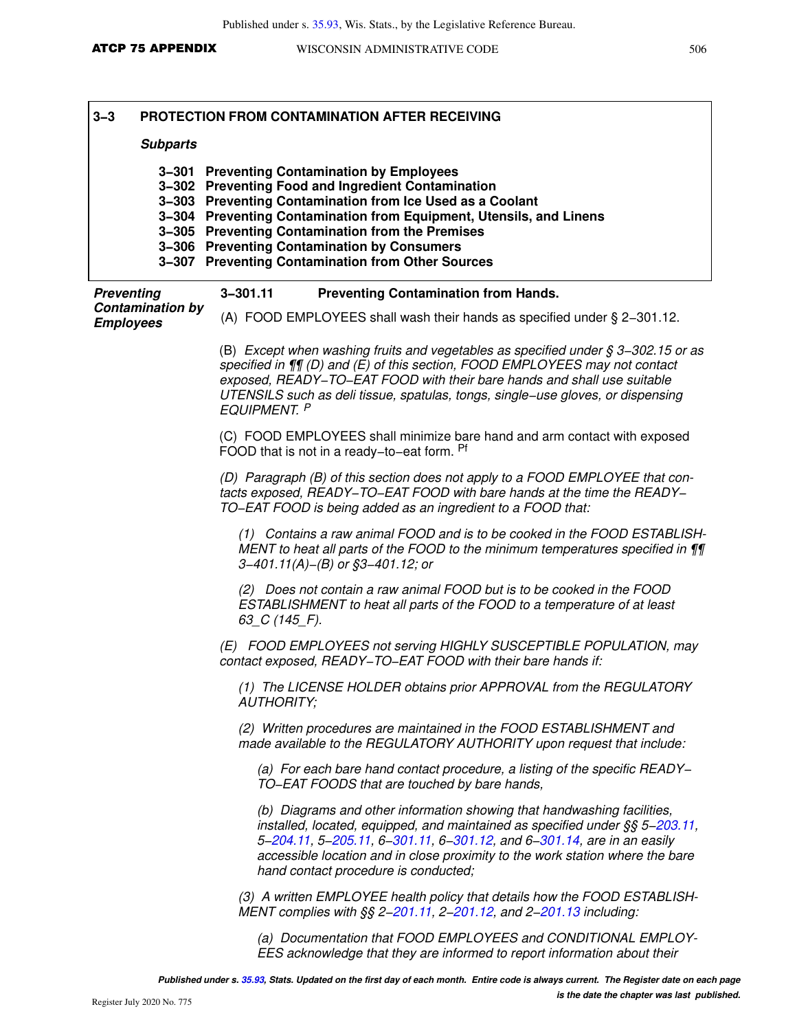## 3–3 PROTECTION FROM CONTAMINATION AFTER RECEIVING

***Subparts***

**3–301 Preventing Contamination by Employees**
**3–302 Preventing Food and Ingredient Contamination**
**3–303 Preventing Contamination from Ice Used as a Coolant**
**3–304 Preventing Contamination from Equipment, Utensils, and Linens**
**3–305 Preventing Contamination from the Premises**
**3–306 Preventing Contamination by Consumers**
**3–307 Preventing Contamination from Other Sources**

***Preventing Contamination by Employees***

**3–301.11 Preventing Contamination from Hands.**

(A) FOOD EMPLOYEES shall wash their hands as specified under § 2–301.12.

(B) *Except when washing fruits and vegetables as specified under § 3–302.15 or as specified in ¶¶ (D) and (E) of this section, FOOD EMPLOYEES may not contact exposed, READY–TO–EAT FOOD with their bare hands and shall use suitable UTENSILS such as deli tissue, spatulas, tongs, single–use gloves, or dispensing EQUIPMENT.* [P]

(C) FOOD EMPLOYEES shall minimize bare hand and arm contact with exposed FOOD that is not in a ready–to–eat form. [Pf]

*(D) Paragraph (B) of this section does not apply to a FOOD EMPLOYEE that contacts exposed, READY–TO–EAT FOOD with bare hands at the time the READY–TO–EAT FOOD is being added as an ingredient to a FOOD that:*

*(1) Contains a raw animal FOOD and is to be cooked in the FOOD ESTABLISHMENT to heat all parts of the FOOD to the minimum temperatures specified in ¶¶ 3–401.11(A)–(B) or §3–401.12; or*

*(2) Does not contain a raw animal FOOD but is to be cooked in the FOOD ESTABLISHMENT to heat all parts of the FOOD to a temperature of at least 63_C (145_F).*

*(E) FOOD EMPLOYEES not serving HIGHLY SUSCEPTIBLE POPULATION, may contact exposed, READY–TO–EAT FOOD with their bare hands if:*

*(1) The LICENSE HOLDER obtains prior APPROVAL from the REGULATORY AUTHORITY;*

*(2) Written procedures are maintained in the FOOD ESTABLISHMENT and made available to the REGULATORY AUTHORITY upon request that include:*

*(a) For each bare hand contact procedure, a listing of the specific READY–TO–EAT FOODS that are touched by bare hands,*

*(b) Diagrams and other information showing that handwashing facilities, installed, located, equipped, and maintained as specified under §§ 5–203.11, 5–204.11, 5–205.11, 6–301.11, 6–301.12, and 6–301.14, are in an easily accessible location and in close proximity to the work station where the bare hand contact procedure is conducted;*

*(3) A written EMPLOYEE health policy that details how the FOOD ESTABLISHMENT complies with §§ 2–201.11, 2–201.12, and 2–201.13 including:*

*(a) Documentation that FOOD EMPLOYEES and CONDITIONAL EMPLOYEES acknowledge that they are informed to report information about their*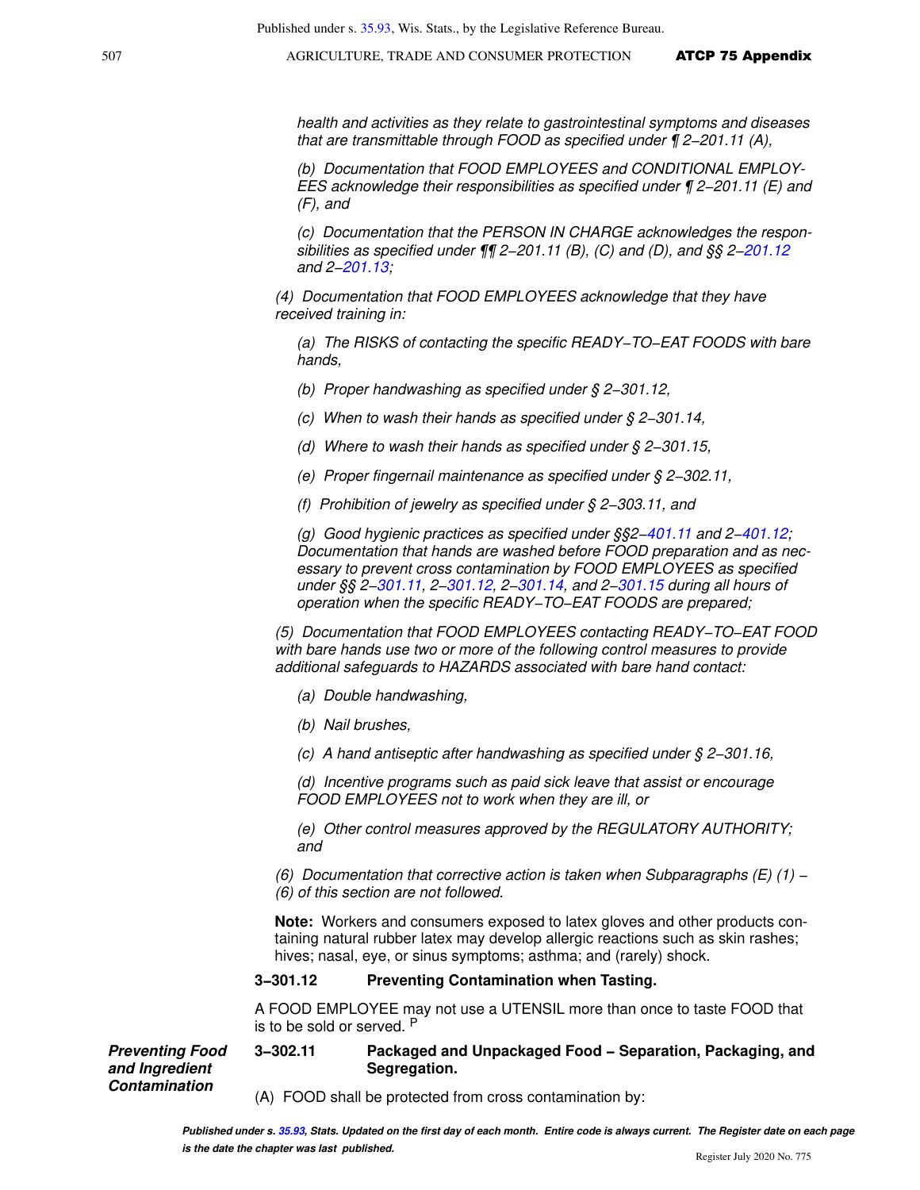*health and activities as they relate to gastrointestinal symptoms and diseases that are transmittable through FOOD as specified under ¶ 2−201.11 (A),*

*(b) Documentation that FOOD EMPLOYEES and CONDITIONAL EMPLOYEES acknowledge their responsibilities as specified under ¶ 2−201.11 (E) and (F), and*

*(c) Documentation that the PERSON IN CHARGE acknowledges the responsibilities as specified under ¶¶ 2−201.11 (B), (C) and (D), and §§ 2−201.12 and 2−201.13;*

*(4) Documentation that FOOD EMPLOYEES acknowledge that they have received training in:*

*(a) The RISKS of contacting the specific READY−TO−EAT FOODS with bare hands,*

*(b) Proper handwashing as specified under § 2−301.12,*

*(c) When to wash their hands as specified under § 2−301.14,*

*(d) Where to wash their hands as specified under § 2−301.15,*

*(e) Proper fingernail maintenance as specified under § 2−302.11,*

*(f) Prohibition of jewelry as specified under § 2−303.11, and*

*(g) Good hygienic practices as specified under §§2−401.11 and 2−401.12; Documentation that hands are washed before FOOD preparation and as necessary to prevent cross contamination by FOOD EMPLOYEES as specified under §§ 2−301.11, 2−301.12, 2−301.14, and 2−301.15 during all hours of operation when the specific READY−TO−EAT FOODS are prepared;*

*(5) Documentation that FOOD EMPLOYEES contacting READY−TO−EAT FOOD with bare hands use two or more of the following control measures to provide additional safeguards to HAZARDS associated with bare hand contact:*

*(a) Double handwashing,*

*(b) Nail brushes,*

*(c) A hand antiseptic after handwashing as specified under § 2−301.16,*

*(d) Incentive programs such as paid sick leave that assist or encourage FOOD EMPLOYEES not to work when they are ill, or*

*(e) Other control measures approved by the REGULATORY AUTHORITY; and*

*(6) Documentation that corrective action is taken when Subparagraphs (E) (1) − (6) of this section are not followed.*

**Note:** Workers and consumers exposed to latex gloves and other products containing natural rubber latex may develop allergic reactions such as skin rashes; hives; nasal, eye, or sinus symptoms; asthma; and (rarely) shock.

**3−301.12 Preventing Contamination when Tasting.**

A FOOD EMPLOYEE may not use a UTENSIL more than once to taste FOOD that is to be sold or served. P

***Preventing Food and Ingredient Contamination***

**3−302.11 Packaged and Unpackaged Food − Separation, Packaging, and Segregation.**

(A) FOOD shall be protected from cross contamination by: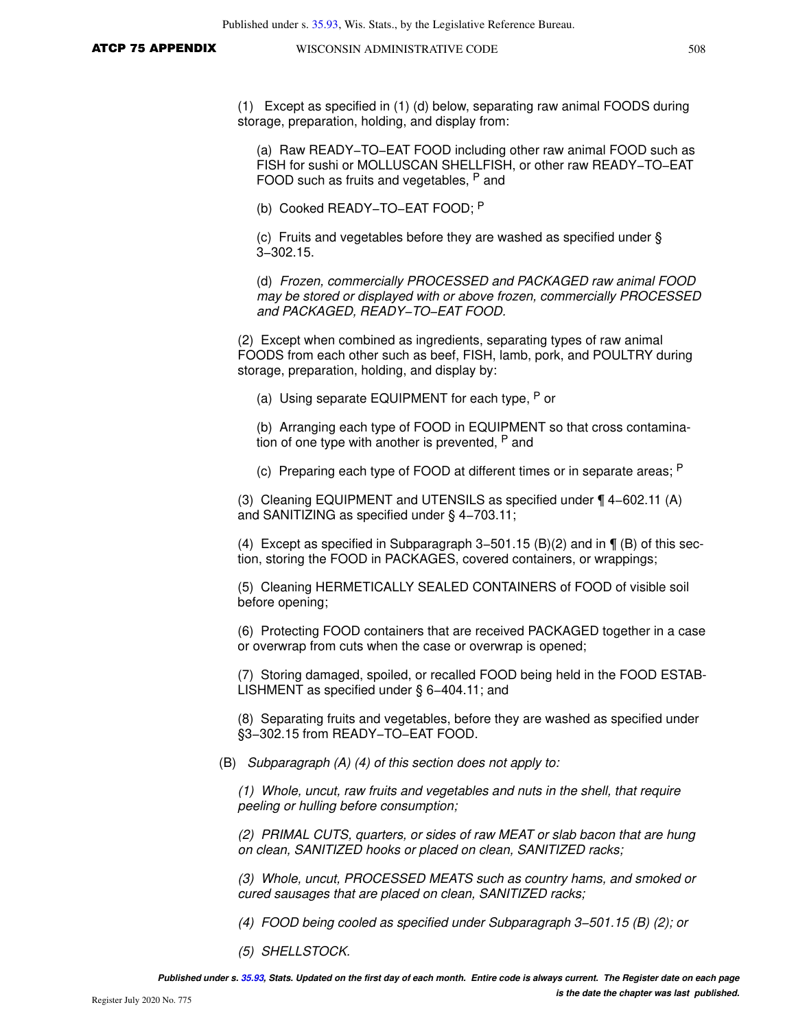(1) Except as specified in (1) (d) below, separating raw animal FOODS during storage, preparation, holding, and display from:

(a) Raw READY−TO−EAT FOOD including other raw animal FOOD such as FISH for sushi or MOLLUSCAN SHELLFISH, or other raw READY−TO−EAT FOOD such as fruits and vegetables, [P] and

(b) Cooked READY−TO−EAT FOOD; [P]

(c) Fruits and vegetables before they are washed as specified under § 3−302.15.

(d) *Frozen, commercially PROCESSED and PACKAGED raw animal FOOD may be stored or displayed with or above frozen, commercially PROCESSED and PACKAGED, READY−TO−EAT FOOD.*

(2) Except when combined as ingredients, separating types of raw animal FOODS from each other such as beef, FISH, lamb, pork, and POULTRY during storage, preparation, holding, and display by:

(a) Using separate EQUIPMENT for each type, [P] or

(b) Arranging each type of FOOD in EQUIPMENT so that cross contamination of one type with another is prevented, [P] and

(c) Preparing each type of FOOD at different times or in separate areas; [P]

(3) Cleaning EQUIPMENT and UTENSILS as specified under ¶ 4−602.11 (A) and SANITIZING as specified under § 4−703.11;

(4) Except as specified in Subparagraph 3−501.15 (B)(2) and in ¶ (B) of this section, storing the FOOD in PACKAGES, covered containers, or wrappings;

(5) Cleaning HERMETICALLY SEALED CONTAINERS of FOOD of visible soil before opening;

(6) Protecting FOOD containers that are received PACKAGED together in a case or overwrap from cuts when the case or overwrap is opened;

(7) Storing damaged, spoiled, or recalled FOOD being held in the FOOD ESTABLISHMENT as specified under § 6−404.11; and

(8) Separating fruits and vegetables, before they are washed as specified under §3−302.15 from READY−TO−EAT FOOD.

(B) *Subparagraph (A) (4) of this section does not apply to:*

*(1) Whole, uncut, raw fruits and vegetables and nuts in the shell, that require peeling or hulling before consumption;*

*(2) PRIMAL CUTS, quarters, or sides of raw MEAT or slab bacon that are hung on clean, SANITIZED hooks or placed on clean, SANITIZED racks;*

*(3) Whole, uncut, PROCESSED MEATS such as country hams, and smoked or cured sausages that are placed on clean, SANITIZED racks;*

*(4) FOOD being cooled as specified under Subparagraph 3−501.15 (B) (2); or*

*(5) SHELLSTOCK.*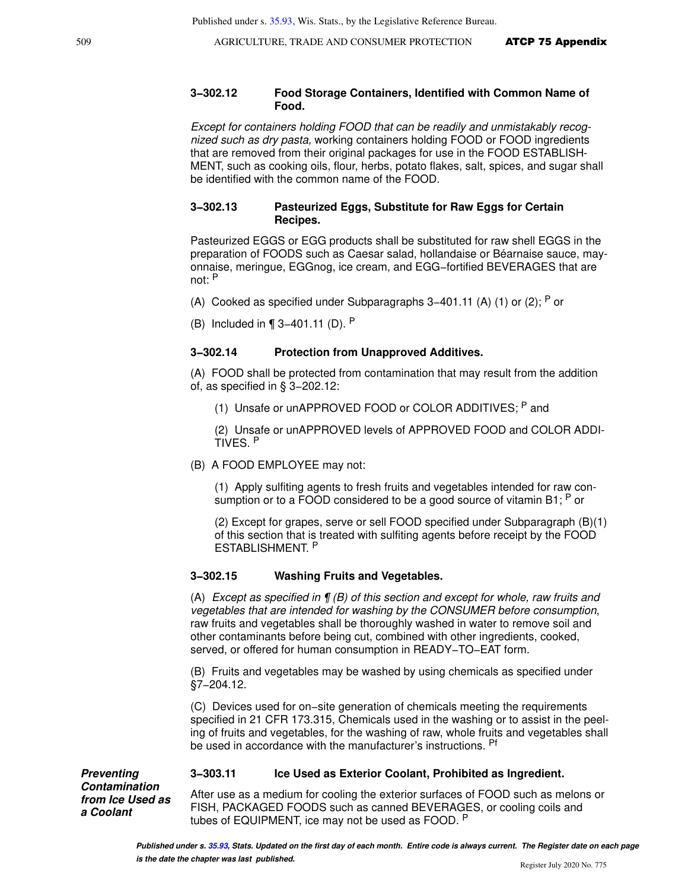### 3‑302.12 Food Storage Containers, Identified with Common Name of Food.

*Except for containers holding FOOD that can be readily and unmistakably recognized such as dry pasta,* working containers holding FOOD or FOOD ingredients that are removed from their original packages for use in the FOOD ESTABLISHMENT, such as cooking oils, flour, herbs, potato flakes, salt, spices, and sugar shall be identified with the common name of the FOOD.

### 3‑302.13 Pasteurized Eggs, Substitute for Raw Eggs for Certain Recipes.

Pasteurized EGGS or EGG products shall be substituted for raw shell EGGS in the preparation of FOODS such as Caesar salad, hollandaise or Béarnaise sauce, mayonnaise, meringue, EGGnog, ice cream, and EGG‑fortified BEVERAGES that are not: P

(A) Cooked as specified under Subparagraphs 3‑401.11 (A) (1) or (2); P or

(B) Included in ¶ 3‑401.11 (D). P

### 3‑302.14 Protection from Unapproved Additives.

(A) FOOD shall be protected from contamination that may result from the addition of, as specified in § 3‑202.12:

(1) Unsafe or unAPPROVED FOOD or COLOR ADDITIVES; P and

(2) Unsafe or unAPPROVED levels of APPROVED FOOD and COLOR ADDITIVES. P

(B) A FOOD EMPLOYEE may not:

(1) Apply sulfiting agents to fresh fruits and vegetables intended for raw consumption or to a FOOD considered to be a good source of vitamin B1; P or

(2) Except for grapes, serve or sell FOOD specified under Subparagraph (B)(1) of this section that is treated with sulfiting agents before receipt by the FOOD ESTABLISHMENT. P

### 3‑302.15 Washing Fruits and Vegetables.

(A) *Except as specified in ¶ (B) of this section and except for whole, raw fruits and vegetables that are intended for washing by the CONSUMER before consumption*, raw fruits and vegetables shall be thoroughly washed in water to remove soil and other contaminants before being cut, combined with other ingredients, cooked, served, or offered for human consumption in READY‑TO‑EAT form.

(B) Fruits and vegetables may be washed by using chemicals as specified under §7‑204.12.

(C) Devices used for on‑site generation of chemicals meeting the requirements specified in 21 CFR 173.315, Chemicals used in the washing or to assist in the peeling of fruits and vegetables, for the washing of raw, whole fruits and vegetables shall be used in accordance with the manufacturer's instructions. Pf

***Preventing Contamination from Ice Used as a Coolant***

### 3‑303.11 Ice Used as Exterior Coolant, Prohibited as Ingredient.

After use as a medium for cooling the exterior surfaces of FOOD such as melons or FISH, PACKAGED FOODS such as canned BEVERAGES, or cooling coils and tubes of EQUIPMENT, ice may not be used as FOOD. P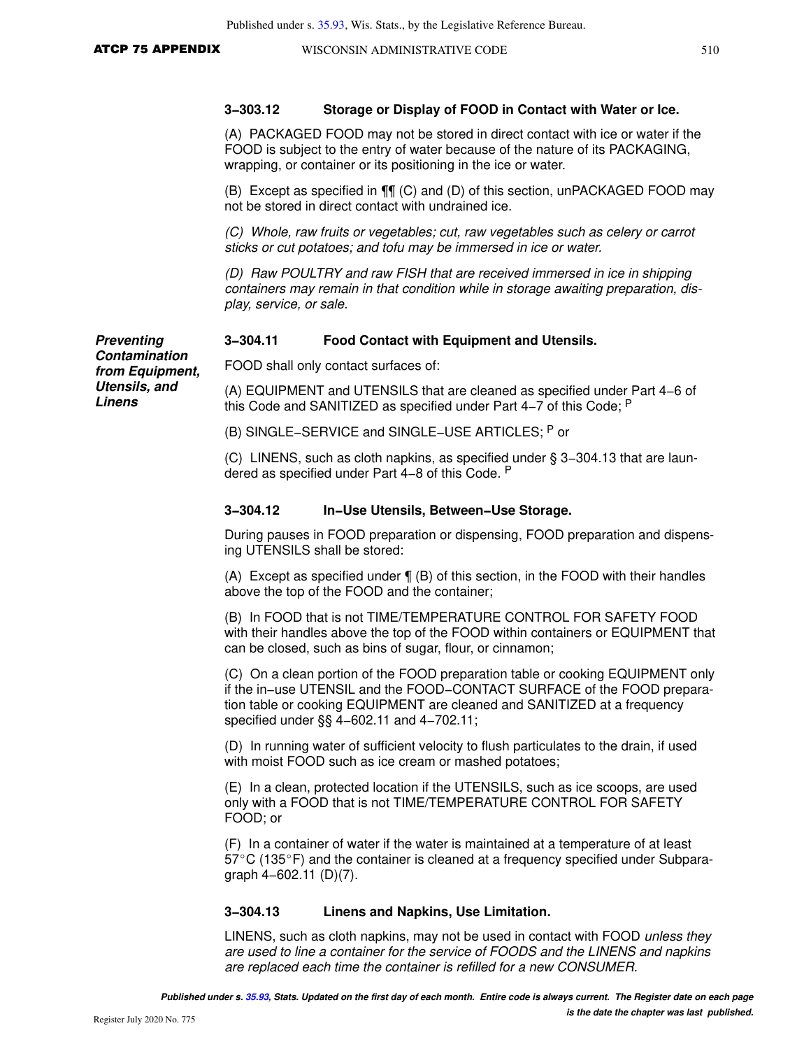### 3‑303.12 Storage or Display of FOOD in Contact with Water or Ice.

(A) PACKAGED FOOD may not be stored in direct contact with ice or water if the FOOD is subject to the entry of water because of the nature of its PACKAGING, wrapping, or container or its positioning in the ice or water.

(B) Except as specified in ¶¶ (C) and (D) of this section, unPACKAGED FOOD may not be stored in direct contact with undrained ice.

*(C) Whole, raw fruits or vegetables; cut, raw vegetables such as celery or carrot sticks or cut potatoes; and tofu may be immersed in ice or water.*

*(D) Raw POULTRY and raw FISH that are received immersed in ice in shipping containers may remain in that condition while in storage awaiting preparation, display, service, or sale.*

***Preventing Contamination from Equipment, Utensils, and Linens***

### 3‑304.11 Food Contact with Equipment and Utensils.

FOOD shall only contact surfaces of:

(A) EQUIPMENT and UTENSILS that are cleaned as specified under Part 4‑6 of this Code and SANITIZED as specified under Part 4‑7 of this Code; [P]

(B) SINGLE‑SERVICE and SINGLE‑USE ARTICLES; [P] or

(C) LINENS, such as cloth napkins, as specified under § 3‑304.13 that are laundered as specified under Part 4‑8 of this Code. [P]

### 3‑304.12 In‑Use Utensils, Between‑Use Storage.

During pauses in FOOD preparation or dispensing, FOOD preparation and dispensing UTENSILS shall be stored:

(A) Except as specified under ¶ (B) of this section, in the FOOD with their handles above the top of the FOOD and the container;

(B) In FOOD that is not TIME/TEMPERATURE CONTROL FOR SAFETY FOOD with their handles above the top of the FOOD within containers or EQUIPMENT that can be closed, such as bins of sugar, flour, or cinnamon;

(C) On a clean portion of the FOOD preparation table or cooking EQUIPMENT only if the in‑use UTENSIL and the FOOD‑CONTACT SURFACE of the FOOD preparation table or cooking EQUIPMENT are cleaned and SANITIZED at a frequency specified under §§ 4‑602.11 and 4‑702.11;

(D) In running water of sufficient velocity to flush particulates to the drain, if used with moist FOOD such as ice cream or mashed potatoes;

(E) In a clean, protected location if the UTENSILS, such as ice scoops, are used only with a FOOD that is not TIME/TEMPERATURE CONTROL FOR SAFETY FOOD; or

(F) In a container of water if the water is maintained at a temperature of at least 57°C (135°F) and the container is cleaned at a frequency specified under Subparagraph 4‑602.11 (D)(7).

### 3‑304.13 Linens and Napkins, Use Limitation.

LINENS, such as cloth napkins, may not be used in contact with FOOD *unless they are used to line a container for the service of FOODS and the LINENS and napkins are replaced each time the container is refilled for a new CONSUMER.*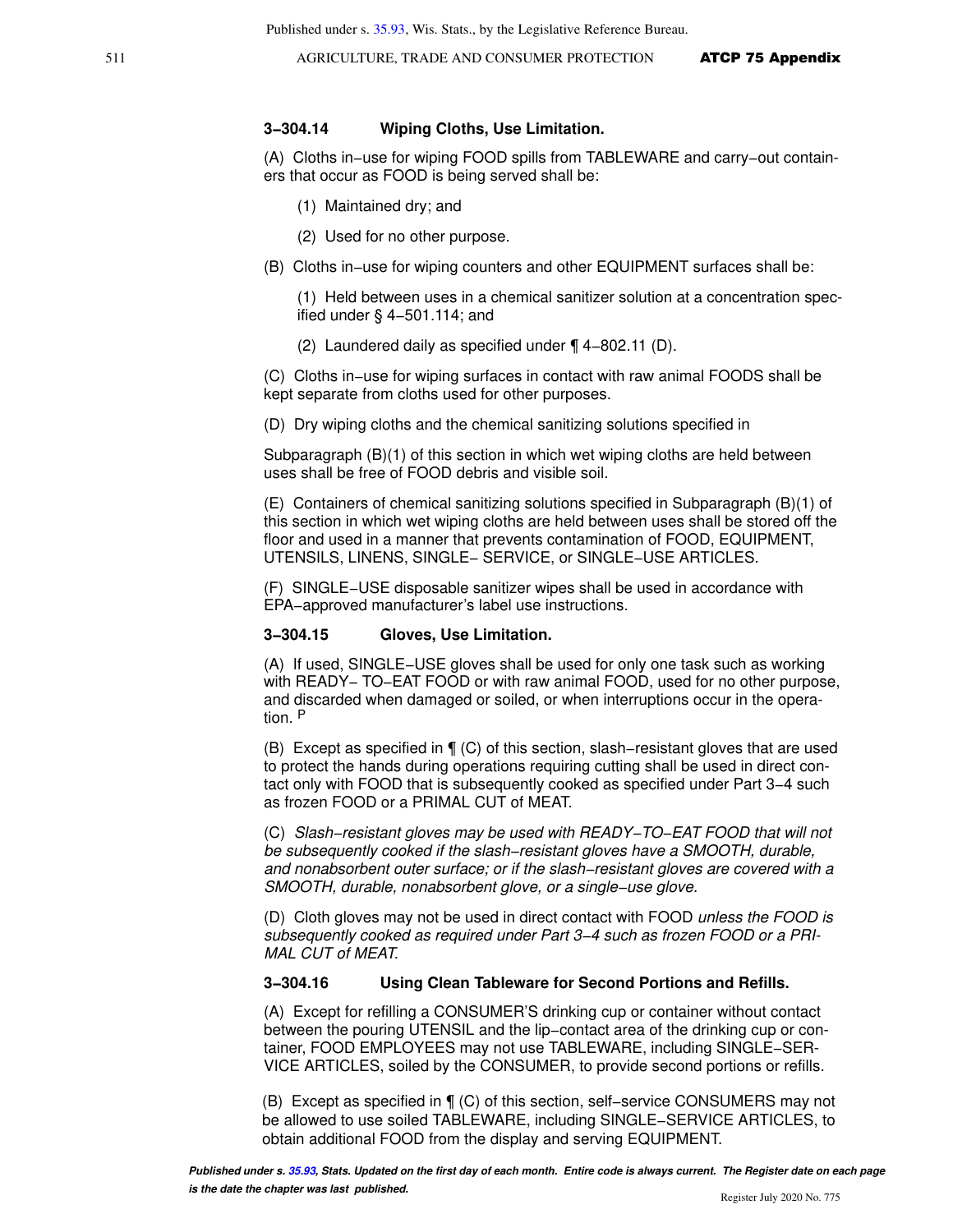### 3−304.14 Wiping Cloths, Use Limitation.

(A) Cloths in−use for wiping FOOD spills from TABLEWARE and carry−out containers that occur as FOOD is being served shall be:

(1) Maintained dry; and

(2) Used for no other purpose.

(B) Cloths in−use for wiping counters and other EQUIPMENT surfaces shall be:

(1) Held between uses in a chemical sanitizer solution at a concentration specified under § 4−501.114; and

(2) Laundered daily as specified under ¶ 4−802.11 (D).

(C) Cloths in−use for wiping surfaces in contact with raw animal FOODS shall be kept separate from cloths used for other purposes.

(D) Dry wiping cloths and the chemical sanitizing solutions specified in

Subparagraph (B)(1) of this section in which wet wiping cloths are held between uses shall be free of FOOD debris and visible soil.

(E) Containers of chemical sanitizing solutions specified in Subparagraph (B)(1) of this section in which wet wiping cloths are held between uses shall be stored off the floor and used in a manner that prevents contamination of FOOD, EQUIPMENT, UTENSILS, LINENS, SINGLE− SERVICE, or SINGLE−USE ARTICLES.

(F) SINGLE−USE disposable sanitizer wipes shall be used in accordance with EPA−approved manufacturer's label use instructions.

### 3−304.15 Gloves, Use Limitation.

(A) If used, SINGLE−USE gloves shall be used for only one task such as working with READY− TO−EAT FOOD or with raw animal FOOD, used for no other purpose, and discarded when damaged or soiled, or when interruptions occur in the operation. [P]

(B) Except as specified in ¶ (C) of this section, slash−resistant gloves that are used to protect the hands during operations requiring cutting shall be used in direct contact only with FOOD that is subsequently cooked as specified under Part 3−4 such as frozen FOOD or a PRIMAL CUT of MEAT.

(C) *Slash−resistant gloves may be used with READY−TO−EAT FOOD that will not be subsequently cooked if the slash−resistant gloves have a SMOOTH, durable, and nonabsorbent outer surface; or if the slash−resistant gloves are covered with a SMOOTH, durable, nonabsorbent glove, or a single−use glove.*

(D) Cloth gloves may not be used in direct contact with FOOD *unless the FOOD is subsequently cooked as required under Part 3−4 such as frozen FOOD or a PRIMAL CUT of MEAT.*

### 3−304.16 Using Clean Tableware for Second Portions and Refills.

(A) Except for refilling a CONSUMER'S drinking cup or container without contact between the pouring UTENSIL and the lip−contact area of the drinking cup or container, FOOD EMPLOYEES may not use TABLEWARE, including SINGLE−SERVICE ARTICLES, soiled by the CONSUMER, to provide second portions or refills.

(B) Except as specified in ¶ (C) of this section, self−service CONSUMERS may not be allowed to use soiled TABLEWARE, including SINGLE−SERVICE ARTICLES, to obtain additional FOOD from the display and serving EQUIPMENT.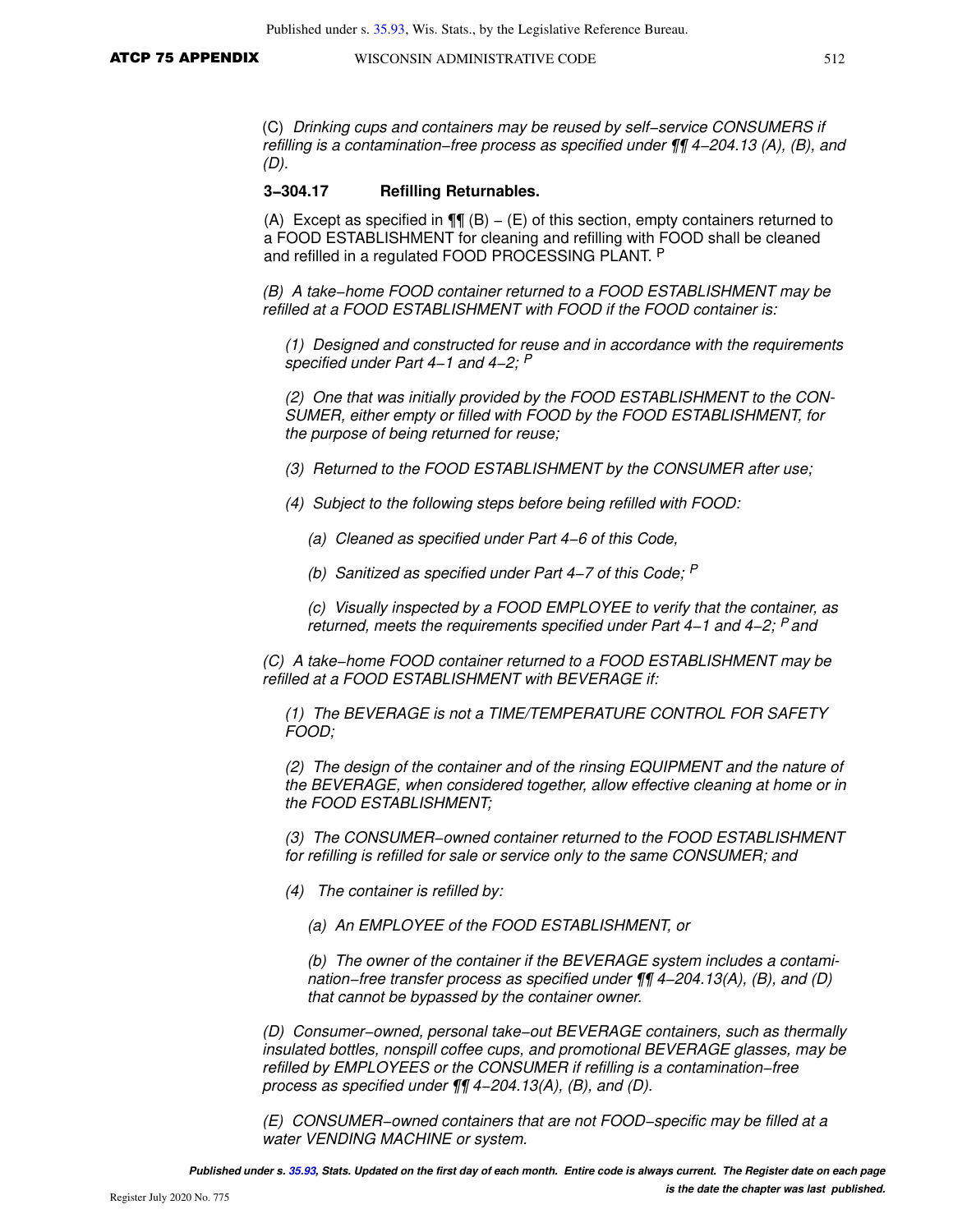*(C) Drinking cups and containers may be reused by self−service CONSUMERS if refilling is a contamination−free process as specified under ¶¶ 4−204.13 (A), (B), and (D).*

**3−304.17 Refilling Returnables.**

(A) Except as specified in ¶¶ (B) − (E) of this section, empty containers returned to a FOOD ESTABLISHMENT for cleaning and refilling with FOOD shall be cleaned and refilled in a regulated FOOD PROCESSING PLANT. [P]

*(B) A take−home FOOD container returned to a FOOD ESTABLISHMENT may be refilled at a FOOD ESTABLISHMENT with FOOD if the FOOD container is:*

*(1) Designed and constructed for reuse and in accordance with the requirements specified under Part 4−1 and 4−2; [P]*

*(2) One that was initially provided by the FOOD ESTABLISHMENT to the CONSUMER, either empty or filled with FOOD by the FOOD ESTABLISHMENT, for the purpose of being returned for reuse;*

*(3) Returned to the FOOD ESTABLISHMENT by the CONSUMER after use;*

*(4) Subject to the following steps before being refilled with FOOD:*

*(a) Cleaned as specified under Part 4−6 of this Code,*

*(b) Sanitized as specified under Part 4−7 of this Code; [P]*

*(c) Visually inspected by a FOOD EMPLOYEE to verify that the container, as returned, meets the requirements specified under Part 4−1 and 4−2; [P] and*

*(C) A take−home FOOD container returned to a FOOD ESTABLISHMENT may be refilled at a FOOD ESTABLISHMENT with BEVERAGE if:*

*(1) The BEVERAGE is not a TIME/TEMPERATURE CONTROL FOR SAFETY FOOD;*

*(2) The design of the container and of the rinsing EQUIPMENT and the nature of the BEVERAGE, when considered together, allow effective cleaning at home or in the FOOD ESTABLISHMENT;*

*(3) The CONSUMER−owned container returned to the FOOD ESTABLISHMENT for refilling is refilled for sale or service only to the same CONSUMER; and*

*(4) The container is refilled by:*

*(a) An EMPLOYEE of the FOOD ESTABLISHMENT, or*

*(b) The owner of the container if the BEVERAGE system includes a contamination−free transfer process as specified under ¶¶ 4−204.13(A), (B), and (D) that cannot be bypassed by the container owner.*

*(D) Consumer−owned, personal take−out BEVERAGE containers, such as thermally insulated bottles, nonspill coffee cups, and promotional BEVERAGE glasses, may be refilled by EMPLOYEES or the CONSUMER if refilling is a contamination−free process as specified under ¶¶ 4−204.13(A), (B), and (D).*

*(E) CONSUMER−owned containers that are not FOOD−specific may be filled at a water VENDING MACHINE or system.*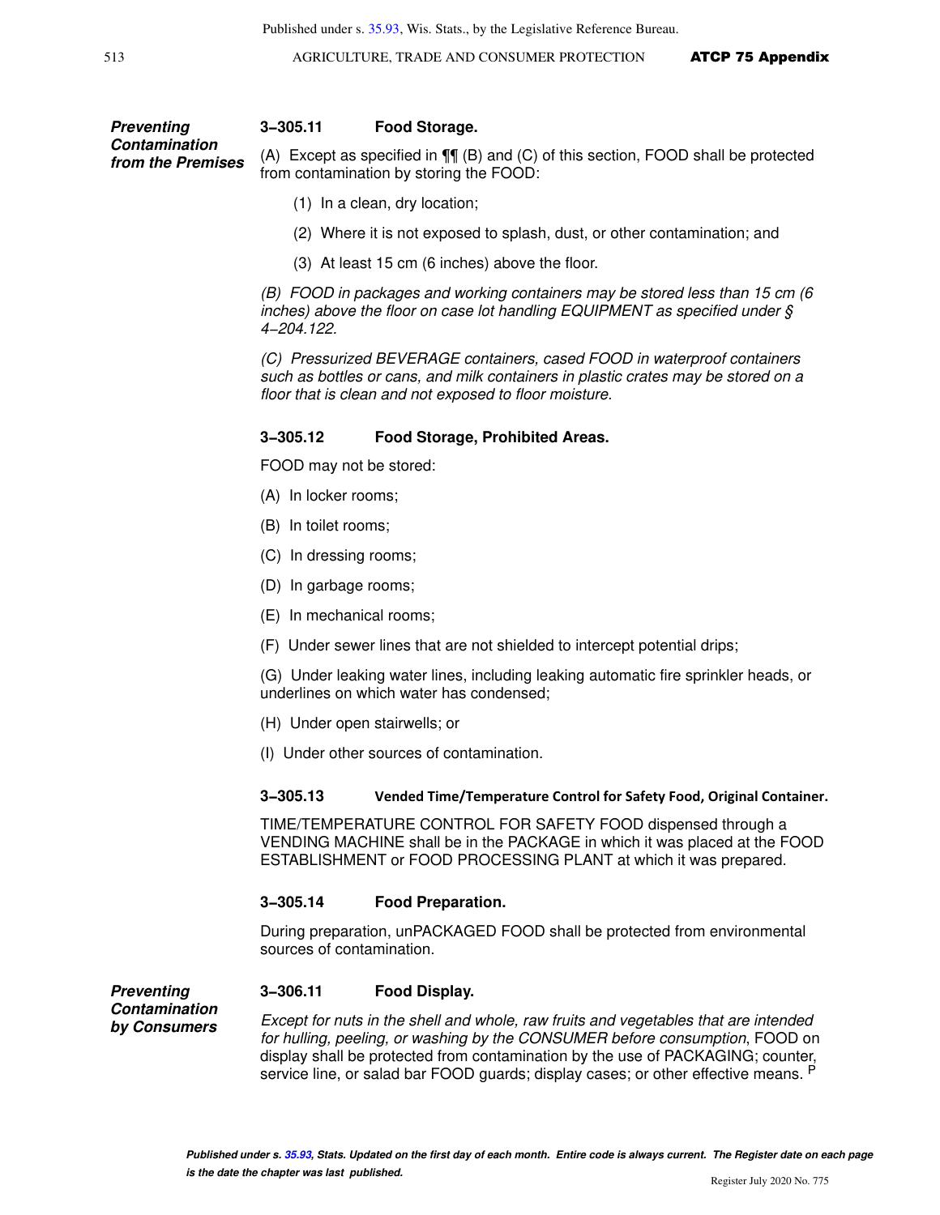***Preventing Contamination from the Premises***

### 3-305.11 Food Storage.

(A) Except as specified in ¶¶ (B) and (C) of this section, FOOD shall be protected from contamination by storing the FOOD:

(1) In a clean, dry location;

(2) Where it is not exposed to splash, dust, or other contamination; and

(3) At least 15 cm (6 inches) above the floor.

*(B) FOOD in packages and working containers may be stored less than 15 cm (6 inches) above the floor on case lot handling EQUIPMENT as specified under § 4-204.122.*

*(C) Pressurized BEVERAGE containers, cased FOOD in waterproof containers such as bottles or cans, and milk containers in plastic crates may be stored on a floor that is clean and not exposed to floor moisture.*

### 3-305.12 Food Storage, Prohibited Areas.

FOOD may not be stored:

(A) In locker rooms;

(B) In toilet rooms;

(C) In dressing rooms;

(D) In garbage rooms;

(E) In mechanical rooms;

(F) Under sewer lines that are not shielded to intercept potential drips;

(G) Under leaking water lines, including leaking automatic fire sprinkler heads, or underlines on which water has condensed;

(H) Under open stairwells; or

(I) Under other sources of contamination.

### 3-305.13 Vended Time/Temperature Control for Safety Food, Original Container.

TIME/TEMPERATURE CONTROL FOR SAFETY FOOD dispensed through a VENDING MACHINE shall be in the PACKAGE in which it was placed at the FOOD ESTABLISHMENT or FOOD PROCESSING PLANT at which it was prepared.

### 3-305.14 Food Preparation.

During preparation, unPACKAGED FOOD shall be protected from environmental sources of contamination.

***Preventing Contamination by Consumers***

### 3-306.11 Food Display.

*Except for nuts in the shell and whole, raw fruits and vegetables that are intended for hulling, peeling, or washing by the CONSUMER before consumption*, FOOD on display shall be protected from contamination by the use of PACKAGING; counter, service line, or salad bar FOOD guards; display cases; or other effective means. [P]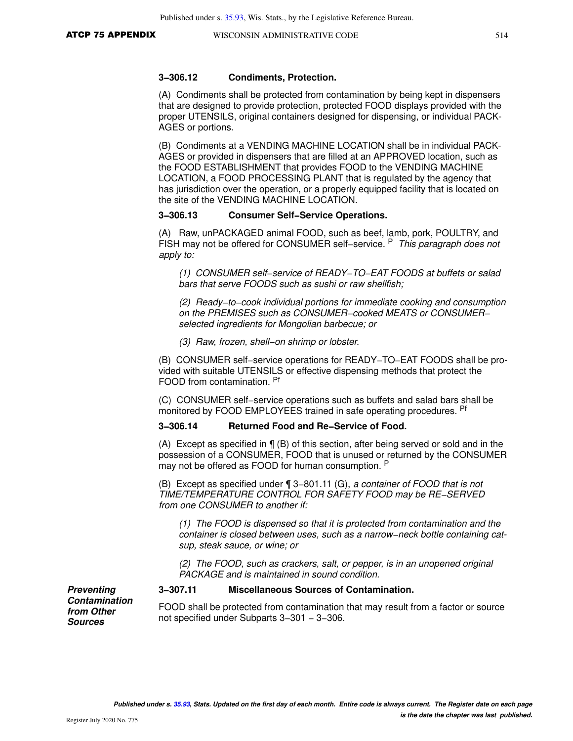### 3‑306.12 Condiments, Protection.

(A) Condiments shall be protected from contamination by being kept in dispensers that are designed to provide protection, protected FOOD displays provided with the proper UTENSILS, original containers designed for dispensing, or individual PACKAGES or portions.

(B) Condiments at a VENDING MACHINE LOCATION shall be in individual PACKAGES or provided in dispensers that are filled at an APPROVED location, such as the FOOD ESTABLISHMENT that provides FOOD to the VENDING MACHINE LOCATION, a FOOD PROCESSING PLANT that is regulated by the agency that has jurisdiction over the operation, or a properly equipped facility that is located on the site of the VENDING MACHINE LOCATION.

### 3‑306.13 Consumer Self‑Service Operations.

(A) Raw, unPACKAGED animal FOOD, such as beef, lamb, pork, POULTRY, and FISH may not be offered for CONSUMER self‑service. [P] *This paragraph does not apply to:*

*(1) CONSUMER self‑service of READY‑TO‑EAT FOODS at buffets or salad bars that serve FOODS such as sushi or raw shellfish;*

*(2) Ready‑to‑cook individual portions for immediate cooking and consumption on the PREMISES such as CONSUMER‑cooked MEATS or CONSUMER‑selected ingredients for Mongolian barbecue; or*

*(3) Raw, frozen, shell‑on shrimp or lobster.*

(B) CONSUMER self‑service operations for READY‑TO‑EAT FOODS shall be provided with suitable UTENSILS or effective dispensing methods that protect the FOOD from contamination. [Pf]

(C) CONSUMER self‑service operations such as buffets and salad bars shall be monitored by FOOD EMPLOYEES trained in safe operating procedures. [Pf]

### 3‑306.14 Returned Food and Re‑Service of Food.

(A) Except as specified in ¶ (B) of this section, after being served or sold and in the possession of a CONSUMER, FOOD that is unused or returned by the CONSUMER may not be offered as FOOD for human consumption. [P]

(B) Except as specified under ¶ 3‑801.11 (G), *a container of FOOD that is not TIME/TEMPERATURE CONTROL FOR SAFETY FOOD may be RE‑SERVED from one CONSUMER to another if:*

*(1) The FOOD is dispensed so that it is protected from contamination and the container is closed between uses, such as a narrow‑neck bottle containing catsup, steak sauce, or wine; or*

*(2) The FOOD, such as crackers, salt, or pepper, is in an unopened original PACKAGE and is maintained in sound condition.*

***Preventing Contamination from Other Sources***

### 3‑307.11 Miscellaneous Sources of Contamination.

FOOD shall be protected from contamination that may result from a factor or source not specified under Subparts 3‑301 – 3‑306.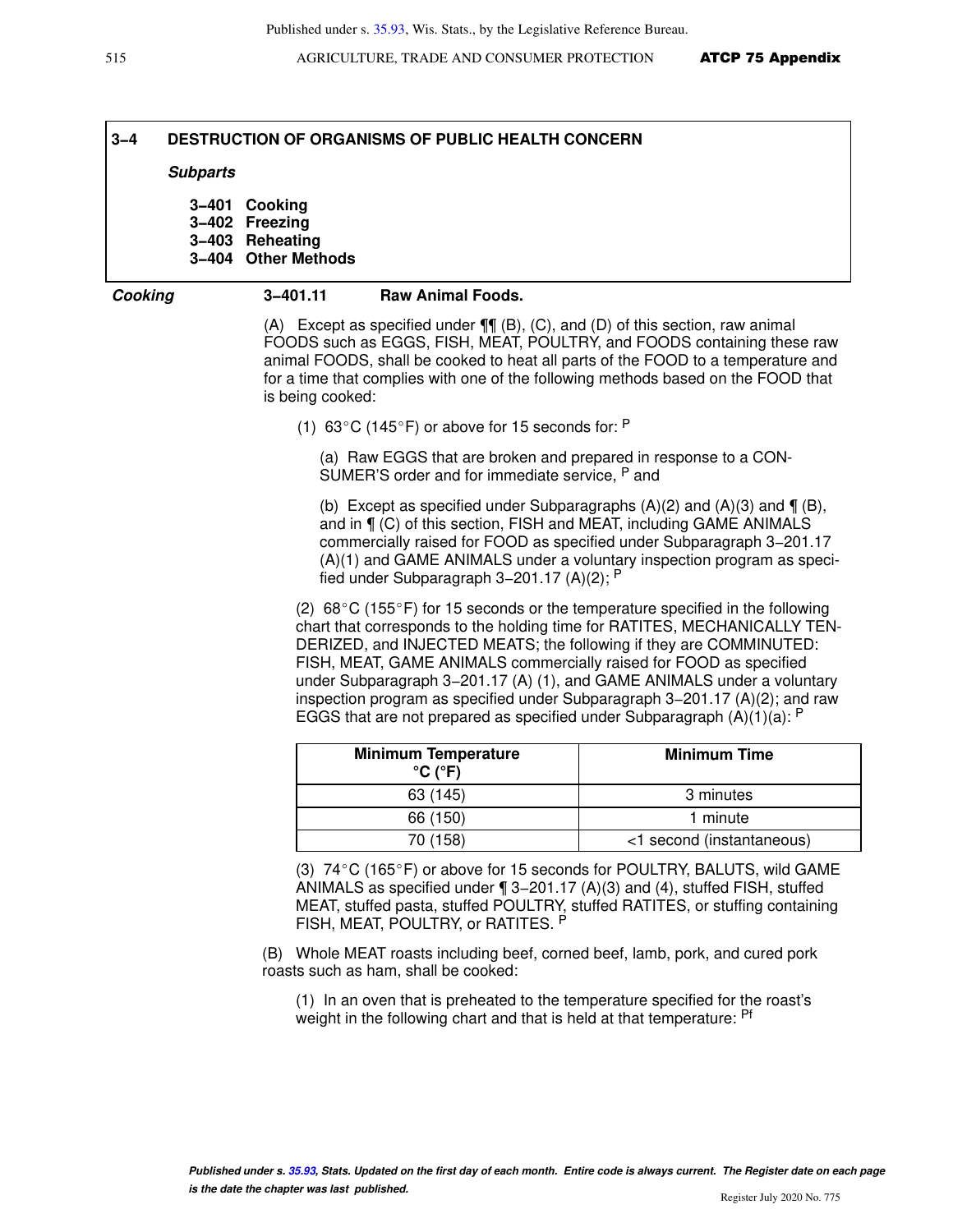## 3–4 DESTRUCTION OF ORGANISMS OF PUBLIC HEALTH CONCERN

***Subparts***

**3–401 Cooking**
**3–402 Freezing**
**3–403 Reheating**
**3–404 Other Methods**

***Cooking*** **3–401.11 Raw Animal Foods.**

(A) Except as specified under ¶¶ (B), (C), and (D) of this section, raw animal FOODS such as EGGS, FISH, MEAT, POULTRY, and FOODS containing these raw animal FOODS, shall be cooked to heat all parts of the FOOD to a temperature and for a time that complies with one of the following methods based on the FOOD that is being cooked:

(1) 63°C (145°F) or above for 15 seconds for: [P]

(a) Raw EGGS that are broken and prepared in response to a CONSUMER'S order and for immediate service, [P] and

(b) Except as specified under Subparagraphs (A)(2) and (A)(3) and ¶ (B), and in ¶ (C) of this section, FISH and MEAT, including GAME ANIMALS commercially raised for FOOD as specified under Subparagraph 3–201.17 (A)(1) and GAME ANIMALS under a voluntary inspection program as specified under Subparagraph 3–201.17 (A)(2); [P]

(2) 68°C (155°F) for 15 seconds or the temperature specified in the following chart that corresponds to the holding time for RATITES, MECHANICALLY TENDERIZED, and INJECTED MEATS; the following if they are COMMINUTED: FISH, MEAT, GAME ANIMALS commercially raised for FOOD as specified under Subparagraph 3–201.17 (A) (1), and GAME ANIMALS under a voluntary inspection program as specified under Subparagraph 3–201.17 (A)(2); and raw EGGS that are not prepared as specified under Subparagraph (A)(1)(a): [P]

| Minimum Temperature °C (°F) | Minimum Time |
|---|---|
| 63 (145) | 3 minutes |
| 66 (150) | 1 minute |
| 70 (158) | <1 second (instantaneous) |

(3) 74°C (165°F) or above for 15 seconds for POULTRY, BALUTS, wild GAME ANIMALS as specified under ¶ 3–201.17 (A)(3) and (4), stuffed FISH, stuffed MEAT, stuffed pasta, stuffed POULTRY, stuffed RATITES, or stuffing containing FISH, MEAT, POULTRY, or RATITES. [P]

(B) Whole MEAT roasts including beef, corned beef, lamb, pork, and cured pork roasts such as ham, shall be cooked:

(1) In an oven that is preheated to the temperature specified for the roast's weight in the following chart and that is held at that temperature: [Pf]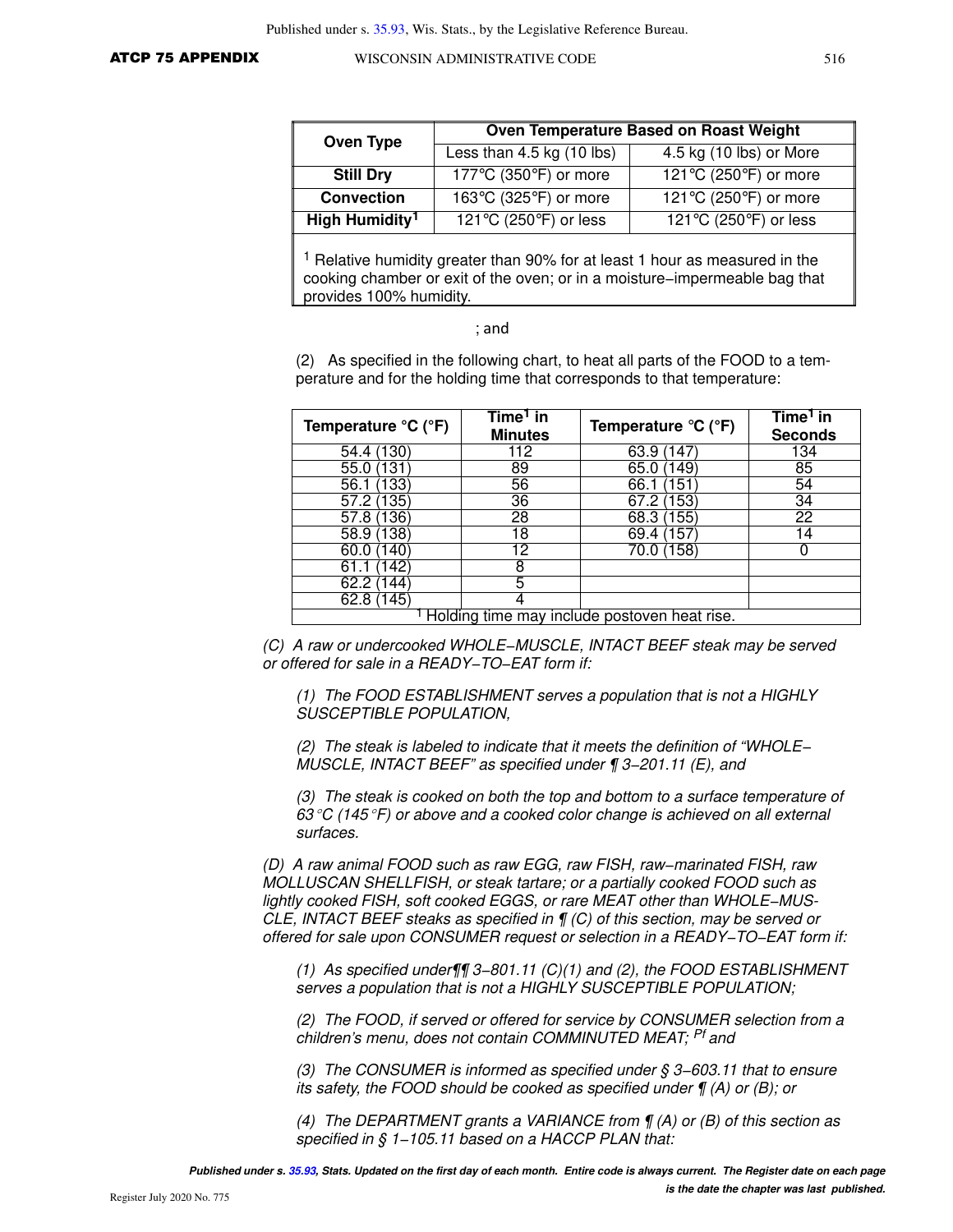| Oven Type | Oven Temperature Based on Roast Weight | |
|---|---|---|
| | Less than 4.5 kg (10 lbs) | 4.5 kg (10 lbs) or More |
| **Still Dry** | 177°C (350°F) or more | 121°C (250°F) or more |
| **Convection** | 163°C (325°F) or more | 121°C (250°F) or more |
| **High Humidity[1]** | 121°C (250°F) or less | 121°C (250°F) or less |

[1] Relative humidity greater than 90% for at least 1 hour as measured in the cooking chamber or exit of the oven; or in a moisture−impermeable bag that provides 100% humidity.

; and

(2) As specified in the following chart, to heat all parts of the FOOD to a temperature and for the holding time that corresponds to that temperature:

| Temperature °C (°F) | Time[1] in Minutes | Temperature °C (°F) | Time[1] in Seconds |
|---|---|---|---|
| 54.4 (130) | 112 | 63.9 (147) | 134 |
| 55.0 (131) | 89 | 65.0 (149) | 85 |
| 56.1 (133) | 56 | 66.1 (151) | 54 |
| 57.2 (135) | 36 | 67.2 (153) | 34 |
| 57.8 (136) | 28 | 68.3 (155) | 22 |
| 58.9 (138) | 18 | 69.4 (157) | 14 |
| 60.0 (140) | 12 | 70.0 (158) | 0 |
| 61.1 (142) | 8 | | |
| 62.2 (144) | 5 | | |
| 62.8 (145) | 4 | | |

[1] Holding time may include postoven heat rise.

*(C) A raw or undercooked WHOLE−MUSCLE, INTACT BEEF steak may be served or offered for sale in a READY−TO−EAT form if:*

*(1) The FOOD ESTABLISHMENT serves a population that is not a HIGHLY SUSCEPTIBLE POPULATION,*

*(2) The steak is labeled to indicate that it meets the definition of "WHOLE−MUSCLE, INTACT BEEF" as specified under ¶ 3−201.11 (E), and*

*(3) The steak is cooked on both the top and bottom to a surface temperature of 63°C (145°F) or above and a cooked color change is achieved on all external surfaces.*

*(D) A raw animal FOOD such as raw EGG, raw FISH, raw−marinated FISH, raw MOLLUSCAN SHELLFISH, or steak tartare; or a partially cooked FOOD such as lightly cooked FISH, soft cooked EGGS, or rare MEAT other than WHOLE−MUSCLE, INTACT BEEF steaks as specified in ¶ (C) of this section, may be served or offered for sale upon CONSUMER request or selection in a READY−TO−EAT form if:*

*(1) As specified under¶¶ 3−801.11 (C)(1) and (2), the FOOD ESTABLISHMENT serves a population that is not a HIGHLY SUSCEPTIBLE POPULATION;*

*(2) The FOOD, if served or offered for service by CONSUMER selection from a children's menu, does not contain COMMINUTED MEAT; Pf and*

*(3) The CONSUMER is informed as specified under § 3−603.11 that to ensure its safety, the FOOD should be cooked as specified under ¶ (A) or (B); or*

*(4) The DEPARTMENT grants a VARIANCE from ¶ (A) or (B) of this section as specified in § 1−105.11 based on a HACCP PLAN that:*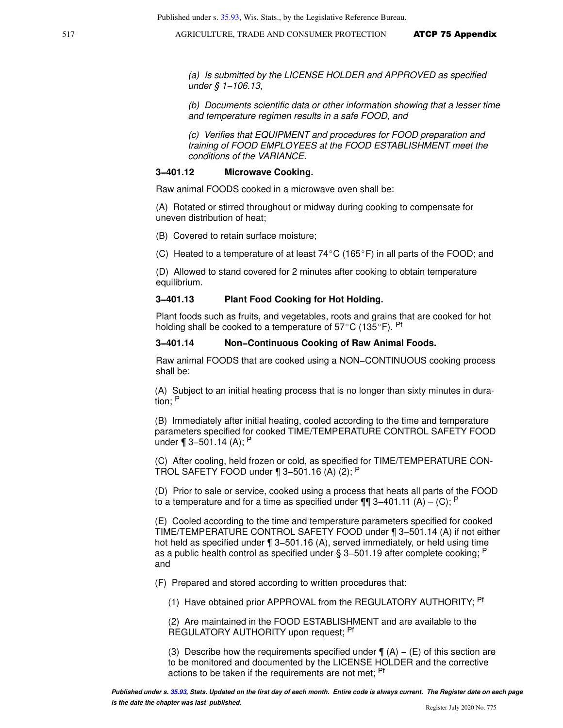*(a) Is submitted by the LICENSE HOLDER and APPROVED as specified under § 1−106.13,*

*(b) Documents scientific data or other information showing that a lesser time and temperature regimen results in a safe FOOD, and*

*(c) Verifies that EQUIPMENT and procedures for FOOD preparation and training of FOOD EMPLOYEES at the FOOD ESTABLISHMENT meet the conditions of the VARIANCE.*

**3−401.12 Microwave Cooking.**

Raw animal FOODS cooked in a microwave oven shall be:

(A) Rotated or stirred throughout or midway during cooking to compensate for uneven distribution of heat;

(B) Covered to retain surface moisture;

(C) Heated to a temperature of at least 74°C (165°F) in all parts of the FOOD; and

(D) Allowed to stand covered for 2 minutes after cooking to obtain temperature equilibrium.

**3−401.13 Plant Food Cooking for Hot Holding.**

Plant foods such as fruits, and vegetables, roots and grains that are cooked for hot holding shall be cooked to a temperature of 57°C (135°F). [Pf]

**3−401.14 Non−Continuous Cooking of Raw Animal Foods.**

Raw animal FOODS that are cooked using a NON−CONTINUOUS cooking process shall be:

(A) Subject to an initial heating process that is no longer than sixty minutes in duration; [P]

(B) Immediately after initial heating, cooled according to the time and temperature parameters specified for cooked TIME/TEMPERATURE CONTROL SAFETY FOOD under ¶ 3−501.14 (A); [P]

(C) After cooling, held frozen or cold, as specified for TIME/TEMPERATURE CONTROL SAFETY FOOD under ¶ 3−501.16 (A) (2); [P]

(D) Prior to sale or service, cooked using a process that heats all parts of the FOOD to a temperature and for a time as specified under ¶¶ 3−401.11 (A) – (C); [P]

(E) Cooled according to the time and temperature parameters specified for cooked TIME/TEMPERATURE CONTROL SAFETY FOOD under ¶ 3−501.14 (A) if not either hot held as specified under ¶ 3−501.16 (A), served immediately, or held using time as a public health control as specified under § 3−501.19 after complete cooking; [P] and

(F) Prepared and stored according to written procedures that:

(1) Have obtained prior APPROVAL from the REGULATORY AUTHORITY; [Pf]

(2) Are maintained in the FOOD ESTABLISHMENT and are available to the REGULATORY AUTHORITY upon request; [Pf]

(3) Describe how the requirements specified under ¶ (A) – (E) of this section are to be monitored and documented by the LICENSE HOLDER and the corrective actions to be taken if the requirements are not met; [Pf]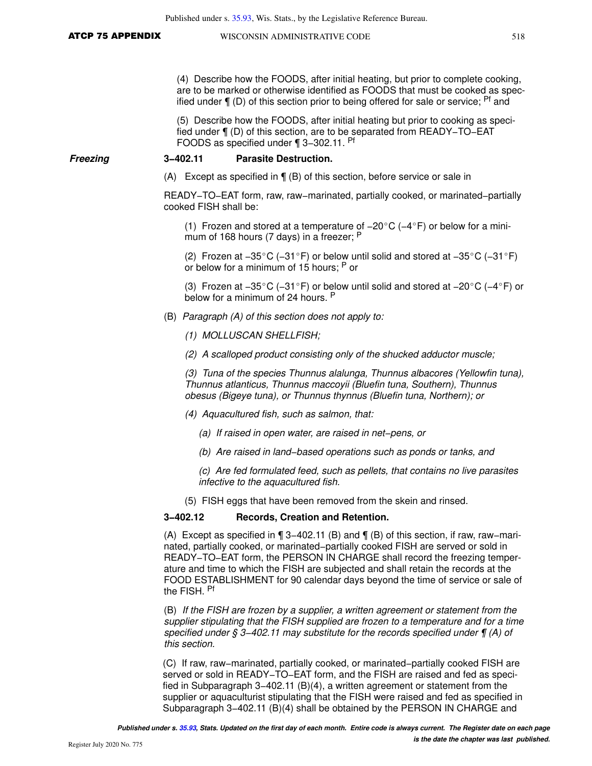(4) Describe how the FOODS, after initial heating, but prior to complete cooking, are to be marked or otherwise identified as FOODS that must be cooked as specified under ¶ (D) of this section prior to being offered for sale or service; [Pf] and

(5) Describe how the FOODS, after initial heating but prior to cooking as specified under ¶ (D) of this section, are to be separated from READY−TO−EAT FOODS as specified under ¶ 3−302.11. [Pf]

***Freezing***

**3−402.11 Parasite Destruction.**

(A) Except as specified in ¶ (B) of this section, before service or sale in

READY−TO−EAT form, raw, raw−marinated, partially cooked, or marinated−partially cooked FISH shall be:

(1) Frozen and stored at a temperature of −20°C (−4°F) or below for a minimum of 168 hours (7 days) in a freezer; [P]

(2) Frozen at −35°C (−31°F) or below until solid and stored at −35°C (−31°F) or below for a minimum of 15 hours; [P] or

(3) Frozen at −35°C (−31°F) or below until solid and stored at −20°C (−4°F) or below for a minimum of 24 hours. [P]

(B) *Paragraph (A) of this section does not apply to:*

*(1) MOLLUSCAN SHELLFISH;*

*(2) A scalloped product consisting only of the shucked adductor muscle;*

*(3) Tuna of the species Thunnus alalunga, Thunnus albacores (Yellowfin tuna), Thunnus atlanticus, Thunnus maccoyii (Bluefin tuna, Southern), Thunnus obesus (Bigeye tuna), or Thunnus thynnus (Bluefin tuna, Northern); or*

*(4) Aquacultured fish, such as salmon, that:*

*(a) If raised in open water, are raised in net−pens, or*

*(b) Are raised in land−based operations such as ponds or tanks, and*

*(c) Are fed formulated feed, such as pellets, that contains no live parasites infective to the aquacultured fish.*

(5) FISH eggs that have been removed from the skein and rinsed.

**3−402.12 Records, Creation and Retention.**

(A) Except as specified in ¶ 3−402.11 (B) and ¶ (B) of this section, if raw, raw−marinated, partially cooked, or marinated−partially cooked FISH are served or sold in READY−TO−EAT form, the PERSON IN CHARGE shall record the freezing temperature and time to which the FISH are subjected and shall retain the records at the FOOD ESTABLISHMENT for 90 calendar days beyond the time of service or sale of the FISH. [Pf]

(B) *If the FISH are frozen by a supplier, a written agreement or statement from the supplier stipulating that the FISH supplied are frozen to a temperature and for a time specified under § 3−402.11 may substitute for the records specified under ¶ (A) of this section.*

(C) If raw, raw−marinated, partially cooked, or marinated−partially cooked FISH are served or sold in READY−TO−EAT form, and the FISH are raised and fed as specified in Subparagraph 3−402.11 (B)(4), a written agreement or statement from the supplier or aquaculturist stipulating that the FISH were raised and fed as specified in Subparagraph 3−402.11 (B)(4) shall be obtained by the PERSON IN CHARGE and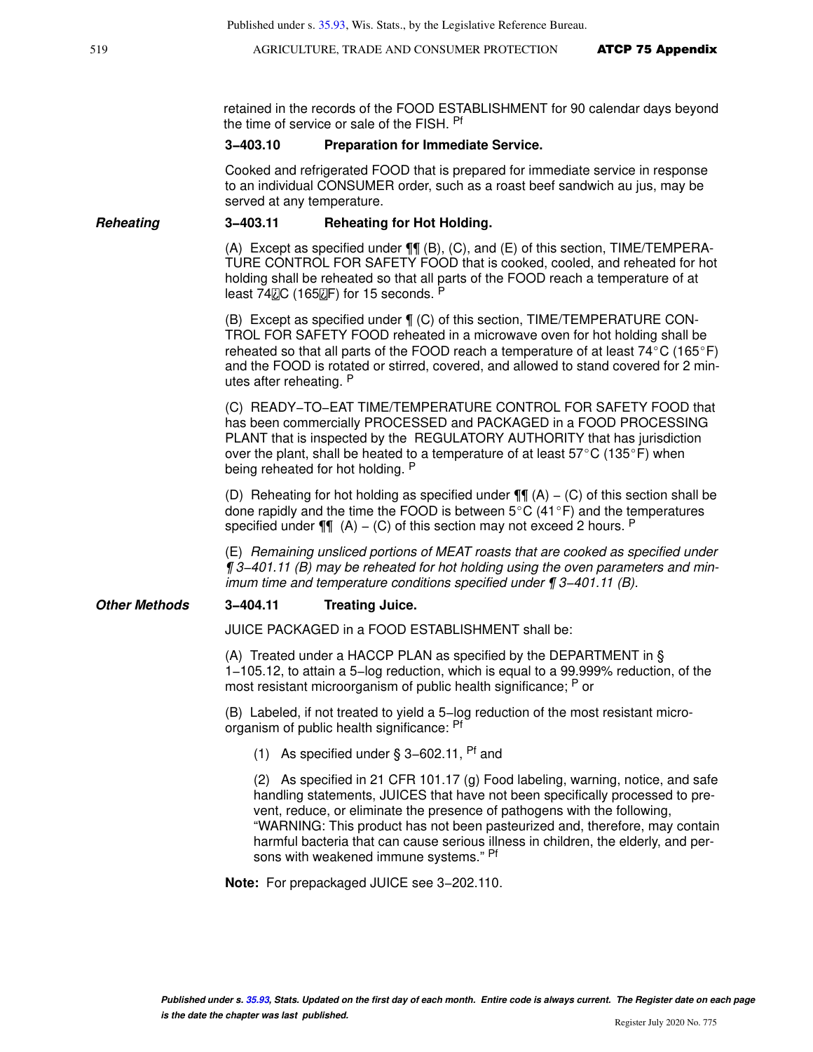retained in the records of the FOOD ESTABLISHMENT for 90 calendar days beyond the time of service or sale of the FISH. Pf

**3−403.10 Preparation for Immediate Service.**

Cooked and refrigerated FOOD that is prepared for immediate service in response to an individual CONSUMER order, such as a roast beef sandwich au jus, may be served at any temperature.

***Reheating***

**3−403.11 Reheating for Hot Holding.**

(A) Except as specified under ¶¶ (B), (C), and (E) of this section, TIME/TEMPERATURE CONTROL FOR SAFETY FOOD that is cooked, cooled, and reheated for hot holding shall be reheated so that all parts of the FOOD reach a temperature of at least 74°C (165°F) for 15 seconds. P

(B) Except as specified under ¶ (C) of this section, TIME/TEMPERATURE CONTROL FOR SAFETY FOOD reheated in a microwave oven for hot holding shall be reheated so that all parts of the FOOD reach a temperature of at least 74°C (165°F) and the FOOD is rotated or stirred, covered, and allowed to stand covered for 2 minutes after reheating. P

(C) READY−TO−EAT TIME/TEMPERATURE CONTROL FOR SAFETY FOOD that has been commercially PROCESSED and PACKAGED in a FOOD PROCESSING PLANT that is inspected by the REGULATORY AUTHORITY that has jurisdiction over the plant, shall be heated to a temperature of at least 57°C (135°F) when being reheated for hot holding. P

(D) Reheating for hot holding as specified under ¶¶ (A) – (C) of this section shall be done rapidly and the time the FOOD is between 5°C (41°F) and the temperatures specified under ¶¶ (A) – (C) of this section may not exceed 2 hours. P

(E) *Remaining unsliced portions of MEAT roasts that are cooked as specified under ¶ 3−401.11 (B) may be reheated for hot holding using the oven parameters and minimum time and temperature conditions specified under ¶ 3−401.11 (B).*

***Other Methods***

**3−404.11 Treating Juice.**

JUICE PACKAGED in a FOOD ESTABLISHMENT shall be:

(A) Treated under a HACCP PLAN as specified by the DEPARTMENT in § 1−105.12, to attain a 5−log reduction, which is equal to a 99.999% reduction, of the most resistant microorganism of public health significance; P or

(B) Labeled, if not treated to yield a 5−log reduction of the most resistant microorganism of public health significance: Pf

(1) As specified under § 3−602.11, Pf and

(2) As specified in 21 CFR 101.17 (g) Food labeling, warning, notice, and safe handling statements, JUICES that have not been specifically processed to prevent, reduce, or eliminate the presence of pathogens with the following, "WARNING: This product has not been pasteurized and, therefore, may contain harmful bacteria that can cause serious illness in children, the elderly, and persons with weakened immune systems." Pf

**Note:** For prepackaged JUICE see 3−202.110.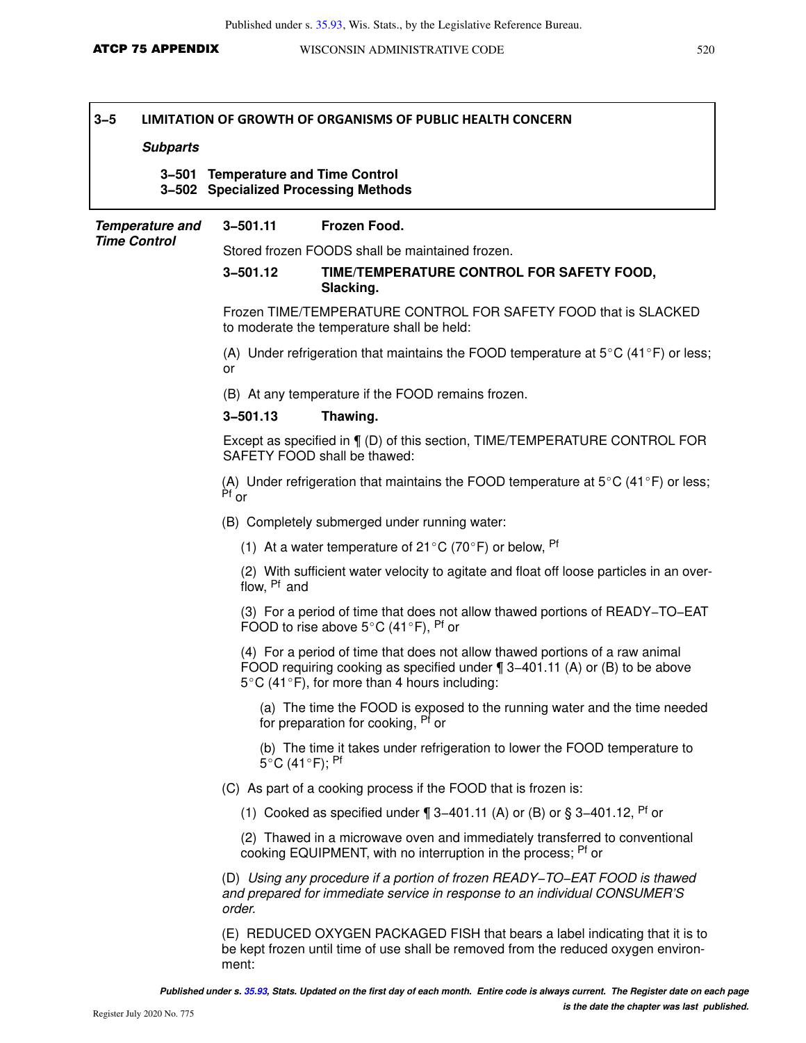## 3–5 LIMITATION OF GROWTH OF ORGANISMS OF PUBLIC HEALTH CONCERN

***Subparts***

**3–501 Temperature and Time Control**
**3–502 Specialized Processing Methods**

***Temperature and Time Control***

### 3–501.11 Frozen Food.

Stored frozen FOODS shall be maintained frozen.

### 3–501.12 TIME/TEMPERATURE CONTROL FOR SAFETY FOOD, Slacking.

Frozen TIME/TEMPERATURE CONTROL FOR SAFETY FOOD that is SLACKED to moderate the temperature shall be held:

(A) Under refrigeration that maintains the FOOD temperature at 5°C (41°F) or less; or

(B) At any temperature if the FOOD remains frozen.

### 3–501.13 Thawing.

Except as specified in ¶ (D) of this section, TIME/TEMPERATURE CONTROL FOR SAFETY FOOD shall be thawed:

(A) Under refrigeration that maintains the FOOD temperature at 5°C (41°F) or less; [Pf] or

(B) Completely submerged under running water:

(1) At a water temperature of 21°C (70°F) or below, [Pf]

(2) With sufficient water velocity to agitate and float off loose particles in an overflow, [Pf] and

(3) For a period of time that does not allow thawed portions of READY–TO–EAT FOOD to rise above 5°C (41°F), [Pf] or

(4) For a period of time that does not allow thawed portions of a raw animal FOOD requiring cooking as specified under ¶ 3–401.11 (A) or (B) to be above 5°C (41°F), for more than 4 hours including:

(a) The time the FOOD is exposed to the running water and the time needed for preparation for cooking, [Pf] or

(b) The time it takes under refrigeration to lower the FOOD temperature to 5°C (41°F); [Pf]

(C) As part of a cooking process if the FOOD that is frozen is:

(1) Cooked as specified under ¶ 3–401.11 (A) or (B) or § 3–401.12, [Pf] or

(2) Thawed in a microwave oven and immediately transferred to conventional cooking EQUIPMENT, with no interruption in the process; [Pf] or

(D) *Using any procedure if a portion of frozen READY–TO–EAT FOOD is thawed and prepared for immediate service in response to an individual CONSUMER'S order.*

(E) REDUCED OXYGEN PACKAGED FISH that bears a label indicating that it is to be kept frozen until time of use shall be removed from the reduced oxygen environment: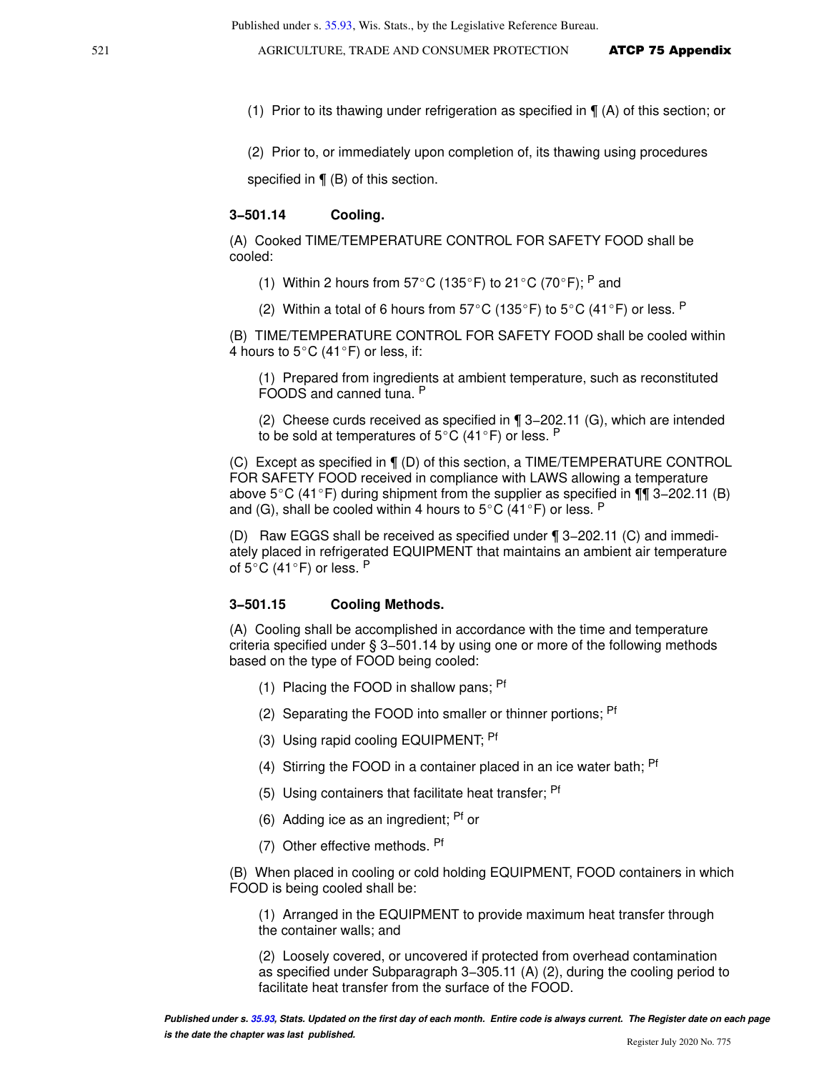(1) Prior to its thawing under refrigeration as specified in ¶ (A) of this section; or

(2) Prior to, or immediately upon completion of, its thawing using procedures specified in ¶ (B) of this section.

### 3−501.14 Cooling.

(A) Cooked TIME/TEMPERATURE CONTROL FOR SAFETY FOOD shall be cooled:

(1) Within 2 hours from 57°C (135°F) to 21°C (70°F); [P] and

(2) Within a total of 6 hours from 57°C (135°F) to 5°C (41°F) or less. [P]

(B) TIME/TEMPERATURE CONTROL FOR SAFETY FOOD shall be cooled within 4 hours to 5°C (41°F) or less, if:

(1) Prepared from ingredients at ambient temperature, such as reconstituted FOODS and canned tuna. [P]

(2) Cheese curds received as specified in ¶ 3−202.11 (G), which are intended to be sold at temperatures of 5°C (41°F) or less. [P]

(C) Except as specified in ¶ (D) of this section, a TIME/TEMPERATURE CONTROL FOR SAFETY FOOD received in compliance with LAWS allowing a temperature above 5°C (41°F) during shipment from the supplier as specified in ¶¶ 3−202.11 (B) and (G), shall be cooled within 4 hours to 5°C (41°F) or less. [P]

(D) Raw EGGS shall be received as specified under ¶ 3−202.11 (C) and immediately placed in refrigerated EQUIPMENT that maintains an ambient air temperature of 5°C (41°F) or less. [P]

### 3−501.15 Cooling Methods.

(A) Cooling shall be accomplished in accordance with the time and temperature criteria specified under § 3−501.14 by using one or more of the following methods based on the type of FOOD being cooled:

(1) Placing the FOOD in shallow pans; [Pf]

(2) Separating the FOOD into smaller or thinner portions; [Pf]

(3) Using rapid cooling EQUIPMENT; [Pf]

(4) Stirring the FOOD in a container placed in an ice water bath; [Pf]

(5) Using containers that facilitate heat transfer; [Pf]

(6) Adding ice as an ingredient; [Pf] or

(7) Other effective methods. [Pf]

(B) When placed in cooling or cold holding EQUIPMENT, FOOD containers in which FOOD is being cooled shall be:

(1) Arranged in the EQUIPMENT to provide maximum heat transfer through the container walls; and

(2) Loosely covered, or uncovered if protected from overhead contamination as specified under Subparagraph 3−305.11 (A) (2), during the cooling period to facilitate heat transfer from the surface of the FOOD.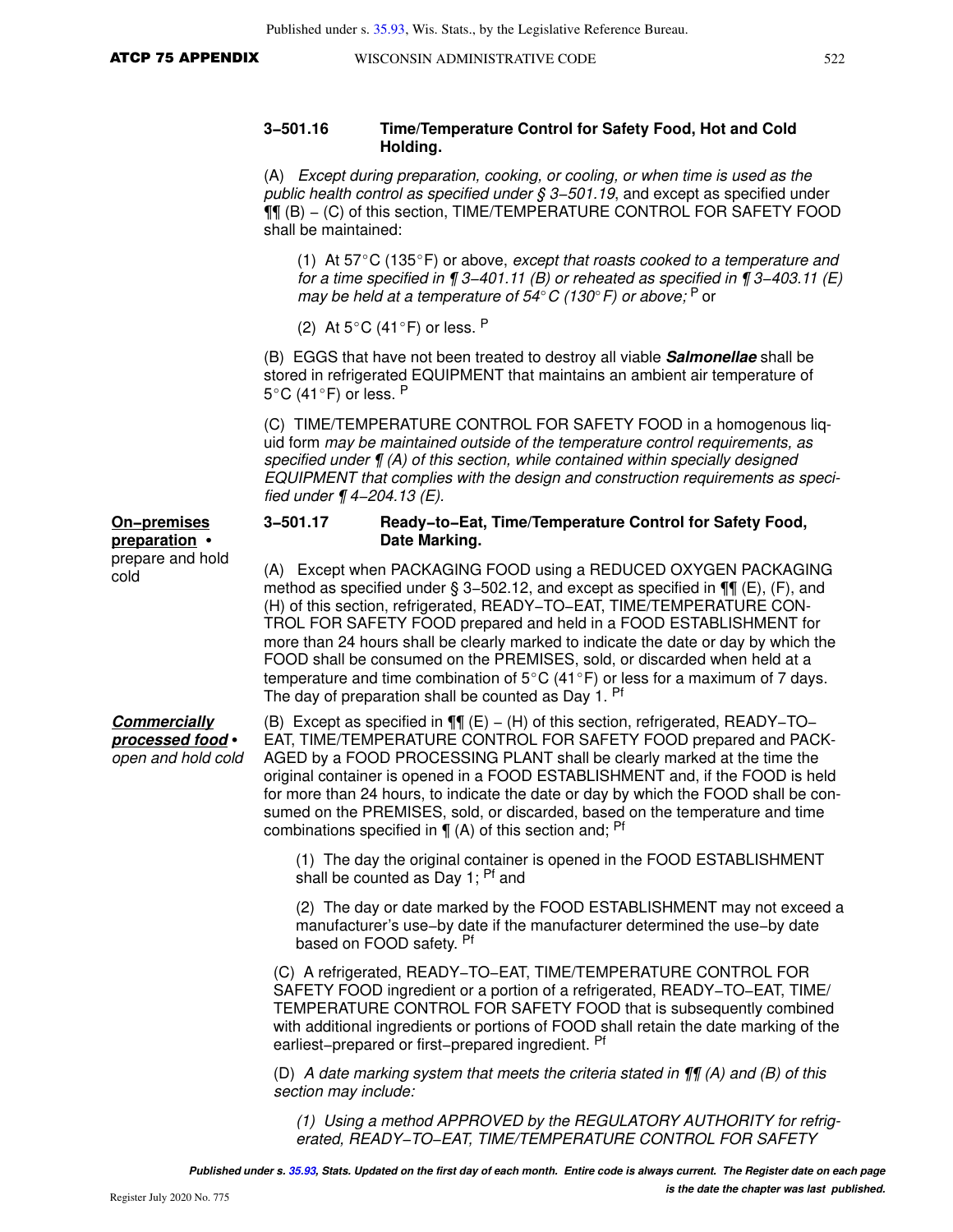**3‒501.16 Time/Temperature Control for Safety Food, Hot and Cold Holding.**

(A) *Except during preparation, cooking, or cooling, or when time is used as the public health control as specified under § 3‒501.19*, and except as specified under ¶¶ (B) – (C) of this section, TIME/TEMPERATURE CONTROL FOR SAFETY FOOD shall be maintained:

(1) At 57°C (135°F) or above, *except that roasts cooked to a temperature and for a time specified in ¶ 3‒401.11 (B) or reheated as specified in ¶ 3‒403.11 (E) may be held at a temperature of 54° C (130° F) or above;* [P] or

(2) At 5°C (41°F) or less. [P]

(B) EGGS that have not been treated to destroy all viable ***Salmonellae*** shall be stored in refrigerated EQUIPMENT that maintains an ambient air temperature of 5°C (41°F) or less. [P]

(C) TIME/TEMPERATURE CONTROL FOR SAFETY FOOD in a homogenous liquid form *may be maintained outside of the temperature control requirements, as specified under ¶ (A) of this section, while contained within specially designed EQUIPMENT that complies with the design and construction requirements as specified under ¶ 4‒204.13 (E).*

**3‒501.17 Ready‒to‒Eat, Time/Temperature Control for Safety Food, Date Marking.**

**On‒premises preparation** • prepare and hold cold

(A) Except when PACKAGING FOOD using a REDUCED OXYGEN PACKAGING method as specified under § 3‒502.12, and except as specified in ¶¶ (E), (F), and (H) of this section, refrigerated, READY‒TO‒EAT, TIME/TEMPERATURE CONTROL FOR SAFETY FOOD prepared and held in a FOOD ESTABLISHMENT for more than 24 hours shall be clearly marked to indicate the date or day by which the FOOD shall be consumed on the PREMISES, sold, or discarded when held at a temperature and time combination of 5°C (41°F) or less for a maximum of 7 days. The day of preparation shall be counted as Day 1. [Pf]

***Commercially processed food*** • *open and hold cold*

(B) Except as specified in ¶¶ (E) – (H) of this section, refrigerated, READY‒TO‒EAT, TIME/TEMPERATURE CONTROL FOR SAFETY FOOD prepared and PACKAGED by a FOOD PROCESSING PLANT shall be clearly marked at the time the original container is opened in a FOOD ESTABLISHMENT and, if the FOOD is held for more than 24 hours, to indicate the date or day by which the FOOD shall be consumed on the PREMISES, sold, or discarded, based on the temperature and time combinations specified in ¶ (A) of this section and; [Pf]

(1) The day the original container is opened in the FOOD ESTABLISHMENT shall be counted as Day 1; [Pf] and

(2) The day or date marked by the FOOD ESTABLISHMENT may not exceed a manufacturer's use‒by date if the manufacturer determined the use‒by date based on FOOD safety. [Pf]

(C) A refrigerated, READY‒TO‒EAT, TIME/TEMPERATURE CONTROL FOR SAFETY FOOD ingredient or a portion of a refrigerated, READY‒TO‒EAT, TIME/TEMPERATURE CONTROL FOR SAFETY FOOD that is subsequently combined with additional ingredients or portions of FOOD shall retain the date marking of the earliest‒prepared or first‒prepared ingredient. [Pf]

(D) *A date marking system that meets the criteria stated in ¶¶ (A) and (B) of this section may include:*

*(1) Using a method APPROVED by the REGULATORY AUTHORITY for refrigerated, READY‒TO‒EAT, TIME/TEMPERATURE CONTROL FOR SAFETY*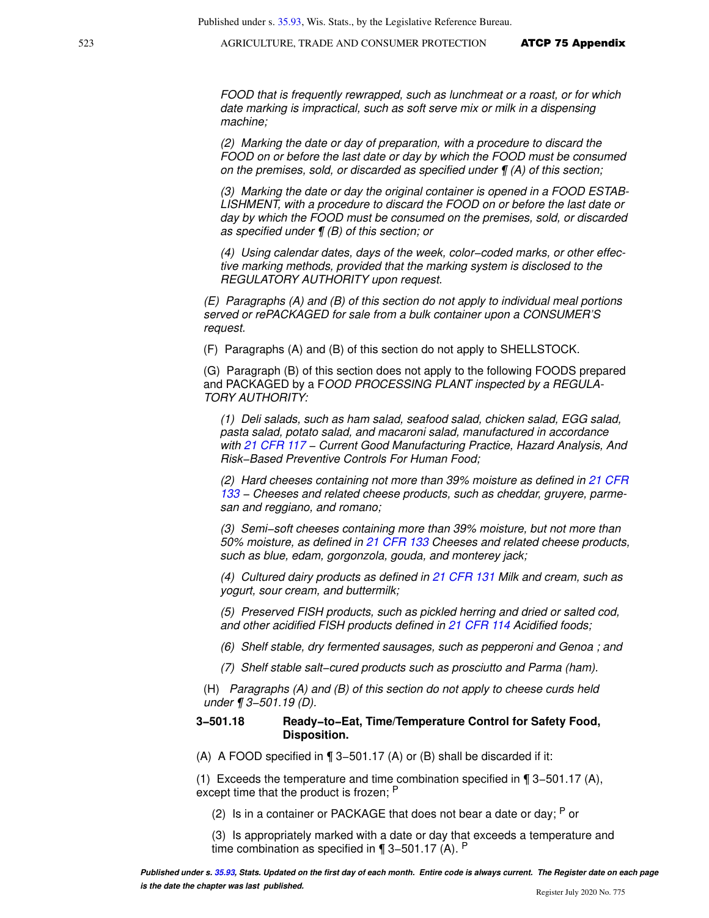*FOOD that is frequently rewrapped, such as lunchmeat or a roast, or for which date marking is impractical, such as soft serve mix or milk in a dispensing machine;*

*(2) Marking the date or day of preparation, with a procedure to discard the FOOD on or before the last date or day by which the FOOD must be consumed on the premises, sold, or discarded as specified under ¶ (A) of this section;*

*(3) Marking the date or day the original container is opened in a FOOD ESTABLISHMENT, with a procedure to discard the FOOD on or before the last date or day by which the FOOD must be consumed on the premises, sold, or discarded as specified under ¶ (B) of this section; or*

*(4) Using calendar dates, days of the week, color−coded marks, or other effective marking methods, provided that the marking system is disclosed to the REGULATORY AUTHORITY upon request.*

*(E) Paragraphs (A) and (B) of this section do not apply to individual meal portions served or rePACKAGED for sale from a bulk container upon a CONSUMER'S request.*

(F) Paragraphs (A) and (B) of this section do not apply to SHELLSTOCK.

(G) Paragraph (B) of this section does not apply to the following FOODS prepared and PACKAGED by a F*OOD PROCESSING PLANT inspected by a REGULATORY AUTHORITY:*

*(1) Deli salads, such as ham salad, seafood salad, chicken salad, EGG salad, pasta salad, potato salad, and macaroni salad, manufactured in accordance with 21 CFR 117 – Current Good Manufacturing Practice, Hazard Analysis, And Risk−Based Preventive Controls For Human Food;*

*(2) Hard cheeses containing not more than 39% moisture as defined in 21 CFR 133 – Cheeses and related cheese products, such as cheddar, gruyere, parmesan and reggiano, and romano;*

*(3) Semi−soft cheeses containing more than 39% moisture, but not more than 50% moisture, as defined in 21 CFR 133 Cheeses and related cheese products, such as blue, edam, gorgonzola, gouda, and monterey jack;*

*(4) Cultured dairy products as defined in 21 CFR 131 Milk and cream, such as yogurt, sour cream, and buttermilk;*

*(5) Preserved FISH products, such as pickled herring and dried or salted cod, and other acidified FISH products defined in 21 CFR 114 Acidified foods;*

*(6) Shelf stable, dry fermented sausages, such as pepperoni and Genoa ; and*

*(7) Shelf stable salt−cured products such as prosciutto and Parma (ham).*

(H) *Paragraphs (A) and (B) of this section do not apply to cheese curds held under ¶ 3−501.19 (D).*

**3−501.18 Ready−to−Eat, Time/Temperature Control for Safety Food, Disposition.**

(A) A FOOD specified in ¶ 3−501.17 (A) or (B) shall be discarded if it:

(1) Exceeds the temperature and time combination specified in ¶ 3−501.17 (A), except time that the product is frozen; [P]

(2) Is in a container or PACKAGE that does not bear a date or day; [P] or

(3) Is appropriately marked with a date or day that exceeds a temperature and time combination as specified in ¶ 3−501.17 (A). [P]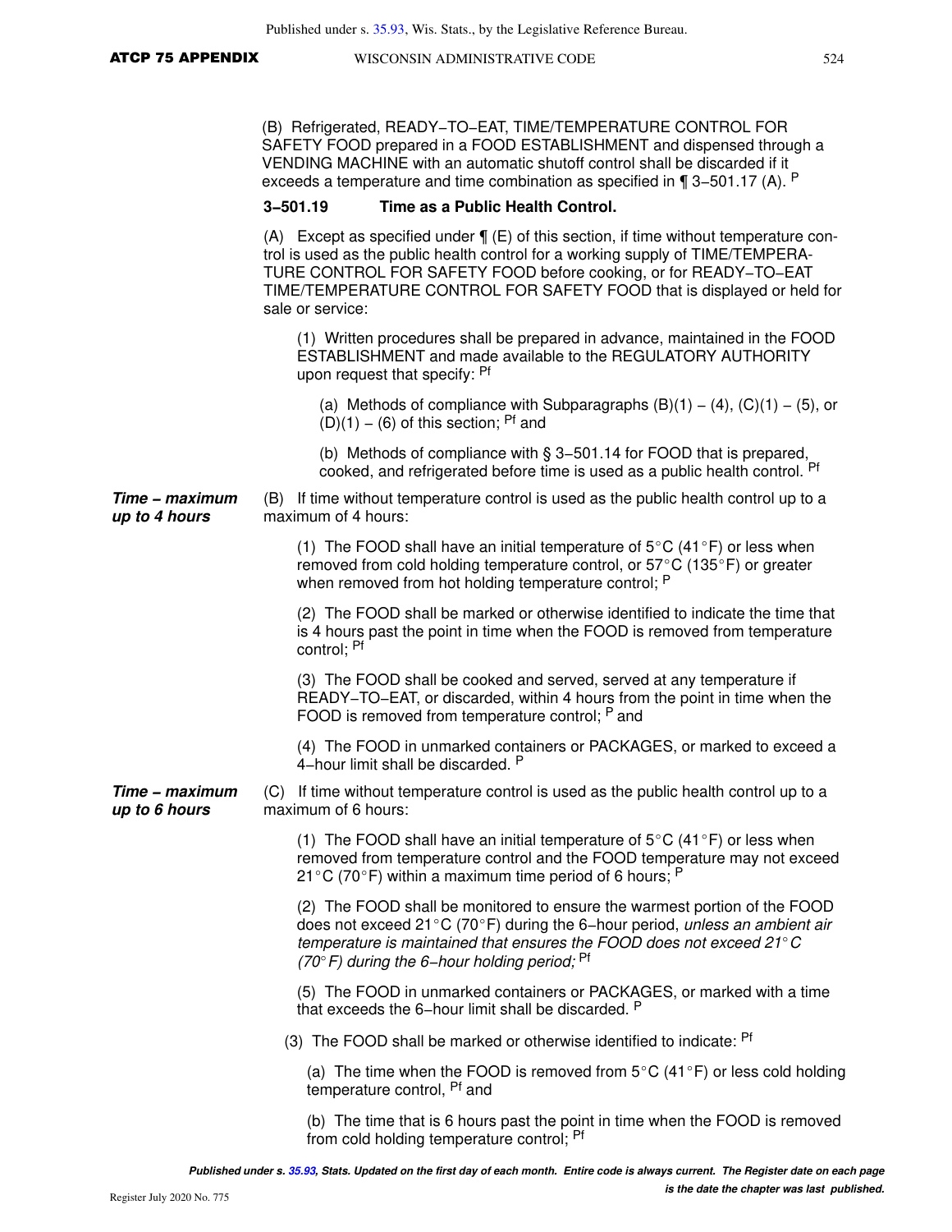(B) Refrigerated, READY–TO–EAT, TIME/TEMPERATURE CONTROL FOR SAFETY FOOD prepared in a FOOD ESTABLISHMENT and dispensed through a VENDING MACHINE with an automatic shutoff control shall be discarded if it exceeds a temperature and time combination as specified in ¶ 3–501.17 (A). P

### 3–501.19 Time as a Public Health Control.

(A) Except as specified under ¶ (E) of this section, if time without temperature control is used as the public health control for a working supply of TIME/TEMPERATURE CONTROL FOR SAFETY FOOD before cooking, or for READY–TO–EAT TIME/TEMPERATURE CONTROL FOR SAFETY FOOD that is displayed or held for sale or service:

(1) Written procedures shall be prepared in advance, maintained in the FOOD ESTABLISHMENT and made available to the REGULATORY AUTHORITY upon request that specify: Pf

(a) Methods of compliance with Subparagraphs (B)(1) – (4), (C)(1) – (5), or (D)(1) – (6) of this section; Pf and

(b) Methods of compliance with § 3–501.14 for FOOD that is prepared, cooked, and refrigerated before time is used as a public health control. Pf

***Time – maximum up to 4 hours***

(B) If time without temperature control is used as the public health control up to a maximum of 4 hours:

(1) The FOOD shall have an initial temperature of 5°C (41°F) or less when removed from cold holding temperature control, or 57°C (135°F) or greater when removed from hot holding temperature control; P

(2) The FOOD shall be marked or otherwise identified to indicate the time that is 4 hours past the point in time when the FOOD is removed from temperature control; Pf

(3) The FOOD shall be cooked and served, served at any temperature if READY–TO–EAT, or discarded, within 4 hours from the point in time when the FOOD is removed from temperature control; P and

(4) The FOOD in unmarked containers or PACKAGES, or marked to exceed a 4–hour limit shall be discarded. P

***Time – maximum up to 6 hours***

(C) If time without temperature control is used as the public health control up to a maximum of 6 hours:

(1) The FOOD shall have an initial temperature of 5°C (41°F) or less when removed from temperature control and the FOOD temperature may not exceed 21°C (70°F) within a maximum time period of 6 hours; P

(2) The FOOD shall be monitored to ensure the warmest portion of the FOOD does not exceed 21°C (70°F) during the 6–hour period, *unless an ambient air temperature is maintained that ensures the FOOD does not exceed 21°C (70°F) during the 6–hour holding period;* Pf

(5) The FOOD in unmarked containers or PACKAGES, or marked with a time that exceeds the 6–hour limit shall be discarded. P

(3) The FOOD shall be marked or otherwise identified to indicate: Pf

(a) The time when the FOOD is removed from 5°C (41°F) or less cold holding temperature control, Pf and

(b) The time that is 6 hours past the point in time when the FOOD is removed from cold holding temperature control; Pf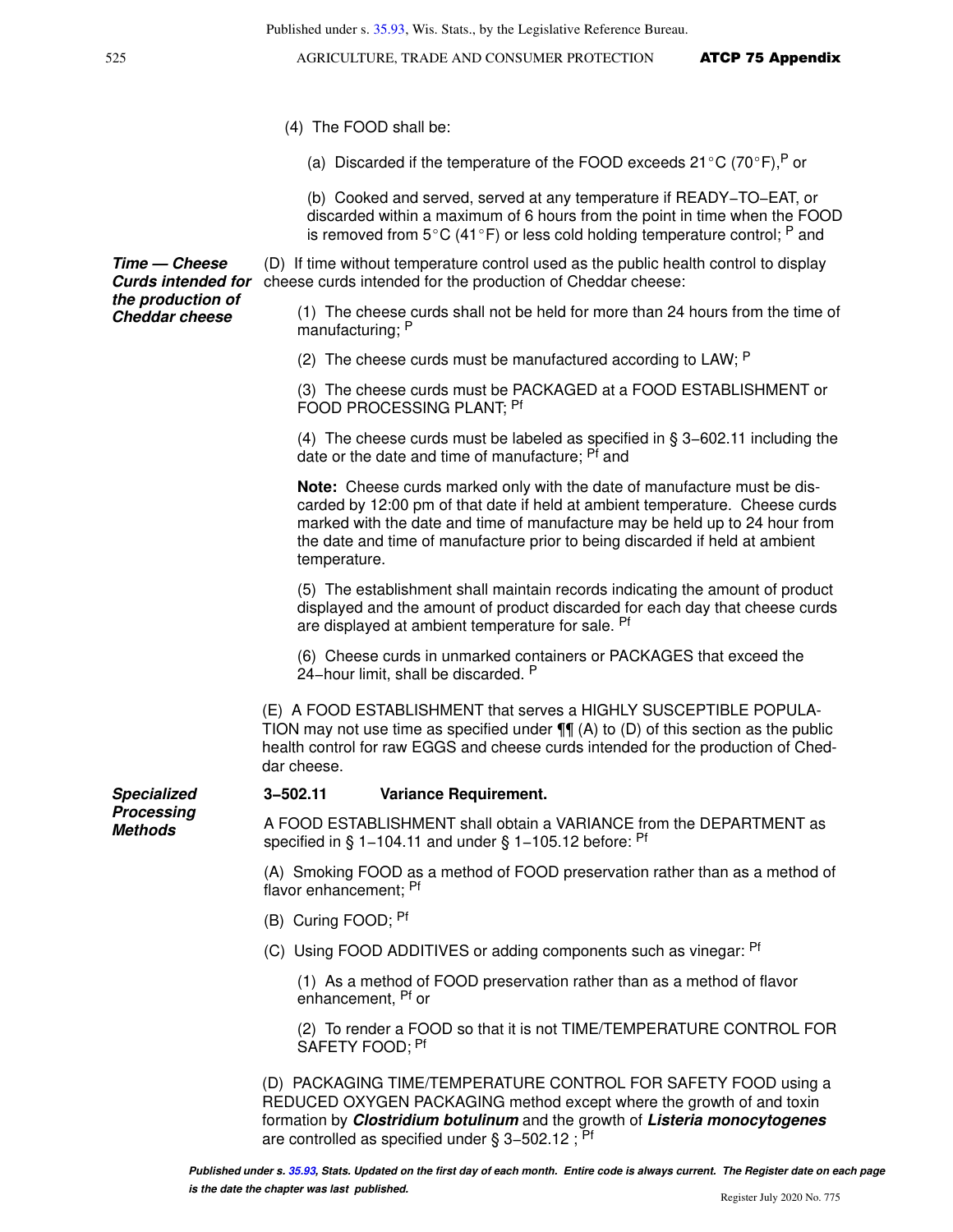(4) The FOOD shall be:

(a) Discarded if the temperature of the FOOD exceeds 21°C (70°F),[P] or

(b) Cooked and served, served at any temperature if READY−TO−EAT, or discarded within a maximum of 6 hours from the point in time when the FOOD is removed from 5°C (41°F) or less cold holding temperature control; [P] and

***Time — Cheese Curds intended for the production of Cheddar cheese***

(D) If time without temperature control used as the public health control to display cheese curds intended for the production of Cheddar cheese:

(1) The cheese curds shall not be held for more than 24 hours from the time of manufacturing; [P]

(2) The cheese curds must be manufactured according to LAW; [P]

(3) The cheese curds must be PACKAGED at a FOOD ESTABLISHMENT or FOOD PROCESSING PLANT; [Pf]

(4) The cheese curds must be labeled as specified in § 3−602.11 including the date or the date and time of manufacture; [Pf] and

**Note:** Cheese curds marked only with the date of manufacture must be discarded by 12:00 pm of that date if held at ambient temperature. Cheese curds marked with the date and time of manufacture may be held up to 24 hour from the date and time of manufacture prior to being discarded if held at ambient temperature.

(5) The establishment shall maintain records indicating the amount of product displayed and the amount of product discarded for each day that cheese curds are displayed at ambient temperature for sale. [Pf]

(6) Cheese curds in unmarked containers or PACKAGES that exceed the 24−hour limit, shall be discarded. [P]

(E) A FOOD ESTABLISHMENT that serves a HIGHLY SUSCEPTIBLE POPULATION may not use time as specified under ¶¶ (A) to (D) of this section as the public health control for raw EGGS and cheese curds intended for the production of Cheddar cheese.

***Specialized Processing Methods***

**3−502.11 Variance Requirement.**

A FOOD ESTABLISHMENT shall obtain a VARIANCE from the DEPARTMENT as specified in § 1−104.11 and under § 1−105.12 before: [Pf]

(A) Smoking FOOD as a method of FOOD preservation rather than as a method of flavor enhancement; [Pf]

(B) Curing FOOD; [Pf]

(C) Using FOOD ADDITIVES or adding components such as vinegar: [Pf]

(1) As a method of FOOD preservation rather than as a method of flavor enhancement, [Pf] or

(2) To render a FOOD so that it is not TIME/TEMPERATURE CONTROL FOR SAFETY FOOD; [Pf]

(D) PACKAGING TIME/TEMPERATURE CONTROL FOR SAFETY FOOD using a REDUCED OXYGEN PACKAGING method except where the growth of and toxin formation by ***Clostridium botulinum*** and the growth of ***Listeria monocytogenes*** are controlled as specified under § 3−502.12 ; [Pf]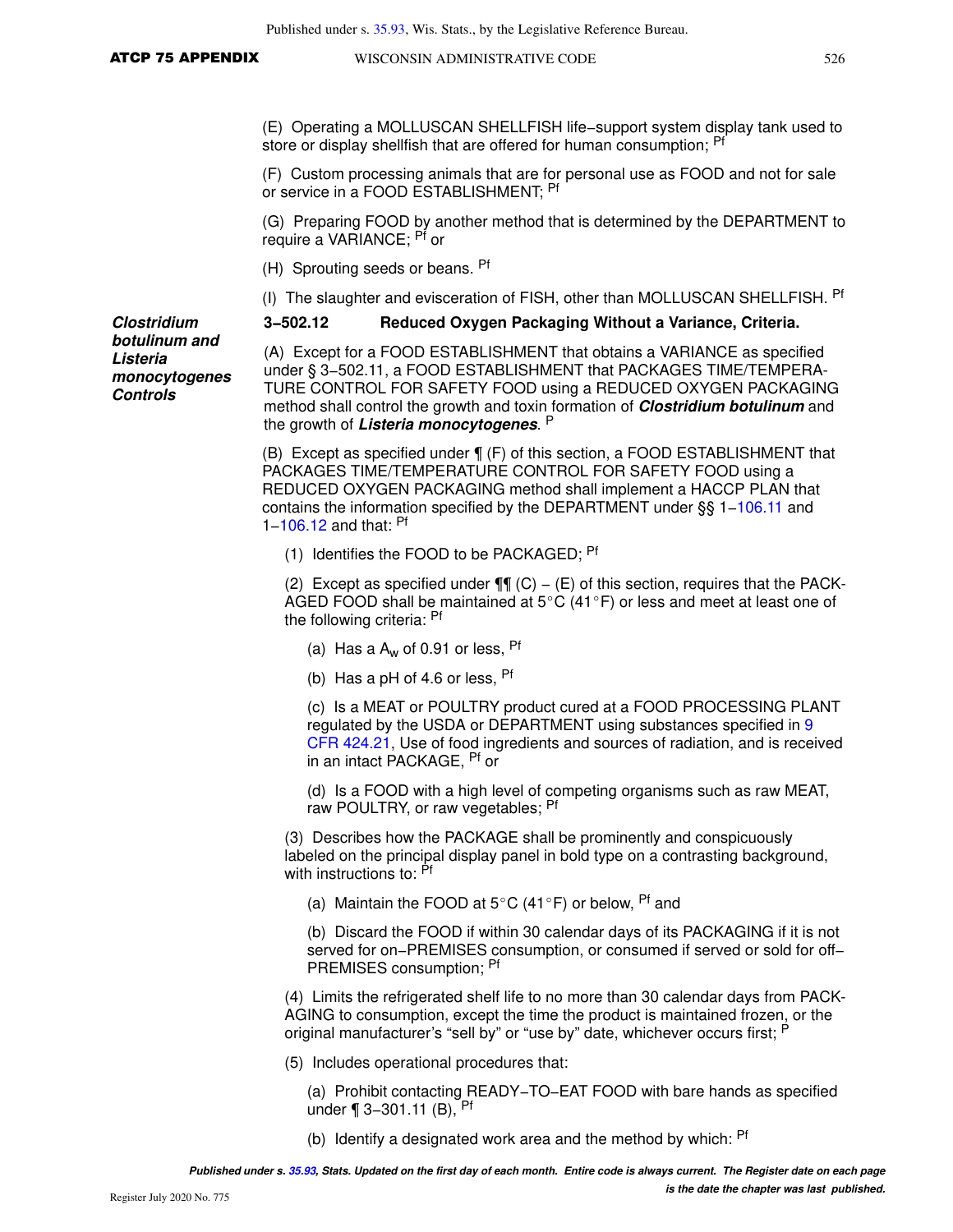(E) Operating a MOLLUSCAN SHELLFISH life−support system display tank used to store or display shellfish that are offered for human consumption; Pf

(F) Custom processing animals that are for personal use as FOOD and not for sale or service in a FOOD ESTABLISHMENT; Pf

(G) Preparing FOOD by another method that is determined by the DEPARTMENT to require a VARIANCE; Pf or

(H) Sprouting seeds or beans. Pf

(I) The slaughter and evisceration of FISH, other than MOLLUSCAN SHELLFISH. Pf

***Clostridium botulinum and Listeria monocytogenes Controls***

### 3−502.12 Reduced Oxygen Packaging Without a Variance, Criteria.

(A) Except for a FOOD ESTABLISHMENT that obtains a VARIANCE as specified under § 3−502.11, a FOOD ESTABLISHMENT that PACKAGES TIME/TEMPERATURE CONTROL FOR SAFETY FOOD using a REDUCED OXYGEN PACKAGING method shall control the growth and toxin formation of ***Clostridium botulinum*** and the growth of ***Listeria monocytogenes***. P

(B) Except as specified under ¶ (F) of this section, a FOOD ESTABLISHMENT that PACKAGES TIME/TEMPERATURE CONTROL FOR SAFETY FOOD using a REDUCED OXYGEN PACKAGING method shall implement a HACCP PLAN that contains the information specified by the DEPARTMENT under §§ 1−106.11 and 1−106.12 and that: Pf

(1) Identifies the FOOD to be PACKAGED; Pf

(2) Except as specified under ¶¶ (C) − (E) of this section, requires that the PACKAGED FOOD shall be maintained at 5°C (41°F) or less and meet at least one of the following criteria: Pf

(a) Has a $A_w$ of 0.91 or less, Pf

(b) Has a pH of 4.6 or less, Pf

(c) Is a MEAT or POULTRY product cured at a FOOD PROCESSING PLANT regulated by the USDA or DEPARTMENT using substances specified in 9 CFR 424.21, Use of food ingredients and sources of radiation, and is received in an intact PACKAGE, Pf or

(d) Is a FOOD with a high level of competing organisms such as raw MEAT, raw POULTRY, or raw vegetables; Pf

(3) Describes how the PACKAGE shall be prominently and conspicuously labeled on the principal display panel in bold type on a contrasting background, with instructions to: Pf

(a) Maintain the FOOD at 5°C (41°F) or below, Pf and

(b) Discard the FOOD if within 30 calendar days of its PACKAGING if it is not served for on−PREMISES consumption, or consumed if served or sold for off−PREMISES consumption; Pf

(4) Limits the refrigerated shelf life to no more than 30 calendar days from PACKAGING to consumption, except the time the product is maintained frozen, or the original manufacturer's "sell by" or "use by" date, whichever occurs first; P

(5) Includes operational procedures that:

(a) Prohibit contacting READY−TO−EAT FOOD with bare hands as specified under ¶ 3−301.11 (B), Pf

(b) Identify a designated work area and the method by which: Pf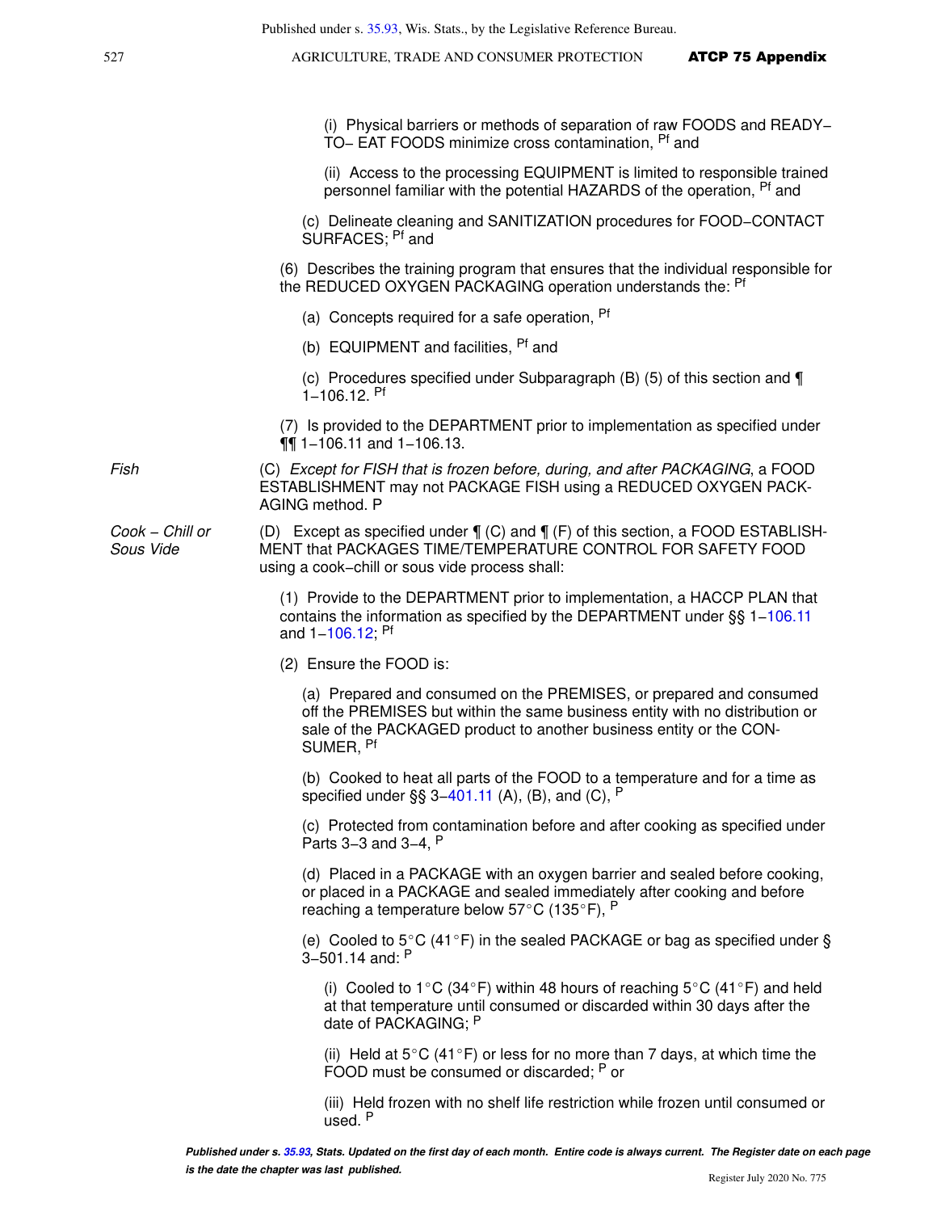(i) Physical barriers or methods of separation of raw FOODS and READY− TO− EAT FOODS minimize cross contamination, [Pf] and

(ii) Access to the processing EQUIPMENT is limited to responsible trained personnel familiar with the potential HAZARDS of the operation, [Pf] and

(c) Delineate cleaning and SANITIZATION procedures for FOOD−CONTACT SURFACES; [Pf] and

(6) Describes the training program that ensures that the individual responsible for the REDUCED OXYGEN PACKAGING operation understands the: [Pf]

(a) Concepts required for a safe operation, [Pf]

(b) EQUIPMENT and facilities, [Pf] and

(c) Procedures specified under Subparagraph (B) (5) of this section and ¶ 1−106.12. [Pf]

(7) Is provided to the DEPARTMENT prior to implementation as specified under ¶¶ 1−106.11 and 1−106.13.

*Fish*

(C) *Except for FISH that is frozen before, during, and after PACKAGING*, a FOOD ESTABLISHMENT may not PACKAGE FISH using a REDUCED OXYGEN PACKAGING method. P

*Cook – Chill or Sous Vide*

(D) Except as specified under ¶ (C) and ¶ (F) of this section, a FOOD ESTABLISHMENT that PACKAGES TIME/TEMPERATURE CONTROL FOR SAFETY FOOD using a cook−chill or sous vide process shall:

(1) Provide to the DEPARTMENT prior to implementation, a HACCP PLAN that contains the information as specified by the DEPARTMENT under §§ 1−106.11 and 1−106.12; [Pf]

(2) Ensure the FOOD is:

(a) Prepared and consumed on the PREMISES, or prepared and consumed off the PREMISES but within the same business entity with no distribution or sale of the PACKAGED product to another business entity or the CONSUMER, [Pf]

(b) Cooked to heat all parts of the FOOD to a temperature and for a time as specified under §§ 3−401.11 (A), (B), and (C), [P]

(c) Protected from contamination before and after cooking as specified under Parts 3−3 and 3−4, [P]

(d) Placed in a PACKAGE with an oxygen barrier and sealed before cooking, or placed in a PACKAGE and sealed immediately after cooking and before reaching a temperature below 57°C (135°F), [P]

(e) Cooled to 5°C (41°F) in the sealed PACKAGE or bag as specified under § 3−501.14 and: [P]

(i) Cooled to 1°C (34°F) within 48 hours of reaching 5°C (41°F) and held at that temperature until consumed or discarded within 30 days after the date of PACKAGING; [P]

(ii) Held at 5°C (41°F) or less for no more than 7 days, at which time the FOOD must be consumed or discarded; [P] or

(iii) Held frozen with no shelf life restriction while frozen until consumed or used. [P]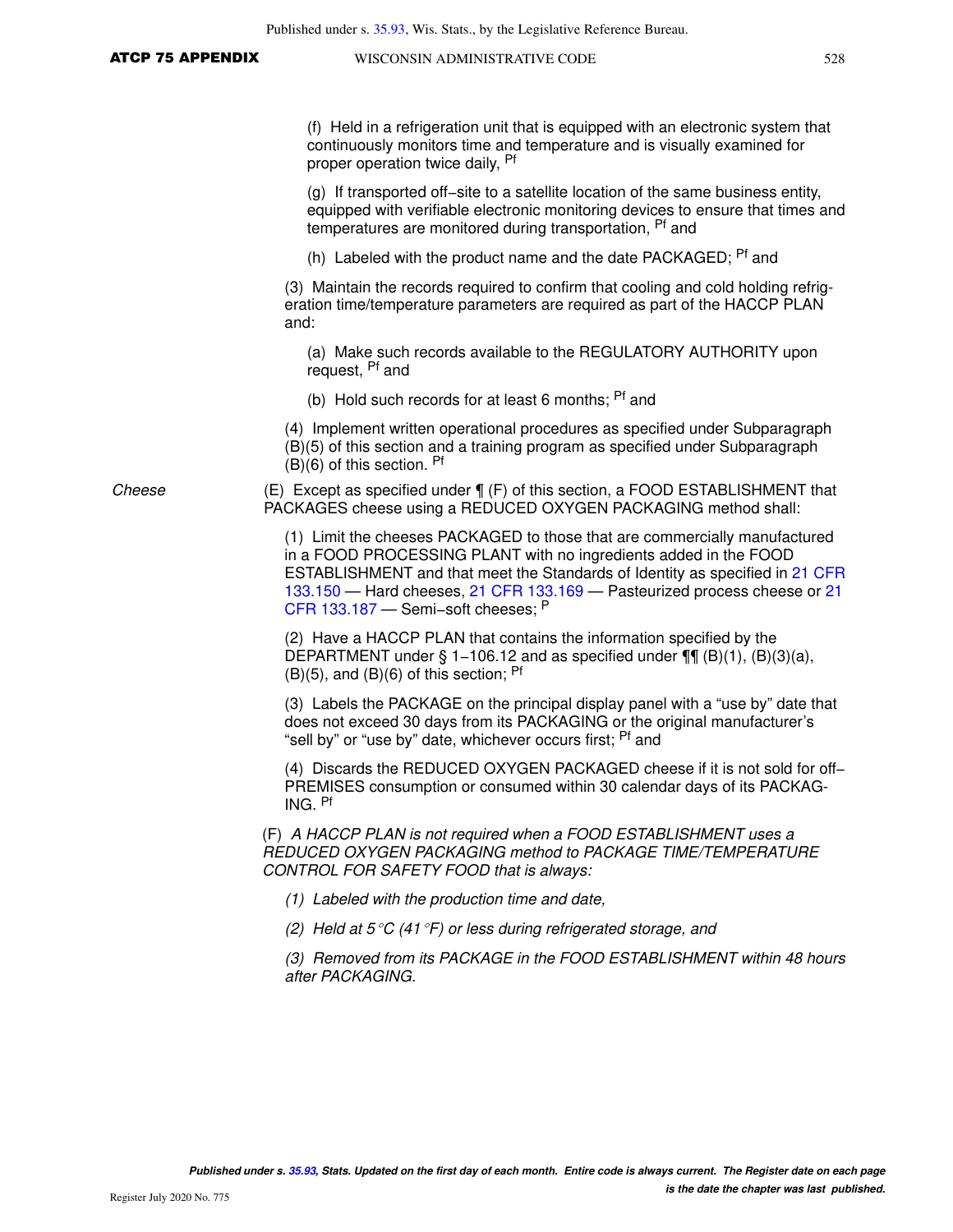(f) Held in a refrigeration unit that is equipped with an electronic system that continuously monitors time and temperature and is visually examined for proper operation twice daily, Pf

(g) If transported off−site to a satellite location of the same business entity, equipped with verifiable electronic monitoring devices to ensure that times and temperatures are monitored during transportation, Pf and

(h) Labeled with the product name and the date PACKAGED; Pf and

(3) Maintain the records required to confirm that cooling and cold holding refrigeration time/temperature parameters are required as part of the HACCP PLAN and:

(a) Make such records available to the REGULATORY AUTHORITY upon request, Pf and

(b) Hold such records for at least 6 months; Pf and

(4) Implement written operational procedures as specified under Subparagraph (B)(5) of this section and a training program as specified under Subparagraph (B)(6) of this section. Pf

*Cheese*

(E) Except as specified under ¶ (F) of this section, a FOOD ESTABLISHMENT that PACKAGES cheese using a REDUCED OXYGEN PACKAGING method shall:

(1) Limit the cheeses PACKAGED to those that are commercially manufactured in a FOOD PROCESSING PLANT with no ingredients added in the FOOD ESTABLISHMENT and that meet the Standards of Identity as specified in 21 CFR 133.150 — Hard cheeses, 21 CFR 133.169 — Pasteurized process cheese or 21 CFR 133.187 — Semi−soft cheeses; P

(2) Have a HACCP PLAN that contains the information specified by the DEPARTMENT under § 1−106.12 and as specified under ¶¶ (B)(1), (B)(3)(a), (B)(5), and (B)(6) of this section; Pf

(3) Labels the PACKAGE on the principal display panel with a "use by" date that does not exceed 30 days from its PACKAGING or the original manufacturer's "sell by" or "use by" date, whichever occurs first; Pf and

(4) Discards the REDUCED OXYGEN PACKAGED cheese if it is not sold for off−PREMISES consumption or consumed within 30 calendar days of its PACKAGING. Pf

(F) *A HACCP PLAN is not required when a FOOD ESTABLISHMENT uses a REDUCED OXYGEN PACKAGING method to PACKAGE TIME/TEMPERATURE CONTROL FOR SAFETY FOOD that is always:*

*(1) Labeled with the production time and date,*

*(2) Held at 5 °C (41 °F) or less during refrigerated storage, and*

*(3) Removed from its PACKAGE in the FOOD ESTABLISHMENT within 48 hours after PACKAGING.*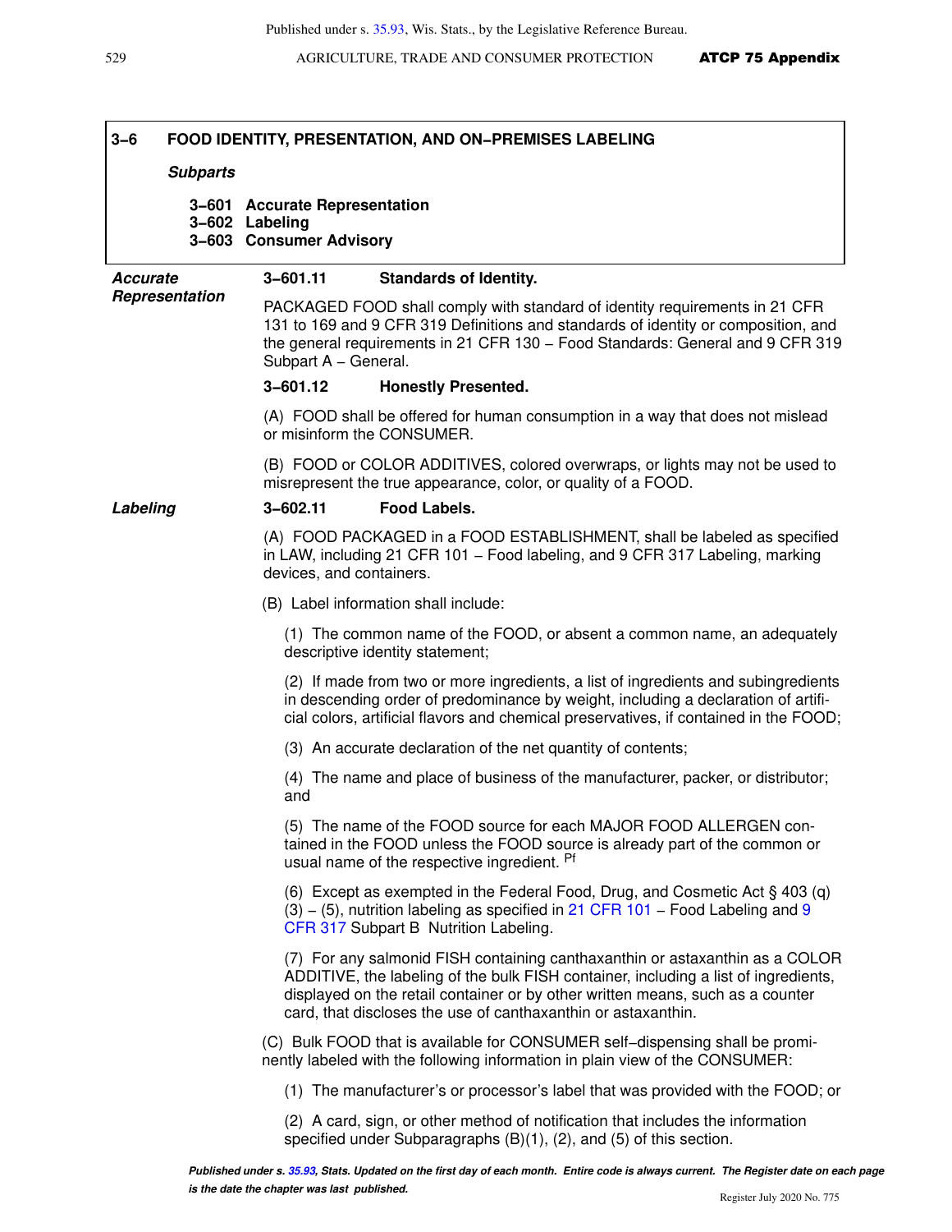## 3–6 FOOD IDENTITY, PRESENTATION, AND ON–PREMISES LABELING

***Subparts***

**3–601 Accurate Representation**
**3–602 Labeling**
**3–603 Consumer Advisory**

***Accurate Representation***

### 3–601.11 Standards of Identity.

PACKAGED FOOD shall comply with standard of identity requirements in 21 CFR 131 to 169 and 9 CFR 319 Definitions and standards of identity or composition, and the general requirements in 21 CFR 130 – Food Standards: General and 9 CFR 319 Subpart A – General.

### 3–601.12 Honestly Presented.

(A) FOOD shall be offered for human consumption in a way that does not mislead or misinform the CONSUMER.

(B) FOOD or COLOR ADDITIVES, colored overwraps, or lights may not be used to misrepresent the true appearance, color, or quality of a FOOD.

***Labeling***

### 3–602.11 Food Labels.

(A) FOOD PACKAGED in a FOOD ESTABLISHMENT, shall be labeled as specified in LAW, including 21 CFR 101 – Food labeling, and 9 CFR 317 Labeling, marking devices, and containers.

(B) Label information shall include:

(1) The common name of the FOOD, or absent a common name, an adequately descriptive identity statement;

(2) If made from two or more ingredients, a list of ingredients and subingredients in descending order of predominance by weight, including a declaration of artificial colors, artificial flavors and chemical preservatives, if contained in the FOOD;

(3) An accurate declaration of the net quantity of contents;

(4) The name and place of business of the manufacturer, packer, or distributor; and

(5) The name of the FOOD source for each MAJOR FOOD ALLERGEN contained in the FOOD unless the FOOD source is already part of the common or usual name of the respective ingredient. [Pf]

(6) Except as exempted in the Federal Food, Drug, and Cosmetic Act § 403 (q)(3) – (5), nutrition labeling as specified in 21 CFR 101 – Food Labeling and 9 CFR 317 Subpart B Nutrition Labeling.

(7) For any salmonid FISH containing canthaxanthin or astaxanthin as a COLOR ADDITIVE, the labeling of the bulk FISH container, including a list of ingredients, displayed on the retail container or by other written means, such as a counter card, that discloses the use of canthaxanthin or astaxanthin.

(C) Bulk FOOD that is available for CONSUMER self–dispensing shall be prominently labeled with the following information in plain view of the CONSUMER:

(1) The manufacturer's or processor's label that was provided with the FOOD; or

(2) A card, sign, or other method of notification that includes the information specified under Subparagraphs (B)(1), (2), and (5) of this section.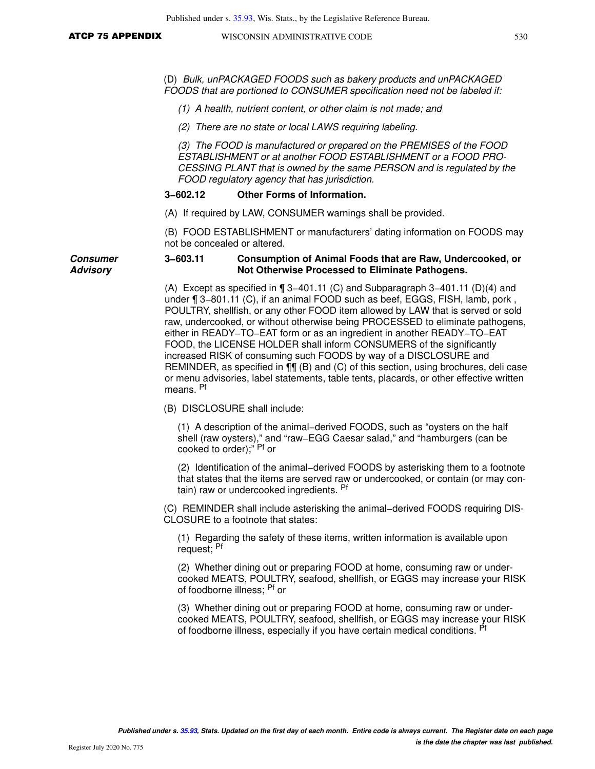(D) *Bulk, unPACKAGED FOODS such as bakery products and unPACKAGED FOODS that are portioned to CONSUMER specification need not be labeled if:*

*(1) A health, nutrient content, or other claim is not made; and*

*(2) There are no state or local LAWS requiring labeling.*

*(3) The FOOD is manufactured or prepared on the PREMISES of the FOOD ESTABLISHMENT or at another FOOD ESTABLISHMENT or a FOOD PROCESSING PLANT that is owned by the same PERSON and is regulated by the FOOD regulatory agency that has jurisdiction.*

**3−602.12 Other Forms of Information.**

(A) If required by LAW, CONSUMER warnings shall be provided.

(B) FOOD ESTABLISHMENT or manufacturers' dating information on FOODS may not be concealed or altered.

***Consumer Advisory***

**3−603.11 Consumption of Animal Foods that are Raw, Undercooked, or Not Otherwise Processed to Eliminate Pathogens.**

(A) Except as specified in ¶ 3−401.11 (C) and Subparagraph 3−401.11 (D)(4) and under ¶ 3−801.11 (C), if an animal FOOD such as beef, EGGS, FISH, lamb, pork , POULTRY, shellfish, or any other FOOD item allowed by LAW that is served or sold raw, undercooked, or without otherwise being PROCESSED to eliminate pathogens, either in READY−TO−EAT form or as an ingredient in another READY−TO−EAT FOOD, the LICENSE HOLDER shall inform CONSUMERS of the significantly increased RISK of consuming such FOODS by way of a DISCLOSURE and REMINDER, as specified in ¶¶ (B) and (C) of this section, using brochures, deli case or menu advisories, label statements, table tents, placards, or other effective written means. [Pf]

(B) DISCLOSURE shall include:

(1) A description of the animal−derived FOODS, such as "oysters on the half shell (raw oysters)," and "raw−EGG Caesar salad," and "hamburgers (can be cooked to order);" [Pf] or

(2) Identification of the animal−derived FOODS by asterisking them to a footnote that states that the items are served raw or undercooked, or contain (or may contain) raw or undercooked ingredients. [Pf]

(C) REMINDER shall include asterisking the animal−derived FOODS requiring DISCLOSURE to a footnote that states:

(1) Regarding the safety of these items, written information is available upon request; [Pf]

(2) Whether dining out or preparing FOOD at home, consuming raw or undercooked MEATS, POULTRY, seafood, shellfish, or EGGS may increase your RISK of foodborne illness; [Pf] or

(3) Whether dining out or preparing FOOD at home, consuming raw or undercooked MEATS, POULTRY, seafood, shellfish, or EGGS may increase your RISK of foodborne illness, especially if you have certain medical conditions. [Pf]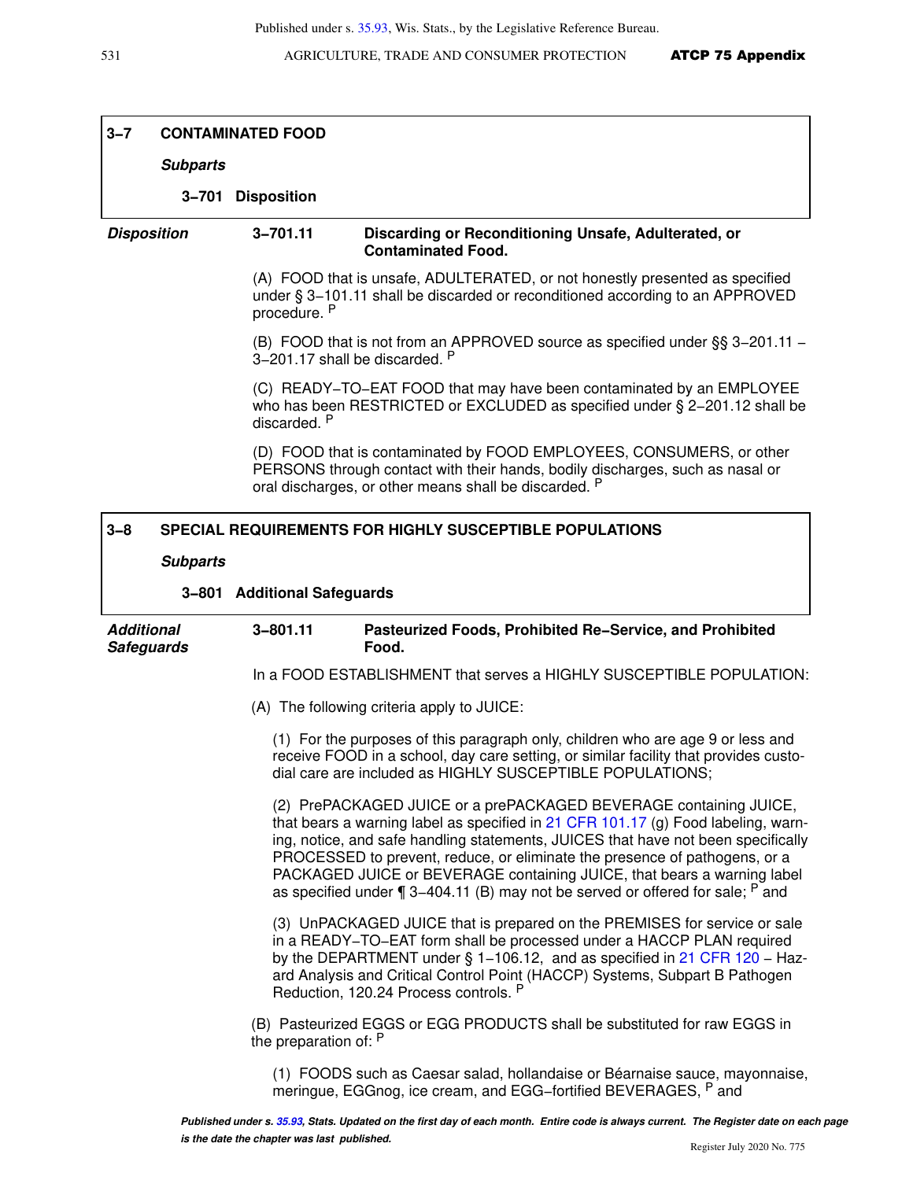## 3–7 CONTAMINATED FOOD

***Subparts***

**3–701 Disposition**

***Disposition***

**3–701.11 Discarding or Reconditioning Unsafe, Adulterated, or Contaminated Food.**

(A) FOOD that is unsafe, ADULTERATED, or not honestly presented as specified under § 3–101.11 shall be discarded or reconditioned according to an APPROVED procedure. [P]

(B) FOOD that is not from an APPROVED source as specified under §§ 3–201.11 – 3–201.17 shall be discarded. [P]

(C) READY–TO–EAT FOOD that may have been contaminated by an EMPLOYEE who has been RESTRICTED or EXCLUDED as specified under § 2–201.12 shall be discarded. [P]

(D) FOOD that is contaminated by FOOD EMPLOYEES, CONSUMERS, or other PERSONS through contact with their hands, bodily discharges, such as nasal or oral discharges, or other means shall be discarded. [P]

## 3–8 SPECIAL REQUIREMENTS FOR HIGHLY SUSCEPTIBLE POPULATIONS

***Subparts***

**3–801 Additional Safeguards**

***Additional Safeguards***

**3–801.11 Pasteurized Foods, Prohibited Re–Service, and Prohibited Food.**

In a FOOD ESTABLISHMENT that serves a HIGHLY SUSCEPTIBLE POPULATION:

(A) The following criteria apply to JUICE:

(1) For the purposes of this paragraph only, children who are age 9 or less and receive FOOD in a school, day care setting, or similar facility that provides custodial care are included as HIGHLY SUSCEPTIBLE POPULATIONS;

(2) PrePACKAGED JUICE or a prePACKAGED BEVERAGE containing JUICE, that bears a warning label as specified in 21 CFR 101.17 (g) Food labeling, warning, notice, and safe handling statements, JUICES that have not been specifically PROCESSED to prevent, reduce, or eliminate the presence of pathogens, or a PACKAGED JUICE or BEVERAGE containing JUICE, that bears a warning label as specified under ¶ 3–404.11 (B) may not be served or offered for sale; [P] and

(3) UnPACKAGED JUICE that is prepared on the PREMISES for service or sale in a READY–TO–EAT form shall be processed under a HACCP PLAN required by the DEPARTMENT under § 1–106.12, and as specified in 21 CFR 120 – Hazard Analysis and Critical Control Point (HACCP) Systems, Subpart B Pathogen Reduction, 120.24 Process controls. [P]

(B) Pasteurized EGGS or EGG PRODUCTS shall be substituted for raw EGGS in the preparation of: [P]

(1) FOODS such as Caesar salad, hollandaise or Béarnaise sauce, mayonnaise, meringue, EGGnog, ice cream, and EGG–fortified BEVERAGES, [P] and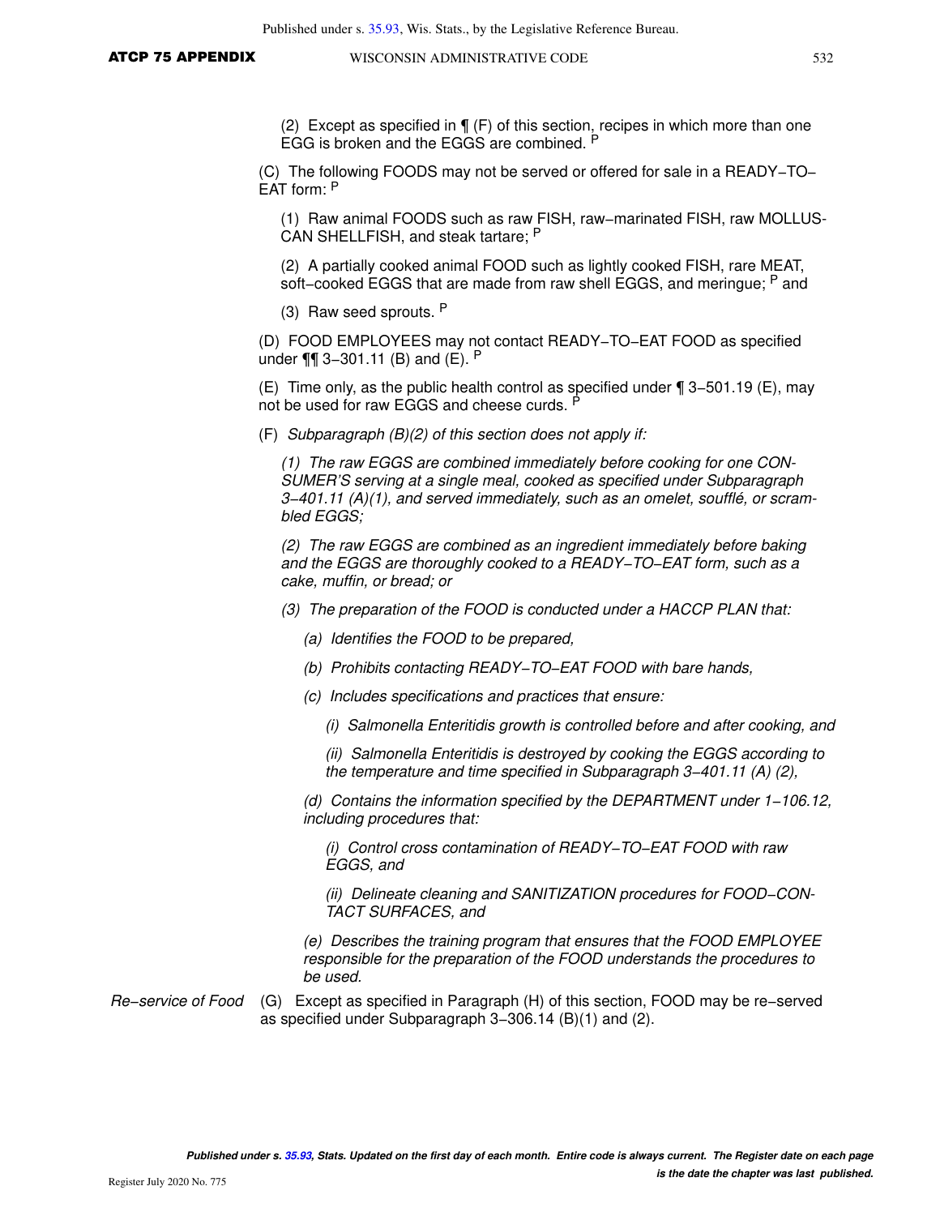(2) Except as specified in ¶ (F) of this section, recipes in which more than one EGG is broken and the EGGS are combined. P

(C) The following FOODS may not be served or offered for sale in a READY−TO−EAT form: P

(1) Raw animal FOODS such as raw FISH, raw−marinated FISH, raw MOLLUSCAN SHELLFISH, and steak tartare; P

(2) A partially cooked animal FOOD such as lightly cooked FISH, rare MEAT, soft−cooked EGGS that are made from raw shell EGGS, and meringue; P and

(3) Raw seed sprouts. P

(D) FOOD EMPLOYEES may not contact READY−TO−EAT FOOD as specified under ¶¶ 3−301.11 (B) and (E). P

(E) Time only, as the public health control as specified under ¶ 3−501.19 (E), may not be used for raw EGGS and cheese curds. P

(F) *Subparagraph (B)(2) of this section does not apply if:*

*(1) The raw EGGS are combined immediately before cooking for one CONSUMER'S serving at a single meal, cooked as specified under Subparagraph 3−401.11 (A)(1), and served immediately, such as an omelet, soufflé, or scrambled EGGS;*

*(2) The raw EGGS are combined as an ingredient immediately before baking and the EGGS are thoroughly cooked to a READY−TO−EAT form, such as a cake, muffin, or bread; or*

*(3) The preparation of the FOOD is conducted under a HACCP PLAN that:*

*(a) Identifies the FOOD to be prepared,*

*(b) Prohibits contacting READY−TO−EAT FOOD with bare hands,*

*(c) Includes specifications and practices that ensure:*

*(i) Salmonella Enteritidis growth is controlled before and after cooking, and*

*(ii) Salmonella Enteritidis is destroyed by cooking the EGGS according to the temperature and time specified in Subparagraph 3−401.11 (A) (2),*

*(d) Contains the information specified by the DEPARTMENT under 1−106.12, including procedures that:*

*(i) Control cross contamination of READY−TO−EAT FOOD with raw EGGS, and*

*(ii) Delineate cleaning and SANITIZATION procedures for FOOD−CONTACT SURFACES, and*

*(e) Describes the training program that ensures that the FOOD EMPLOYEE responsible for the preparation of the FOOD understands the procedures to be used.*

*Re−service of Food*

(G) Except as specified in Paragraph (H) of this section, FOOD may be re−served as specified under Subparagraph 3−306.14 (B)(1) and (2).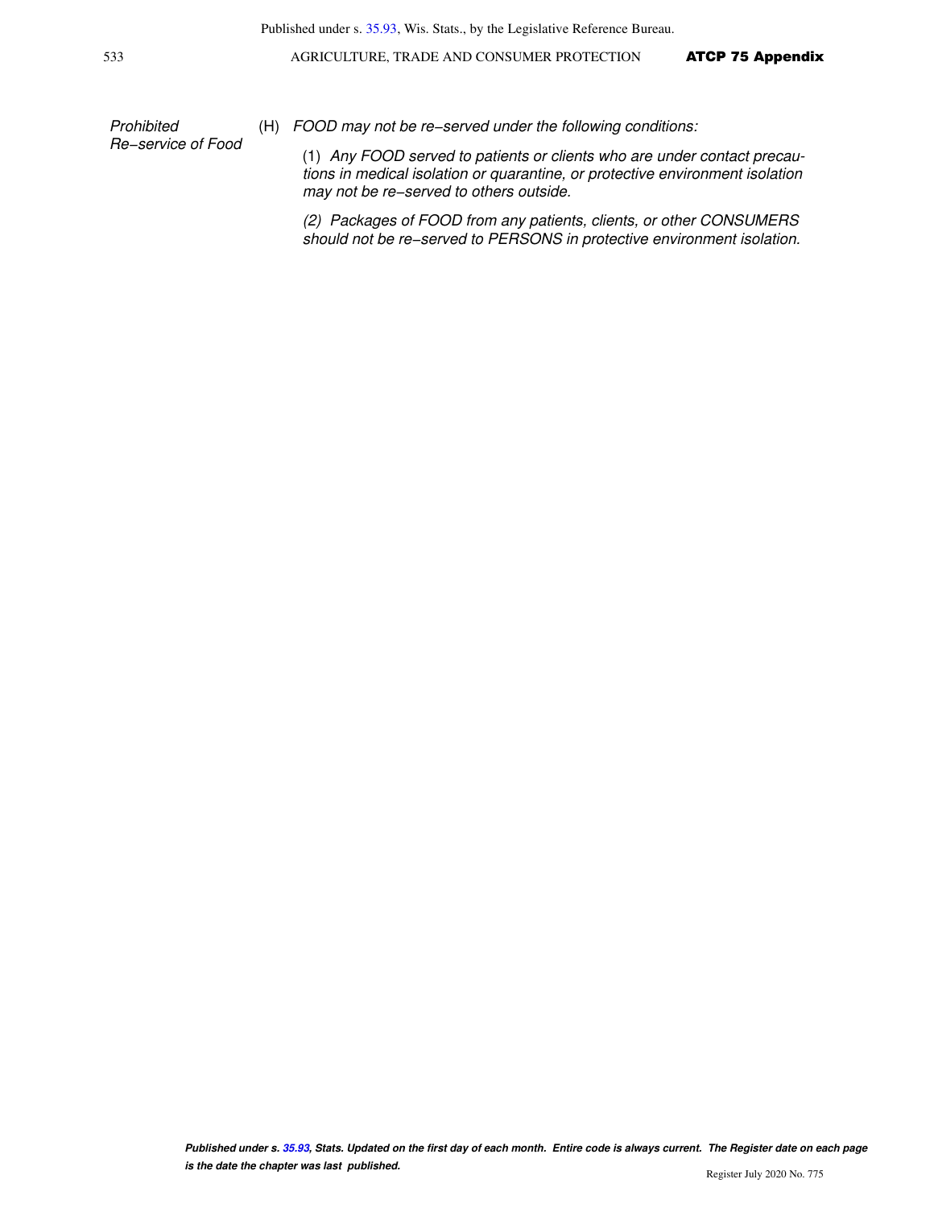*Prohibited Re‑service of Food*

(H) *FOOD may not be re‑served under the following conditions:*

(1) *Any FOOD served to patients or clients who are under contact precautions in medical isolation or quarantine, or protective environment isolation may not be re‑served to others outside.*

*(2) Packages of FOOD from any patients, clients, or other CONSUMERS should not be re‑served to PERSONS in protective environment isolation.*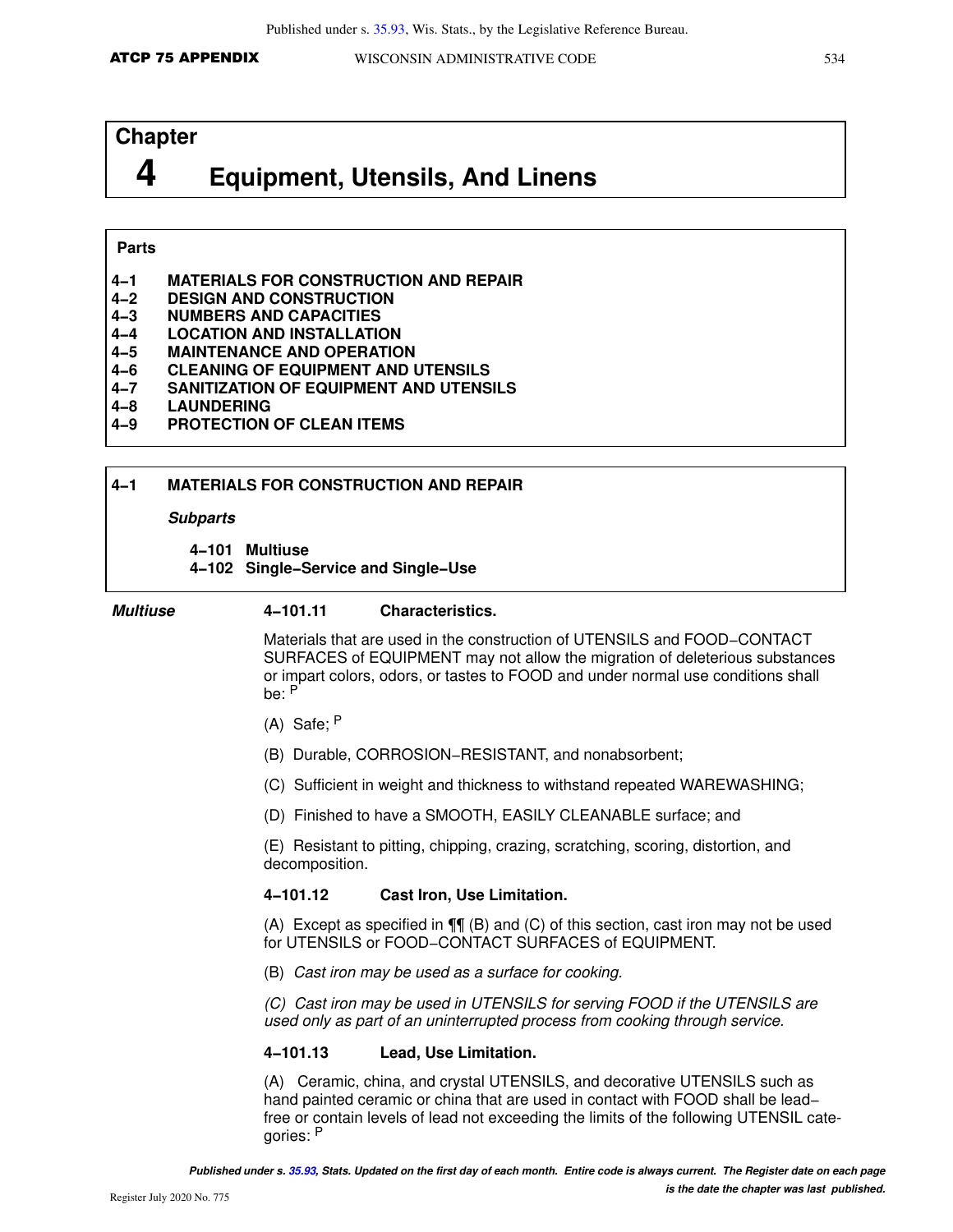# Chapter 4 Equipment, Utensils, And Linens

**Parts**

**4−1 MATERIALS FOR CONSTRUCTION AND REPAIR**
**4−2 DESIGN AND CONSTRUCTION**
**4−3 NUMBERS AND CAPACITIES**
**4−4 LOCATION AND INSTALLATION**
**4−5 MAINTENANCE AND OPERATION**
**4−6 CLEANING OF EQUIPMENT AND UTENSILS**
**4−7 SANITIZATION OF EQUIPMENT AND UTENSILS**
**4−8 LAUNDERING**
**4−9 PROTECTION OF CLEAN ITEMS**

## 4−1 MATERIALS FOR CONSTRUCTION AND REPAIR

***Subparts***

**4−101 Multiuse**
**4−102 Single−Service and Single−Use**

### *Multiuse*

#### 4−101.11 Characteristics.

Materials that are used in the construction of UTENSILS and FOOD−CONTACT SURFACES of EQUIPMENT may not allow the migration of deleterious substances or impart colors, odors, or tastes to FOOD and under normal use conditions shall be: P

(A) Safe; P

(B) Durable, CORROSION−RESISTANT, and nonabsorbent;

(C) Sufficient in weight and thickness to withstand repeated WAREWASHING;

(D) Finished to have a SMOOTH, EASILY CLEANABLE surface; and

(E) Resistant to pitting, chipping, crazing, scratching, scoring, distortion, and decomposition.

#### 4−101.12 Cast Iron, Use Limitation.

(A) Except as specified in ¶¶ (B) and (C) of this section, cast iron may not be used for UTENSILS or FOOD−CONTACT SURFACES of EQUIPMENT.

(B) *Cast iron may be used as a surface for cooking.*

*(C) Cast iron may be used in UTENSILS for serving FOOD if the UTENSILS are used only as part of an uninterrupted process from cooking through service.*

#### 4−101.13 Lead, Use Limitation.

(A) Ceramic, china, and crystal UTENSILS, and decorative UTENSILS such as hand painted ceramic or china that are used in contact with FOOD shall be lead−free or contain levels of lead not exceeding the limits of the following UTENSIL categories: P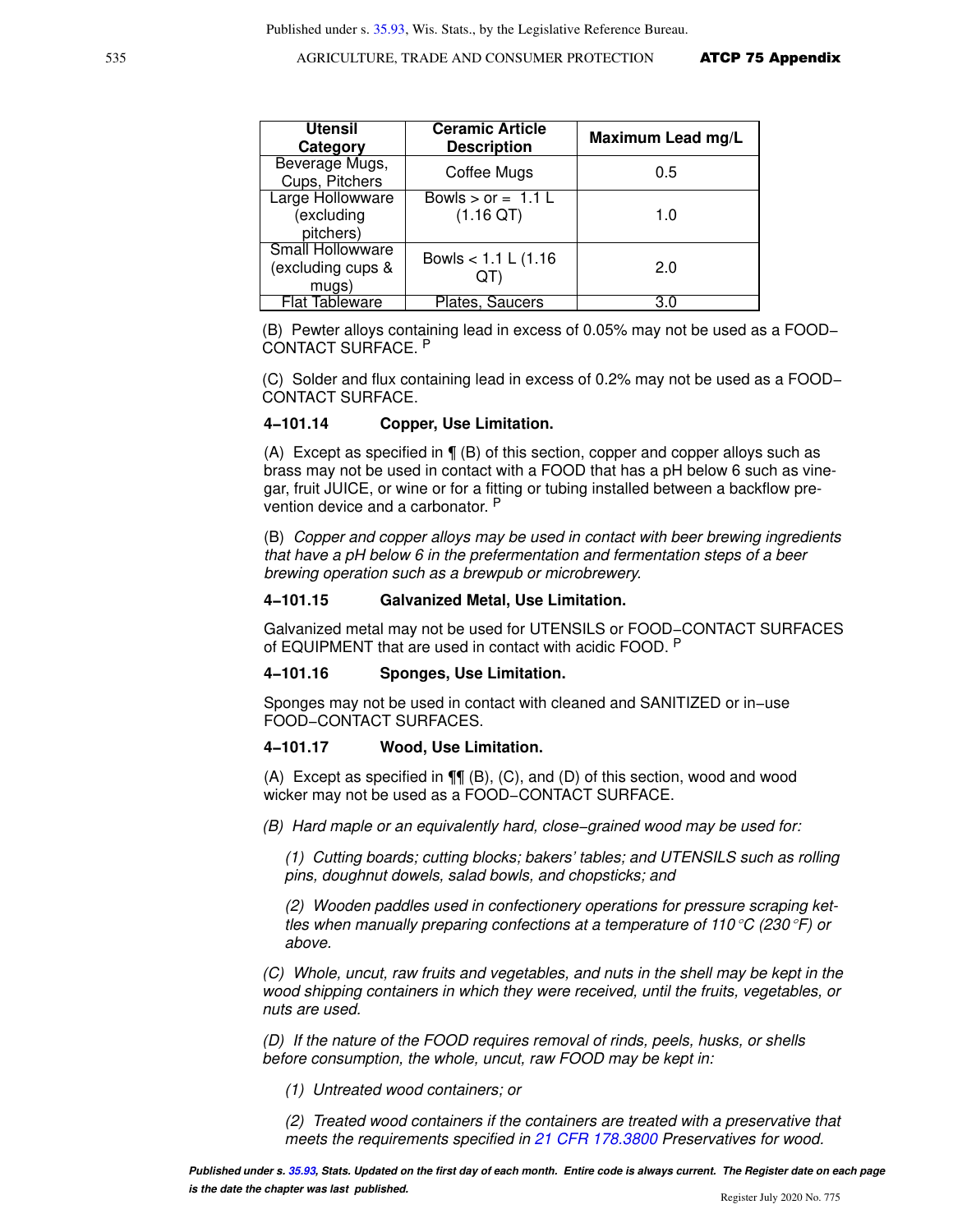| Utensil Category | Ceramic Article Description | Maximum Lead mg/L |
|---|---|---|
| Beverage Mugs, Cups, Pitchers | Coffee Mugs | 0.5 |
| Large Hollowware (excluding pitchers) | Bowls > or = 1.1 L (1.16 QT) | 1.0 |
| Small Hollowware (excluding cups & mugs) | Bowls < 1.1 L (1.16 QT) | 2.0 |
| Flat Tableware | Plates, Saucers | 3.0 |

(B) Pewter alloys containing lead in excess of 0.05% may not be used as a FOOD−CONTACT SURFACE. [P]

(C) Solder and flux containing lead in excess of 0.2% may not be used as a FOOD−CONTACT SURFACE.

**4−101.14 Copper, Use Limitation.**

(A) Except as specified in ¶ (B) of this section, copper and copper alloys such as brass may not be used in contact with a FOOD that has a pH below 6 such as vinegar, fruit JUICE, or wine or for a fitting or tubing installed between a backflow prevention device and a carbonator. [P]

(B) *Copper and copper alloys may be used in contact with beer brewing ingredients that have a pH below 6 in the prefermentation and fermentation steps of a beer brewing operation such as a brewpub or microbrewery.*

**4−101.15 Galvanized Metal, Use Limitation.**

Galvanized metal may not be used for UTENSILS or FOOD−CONTACT SURFACES of EQUIPMENT that are used in contact with acidic FOOD. [P]

**4−101.16 Sponges, Use Limitation.**

Sponges may not be used in contact with cleaned and SANITIZED or in−use FOOD−CONTACT SURFACES.

**4−101.17 Wood, Use Limitation.**

(A) Except as specified in ¶¶ (B), (C), and (D) of this section, wood and wood wicker may not be used as a FOOD−CONTACT SURFACE.

*(B) Hard maple or an equivalently hard, close−grained wood may be used for:*

*(1) Cutting boards; cutting blocks; bakers' tables; and UTENSILS such as rolling pins, doughnut dowels, salad bowls, and chopsticks; and*

*(2) Wooden paddles used in confectionery operations for pressure scraping kettles when manually preparing confections at a temperature of 110°C (230°F) or above.*

*(C) Whole, uncut, raw fruits and vegetables, and nuts in the shell may be kept in the wood shipping containers in which they were received, until the fruits, vegetables, or nuts are used.*

*(D) If the nature of the FOOD requires removal of rinds, peels, husks, or shells before consumption, the whole, uncut, raw FOOD may be kept in:*

*(1) Untreated wood containers; or*

*(2) Treated wood containers if the containers are treated with a preservative that meets the requirements specified in 21 CFR 178.3800 Preservatives for wood.*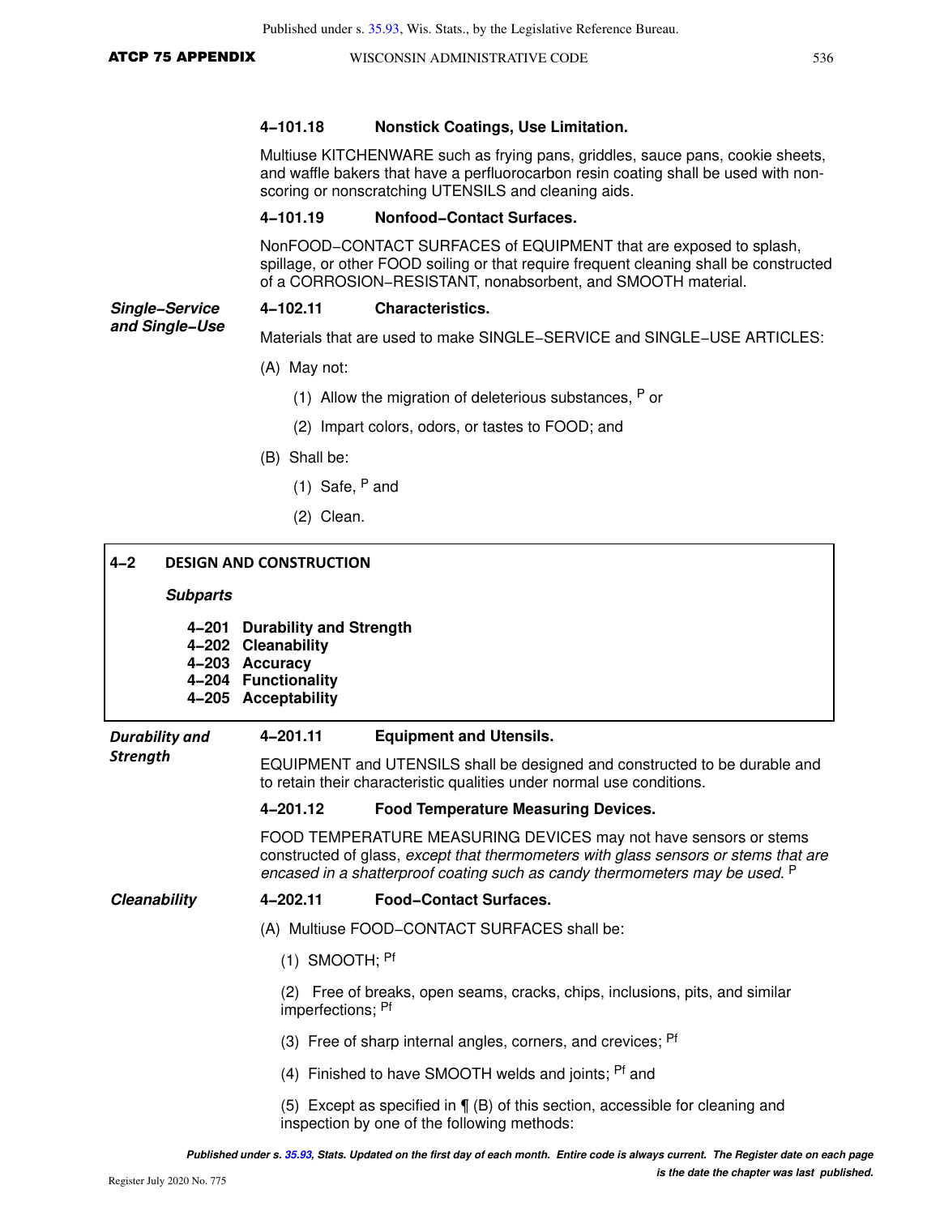#### 4‒101.18 Nonstick Coatings, Use Limitation.

Multiuse KITCHENWARE such as frying pans, griddles, sauce pans, cookie sheets, and waffle bakers that have a perfluorocarbon resin coating shall be used with non-scoring or nonscratching UTENSILS and cleaning aids.

#### 4‒101.19 Nonfood‒Contact Surfaces.

NonFOOD‒CONTACT SURFACES of EQUIPMENT that are exposed to splash, spillage, or other FOOD soiling or that require frequent cleaning shall be constructed of a CORROSION‒RESISTANT, nonabsorbent, and SMOOTH material.

***Single‒Service and Single‒Use***

#### 4‒102.11 Characteristics.

Materials that are used to make SINGLE‒SERVICE and SINGLE‒USE ARTICLES:

(A) May not:

(1) Allow the migration of deleterious substances, [P] or

(2) Impart colors, odors, or tastes to FOOD; and

(B) Shall be:

(1) Safe, [P] and

(2) Clean.

## 4‒2 DESIGN AND CONSTRUCTION

***Subparts***

**4‒201 Durability and Strength**
**4‒202 Cleanability**
**4‒203 Accuracy**
**4‒204 Functionality**
**4‒205 Acceptability**

***Durability and Strength***

#### 4‒201.11 Equipment and Utensils.

EQUIPMENT and UTENSILS shall be designed and constructed to be durable and to retain their characteristic qualities under normal use conditions.

#### 4‒201.12 Food Temperature Measuring Devices.

FOOD TEMPERATURE MEASURING DEVICES may not have sensors or stems constructed of glass, *except that thermometers with glass sensors or stems that are encased in a shatterproof coating such as candy thermometers may be used.* [P]

***Cleanability***

#### 4‒202.11 Food‒Contact Surfaces.

(A) Multiuse FOOD‒CONTACT SURFACES shall be:

(1) SMOOTH; [Pf]

(2) Free of breaks, open seams, cracks, chips, inclusions, pits, and similar imperfections; [Pf]

(3) Free of sharp internal angles, corners, and crevices; [Pf]

(4) Finished to have SMOOTH welds and joints; [Pf] and

(5) Except as specified in ¶ (B) of this section, accessible for cleaning and inspection by one of the following methods: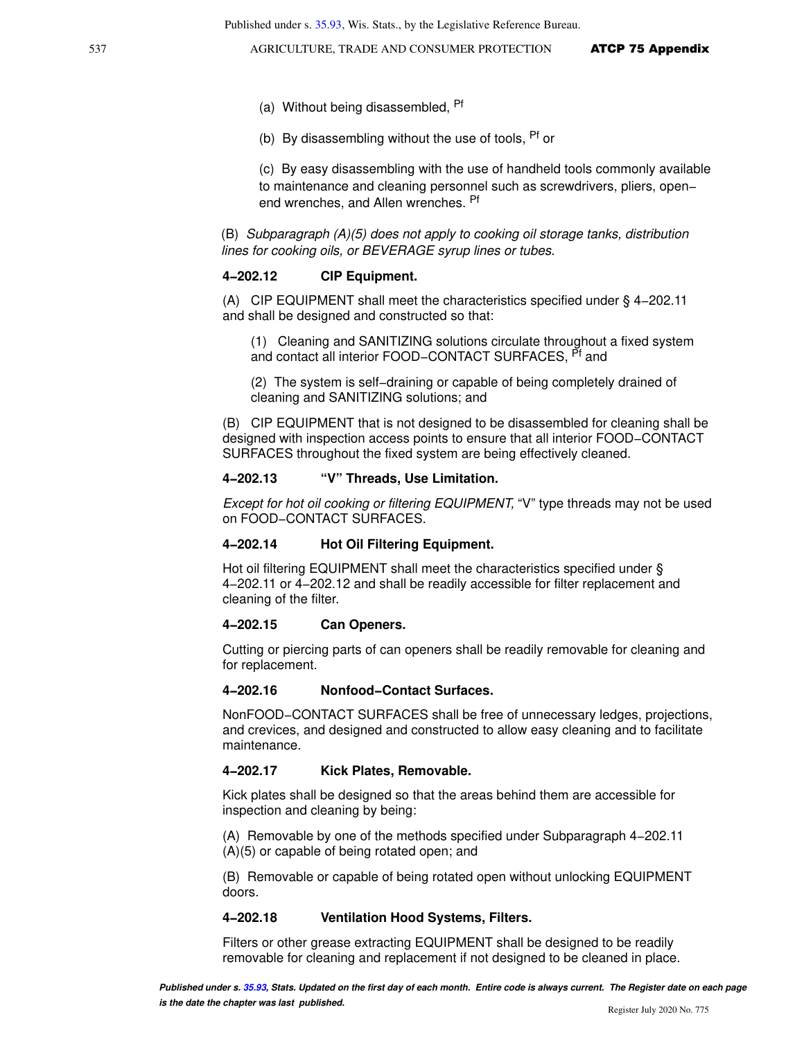(a) Without being disassembled, [Pf]

(b) By disassembling without the use of tools, [Pf] or

(c) By easy disassembling with the use of handheld tools commonly available to maintenance and cleaning personnel such as screwdrivers, pliers, open−end wrenches, and Allen wrenches. [Pf]

(B) *Subparagraph (A)(5) does not apply to cooking oil storage tanks, distribution lines for cooking oils, or BEVERAGE syrup lines or tubes.*

**4−202.12 CIP Equipment.**

(A) CIP EQUIPMENT shall meet the characteristics specified under § 4−202.11 and shall be designed and constructed so that:

(1) Cleaning and SANITIZING solutions circulate throughout a fixed system and contact all interior FOOD−CONTACT SURFACES, [Pf] and

(2) The system is self−draining or capable of being completely drained of cleaning and SANITIZING solutions; and

(B) CIP EQUIPMENT that is not designed to be disassembled for cleaning shall be designed with inspection access points to ensure that all interior FOOD−CONTACT SURFACES throughout the fixed system are being effectively cleaned.

**4−202.13 "V" Threads, Use Limitation.**

*Except for hot oil cooking or filtering EQUIPMENT,* "V" type threads may not be used on FOOD−CONTACT SURFACES.

**4−202.14 Hot Oil Filtering Equipment.**

Hot oil filtering EQUIPMENT shall meet the characteristics specified under § 4−202.11 or 4−202.12 and shall be readily accessible for filter replacement and cleaning of the filter.

**4−202.15 Can Openers.**

Cutting or piercing parts of can openers shall be readily removable for cleaning and for replacement.

**4−202.16 Nonfood−Contact Surfaces.**

NonFOOD−CONTACT SURFACES shall be free of unnecessary ledges, projections, and crevices, and designed and constructed to allow easy cleaning and to facilitate maintenance.

**4−202.17 Kick Plates, Removable.**

Kick plates shall be designed so that the areas behind them are accessible for inspection and cleaning by being:

(A) Removable by one of the methods specified under Subparagraph 4−202.11 (A)(5) or capable of being rotated open; and

(B) Removable or capable of being rotated open without unlocking EQUIPMENT doors.

**4−202.18 Ventilation Hood Systems, Filters.**

Filters or other grease extracting EQUIPMENT shall be designed to be readily removable for cleaning and replacement if not designed to be cleaned in place.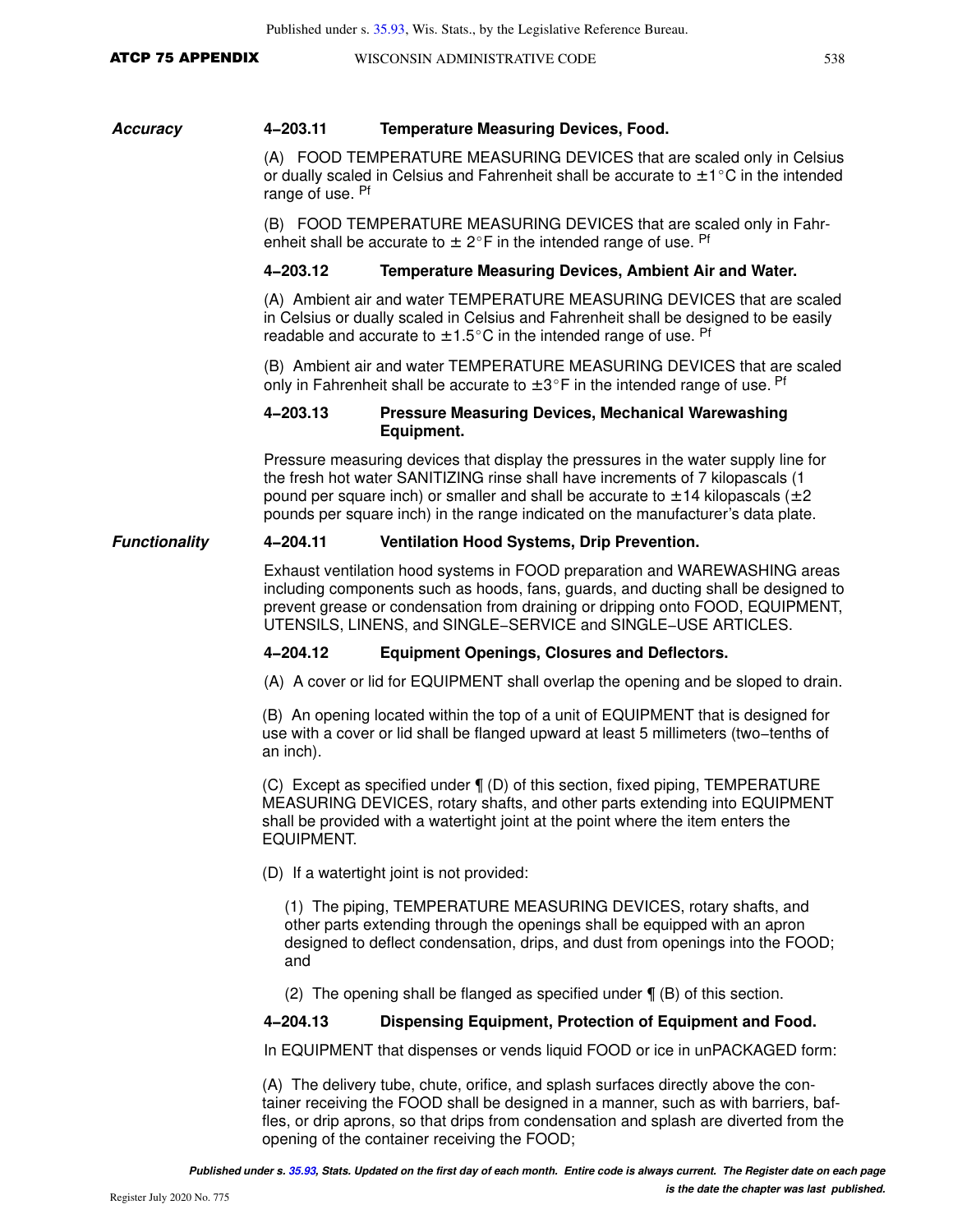**Accuracy**

### 4–203.11 Temperature Measuring Devices, Food.

(A) FOOD TEMPERATURE MEASURING DEVICES that are scaled only in Celsius or dually scaled in Celsius and Fahrenheit shall be accurate to ±1°C in the intended range of use. Pf

(B) FOOD TEMPERATURE MEASURING DEVICES that are scaled only in Fahrenheit shall be accurate to ± 2°F in the intended range of use. Pf

### 4–203.12 Temperature Measuring Devices, Ambient Air and Water.

(A) Ambient air and water TEMPERATURE MEASURING DEVICES that are scaled in Celsius or dually scaled in Celsius and Fahrenheit shall be designed to be easily readable and accurate to ±1.5°C in the intended range of use. Pf

(B) Ambient air and water TEMPERATURE MEASURING DEVICES that are scaled only in Fahrenheit shall be accurate to ±3°F in the intended range of use. Pf

### 4–203.13 Pressure Measuring Devices, Mechanical Warewashing Equipment.

Pressure measuring devices that display the pressures in the water supply line for the fresh hot water SANITIZING rinse shall have increments of 7 kilopascals (1 pound per square inch) or smaller and shall be accurate to ±14 kilopascals (±2 pounds per square inch) in the range indicated on the manufacturer's data plate.

**Functionality**

### 4–204.11 Ventilation Hood Systems, Drip Prevention.

Exhaust ventilation hood systems in FOOD preparation and WAREWASHING areas including components such as hoods, fans, guards, and ducting shall be designed to prevent grease or condensation from draining or dripping onto FOOD, EQUIPMENT, UTENSILS, LINENS, and SINGLE–SERVICE and SINGLE–USE ARTICLES.

### 4–204.12 Equipment Openings, Closures and Deflectors.

(A) A cover or lid for EQUIPMENT shall overlap the opening and be sloped to drain.

(B) An opening located within the top of a unit of EQUIPMENT that is designed for use with a cover or lid shall be flanged upward at least 5 millimeters (two–tenths of an inch).

(C) Except as specified under ¶ (D) of this section, fixed piping, TEMPERATURE MEASURING DEVICES, rotary shafts, and other parts extending into EQUIPMENT shall be provided with a watertight joint at the point where the item enters the EQUIPMENT.

(D) If a watertight joint is not provided:

(1) The piping, TEMPERATURE MEASURING DEVICES, rotary shafts, and other parts extending through the openings shall be equipped with an apron designed to deflect condensation, drips, and dust from openings into the FOOD; and

(2) The opening shall be flanged as specified under ¶ (B) of this section.

### 4–204.13 Dispensing Equipment, Protection of Equipment and Food.

In EQUIPMENT that dispenses or vends liquid FOOD or ice in unPACKAGED form:

(A) The delivery tube, chute, orifice, and splash surfaces directly above the container receiving the FOOD shall be designed in a manner, such as with barriers, baffles, or drip aprons, so that drips from condensation and splash are diverted from the opening of the container receiving the FOOD;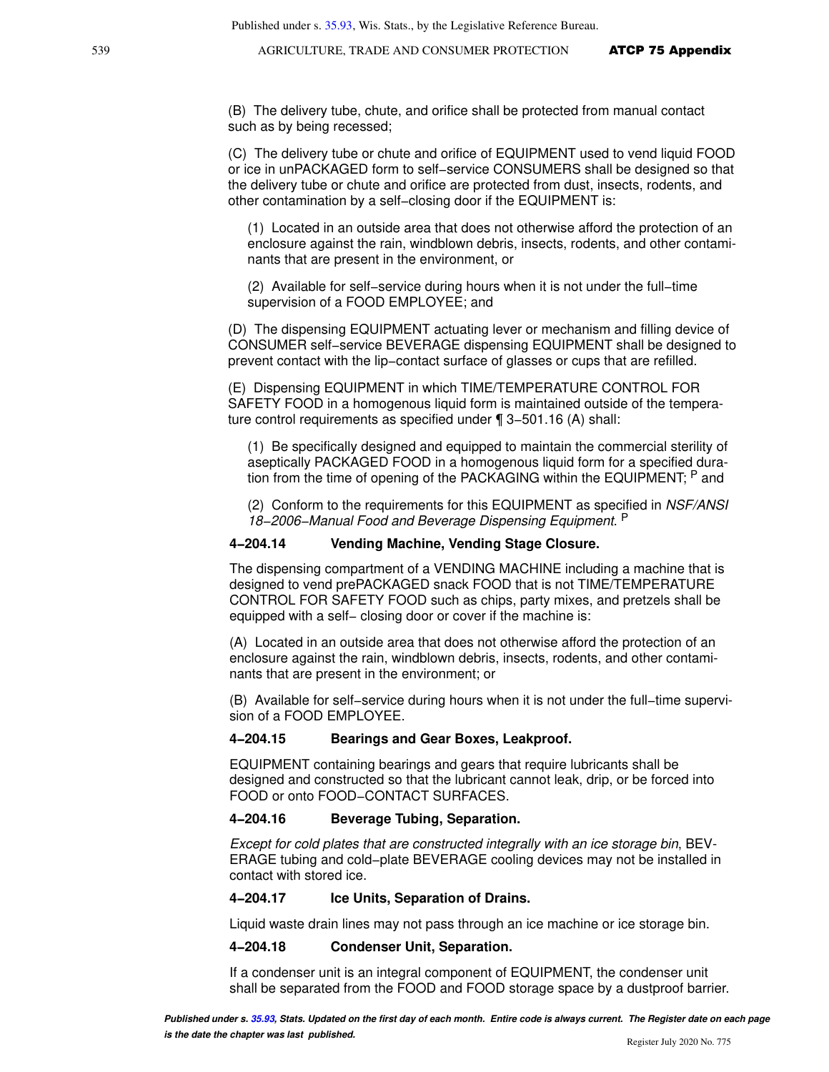(B) The delivery tube, chute, and orifice shall be protected from manual contact such as by being recessed;

(C) The delivery tube or chute and orifice of EQUIPMENT used to vend liquid FOOD or ice in unPACKAGED form to self−service CONSUMERS shall be designed so that the delivery tube or chute and orifice are protected from dust, insects, rodents, and other contamination by a self−closing door if the EQUIPMENT is:

(1) Located in an outside area that does not otherwise afford the protection of an enclosure against the rain, windblown debris, insects, rodents, and other contaminants that are present in the environment, or

(2) Available for self−service during hours when it is not under the full−time supervision of a FOOD EMPLOYEE; and

(D) The dispensing EQUIPMENT actuating lever or mechanism and filling device of CONSUMER self−service BEVERAGE dispensing EQUIPMENT shall be designed to prevent contact with the lip−contact surface of glasses or cups that are refilled.

(E) Dispensing EQUIPMENT in which TIME/TEMPERATURE CONTROL FOR SAFETY FOOD in a homogenous liquid form is maintained outside of the temperature control requirements as specified under ¶ 3−501.16 (A) shall:

(1) Be specifically designed and equipped to maintain the commercial sterility of aseptically PACKAGED FOOD in a homogenous liquid form for a specified duration from the time of opening of the PACKAGING within the EQUIPMENT; [P] and

(2) Conform to the requirements for this EQUIPMENT as specified in *NSF/ANSI 18−2006−Manual Food and Beverage Dispensing Equipment*. [P]

**4−204.14 Vending Machine, Vending Stage Closure.**

The dispensing compartment of a VENDING MACHINE including a machine that is designed to vend prePACKAGED snack FOOD that is not TIME/TEMPERATURE CONTROL FOR SAFETY FOOD such as chips, party mixes, and pretzels shall be equipped with a self− closing door or cover if the machine is:

(A) Located in an outside area that does not otherwise afford the protection of an enclosure against the rain, windblown debris, insects, rodents, and other contaminants that are present in the environment; or

(B) Available for self−service during hours when it is not under the full−time supervision of a FOOD EMPLOYEE.

**4−204.15 Bearings and Gear Boxes, Leakproof.**

EQUIPMENT containing bearings and gears that require lubricants shall be designed and constructed so that the lubricant cannot leak, drip, or be forced into FOOD or onto FOOD−CONTACT SURFACES.

**4−204.16 Beverage Tubing, Separation.**

*Except for cold plates that are constructed integrally with an ice storage bin*, BEVERAGE tubing and cold−plate BEVERAGE cooling devices may not be installed in contact with stored ice.

**4−204.17 Ice Units, Separation of Drains.**

Liquid waste drain lines may not pass through an ice machine or ice storage bin.

**4−204.18 Condenser Unit, Separation.**

If a condenser unit is an integral component of EQUIPMENT, the condenser unit shall be separated from the FOOD and FOOD storage space by a dustproof barrier.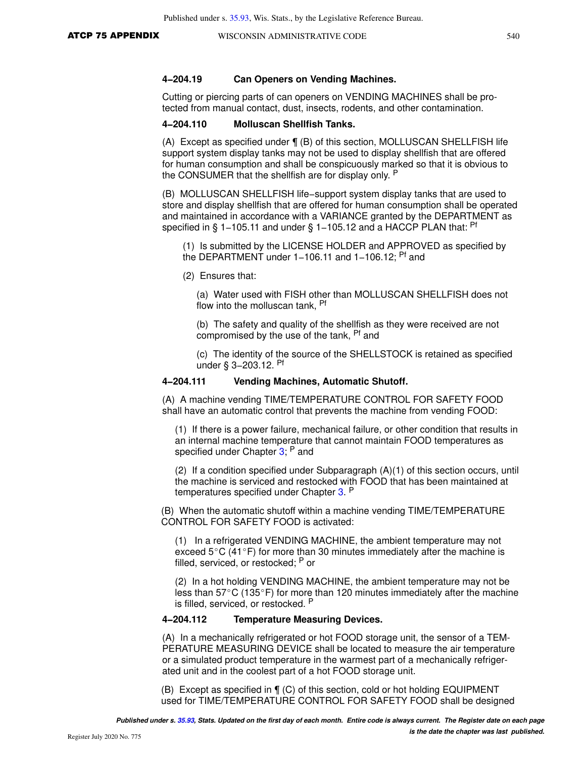#### 4–204.19 Can Openers on Vending Machines.

Cutting or piercing parts of can openers on VENDING MACHINES shall be protected from manual contact, dust, insects, rodents, and other contamination.

#### 4–204.110 Molluscan Shellfish Tanks.

(A) Except as specified under ¶ (B) of this section, MOLLUSCAN SHELLFISH life support system display tanks may not be used to display shellfish that are offered for human consumption and shall be conspicuously marked so that it is obvious to the CONSUMER that the shellfish are for display only. [P]

(B) MOLLUSCAN SHELLFISH life−support system display tanks that are used to store and display shellfish that are offered for human consumption shall be operated and maintained in accordance with a VARIANCE granted by the DEPARTMENT as specified in § 1−105.11 and under § 1−105.12 and a HACCP PLAN that: [Pf]

(1) Is submitted by the LICENSE HOLDER and APPROVED as specified by the DEPARTMENT under 1−106.11 and 1−106.12; [Pf] and

(2) Ensures that:

(a) Water used with FISH other than MOLLUSCAN SHELLFISH does not flow into the molluscan tank, [Pf]

(b) The safety and quality of the shellfish as they were received are not compromised by the use of the tank, [Pf] and

(c) The identity of the source of the SHELLSTOCK is retained as specified under § 3−203.12. [Pf]

#### 4–204.111 Vending Machines, Automatic Shutoff.

(A) A machine vending TIME/TEMPERATURE CONTROL FOR SAFETY FOOD shall have an automatic control that prevents the machine from vending FOOD:

(1) If there is a power failure, mechanical failure, or other condition that results in an internal machine temperature that cannot maintain FOOD temperatures as specified under Chapter 3; [P] and

(2) If a condition specified under Subparagraph (A)(1) of this section occurs, until the machine is serviced and restocked with FOOD that has been maintained at temperatures specified under Chapter 3. [P]

(B) When the automatic shutoff within a machine vending TIME/TEMPERATURE CONTROL FOR SAFETY FOOD is activated:

(1) In a refrigerated VENDING MACHINE, the ambient temperature may not exceed 5°C (41°F) for more than 30 minutes immediately after the machine is filled, serviced, or restocked; [P] or

(2) In a hot holding VENDING MACHINE, the ambient temperature may not be less than 57°C (135°F) for more than 120 minutes immediately after the machine is filled, serviced, or restocked. [P]

#### 4–204.112 Temperature Measuring Devices.

(A) In a mechanically refrigerated or hot FOOD storage unit, the sensor of a TEMPERATURE MEASURING DEVICE shall be located to measure the air temperature or a simulated product temperature in the warmest part of a mechanically refrigerated unit and in the coolest part of a hot FOOD storage unit.

(B) Except as specified in ¶ (C) of this section, cold or hot holding EQUIPMENT used for TIME/TEMPERATURE CONTROL FOR SAFETY FOOD shall be designed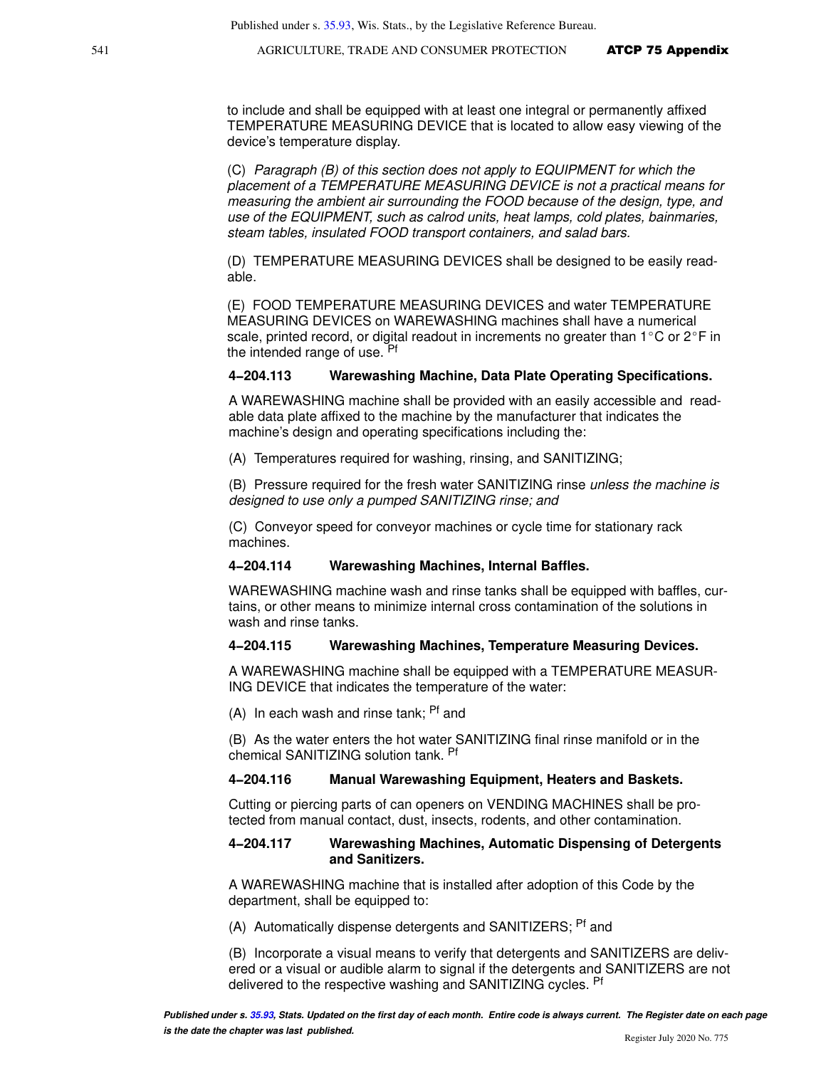to include and shall be equipped with at least one integral or permanently affixed TEMPERATURE MEASURING DEVICE that is located to allow easy viewing of the device's temperature display.

(C) *Paragraph (B) of this section does not apply to EQUIPMENT for which the placement of a TEMPERATURE MEASURING DEVICE is not a practical means for measuring the ambient air surrounding the FOOD because of the design, type, and use of the EQUIPMENT, such as calrod units, heat lamps, cold plates, bainmaries, steam tables, insulated FOOD transport containers, and salad bars.*

(D) TEMPERATURE MEASURING DEVICES shall be designed to be easily readable.

(E) FOOD TEMPERATURE MEASURING DEVICES and water TEMPERATURE MEASURING DEVICES on WAREWASHING machines shall have a numerical scale, printed record, or digital readout in increments no greater than 1°C or 2°F in the intended range of use. Pf

**4–204.113 Warewashing Machine, Data Plate Operating Specifications.**

A WAREWASHING machine shall be provided with an easily accessible and readable data plate affixed to the machine by the manufacturer that indicates the machine's design and operating specifications including the:

(A) Temperatures required for washing, rinsing, and SANITIZING;

(B) Pressure required for the fresh water SANITIZING rinse *unless the machine is designed to use only a pumped SANITIZING rinse; and*

(C) Conveyor speed for conveyor machines or cycle time for stationary rack machines.

**4–204.114 Warewashing Machines, Internal Baffles.**

WAREWASHING machine wash and rinse tanks shall be equipped with baffles, curtains, or other means to minimize internal cross contamination of the solutions in wash and rinse tanks.

**4–204.115 Warewashing Machines, Temperature Measuring Devices.**

A WAREWASHING machine shall be equipped with a TEMPERATURE MEASURING DEVICE that indicates the temperature of the water:

(A) In each wash and rinse tank; Pf and

(B) As the water enters the hot water SANITIZING final rinse manifold or in the chemical SANITIZING solution tank. Pf

**4–204.116 Manual Warewashing Equipment, Heaters and Baskets.**

Cutting or piercing parts of can openers on VENDING MACHINES shall be protected from manual contact, dust, insects, rodents, and other contamination.

**4–204.117 Warewashing Machines, Automatic Dispensing of Detergents and Sanitizers.**

A WAREWASHING machine that is installed after adoption of this Code by the department, shall be equipped to:

(A) Automatically dispense detergents and SANITIZERS; Pf and

(B) Incorporate a visual means to verify that detergents and SANITIZERS are delivered or a visual or audible alarm to signal if the detergents and SANITIZERS are not delivered to the respective washing and SANITIZING cycles. Pf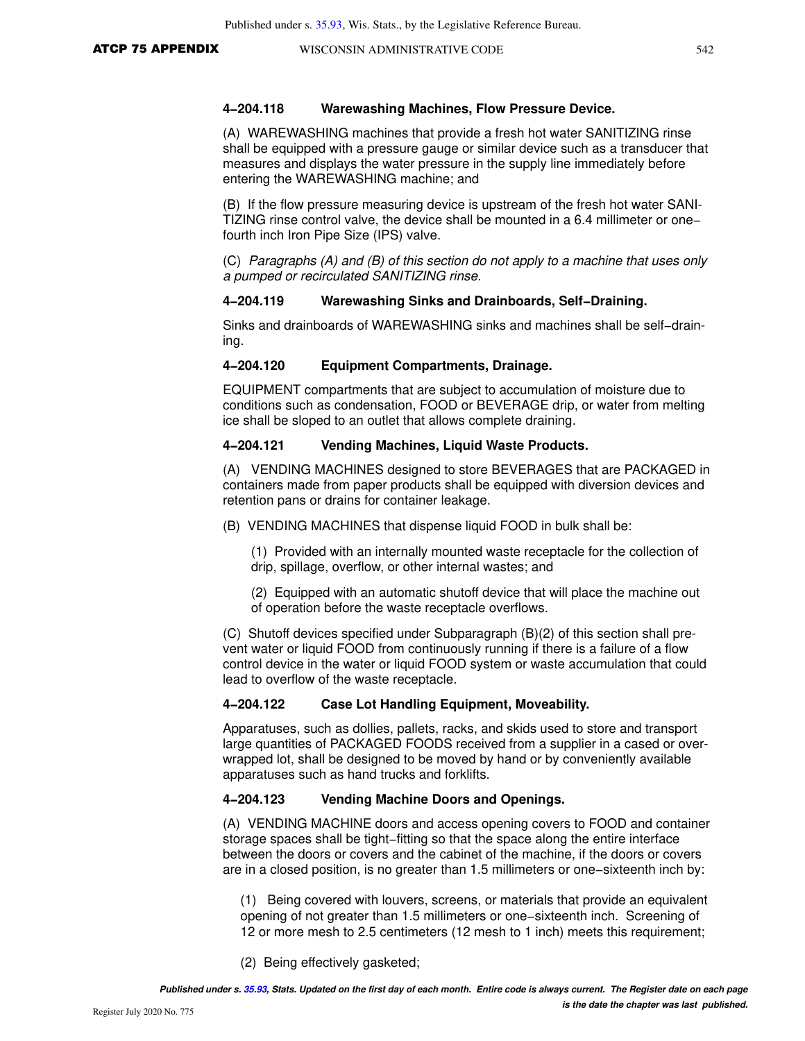### 4‑204.118 Warewashing Machines, Flow Pressure Device.

(A) WAREWASHING machines that provide a fresh hot water SANITIZING rinse shall be equipped with a pressure gauge or similar device such as a transducer that measures and displays the water pressure in the supply line immediately before entering the WAREWASHING machine; and

(B) If the flow pressure measuring device is upstream of the fresh hot water SANITIZING rinse control valve, the device shall be mounted in a 6.4 millimeter or one‑fourth inch Iron Pipe Size (IPS) valve.

(C) *Paragraphs (A) and (B) of this section do not apply to a machine that uses only a pumped or recirculated SANITIZING rinse.*

### 4‑204.119 Warewashing Sinks and Drainboards, Self‑Draining.

Sinks and drainboards of WAREWASHING sinks and machines shall be self‑draining.

### 4‑204.120 Equipment Compartments, Drainage.

EQUIPMENT compartments that are subject to accumulation of moisture due to conditions such as condensation, FOOD or BEVERAGE drip, or water from melting ice shall be sloped to an outlet that allows complete draining.

### 4‑204.121 Vending Machines, Liquid Waste Products.

(A) VENDING MACHINES designed to store BEVERAGES that are PACKAGED in containers made from paper products shall be equipped with diversion devices and retention pans or drains for container leakage.

(B) VENDING MACHINES that dispense liquid FOOD in bulk shall be:

(1) Provided with an internally mounted waste receptacle for the collection of drip, spillage, overflow, or other internal wastes; and

(2) Equipped with an automatic shutoff device that will place the machine out of operation before the waste receptacle overflows.

(C) Shutoff devices specified under Subparagraph (B)(2) of this section shall prevent water or liquid FOOD from continuously running if there is a failure of a flow control device in the water or liquid FOOD system or waste accumulation that could lead to overflow of the waste receptacle.

### 4‑204.122 Case Lot Handling Equipment, Moveability.

Apparatuses, such as dollies, pallets, racks, and skids used to store and transport large quantities of PACKAGED FOODS received from a supplier in a cased or overwrapped lot, shall be designed to be moved by hand or by conveniently available apparatuses such as hand trucks and forklifts.

### 4‑204.123 Vending Machine Doors and Openings.

(A) VENDING MACHINE doors and access opening covers to FOOD and container storage spaces shall be tight‑fitting so that the space along the entire interface between the doors or covers and the cabinet of the machine, if the doors or covers are in a closed position, is no greater than 1.5 millimeters or one‑sixteenth inch by:

(1) Being covered with louvers, screens, or materials that provide an equivalent opening of not greater than 1.5 millimeters or one‑sixteenth inch. Screening of 12 or more mesh to 2.5 centimeters (12 mesh to 1 inch) meets this requirement;

(2) Being effectively gasketed;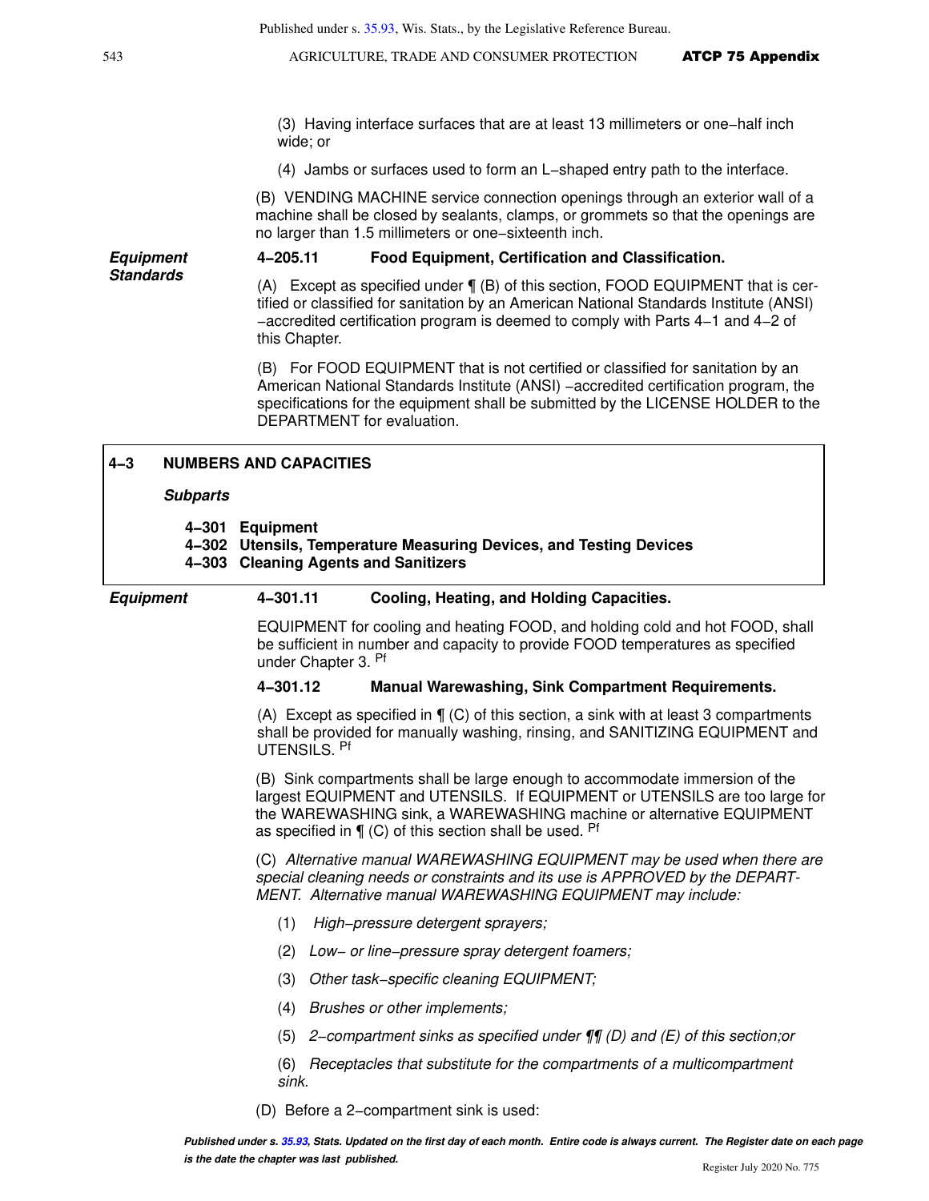(3) Having interface surfaces that are at least 13 millimeters or one−half inch wide; or

(4) Jambs or surfaces used to form an L−shaped entry path to the interface.

(B) VENDING MACHINE service connection openings through an exterior wall of a machine shall be closed by sealants, clamps, or grommets so that the openings are no larger than 1.5 millimeters or one−sixteenth inch.

***Equipment Standards***

**4−205.11 Food Equipment, Certification and Classification.**

(A) Except as specified under ¶ (B) of this section, FOOD EQUIPMENT that is certified or classified for sanitation by an American National Standards Institute (ANSI) −accredited certification program is deemed to comply with Parts 4−1 and 4−2 of this Chapter.

(B) For FOOD EQUIPMENT that is not certified or classified for sanitation by an American National Standards Institute (ANSI) −accredited certification program, the specifications for the equipment shall be submitted by the LICENSE HOLDER to the DEPARTMENT for evaluation.

## 4−3 NUMBERS AND CAPACITIES

***Subparts***

**4−301 Equipment**
**4−302 Utensils, Temperature Measuring Devices, and Testing Devices**
**4−303 Cleaning Agents and Sanitizers**

***Equipment***

**4−301.11 Cooling, Heating, and Holding Capacities.**

EQUIPMENT for cooling and heating FOOD, and holding cold and hot FOOD, shall be sufficient in number and capacity to provide FOOD temperatures as specified under Chapter 3. [Pf]

**4−301.12 Manual Warewashing, Sink Compartment Requirements.**

(A) Except as specified in ¶ (C) of this section, a sink with at least 3 compartments shall be provided for manually washing, rinsing, and SANITIZING EQUIPMENT and UTENSILS. [Pf]

(B) Sink compartments shall be large enough to accommodate immersion of the largest EQUIPMENT and UTENSILS. If EQUIPMENT or UTENSILS are too large for the WAREWASHING sink, a WAREWASHING machine or alternative EQUIPMENT as specified in ¶ (C) of this section shall be used. [Pf]

(C) *Alternative manual WAREWASHING EQUIPMENT may be used when there are special cleaning needs or constraints and its use is APPROVED by the DEPARTMENT. Alternative manual WAREWASHING EQUIPMENT may include:*

(1) *High−pressure detergent sprayers;*

(2) *Low− or line−pressure spray detergent foamers;*

(3) *Other task−specific cleaning EQUIPMENT;*

(4) *Brushes or other implements;*

(5) *2−compartment sinks as specified under ¶¶ (D) and (E) of this section;or*

(6) *Receptacles that substitute for the compartments of a multicompartment sink.*

(D) Before a 2−compartment sink is used: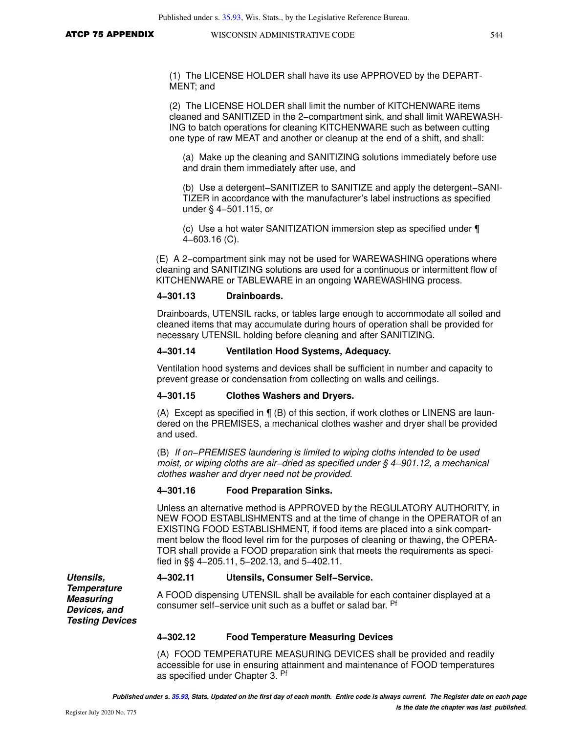(1) The LICENSE HOLDER shall have its use APPROVED by the DEPARTMENT; and

(2) The LICENSE HOLDER shall limit the number of KITCHENWARE items cleaned and SANITIZED in the 2−compartment sink, and shall limit WAREWASHING to batch operations for cleaning KITCHENWARE such as between cutting one type of raw MEAT and another or cleanup at the end of a shift, and shall:

(a) Make up the cleaning and SANITIZING solutions immediately before use and drain them immediately after use, and

(b) Use a detergent−SANITIZER to SANITIZE and apply the detergent−SANITIZER in accordance with the manufacturer's label instructions as specified under § 4−501.115, or

(c) Use a hot water SANITIZATION immersion step as specified under ¶ 4−603.16 (C).

(E) A 2−compartment sink may not be used for WAREWASHING operations where cleaning and SANITIZING solutions are used for a continuous or intermittent flow of KITCHENWARE or TABLEWARE in an ongoing WAREWASHING process.

**4−301.13 Drainboards.**

Drainboards, UTENSIL racks, or tables large enough to accommodate all soiled and cleaned items that may accumulate during hours of operation shall be provided for necessary UTENSIL holding before cleaning and after SANITIZING.

**4−301.14 Ventilation Hood Systems, Adequacy.**

Ventilation hood systems and devices shall be sufficient in number and capacity to prevent grease or condensation from collecting on walls and ceilings.

**4−301.15 Clothes Washers and Dryers.**

(A) Except as specified in ¶ (B) of this section, if work clothes or LINENS are laundered on the PREMISES, a mechanical clothes washer and dryer shall be provided and used.

(B) *If on−PREMISES laundering is limited to wiping cloths intended to be used moist, or wiping cloths are air−dried as specified under § 4−901.12, a mechanical clothes washer and dryer need not be provided.*

**4−301.16 Food Preparation Sinks.**

Unless an alternative method is APPROVED by the REGULATORY AUTHORITY, in NEW FOOD ESTABLISHMENTS and at the time of change in the OPERATOR of an EXISTING FOOD ESTABLISHMENT, if food items are placed into a sink compartment below the flood level rim for the purposes of cleaning or thawing, the OPERATOR shall provide a FOOD preparation sink that meets the requirements as specified in §§ 4−205.11, 5−202.13, and 5−402.11.

***Utensils, Temperature Measuring Devices, and Testing Devices***

**4−302.11 Utensils, Consumer Self−Service.**

A FOOD dispensing UTENSIL shall be available for each container displayed at a consumer self−service unit such as a buffet or salad bar. [Pf]

**4−302.12 Food Temperature Measuring Devices**

(A) FOOD TEMPERATURE MEASURING DEVICES shall be provided and readily accessible for use in ensuring attainment and maintenance of FOOD temperatures as specified under Chapter 3. [Pf]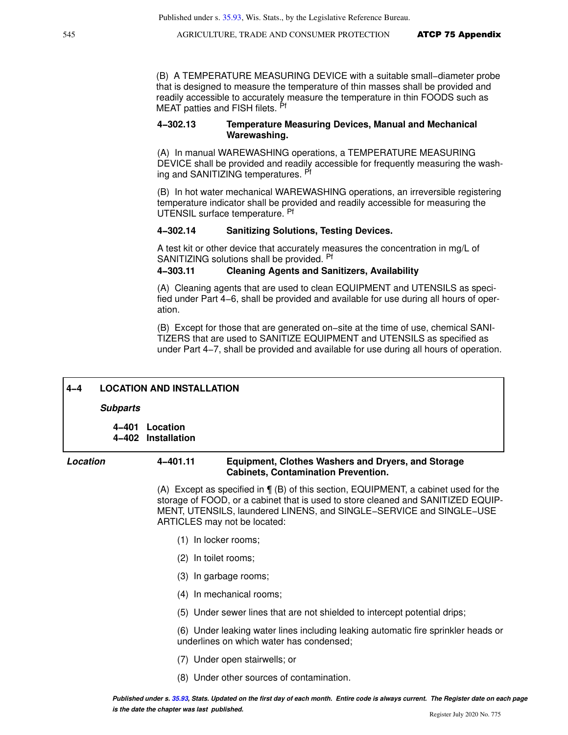(B) A TEMPERATURE MEASURING DEVICE with a suitable small−diameter probe that is designed to measure the temperature of thin masses shall be provided and readily accessible to accurately measure the temperature in thin FOODS such as MEAT patties and FISH filets. Pf

**4−302.13 Temperature Measuring Devices, Manual and Mechanical Warewashing.**

(A) In manual WAREWASHING operations, a TEMPERATURE MEASURING DEVICE shall be provided and readily accessible for frequently measuring the washing and SANITIZING temperatures. Pf

(B) In hot water mechanical WAREWASHING operations, an irreversible registering temperature indicator shall be provided and readily accessible for measuring the UTENSIL surface temperature. Pf

**4−302.14 Sanitizing Solutions, Testing Devices.**

A test kit or other device that accurately measures the concentration in mg/L of SANITIZING solutions shall be provided. Pf

**4−303.11 Cleaning Agents and Sanitizers, Availability**

(A) Cleaning agents that are used to clean EQUIPMENT and UTENSILS as specified under Part 4−6, shall be provided and available for use during all hours of operation.

(B) Except for those that are generated on−site at the time of use, chemical SANITIZERS that are used to SANITIZE EQUIPMENT and UTENSILS as specified as under Part 4−7, shall be provided and available for use during all hours of operation.

## 4−4 LOCATION AND INSTALLATION

***Subparts***

**4−401 Location**
**4−402 Installation**

***Location***

**4−401.11 Equipment, Clothes Washers and Dryers, and Storage Cabinets, Contamination Prevention.**

(A) Except as specified in ¶ (B) of this section, EQUIPMENT, a cabinet used for the storage of FOOD, or a cabinet that is used to store cleaned and SANITIZED EQUIPMENT, UTENSILS, laundered LINENS, and SINGLE−SERVICE and SINGLE−USE ARTICLES may not be located:

(1) In locker rooms;

(2) In toilet rooms;

(3) In garbage rooms;

(4) In mechanical rooms;

(5) Under sewer lines that are not shielded to intercept potential drips;

(6) Under leaking water lines including leaking automatic fire sprinkler heads or underlines on which water has condensed;

(7) Under open stairwells; or

(8) Under other sources of contamination.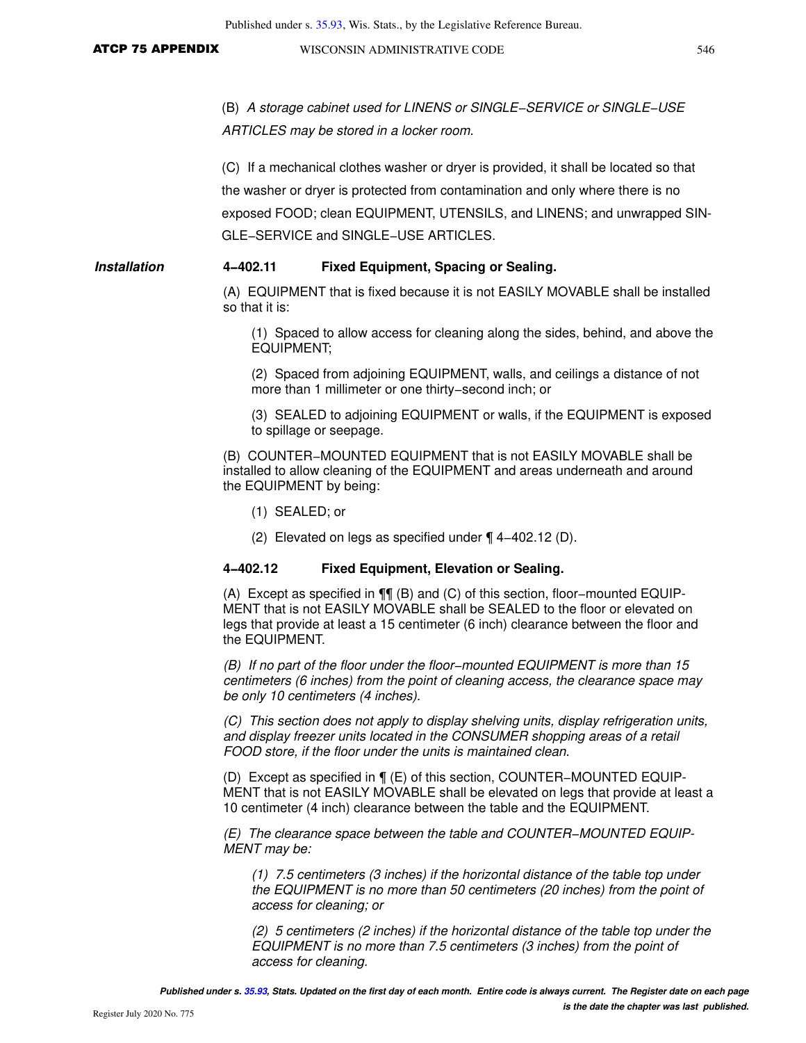(B) *A storage cabinet used for LINENS or SINGLE−SERVICE or SINGLE−USE ARTICLES may be stored in a locker room.*

(C) If a mechanical clothes washer or dryer is provided, it shall be located so that the washer or dryer is protected from contamination and only where there is no exposed FOOD; clean EQUIPMENT, UTENSILS, and LINENS; and unwrapped SINGLE−SERVICE and SINGLE−USE ARTICLES.

***Installation***

**4−402.11 Fixed Equipment, Spacing or Sealing.**

(A) EQUIPMENT that is fixed because it is not EASILY MOVABLE shall be installed so that it is:

(1) Spaced to allow access for cleaning along the sides, behind, and above the EQUIPMENT;

(2) Spaced from adjoining EQUIPMENT, walls, and ceilings a distance of not more than 1 millimeter or one thirty−second inch; or

(3) SEALED to adjoining EQUIPMENT or walls, if the EQUIPMENT is exposed to spillage or seepage.

(B) COUNTER−MOUNTED EQUIPMENT that is not EASILY MOVABLE shall be installed to allow cleaning of the EQUIPMENT and areas underneath and around the EQUIPMENT by being:

(1) SEALED; or

(2) Elevated on legs as specified under ¶ 4−402.12 (D).

**4−402.12 Fixed Equipment, Elevation or Sealing.**

(A) Except as specified in ¶¶ (B) and (C) of this section, floor−mounted EQUIPMENT that is not EASILY MOVABLE shall be SEALED to the floor or elevated on legs that provide at least a 15 centimeter (6 inch) clearance between the floor and the EQUIPMENT.

*(B) If no part of the floor under the floor−mounted EQUIPMENT is more than 15 centimeters (6 inches) from the point of cleaning access, the clearance space may be only 10 centimeters (4 inches).*

*(C) This section does not apply to display shelving units, display refrigeration units, and display freezer units located in the CONSUMER shopping areas of a retail FOOD store, if the floor under the units is maintained clean.*

(D) Except as specified in ¶ (E) of this section, COUNTER−MOUNTED EQUIPMENT that is not EASILY MOVABLE shall be elevated on legs that provide at least a 10 centimeter (4 inch) clearance between the table and the EQUIPMENT.

*(E) The clearance space between the table and COUNTER−MOUNTED EQUIPMENT may be:*

*(1) 7.5 centimeters (3 inches) if the horizontal distance of the table top under the EQUIPMENT is no more than 50 centimeters (20 inches) from the point of access for cleaning; or*

*(2) 5 centimeters (2 inches) if the horizontal distance of the table top under the EQUIPMENT is no more than 7.5 centimeters (3 inches) from the point of access for cleaning.*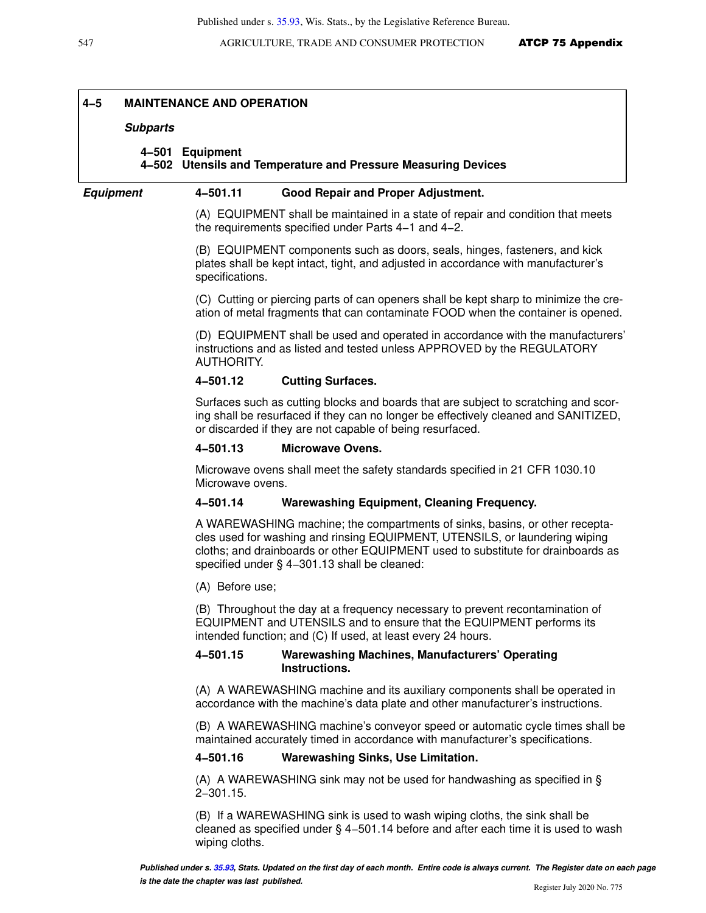## 4‑5 MAINTENANCE AND OPERATION

***Subparts***

**4‑501 Equipment**
**4‑502 Utensils and Temperature and Pressure Measuring Devices**

***Equipment***

### 4‑501.11 Good Repair and Proper Adjustment.

(A) EQUIPMENT shall be maintained in a state of repair and condition that meets the requirements specified under Parts 4‑1 and 4‑2.

(B) EQUIPMENT components such as doors, seals, hinges, fasteners, and kick plates shall be kept intact, tight, and adjusted in accordance with manufacturer's specifications.

(C) Cutting or piercing parts of can openers shall be kept sharp to minimize the creation of metal fragments that can contaminate FOOD when the container is opened.

(D) EQUIPMENT shall be used and operated in accordance with the manufacturers' instructions and as listed and tested unless APPROVED by the REGULATORY AUTHORITY.

### 4‑501.12 Cutting Surfaces.

Surfaces such as cutting blocks and boards that are subject to scratching and scoring shall be resurfaced if they can no longer be effectively cleaned and SANITIZED, or discarded if they are not capable of being resurfaced.

### 4‑501.13 Microwave Ovens.

Microwave ovens shall meet the safety standards specified in 21 CFR 1030.10 Microwave ovens.

### 4‑501.14 Warewashing Equipment, Cleaning Frequency.

A WAREWASHING machine; the compartments of sinks, basins, or other receptacles used for washing and rinsing EQUIPMENT, UTENSILS, or laundering wiping cloths; and drainboards or other EQUIPMENT used to substitute for drainboards as specified under § 4‑301.13 shall be cleaned:

(A) Before use;

(B) Throughout the day at a frequency necessary to prevent recontamination of EQUIPMENT and UTENSILS and to ensure that the EQUIPMENT performs its intended function; and (C) If used, at least every 24 hours.

### 4‑501.15 Warewashing Machines, Manufacturers' Operating Instructions.

(A) A WAREWASHING machine and its auxiliary components shall be operated in accordance with the machine's data plate and other manufacturer's instructions.

(B) A WAREWASHING machine's conveyor speed or automatic cycle times shall be maintained accurately timed in accordance with manufacturer's specifications.

### 4‑501.16 Warewashing Sinks, Use Limitation.

(A) A WAREWASHING sink may not be used for handwashing as specified in § 2‑301.15.

(B) If a WAREWASHING sink is used to wash wiping cloths, the sink shall be cleaned as specified under § 4‑501.14 before and after each time it is used to wash wiping cloths.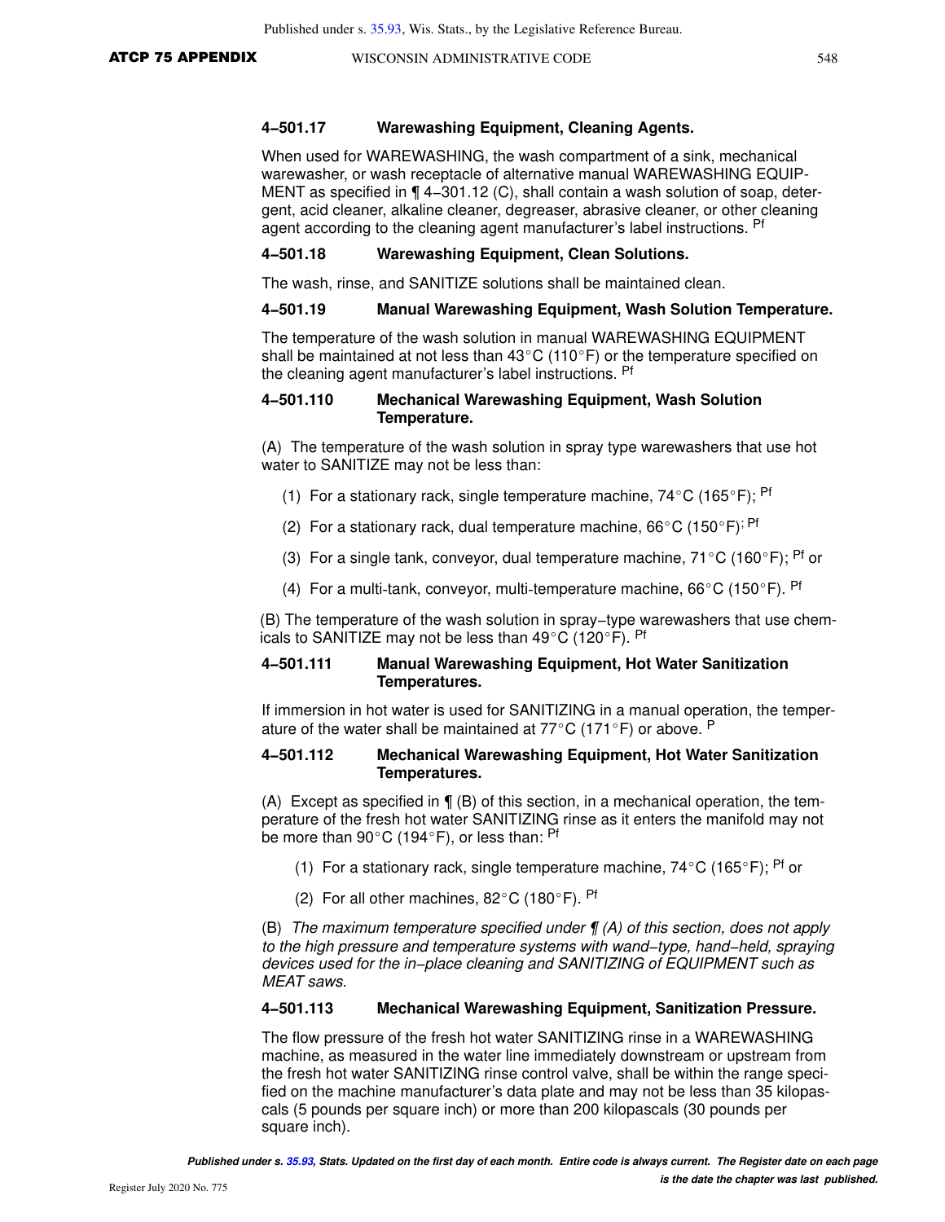### 4–501.17 Warewashing Equipment, Cleaning Agents.

When used for WAREWASHING, the wash compartment of a sink, mechanical warewasher, or wash receptacle of alternative manual WAREWASHING EQUIPMENT as specified in ¶ 4–301.12 (C), shall contain a wash solution of soap, detergent, acid cleaner, alkaline cleaner, degreaser, abrasive cleaner, or other cleaning agent according to the cleaning agent manufacturer's label instructions. Pf

### 4–501.18 Warewashing Equipment, Clean Solutions.

The wash, rinse, and SANITIZE solutions shall be maintained clean.

### 4–501.19 Manual Warewashing Equipment, Wash Solution Temperature.

The temperature of the wash solution in manual WAREWASHING EQUIPMENT shall be maintained at not less than 43°C (110°F) or the temperature specified on the cleaning agent manufacturer's label instructions. Pf

### 4–501.110 Mechanical Warewashing Equipment, Wash Solution Temperature.

(A) The temperature of the wash solution in spray type warewashers that use hot water to SANITIZE may not be less than:

(1) For a stationary rack, single temperature machine, 74°C (165°F); Pf

(2) For a stationary rack, dual temperature machine, 66°C (150°F); Pf

(3) For a single tank, conveyor, dual temperature machine, 71°C (160°F); Pf or

(4) For a multi-tank, conveyor, multi-temperature machine, 66°C (150°F). Pf

(B) The temperature of the wash solution in spray–type warewashers that use chemicals to SANITIZE may not be less than 49°C (120°F). Pf

### 4–501.111 Manual Warewashing Equipment, Hot Water Sanitization Temperatures.

If immersion in hot water is used for SANITIZING in a manual operation, the temperature of the water shall be maintained at 77°C (171°F) or above. P

### 4–501.112 Mechanical Warewashing Equipment, Hot Water Sanitization Temperatures.

(A) Except as specified in ¶ (B) of this section, in a mechanical operation, the temperature of the fresh hot water SANITIZING rinse as it enters the manifold may not be more than 90°C (194°F), or less than: Pf

(1) For a stationary rack, single temperature machine, 74°C (165°F); Pf or

(2) For all other machines, 82°C (180°F). Pf

(B) *The maximum temperature specified under ¶ (A) of this section, does not apply to the high pressure and temperature systems with wand–type, hand–held, spraying devices used for the in–place cleaning and SANITIZING of EQUIPMENT such as MEAT saws.*

### 4–501.113 Mechanical Warewashing Equipment, Sanitization Pressure.

The flow pressure of the fresh hot water SANITIZING rinse in a WAREWASHING machine, as measured in the water line immediately downstream or upstream from the fresh hot water SANITIZING rinse control valve, shall be within the range specified on the machine manufacturer's data plate and may not be less than 35 kilopascals (5 pounds per square inch) or more than 200 kilopascals (30 pounds per square inch).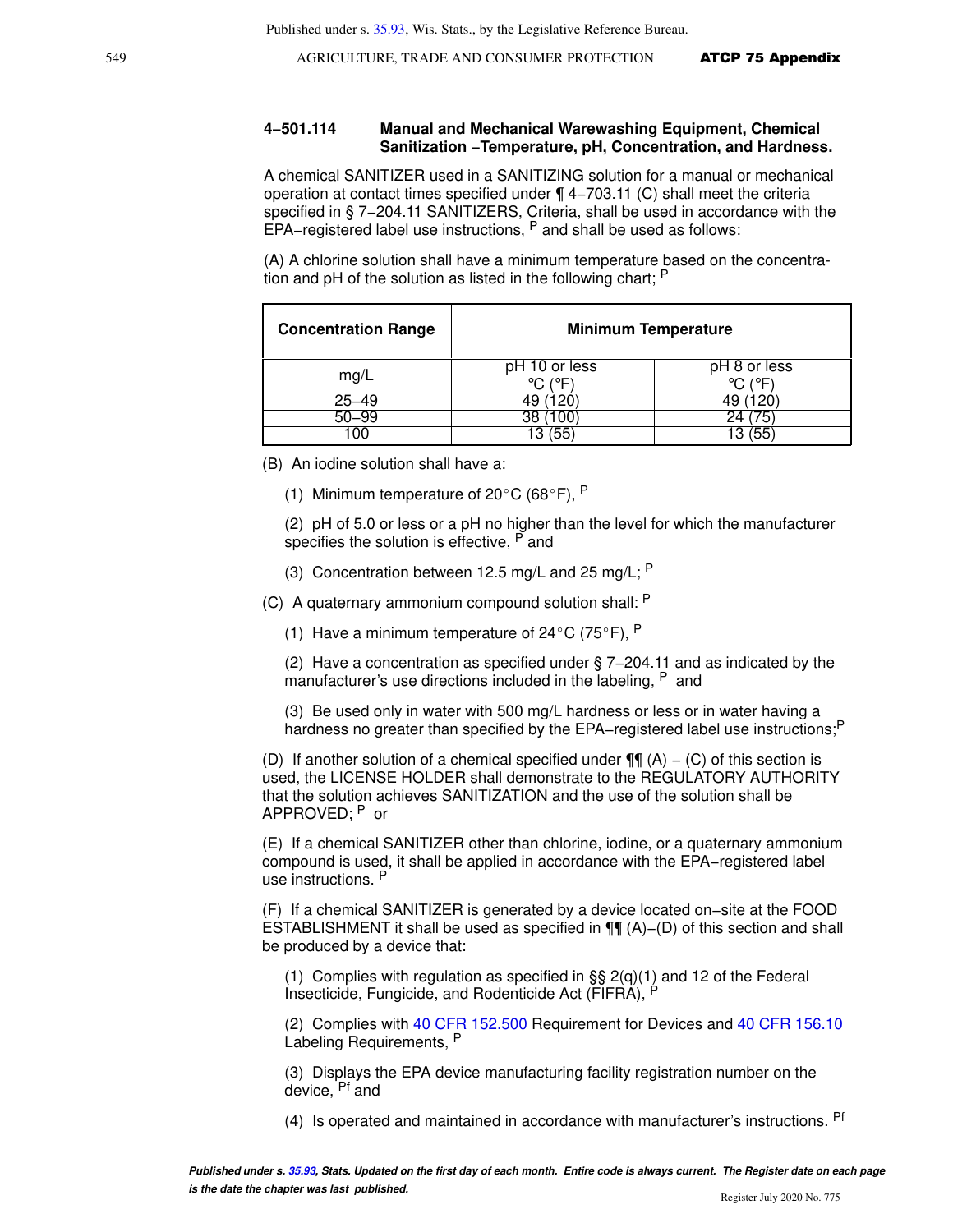### 4–501.114 Manual and Mechanical Warewashing Equipment, Chemical Sanitization –Temperature, pH, Concentration, and Hardness.

A chemical SANITIZER used in a SANITIZING solution for a manual or mechanical operation at contact times specified under ¶ 4–703.11 (C) shall meet the criteria specified in § 7–204.11 SANITIZERS, Criteria, shall be used in accordance with the EPA–registered label use instructions, [P] and shall be used as follows:

(A) A chlorine solution shall have a minimum temperature based on the concentration and pH of the solution as listed in the following chart; [P]

| Concentration Range | Minimum Temperature | |
|---|---|---|
| mg/L | pH 10 or less °C (°F) | pH 8 or less °C (°F) |
| 25–49 | 49 (120) | 49 (120) |
| 50–99 | 38 (100) | 24 (75) |
| 100 | 13 (55) | 13 (55) |

(B) An iodine solution shall have a:

(1) Minimum temperature of 20°C (68°F), [P]

(2) pH of 5.0 or less or a pH no higher than the level for which the manufacturer specifies the solution is effective, [P] and

(3) Concentration between 12.5 mg/L and 25 mg/L; [P]

(C) A quaternary ammonium compound solution shall: [P]

(1) Have a minimum temperature of 24°C (75°F), [P]

(2) Have a concentration as specified under § 7–204.11 and as indicated by the manufacturer's use directions included in the labeling, [P] and

(3) Be used only in water with 500 mg/L hardness or less or in water having a hardness no greater than specified by the EPA–registered label use instructions;[P]

(D) If another solution of a chemical specified under ¶¶ (A) – (C) of this section is used, the LICENSE HOLDER shall demonstrate to the REGULATORY AUTHORITY that the solution achieves SANITIZATION and the use of the solution shall be APPROVED; [P] or

(E) If a chemical SANITIZER other than chlorine, iodine, or a quaternary ammonium compound is used, it shall be applied in accordance with the EPA–registered label use instructions. [P]

(F) If a chemical SANITIZER is generated by a device located on–site at the FOOD ESTABLISHMENT it shall be used as specified in ¶¶ (A)–(D) of this section and shall be produced by a device that:

(1) Complies with regulation as specified in §§ 2(q)(1) and 12 of the Federal Insecticide, Fungicide, and Rodenticide Act (FIFRA), [P]

(2) Complies with 40 CFR 152.500 Requirement for Devices and 40 CFR 156.10 Labeling Requirements, [P]

(3) Displays the EPA device manufacturing facility registration number on the device, [Pf] and

(4) Is operated and maintained in accordance with manufacturer's instructions. [Pf]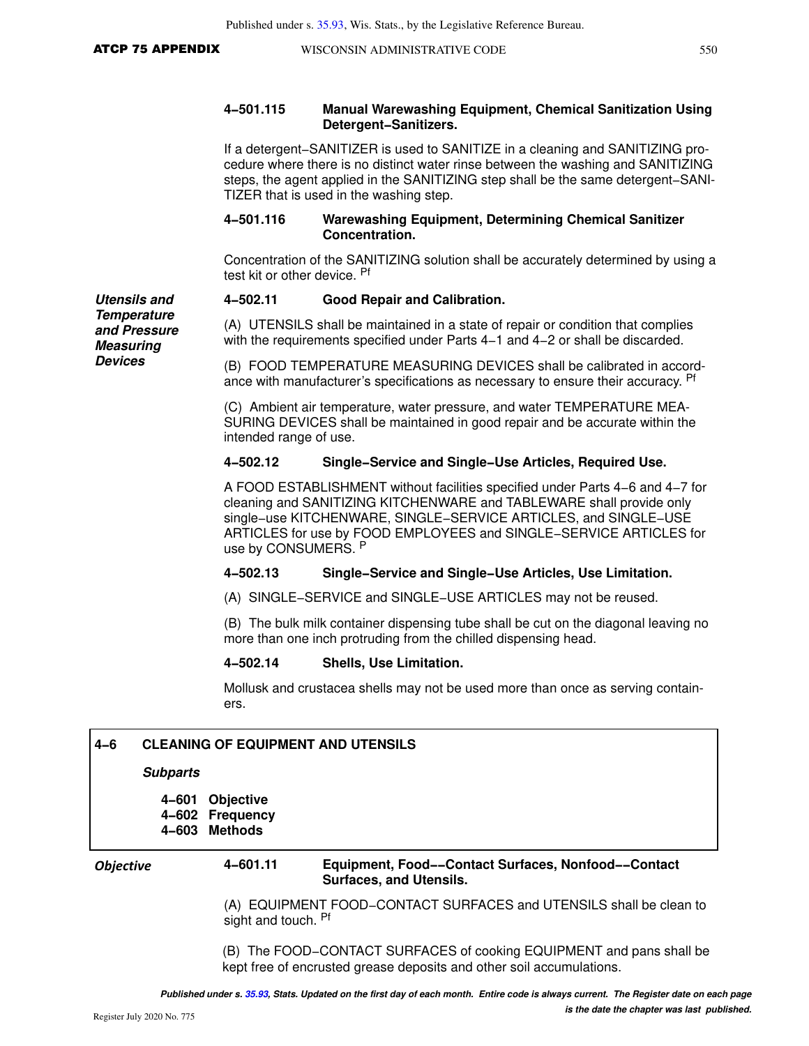**4−501.115 Manual Warewashing Equipment, Chemical Sanitization Using Detergent−Sanitizers.**

If a detergent−SANITIZER is used to SANITIZE in a cleaning and SANITIZING procedure where there is no distinct water rinse between the washing and SANITIZING steps, the agent applied in the SANITIZING step shall be the same detergent−SANITIZER that is used in the washing step.

**4−501.116 Warewashing Equipment, Determining Chemical Sanitizer Concentration.**

Concentration of the SANITIZING solution shall be accurately determined by using a test kit or other device. [Pf]

***Utensils and Temperature and Pressure Measuring Devices***

**4−502.11 Good Repair and Calibration.**

(A) UTENSILS shall be maintained in a state of repair or condition that complies with the requirements specified under Parts 4−1 and 4−2 or shall be discarded.

(B) FOOD TEMPERATURE MEASURING DEVICES shall be calibrated in accordance with manufacturer's specifications as necessary to ensure their accuracy. [Pf]

(C) Ambient air temperature, water pressure, and water TEMPERATURE MEASURING DEVICES shall be maintained in good repair and be accurate within the intended range of use.

**4−502.12 Single−Service and Single−Use Articles, Required Use.**

A FOOD ESTABLISHMENT without facilities specified under Parts 4−6 and 4−7 for cleaning and SANITIZING KITCHENWARE and TABLEWARE shall provide only single−use KITCHENWARE, SINGLE−SERVICE ARTICLES, and SINGLE−USE ARTICLES for use by FOOD EMPLOYEES and SINGLE−SERVICE ARTICLES for use by CONSUMERS. [P]

**4−502.13 Single−Service and Single−Use Articles, Use Limitation.**

(A) SINGLE−SERVICE and SINGLE−USE ARTICLES may not be reused.

(B) The bulk milk container dispensing tube shall be cut on the diagonal leaving no more than one inch protruding from the chilled dispensing head.

**4−502.14 Shells, Use Limitation.**

Mollusk and crustacea shells may not be used more than once as serving containers.

## 4−6 CLEANING OF EQUIPMENT AND UTENSILS

***Subparts***

- **4−601 Objective**
- **4−602 Frequency**
- **4−603 Methods**

***Objective***

**4−601.11 Equipment, Food−−Contact Surfaces, Nonfood−−Contact Surfaces, and Utensils.**

(A) EQUIPMENT FOOD−CONTACT SURFACES and UTENSILS shall be clean to sight and touch. [Pf]

(B) The FOOD−CONTACT SURFACES of cooking EQUIPMENT and pans shall be kept free of encrusted grease deposits and other soil accumulations.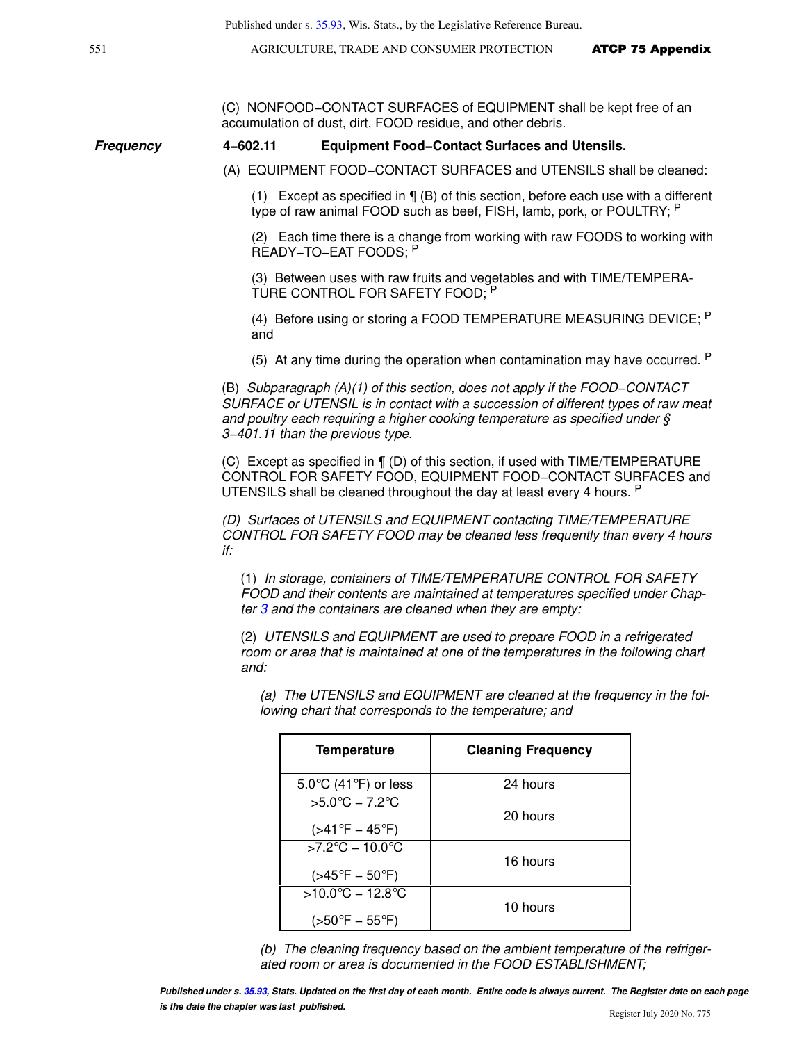(C) NONFOOD−CONTACT SURFACES of EQUIPMENT shall be kept free of an accumulation of dust, dirt, FOOD residue, and other debris.

***Frequency*** **4−602.11 Equipment Food−Contact Surfaces and Utensils.**

(A) EQUIPMENT FOOD−CONTACT SURFACES and UTENSILS shall be cleaned:

(1) Except as specified in ¶ (B) of this section, before each use with a different type of raw animal FOOD such as beef, FISH, lamb, pork, or POULTRY; [P]

(2) Each time there is a change from working with raw FOODS to working with READY−TO−EAT FOODS; [P]

(3) Between uses with raw fruits and vegetables and with TIME/TEMPERATURE CONTROL FOR SAFETY FOOD; [P]

(4) Before using or storing a FOOD TEMPERATURE MEASURING DEVICE; [P] and

(5) At any time during the operation when contamination may have occurred. [P]

(B) *Subparagraph (A)(1) of this section, does not apply if the FOOD−CONTACT SURFACE or UTENSIL is in contact with a succession of different types of raw meat and poultry each requiring a higher cooking temperature as specified under § 3−401.11 than the previous type.*

(C) Except as specified in ¶ (D) of this section, if used with TIME/TEMPERATURE CONTROL FOR SAFETY FOOD, EQUIPMENT FOOD−CONTACT SURFACES and UTENSILS shall be cleaned throughout the day at least every 4 hours. [P]

*(D) Surfaces of UTENSILS and EQUIPMENT contacting TIME/TEMPERATURE CONTROL FOR SAFETY FOOD may be cleaned less frequently than every 4 hours if:*

(1) *In storage, containers of TIME/TEMPERATURE CONTROL FOR SAFETY FOOD and their contents are maintained at temperatures specified under Chapter 3 and the containers are cleaned when they are empty;*

(2) *UTENSILS and EQUIPMENT are used to prepare FOOD in a refrigerated room or area that is maintained at one of the temperatures in the following chart and:*

*(a) The UTENSILS and EQUIPMENT are cleaned at the frequency in the following chart that corresponds to the temperature; and*

| Temperature | Cleaning Frequency |
| --- | --- |
| 5.0°C (41°F) or less | 24 hours |
| >5.0°C – 7.2°C (>41°F – 45°F) | 20 hours |
| >7.2°C – 10.0°C (>45°F – 50°F) | 16 hours |
| >10.0°C – 12.8°C (>50°F – 55°F) | 10 hours |

*(b) The cleaning frequency based on the ambient temperature of the refrigerated room or area is documented in the FOOD ESTABLISHMENT;*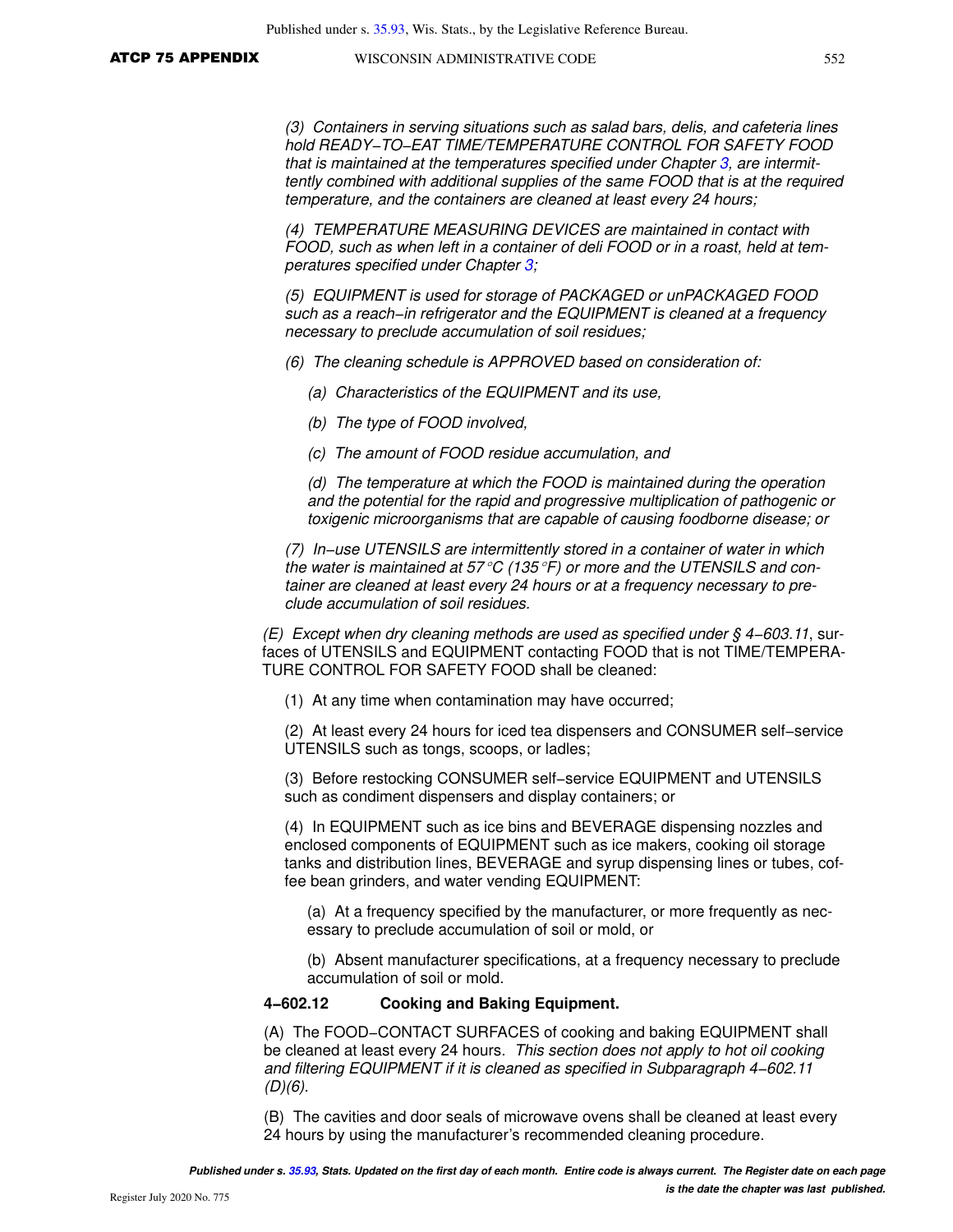*(3) Containers in serving situations such as salad bars, delis, and cafeteria lines hold READY−TO−EAT TIME/TEMPERATURE CONTROL FOR SAFETY FOOD that is maintained at the temperatures specified under Chapter 3, are intermittently combined with additional supplies of the same FOOD that is at the required temperature, and the containers are cleaned at least every 24 hours;*

*(4) TEMPERATURE MEASURING DEVICES are maintained in contact with FOOD, such as when left in a container of deli FOOD or in a roast, held at temperatures specified under Chapter 3;*

*(5) EQUIPMENT is used for storage of PACKAGED or unPACKAGED FOOD such as a reach−in refrigerator and the EQUIPMENT is cleaned at a frequency necessary to preclude accumulation of soil residues;*

*(6) The cleaning schedule is APPROVED based on consideration of:*

*(a) Characteristics of the EQUIPMENT and its use,*

*(b) The type of FOOD involved,*

*(c) The amount of FOOD residue accumulation, and*

*(d) The temperature at which the FOOD is maintained during the operation and the potential for the rapid and progressive multiplication of pathogenic or toxigenic microorganisms that are capable of causing foodborne disease; or*

*(7) In−use UTENSILS are intermittently stored in a container of water in which the water is maintained at 57°C (135°F) or more and the UTENSILS and container are cleaned at least every 24 hours or at a frequency necessary to preclude accumulation of soil residues.*

*(E) Except when dry cleaning methods are used as specified under § 4−603.11*, surfaces of UTENSILS and EQUIPMENT contacting FOOD that is not TIME/TEMPERATURE CONTROL FOR SAFETY FOOD shall be cleaned:

(1) At any time when contamination may have occurred;

(2) At least every 24 hours for iced tea dispensers and CONSUMER self−service UTENSILS such as tongs, scoops, or ladles;

(3) Before restocking CONSUMER self−service EQUIPMENT and UTENSILS such as condiment dispensers and display containers; or

(4) In EQUIPMENT such as ice bins and BEVERAGE dispensing nozzles and enclosed components of EQUIPMENT such as ice makers, cooking oil storage tanks and distribution lines, BEVERAGE and syrup dispensing lines or tubes, coffee bean grinders, and water vending EQUIPMENT:

(a) At a frequency specified by the manufacturer, or more frequently as necessary to preclude accumulation of soil or mold, or

(b) Absent manufacturer specifications, at a frequency necessary to preclude accumulation of soil or mold.

**4−602.12 Cooking and Baking Equipment.**

(A) The FOOD−CONTACT SURFACES of cooking and baking EQUIPMENT shall be cleaned at least every 24 hours. *This section does not apply to hot oil cooking and filtering EQUIPMENT if it is cleaned as specified in Subparagraph 4−602.11 (D)(6).*

(B) The cavities and door seals of microwave ovens shall be cleaned at least every 24 hours by using the manufacturer's recommended cleaning procedure.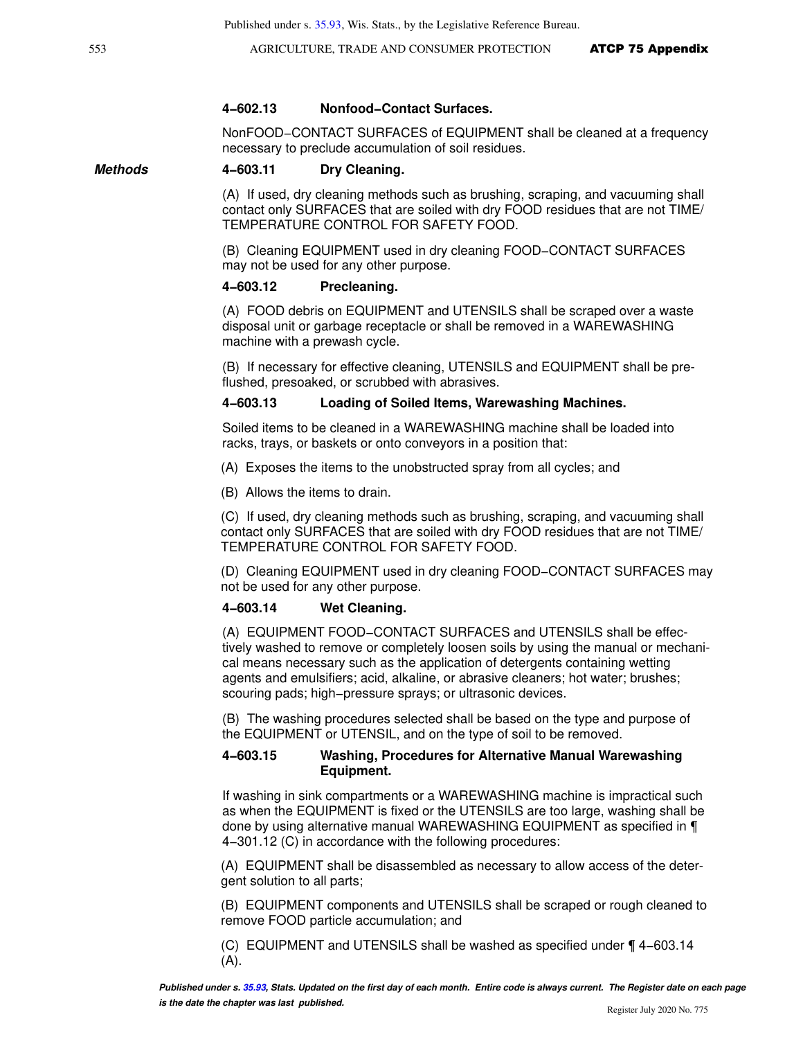#### 4–602.13 Nonfood–Contact Surfaces.

NonFOOD–CONTACT SURFACES of EQUIPMENT shall be cleaned at a frequency necessary to preclude accumulation of soil residues.

***Methods***

#### 4–603.11 Dry Cleaning.

(A) If used, dry cleaning methods such as brushing, scraping, and vacuuming shall contact only SURFACES that are soiled with dry FOOD residues that are not TIME/ TEMPERATURE CONTROL FOR SAFETY FOOD.

(B) Cleaning EQUIPMENT used in dry cleaning FOOD–CONTACT SURFACES may not be used for any other purpose.

#### 4–603.12 Precleaning.

(A) FOOD debris on EQUIPMENT and UTENSILS shall be scraped over a waste disposal unit or garbage receptacle or shall be removed in a WAREWASHING machine with a prewash cycle.

(B) If necessary for effective cleaning, UTENSILS and EQUIPMENT shall be pre-flushed, presoaked, or scrubbed with abrasives.

#### 4–603.13 Loading of Soiled Items, Warewashing Machines.

Soiled items to be cleaned in a WAREWASHING machine shall be loaded into racks, trays, or baskets or onto conveyors in a position that:

(A) Exposes the items to the unobstructed spray from all cycles; and

(B) Allows the items to drain.

(C) If used, dry cleaning methods such as brushing, scraping, and vacuuming shall contact only SURFACES that are soiled with dry FOOD residues that are not TIME/ TEMPERATURE CONTROL FOR SAFETY FOOD.

(D) Cleaning EQUIPMENT used in dry cleaning FOOD–CONTACT SURFACES may not be used for any other purpose.

#### 4–603.14 Wet Cleaning.

(A) EQUIPMENT FOOD–CONTACT SURFACES and UTENSILS shall be effectively washed to remove or completely loosen soils by using the manual or mechanical means necessary such as the application of detergents containing wetting agents and emulsifiers; acid, alkaline, or abrasive cleaners; hot water; brushes; scouring pads; high–pressure sprays; or ultrasonic devices.

(B) The washing procedures selected shall be based on the type and purpose of the EQUIPMENT or UTENSIL, and on the type of soil to be removed.

#### 4–603.15 Washing, Procedures for Alternative Manual Warewashing Equipment.

If washing in sink compartments or a WAREWASHING machine is impractical such as when the EQUIPMENT is fixed or the UTENSILS are too large, washing shall be done by using alternative manual WAREWASHING EQUIPMENT as specified in ¶ 4–301.12 (C) in accordance with the following procedures:

(A) EQUIPMENT shall be disassembled as necessary to allow access of the detergent solution to all parts;

(B) EQUIPMENT components and UTENSILS shall be scraped or rough cleaned to remove FOOD particle accumulation; and

(C) EQUIPMENT and UTENSILS shall be washed as specified under ¶ 4–603.14 (A).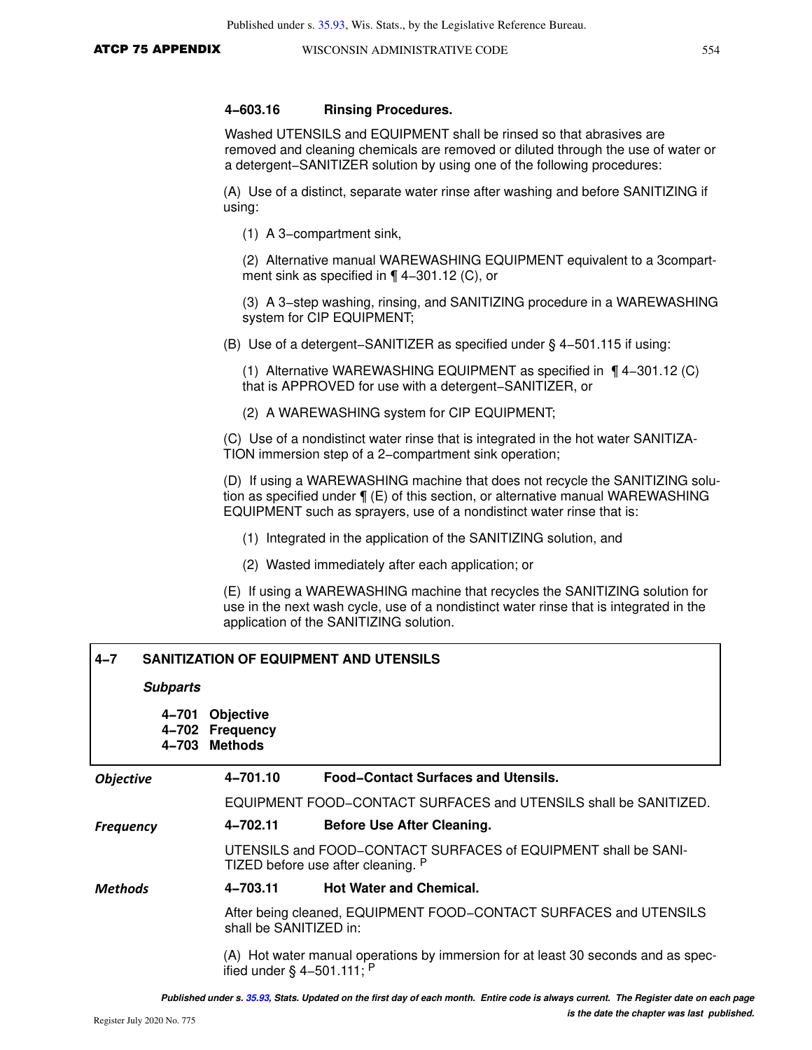#### 4−603.16 Rinsing Procedures.

Washed UTENSILS and EQUIPMENT shall be rinsed so that abrasives are removed and cleaning chemicals are removed or diluted through the use of water or a detergent−SANITIZER solution by using one of the following procedures:

(A) Use of a distinct, separate water rinse after washing and before SANITIZING if using:

(1) A 3−compartment sink,

(2) Alternative manual WAREWASHING EQUIPMENT equivalent to a 3compartment sink as specified in ¶ 4−301.12 (C), or

(3) A 3−step washing, rinsing, and SANITIZING procedure in a WAREWASHING system for CIP EQUIPMENT;

(B) Use of a detergent−SANITIZER as specified under § 4−501.115 if using:

(1) Alternative WAREWASHING EQUIPMENT as specified in ¶ 4−301.12 (C) that is APPROVED for use with a detergent−SANITIZER, or

(2) A WAREWASHING system for CIP EQUIPMENT;

(C) Use of a nondistinct water rinse that is integrated in the hot water SANITIZATION immersion step of a 2−compartment sink operation;

(D) If using a WAREWASHING machine that does not recycle the SANITIZING solution as specified under ¶ (E) of this section, or alternative manual WAREWASHING EQUIPMENT such as sprayers, use of a nondistinct water rinse that is:

(1) Integrated in the application of the SANITIZING solution, and

(2) Wasted immediately after each application; or

(E) If using a WAREWASHING machine that recycles the SANITIZING solution for use in the next wash cycle, use of a nondistinct water rinse that is integrated in the application of the SANITIZING solution.

## 4−7 SANITIZATION OF EQUIPMENT AND UTENSILS

***Subparts***

**4−701 Objective**
**4−702 Frequency**
**4−703 Methods**

***Objective***

#### 4−701.10 Food−Contact Surfaces and Utensils.

EQUIPMENT FOOD−CONTACT SURFACES and UTENSILS shall be SANITIZED.

***Frequency***

#### 4−702.11 Before Use After Cleaning.

UTENSILS and FOOD−CONTACT SURFACES of EQUIPMENT shall be SANITIZED before use after cleaning. [P]

***Methods***

#### 4−703.11 Hot Water and Chemical.

After being cleaned, EQUIPMENT FOOD−CONTACT SURFACES and UTENSILS shall be SANITIZED in:

(A) Hot water manual operations by immersion for at least 30 seconds and as specified under § 4−501.111; [P]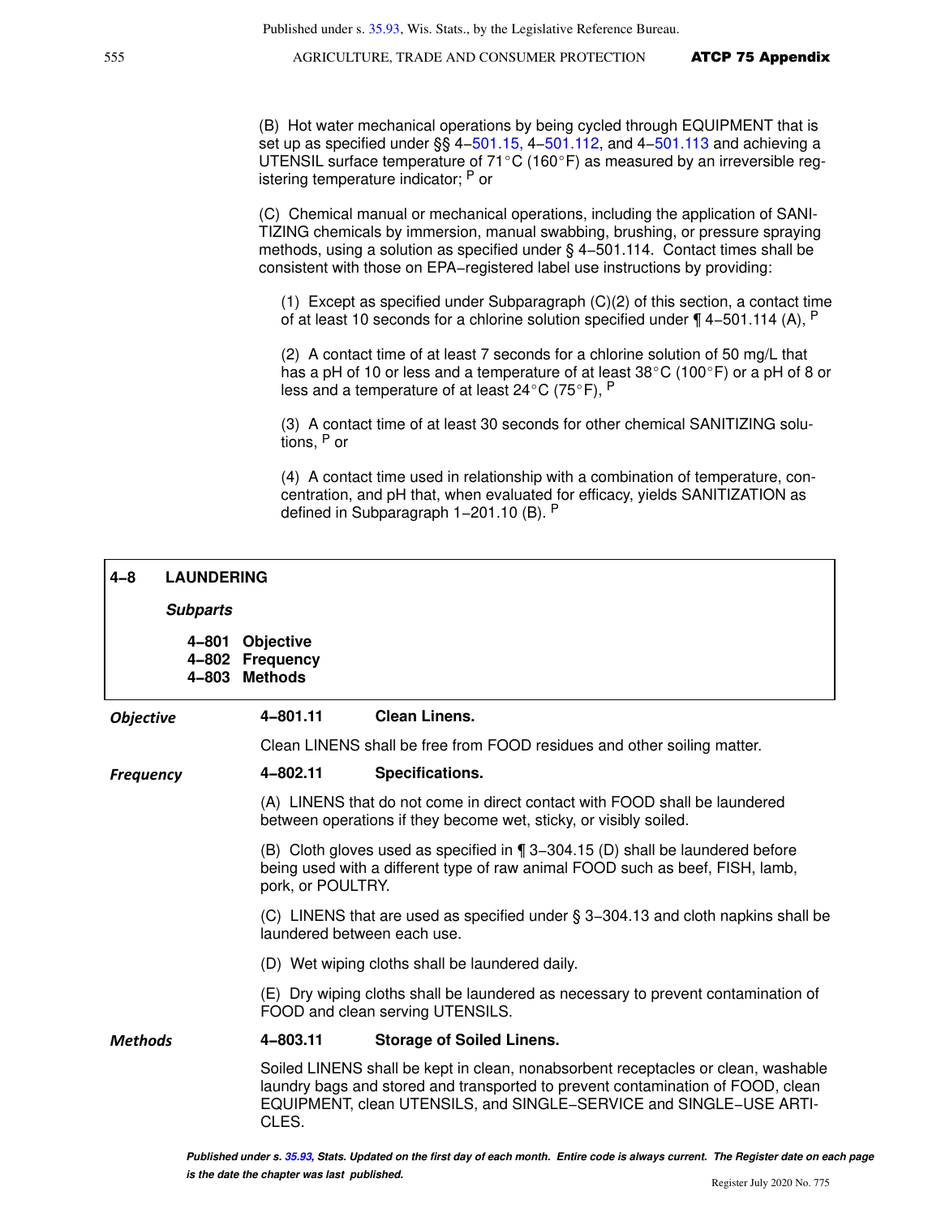(B) Hot water mechanical operations by being cycled through EQUIPMENT that is set up as specified under §§ 4–501.15, 4–501.112, and 4–501.113 and achieving a UTENSIL surface temperature of 71°C (160°F) as measured by an irreversible registering temperature indicator; [P] or

(C) Chemical manual or mechanical operations, including the application of SANITIZING chemicals by immersion, manual swabbing, brushing, or pressure spraying methods, using a solution as specified under § 4–501.114. Contact times shall be consistent with those on EPA–registered label use instructions by providing:

(1) Except as specified under Subparagraph (C)(2) of this section, a contact time of at least 10 seconds for a chlorine solution specified under ¶ 4–501.114 (A), [P]

(2) A contact time of at least 7 seconds for a chlorine solution of 50 mg/L that has a pH of 10 or less and a temperature of at least 38°C (100°F) or a pH of 8 or less and a temperature of at least 24°C (75°F), [P]

(3) A contact time of at least 30 seconds for other chemical SANITIZING solutions, [P] or

(4) A contact time used in relationship with a combination of temperature, concentration, and pH that, when evaluated for efficacy, yields SANITIZATION as defined in Subparagraph 1–201.10 (B). [P]

## 4–8 LAUNDERING

***Subparts***

**4–801 Objective**
**4–802 Frequency**
**4–803 Methods**

***Objective***

### 4–801.11 Clean Linens.

Clean LINENS shall be free from FOOD residues and other soiling matter.

***Frequency***

### 4–802.11 Specifications.

(A) LINENS that do not come in direct contact with FOOD shall be laundered between operations if they become wet, sticky, or visibly soiled.

(B) Cloth gloves used as specified in ¶ 3–304.15 (D) shall be laundered before being used with a different type of raw animal FOOD such as beef, FISH, lamb, pork, or POULTRY.

(C) LINENS that are used as specified under § 3–304.13 and cloth napkins shall be laundered between each use.

(D) Wet wiping cloths shall be laundered daily.

(E) Dry wiping cloths shall be laundered as necessary to prevent contamination of FOOD and clean serving UTENSILS.

***Methods***

### 4–803.11 Storage of Soiled Linens.

Soiled LINENS shall be kept in clean, nonabsorbent receptacles or clean, washable laundry bags and stored and transported to prevent contamination of FOOD, clean EQUIPMENT, clean UTENSILS, and SINGLE–SERVICE and SINGLE–USE ARTICLES.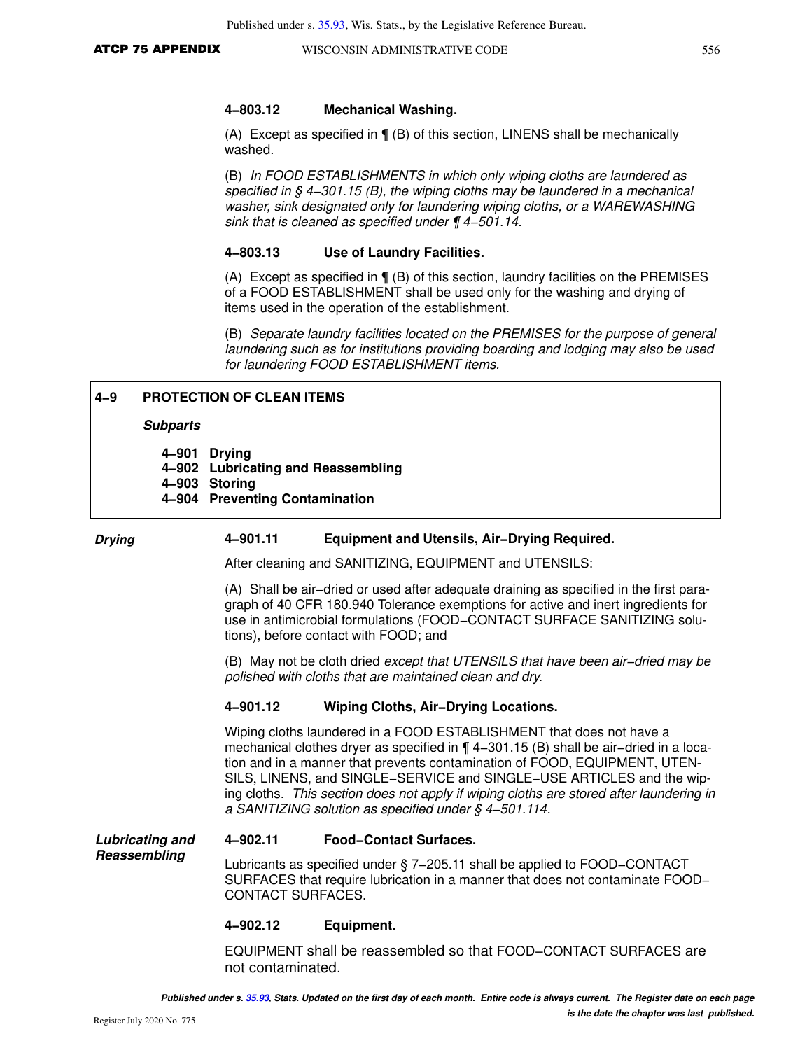#### 4‑803.12 Mechanical Washing.

(A) Except as specified in ¶ (B) of this section, LINENS shall be mechanically washed.

(B) *In FOOD ESTABLISHMENTS in which only wiping cloths are laundered as specified in § 4‑301.15 (B), the wiping cloths may be laundered in a mechanical washer, sink designated only for laundering wiping cloths, or a WAREWASHING sink that is cleaned as specified under ¶ 4‑501.14.*

#### 4‑803.13 Use of Laundry Facilities.

(A) Except as specified in ¶ (B) of this section, laundry facilities on the PREMISES of a FOOD ESTABLISHMENT shall be used only for the washing and drying of items used in the operation of the establishment.

(B) *Separate laundry facilities located on the PREMISES for the purpose of general laundering such as for institutions providing boarding and lodging may also be used for laundering FOOD ESTABLISHMENT items.*

## 4‑9 PROTECTION OF CLEAN ITEMS

***Subparts***

- **4‑901 Drying**
- **4‑902 Lubricating and Reassembling**
- **4‑903 Storing**
- **4‑904 Preventing Contamination**

### *Drying*

#### 4‑901.11 Equipment and Utensils, Air‑Drying Required.

After cleaning and SANITIZING, EQUIPMENT and UTENSILS:

(A) Shall be air‑dried or used after adequate draining as specified in the first paragraph of 40 CFR 180.940 Tolerance exemptions for active and inert ingredients for use in antimicrobial formulations (FOOD‑CONTACT SURFACE SANITIZING solutions), before contact with FOOD; and

(B) May not be cloth dried *except that UTENSILS that have been air‑dried may be polished with cloths that are maintained clean and dry.*

#### 4‑901.12 Wiping Cloths, Air‑Drying Locations.

Wiping cloths laundered in a FOOD ESTABLISHMENT that does not have a mechanical clothes dryer as specified in ¶ 4‑301.15 (B) shall be air‑dried in a location and in a manner that prevents contamination of FOOD, EQUIPMENT, UTENSILS, LINENS, and SINGLE‑SERVICE and SINGLE‑USE ARTICLES and the wiping cloths. *This section does not apply if wiping cloths are stored after laundering in a SANITIZING solution as specified under § 4‑501.114.*

### *Lubricating and Reassembling*

#### 4‑902.11 Food‑Contact Surfaces.

Lubricants as specified under § 7‑205.11 shall be applied to FOOD‑CONTACT SURFACES that require lubrication in a manner that does not contaminate FOOD‑CONTACT SURFACES.

#### 4‑902.12 Equipment.

EQUIPMENT shall be reassembled so that FOOD‑CONTACT SURFACES are not contaminated.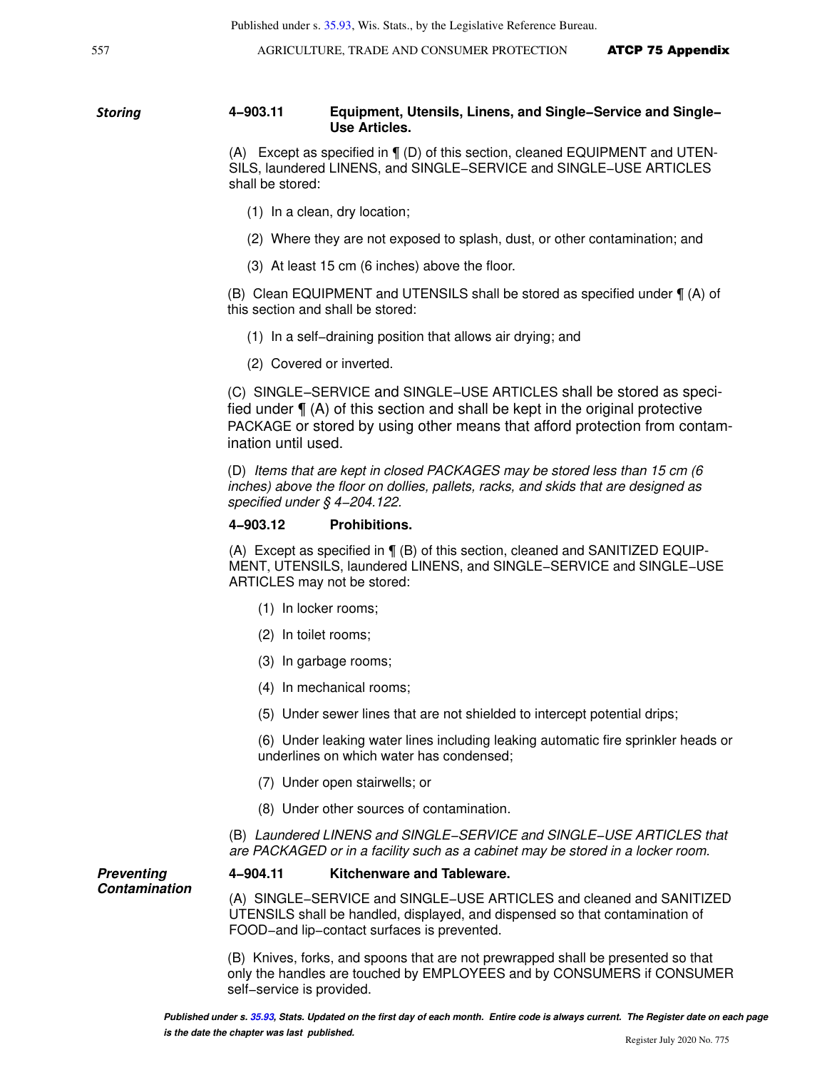**Storing**

### 4–903.11 Equipment, Utensils, Linens, and Single–Service and Single–Use Articles.

(A) Except as specified in ¶ (D) of this section, cleaned EQUIPMENT and UTENSILS, laundered LINENS, and SINGLE–SERVICE and SINGLE–USE ARTICLES shall be stored:

(1) In a clean, dry location;

(2) Where they are not exposed to splash, dust, or other contamination; and

(3) At least 15 cm (6 inches) above the floor.

(B) Clean EQUIPMENT and UTENSILS shall be stored as specified under ¶ (A) of this section and shall be stored:

(1) In a self–draining position that allows air drying; and

(2) Covered or inverted.

(C) SINGLE–SERVICE and SINGLE–USE ARTICLES shall be stored as specified under ¶ (A) of this section and shall be kept in the original protective PACKAGE or stored by using other means that afford protection from contamination until used.

(D) *Items that are kept in closed PACKAGES may be stored less than 15 cm (6 inches) above the floor on dollies, pallets, racks, and skids that are designed as specified under § 4–204.122.*

### 4–903.12 Prohibitions.

(A) Except as specified in ¶ (B) of this section, cleaned and SANITIZED EQUIPMENT, UTENSILS, laundered LINENS, and SINGLE–SERVICE and SINGLE–USE ARTICLES may not be stored:

(1) In locker rooms;

(2) In toilet rooms;

(3) In garbage rooms;

(4) In mechanical rooms;

(5) Under sewer lines that are not shielded to intercept potential drips;

(6) Under leaking water lines including leaking automatic fire sprinkler heads or underlines on which water has condensed;

(7) Under open stairwells; or

(8) Under other sources of contamination.

(B) *Laundered LINENS and SINGLE–SERVICE and SINGLE–USE ARTICLES that are PACKAGED or in a facility such as a cabinet may be stored in a locker room.*

**Preventing Contamination**

### 4–904.11 Kitchenware and Tableware.

(A) SINGLE–SERVICE and SINGLE–USE ARTICLES and cleaned and SANITIZED UTENSILS shall be handled, displayed, and dispensed so that contamination of FOOD–and lip–contact surfaces is prevented.

(B) Knives, forks, and spoons that are not prewrapped shall be presented so that only the handles are touched by EMPLOYEES and by CONSUMERS if CONSUMER self–service is provided.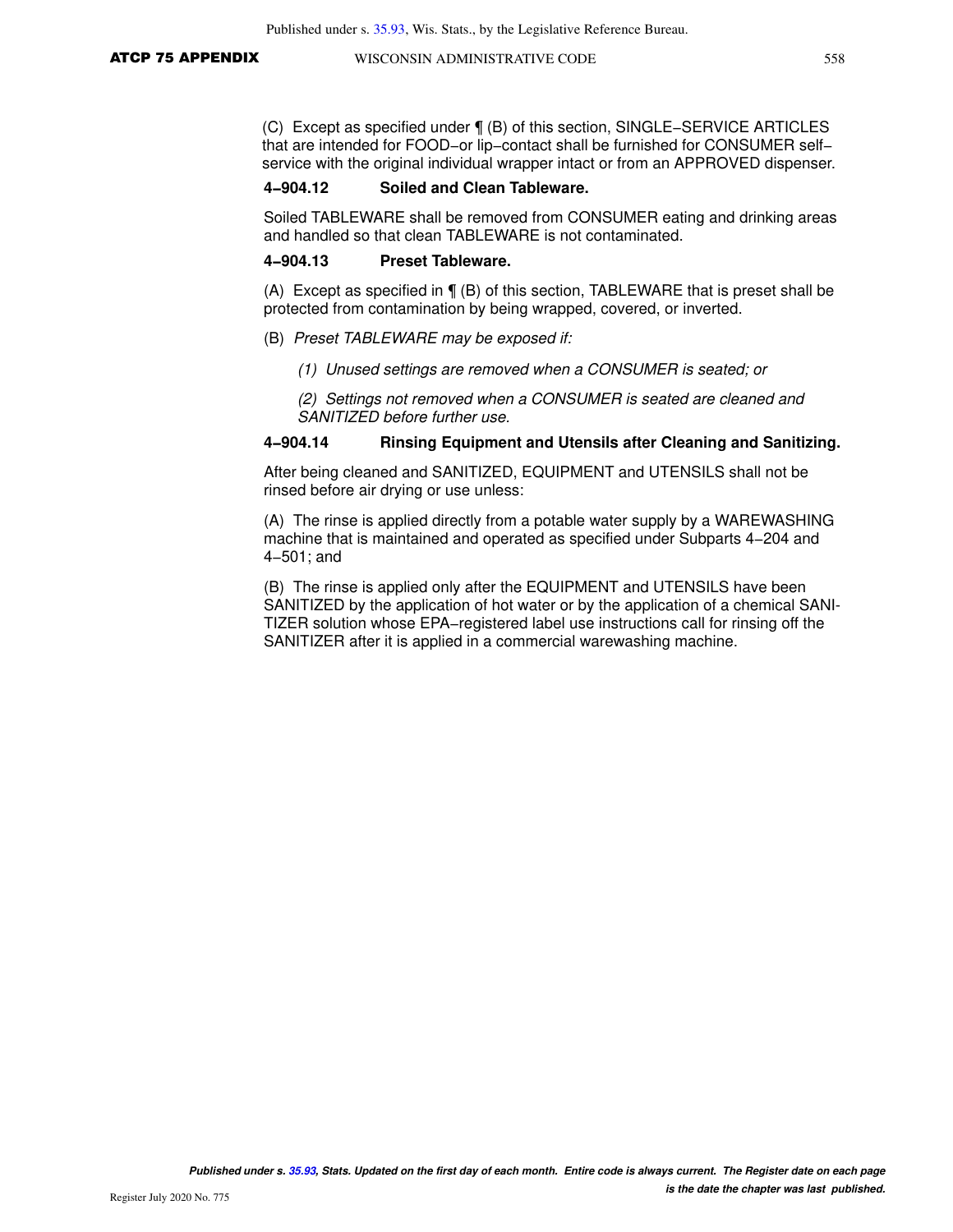(C) Except as specified under ¶ (B) of this section, SINGLE−SERVICE ARTICLES that are intended for FOOD−or lip−contact shall be furnished for CONSUMER self−service with the original individual wrapper intact or from an APPROVED dispenser.

### 4−904.12 Soiled and Clean Tableware.

Soiled TABLEWARE shall be removed from CONSUMER eating and drinking areas and handled so that clean TABLEWARE is not contaminated.

### 4−904.13 Preset Tableware.

(A) Except as specified in ¶ (B) of this section, TABLEWARE that is preset shall be protected from contamination by being wrapped, covered, or inverted.

(B) *Preset TABLEWARE may be exposed if:*

*(1) Unused settings are removed when a CONSUMER is seated; or*

*(2) Settings not removed when a CONSUMER is seated are cleaned and SANITIZED before further use.*

### 4−904.14 Rinsing Equipment and Utensils after Cleaning and Sanitizing.

After being cleaned and SANITIZED, EQUIPMENT and UTENSILS shall not be rinsed before air drying or use unless:

(A) The rinse is applied directly from a potable water supply by a WAREWASHING machine that is maintained and operated as specified under Subparts 4−204 and 4−501; and

(B) The rinse is applied only after the EQUIPMENT and UTENSILS have been SANITIZED by the application of hot water or by the application of a chemical SANITIZER solution whose EPA−registered label use instructions call for rinsing off the SANITIZER after it is applied in a commercial warewashing machine.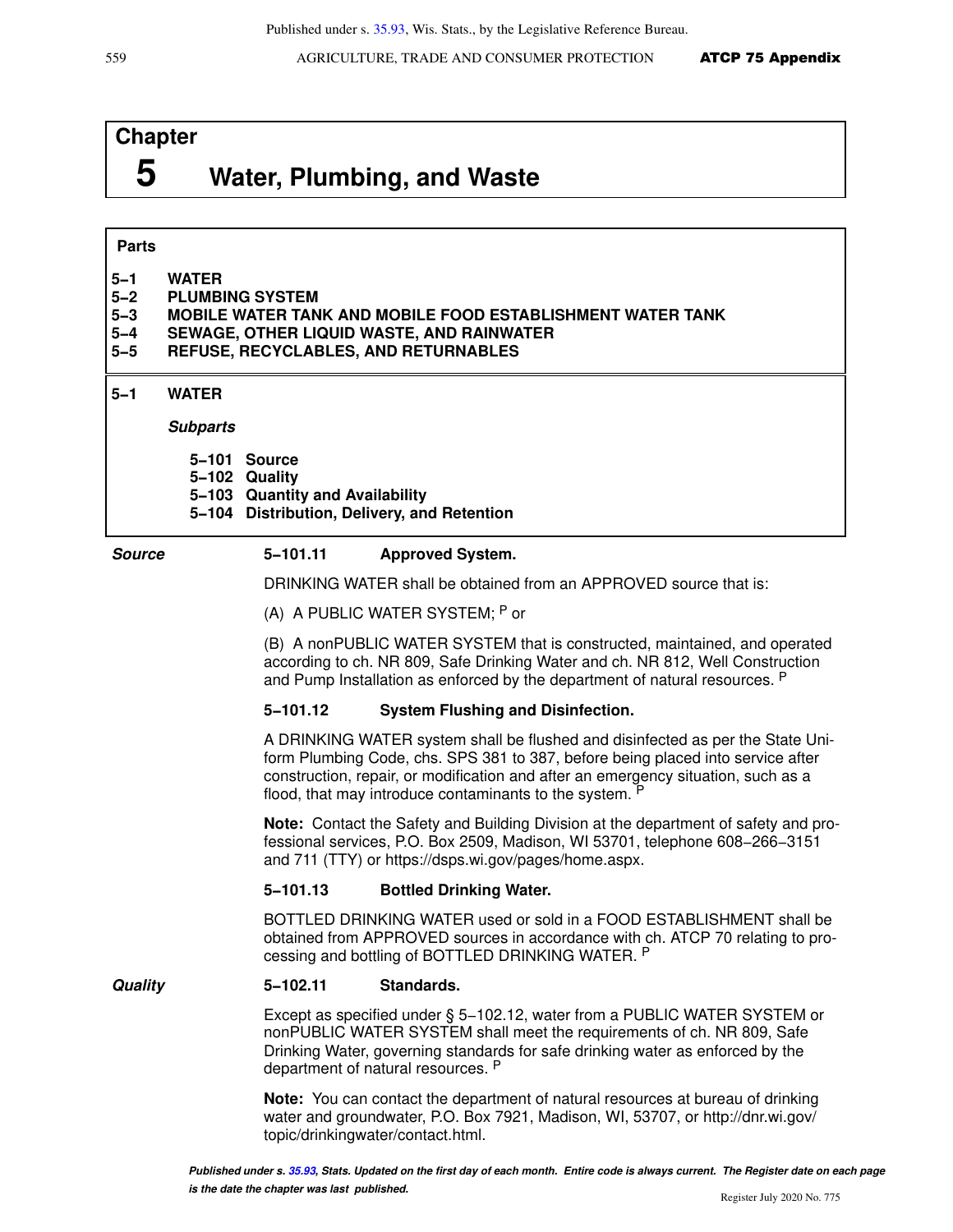# Chapter 5 Water, Plumbing, and Waste

**Parts**

**5–1 WATER**
**5–2 PLUMBING SYSTEM**
**5–3 MOBILE WATER TANK AND MOBILE FOOD ESTABLISHMENT WATER TANK**
**5–4 SEWAGE, OTHER LIQUID WASTE, AND RAINWATER**
**5–5 REFUSE, RECYCLABLES, AND RETURNABLES**

## 5–1 WATER

***Subparts***

**5–101 Source**
**5–102 Quality**
**5–103 Quantity and Availability**
**5–104 Distribution, Delivery, and Retention**

### *Source*

**5–101.11 Approved System.**

DRINKING WATER shall be obtained from an APPROVED source that is:

(A) A PUBLIC WATER SYSTEM; P or

(B) A nonPUBLIC WATER SYSTEM that is constructed, maintained, and operated according to ch. NR 809, Safe Drinking Water and ch. NR 812, Well Construction and Pump Installation as enforced by the department of natural resources. P

**5–101.12 System Flushing and Disinfection.**

A DRINKING WATER system shall be flushed and disinfected as per the State Uniform Plumbing Code, chs. SPS 381 to 387, before being placed into service after construction, repair, or modification and after an emergency situation, such as a flood, that may introduce contaminants to the system. P

**Note:** Contact the Safety and Building Division at the department of safety and professional services, P.O. Box 2509, Madison, WI 53701, telephone 608–266–3151 and 711 (TTY) or https://dsps.wi.gov/pages/home.aspx.

**5–101.13 Bottled Drinking Water.**

BOTTLED DRINKING WATER used or sold in a FOOD ESTABLISHMENT shall be obtained from APPROVED sources in accordance with ch. ATCP 70 relating to processing and bottling of BOTTLED DRINKING WATER. P

### *Quality*

**5–102.11 Standards.**

Except as specified under § 5–102.12, water from a PUBLIC WATER SYSTEM or nonPUBLIC WATER SYSTEM shall meet the requirements of ch. NR 809, Safe Drinking Water, governing standards for safe drinking water as enforced by the department of natural resources. P

**Note:** You can contact the department of natural resources at bureau of drinking water and groundwater, P.O. Box 7921, Madison, WI, 53707, or http://dnr.wi.gov/topic/drinkingwater/contact.html.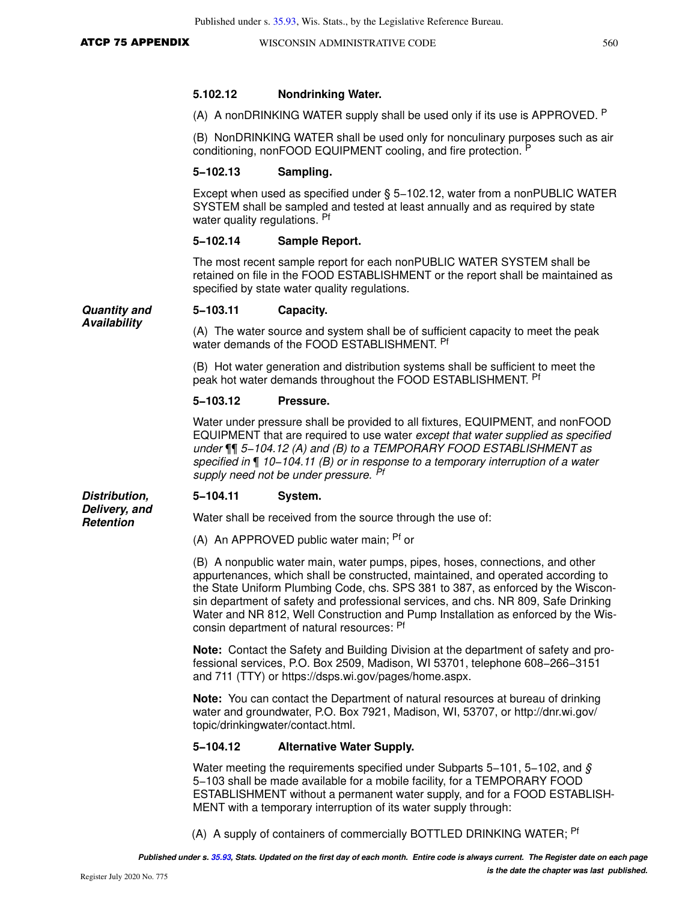**5.102.12 Nondrinking Water.**

(A) A nonDRINKING WATER supply shall be used only if its use is APPROVED. [P]

(B) NonDRINKING WATER shall be used only for nonculinary purposes such as air conditioning, nonFOOD EQUIPMENT cooling, and fire protection. [P]

**5−102.13 Sampling.**

Except when used as specified under § 5−102.12, water from a nonPUBLIC WATER SYSTEM shall be sampled and tested at least annually and as required by state water quality regulations. [Pf]

**5−102.14 Sample Report.**

The most recent sample report for each nonPUBLIC WATER SYSTEM shall be retained on file in the FOOD ESTABLISHMENT or the report shall be maintained as specified by state water quality regulations.

***Quantity and Availability***

**5−103.11 Capacity.**

(A) The water source and system shall be of sufficient capacity to meet the peak water demands of the FOOD ESTABLISHMENT. [Pf]

(B) Hot water generation and distribution systems shall be sufficient to meet the peak hot water demands throughout the FOOD ESTABLISHMENT. [Pf]

**5−103.12 Pressure.**

Water under pressure shall be provided to all fixtures, EQUIPMENT, and nonFOOD EQUIPMENT that are required to use water *except that water supplied as specified under ¶¶ 5−104.12 (A) and (B) to a TEMPORARY FOOD ESTABLISHMENT as specified in ¶ 10−104.11 (B) or in response to a temporary interruption of a water supply need not be under pressure.* [Pf]

***Distribution, Delivery, and Retention***

**5−104.11 System.**

Water shall be received from the source through the use of:

(A) An APPROVED public water main; [Pf] or

(B) A nonpublic water main, water pumps, pipes, hoses, connections, and other appurtenances, which shall be constructed, maintained, and operated according to the State Uniform Plumbing Code, chs. SPS 381 to 387, as enforced by the Wisconsin department of safety and professional services, and chs. NR 809, Safe Drinking Water and NR 812, Well Construction and Pump Installation as enforced by the Wisconsin department of natural resources: [Pf]

**Note:** Contact the Safety and Building Division at the department of safety and professional services, P.O. Box 2509, Madison, WI 53701, telephone 608−266−3151 and 711 (TTY) or https://dsps.wi.gov/pages/home.aspx.

**Note:** You can contact the Department of natural resources at bureau of drinking water and groundwater, P.O. Box 7921, Madison, WI, 53707, or http://dnr.wi.gov/topic/drinkingwater/contact.html.

**5−104.12 Alternative Water Supply.**

Water meeting the requirements specified under Subparts 5−101, 5−102, and *§* 5−103 shall be made available for a mobile facility, for a TEMPORARY FOOD ESTABLISHMENT without a permanent water supply, and for a FOOD ESTABLISHMENT with a temporary interruption of its water supply through:

(A) A supply of containers of commercially BOTTLED DRINKING WATER; [Pf]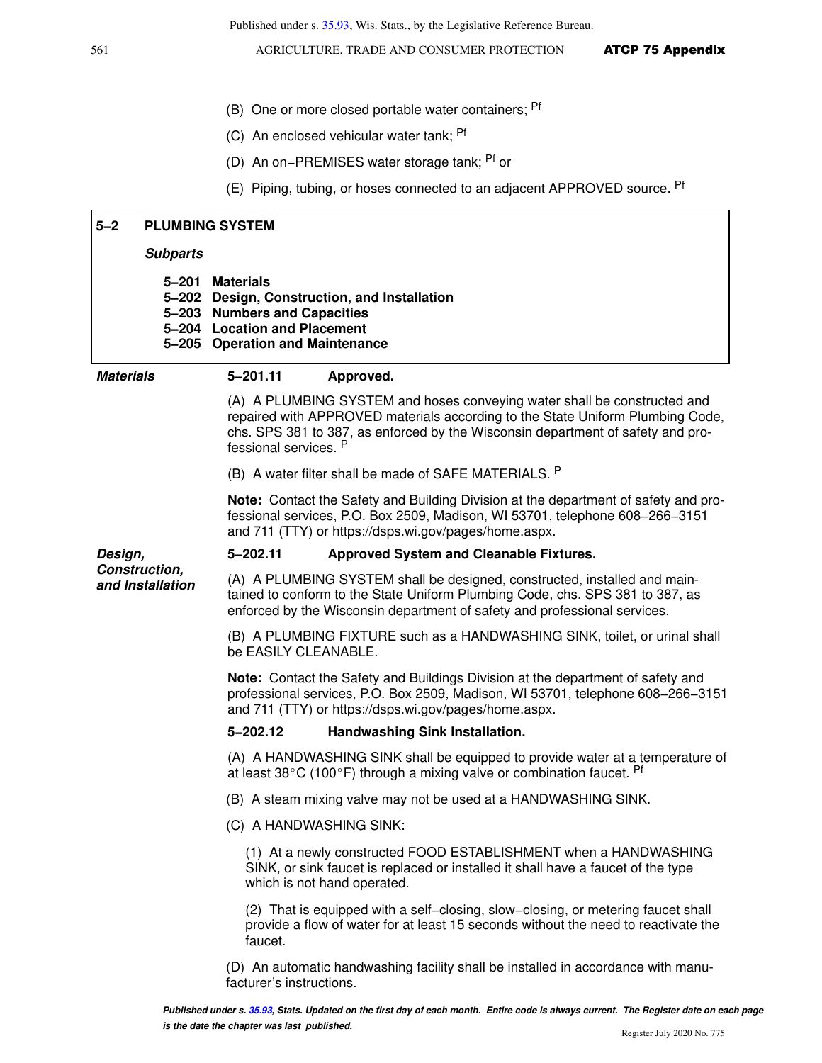(B) One or more closed portable water containers; [Pf]

(C) An enclosed vehicular water tank; [Pf]

(D) An on−PREMISES water storage tank; [Pf] or

(E) Piping, tubing, or hoses connected to an adjacent APPROVED source. [Pf]

## 5−2 PLUMBING SYSTEM

***Subparts***

**5−201 Materials**
**5−202 Design, Construction, and Installation**
**5−203 Numbers and Capacities**
**5−204 Location and Placement**
**5−205 Operation and Maintenance**

***Materials***

### 5−201.11 Approved.

(A) A PLUMBING SYSTEM and hoses conveying water shall be constructed and repaired with APPROVED materials according to the State Uniform Plumbing Code, chs. SPS 381 to 387, as enforced by the Wisconsin department of safety and professional services. [P]

(B) A water filter shall be made of SAFE MATERIALS. [P]

**Note:** Contact the Safety and Building Division at the department of safety and professional services, P.O. Box 2509, Madison, WI 53701, telephone 608−266−3151 and 711 (TTY) or https://dsps.wi.gov/pages/home.aspx.

***Design, Construction, and Installation***

### 5−202.11 Approved System and Cleanable Fixtures.

(A) A PLUMBING SYSTEM shall be designed, constructed, installed and maintained to conform to the State Uniform Plumbing Code, chs. SPS 381 to 387, as enforced by the Wisconsin department of safety and professional services.

(B) A PLUMBING FIXTURE such as a HANDWASHING SINK, toilet, or urinal shall be EASILY CLEANABLE.

**Note:** Contact the Safety and Buildings Division at the department of safety and professional services, P.O. Box 2509, Madison, WI 53701, telephone 608−266−3151 and 711 (TTY) or https://dsps.wi.gov/pages/home.aspx.

### 5−202.12 Handwashing Sink Installation.

(A) A HANDWASHING SINK shall be equipped to provide water at a temperature of at least 38°C (100°F) through a mixing valve or combination faucet. [Pf]

(B) A steam mixing valve may not be used at a HANDWASHING SINK.

(C) A HANDWASHING SINK:

(1) At a newly constructed FOOD ESTABLISHMENT when a HANDWASHING SINK, or sink faucet is replaced or installed it shall have a faucet of the type which is not hand operated.

(2) That is equipped with a self−closing, slow−closing, or metering faucet shall provide a flow of water for at least 15 seconds without the need to reactivate the faucet.

(D) An automatic handwashing facility shall be installed in accordance with manufacturer's instructions.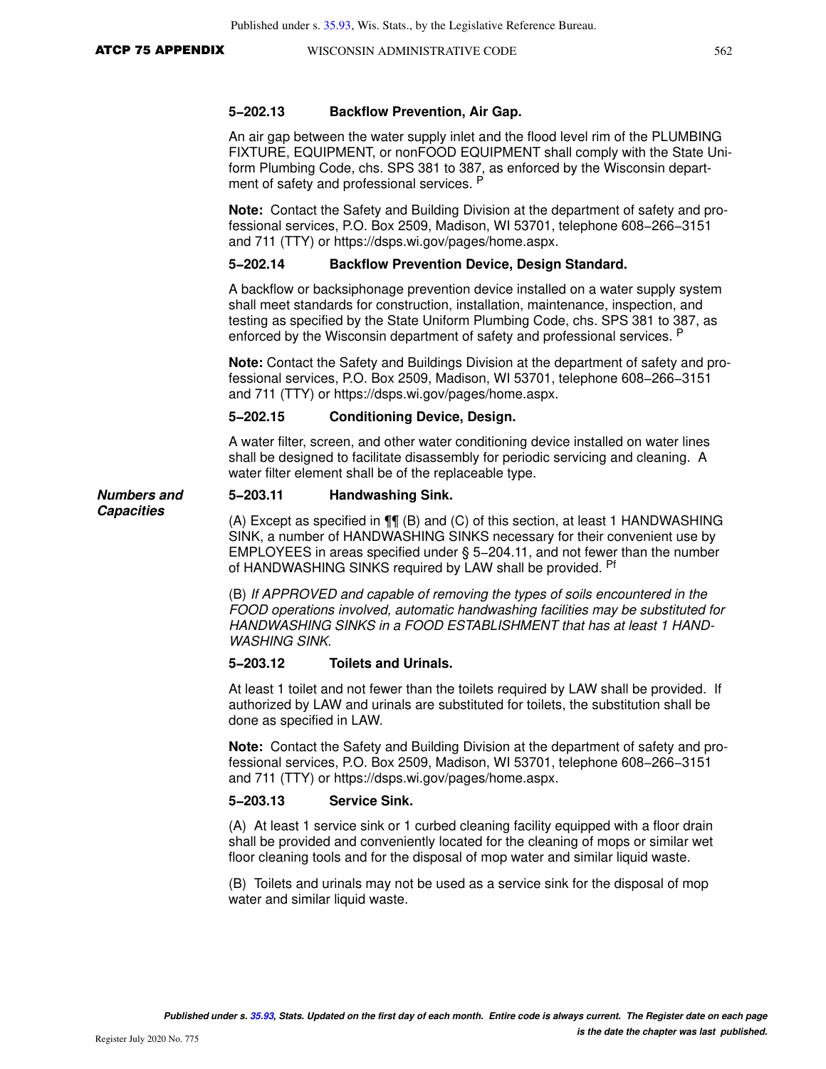#### 5-202.13 Backflow Prevention, Air Gap.

An air gap between the water supply inlet and the flood level rim of the PLUMBING FIXTURE, EQUIPMENT, or nonFOOD EQUIPMENT shall comply with the State Uniform Plumbing Code, chs. SPS 381 to 387, as enforced by the Wisconsin department of safety and professional services. [P]

**Note:** Contact the Safety and Building Division at the department of safety and professional services, P.O. Box 2509, Madison, WI 53701, telephone 608-266-3151 and 711 (TTY) or https://dsps.wi.gov/pages/home.aspx.

#### 5-202.14 Backflow Prevention Device, Design Standard.

A backflow or backsiphonage prevention device installed on a water supply system shall meet standards for construction, installation, maintenance, inspection, and testing as specified by the State Uniform Plumbing Code, chs. SPS 381 to 387, as enforced by the Wisconsin department of safety and professional services. [P]

**Note:** Contact the Safety and Buildings Division at the department of safety and professional services, P.O. Box 2509, Madison, WI 53701, telephone 608-266-3151 and 711 (TTY) or https://dsps.wi.gov/pages/home.aspx.

#### 5-202.15 Conditioning Device, Design.

A water filter, screen, and other water conditioning device installed on water lines shall be designed to facilitate disassembly for periodic servicing and cleaning. A water filter element shall be of the replaceable type.

***Numbers and Capacities***

#### 5-203.11 Handwashing Sink.

(A) Except as specified in ¶¶ (B) and (C) of this section, at least 1 HANDWASHING SINK, a number of HANDWASHING SINKS necessary for their convenient use by EMPLOYEES in areas specified under § 5-204.11, and not fewer than the number of HANDWASHING SINKS required by LAW shall be provided. [Pf]

(B) *If APPROVED and capable of removing the types of soils encountered in the FOOD operations involved, automatic handwashing facilities may be substituted for HANDWASHING SINKS in a FOOD ESTABLISHMENT that has at least 1 HANDWASHING SINK.*

#### 5-203.12 Toilets and Urinals.

At least 1 toilet and not fewer than the toilets required by LAW shall be provided. If authorized by LAW and urinals are substituted for toilets, the substitution shall be done as specified in LAW.

**Note:** Contact the Safety and Building Division at the department of safety and professional services, P.O. Box 2509, Madison, WI 53701, telephone 608-266-3151 and 711 (TTY) or https://dsps.wi.gov/pages/home.aspx.

#### 5-203.13 Service Sink.

(A) At least 1 service sink or 1 curbed cleaning facility equipped with a floor drain shall be provided and conveniently located for the cleaning of mops or similar wet floor cleaning tools and for the disposal of mop water and similar liquid waste.

(B) Toilets and urinals may not be used as a service sink for the disposal of mop water and similar liquid waste.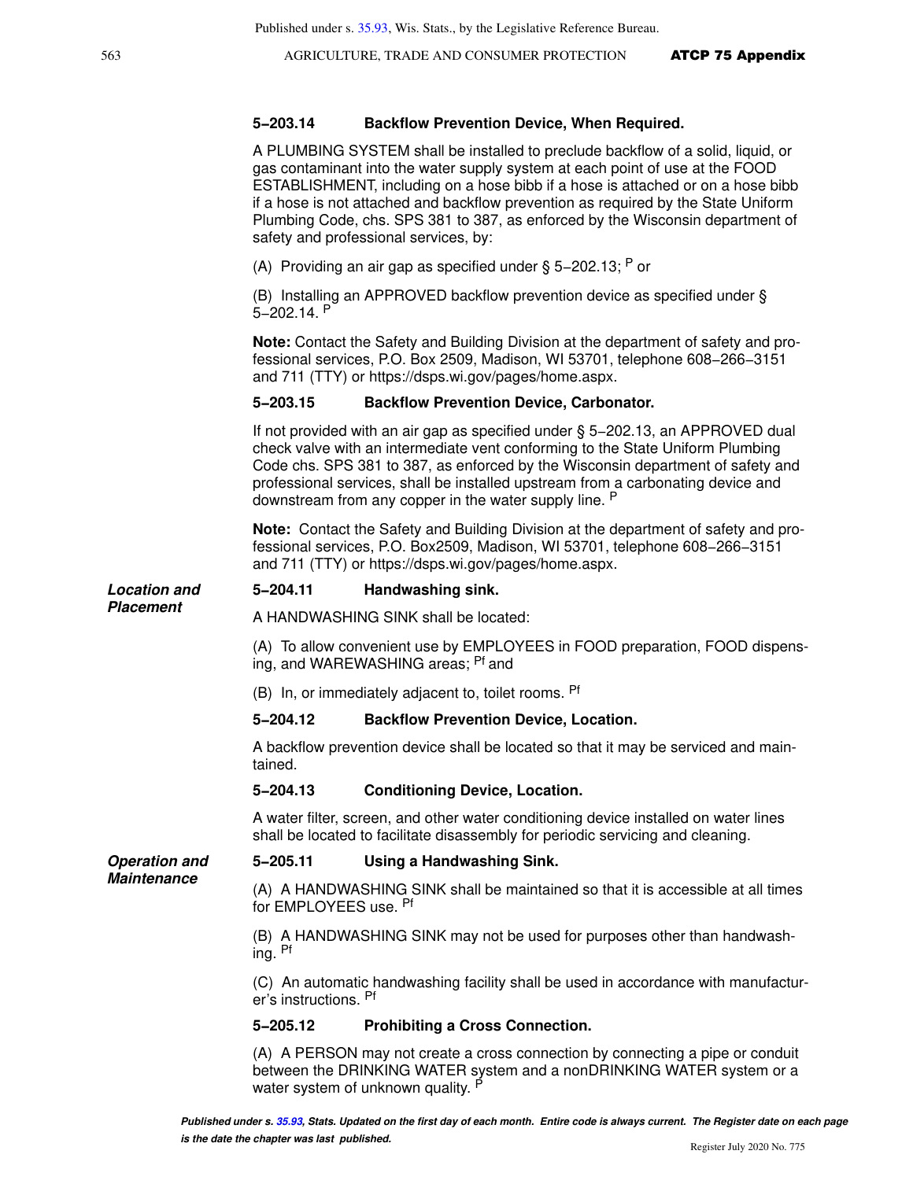#### 5‑203.14 Backflow Prevention Device, When Required.

A PLUMBING SYSTEM shall be installed to preclude backflow of a solid, liquid, or gas contaminant into the water supply system at each point of use at the FOOD ESTABLISHMENT, including on a hose bibb if a hose is attached or on a hose bibb if a hose is not attached and backflow prevention as required by the State Uniform Plumbing Code, chs. SPS 381 to 387, as enforced by the Wisconsin department of safety and professional services, by:

(A) Providing an air gap as specified under § 5‑202.13; [P] or

(B) Installing an APPROVED backflow prevention device as specified under § 5‑202.14. [P]

**Note:** Contact the Safety and Building Division at the department of safety and professional services, P.O. Box 2509, Madison, WI 53701, telephone 608‑266‑3151 and 711 (TTY) or https://dsps.wi.gov/pages/home.aspx.

#### 5‑203.15 Backflow Prevention Device, Carbonator.

If not provided with an air gap as specified under § 5‑202.13, an APPROVED dual check valve with an intermediate vent conforming to the State Uniform Plumbing Code chs. SPS 381 to 387, as enforced by the Wisconsin department of safety and professional services, shall be installed upstream from a carbonating device and downstream from any copper in the water supply line. [P]

**Note:** Contact the Safety and Building Division at the department of safety and professional services, P.O. Box2509, Madison, WI 53701, telephone 608‑266‑3151 and 711 (TTY) or https://dsps.wi.gov/pages/home.aspx.

### *Location and Placement*

#### 5‑204.11 Handwashing sink.

A HANDWASHING SINK shall be located:

(A) To allow convenient use by EMPLOYEES in FOOD preparation, FOOD dispensing, and WAREWASHING areas; [Pf] and

(B) In, or immediately adjacent to, toilet rooms. [Pf]

#### 5‑204.12 Backflow Prevention Device, Location.

A backflow prevention device shall be located so that it may be serviced and maintained.

#### 5‑204.13 Conditioning Device, Location.

A water filter, screen, and other water conditioning device installed on water lines shall be located to facilitate disassembly for periodic servicing and cleaning.

### *Operation and Maintenance*

#### 5‑205.11 Using a Handwashing Sink.

(A) A HANDWASHING SINK shall be maintained so that it is accessible at all times for EMPLOYEES use. [Pf]

(B) A HANDWASHING SINK may not be used for purposes other than handwashing. [Pf]

(C) An automatic handwashing facility shall be used in accordance with manufacturer's instructions. [Pf]

#### 5‑205.12 Prohibiting a Cross Connection.

(A) A PERSON may not create a cross connection by connecting a pipe or conduit between the DRINKING WATER system and a nonDRINKING WATER system or a water system of unknown quality. [P]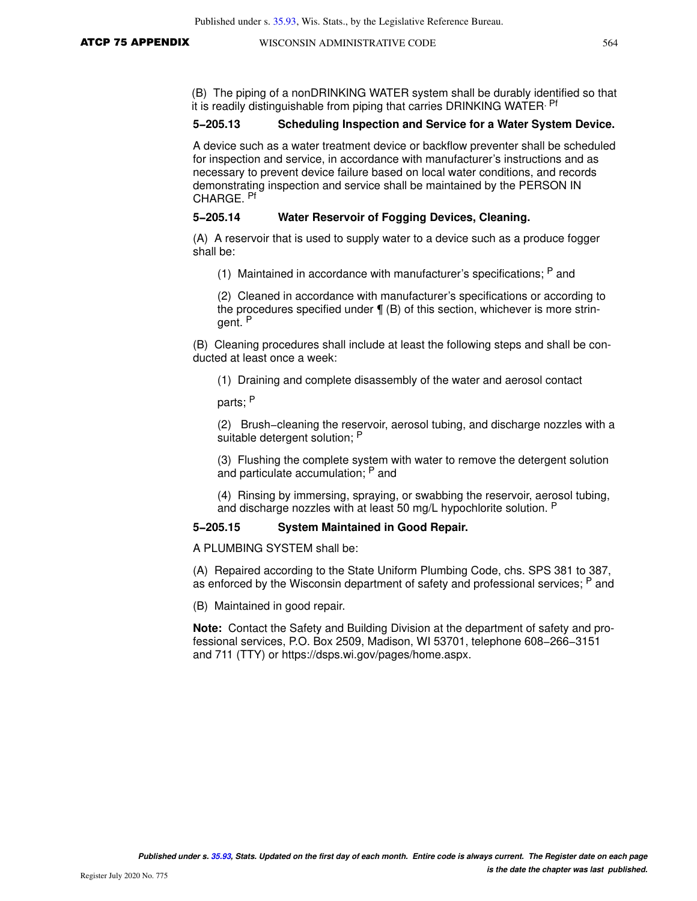(B) The piping of a nonDRINKING WATER system shall be durably identified so that it is readily distinguishable from piping that carries DRINKING WATER. Pf

### 5‑205.13 Scheduling Inspection and Service for a Water System Device.

A device such as a water treatment device or backflow preventer shall be scheduled for inspection and service, in accordance with manufacturer's instructions and as necessary to prevent device failure based on local water conditions, and records demonstrating inspection and service shall be maintained by the PERSON IN CHARGE. Pf

### 5‑205.14 Water Reservoir of Fogging Devices, Cleaning.

(A) A reservoir that is used to supply water to a device such as a produce fogger shall be:

(1) Maintained in accordance with manufacturer's specifications; P and

(2) Cleaned in accordance with manufacturer's specifications or according to the procedures specified under ¶ (B) of this section, whichever is more stringent. P

(B) Cleaning procedures shall include at least the following steps and shall be conducted at least once a week:

(1) Draining and complete disassembly of the water and aerosol contact parts; P

(2) Brush‑cleaning the reservoir, aerosol tubing, and discharge nozzles with a suitable detergent solution; P

(3) Flushing the complete system with water to remove the detergent solution and particulate accumulation; P and

(4) Rinsing by immersing, spraying, or swabbing the reservoir, aerosol tubing, and discharge nozzles with at least 50 mg/L hypochlorite solution. P

### 5‑205.15 System Maintained in Good Repair.

A PLUMBING SYSTEM shall be:

(A) Repaired according to the State Uniform Plumbing Code, chs. SPS 381 to 387, as enforced by the Wisconsin department of safety and professional services; P and

(B) Maintained in good repair.

**Note:** Contact the Safety and Building Division at the department of safety and professional services, P.O. Box 2509, Madison, WI 53701, telephone 608‑266‑3151 and 711 (TTY) or https://dsps.wi.gov/pages/home.aspx.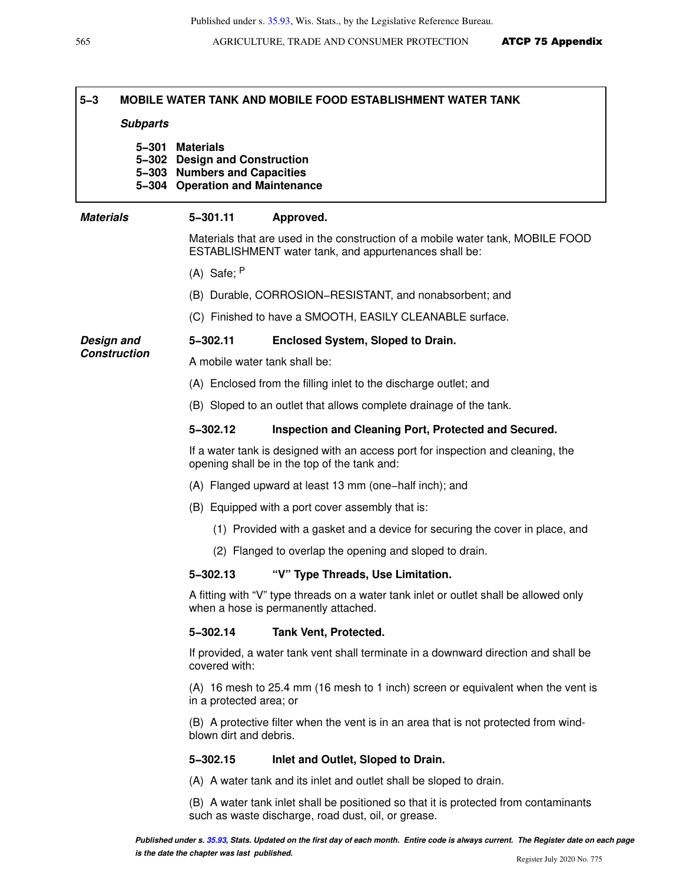## 5–3 MOBILE WATER TANK AND MOBILE FOOD ESTABLISHMENT WATER TANK

***Subparts***

**5–301 Materials**
**5–302 Design and Construction**
**5–303 Numbers and Capacities**
**5–304 Operation and Maintenance**

***Materials***

**5–301.11 Approved.**

Materials that are used in the construction of a mobile water tank, MOBILE FOOD ESTABLISHMENT water tank, and appurtenances shall be:

(A) Safe; P

(B) Durable, CORROSION–RESISTANT, and nonabsorbent; and

(C) Finished to have a SMOOTH, EASILY CLEANABLE surface.

***Design and Construction***

**5–302.11 Enclosed System, Sloped to Drain.**

A mobile water tank shall be:

(A) Enclosed from the filling inlet to the discharge outlet; and

(B) Sloped to an outlet that allows complete drainage of the tank.

**5–302.12 Inspection and Cleaning Port, Protected and Secured.**

If a water tank is designed with an access port for inspection and cleaning, the opening shall be in the top of the tank and:

(A) Flanged upward at least 13 mm (one–half inch); and

(B) Equipped with a port cover assembly that is:

(1) Provided with a gasket and a device for securing the cover in place, and

(2) Flanged to overlap the opening and sloped to drain.

**5–302.13 "V" Type Threads, Use Limitation.**

A fitting with "V" type threads on a water tank inlet or outlet shall be allowed only when a hose is permanently attached.

**5–302.14 Tank Vent, Protected.**

If provided, a water tank vent shall terminate in a downward direction and shall be covered with:

(A) 16 mesh to 25.4 mm (16 mesh to 1 inch) screen or equivalent when the vent is in a protected area; or

(B) A protective filter when the vent is in an area that is not protected from wind-blown dirt and debris.

**5–302.15 Inlet and Outlet, Sloped to Drain.**

(A) A water tank and its inlet and outlet shall be sloped to drain.

(B) A water tank inlet shall be positioned so that it is protected from contaminants such as waste discharge, road dust, oil, or grease.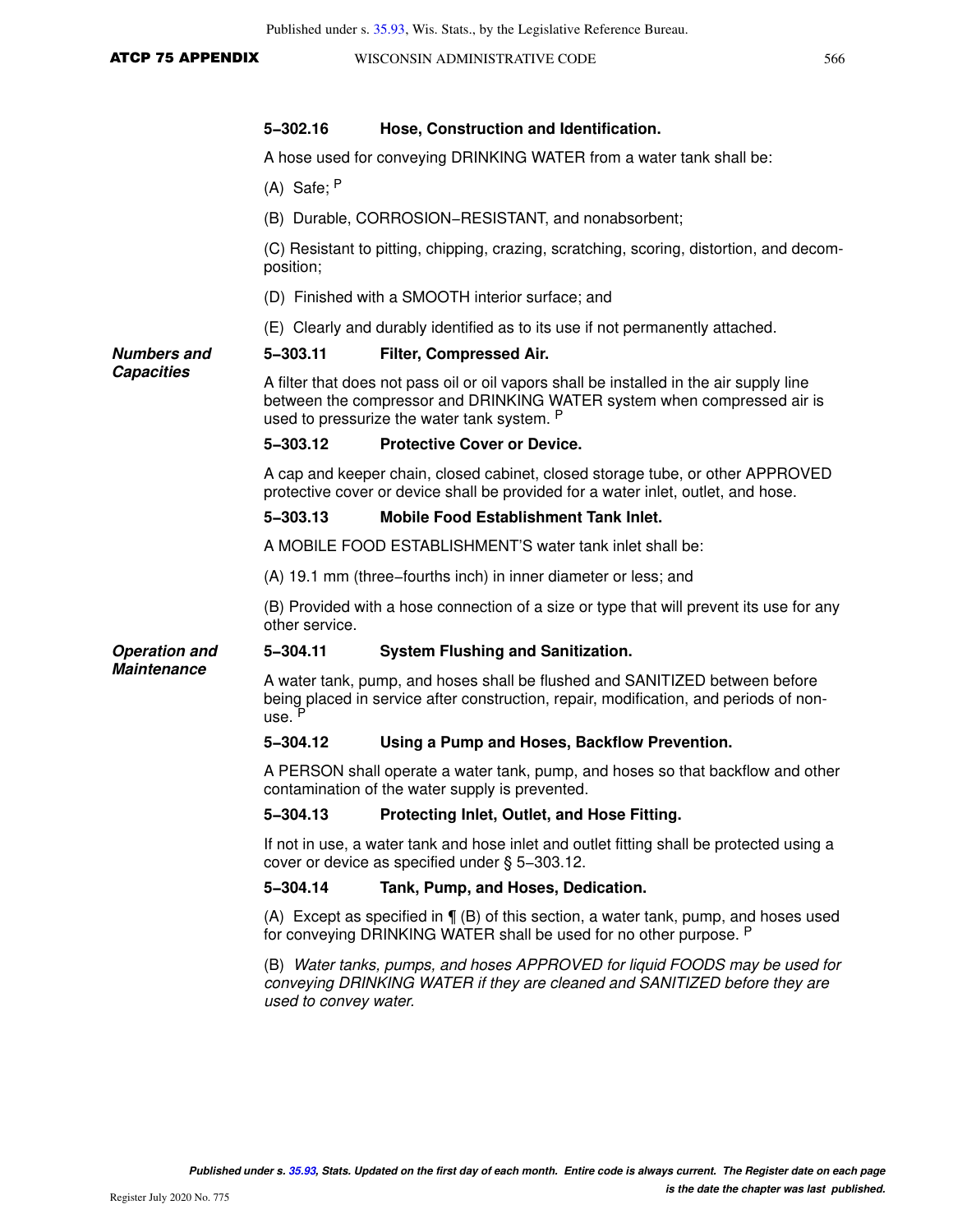**5‒302.16 Hose, Construction and Identification.**

A hose used for conveying DRINKING WATER from a water tank shall be:

(A) Safe; P

(B) Durable, CORROSION‒RESISTANT, and nonabsorbent;

(C) Resistant to pitting, chipping, crazing, scratching, scoring, distortion, and decomposition;

(D) Finished with a SMOOTH interior surface; and

(E) Clearly and durably identified as to its use if not permanently attached.

***Numbers and Capacities***

**5‒303.11 Filter, Compressed Air.**

A filter that does not pass oil or oil vapors shall be installed in the air supply line between the compressor and DRINKING WATER system when compressed air is used to pressurize the water tank system. P

**5‒303.12 Protective Cover or Device.**

A cap and keeper chain, closed cabinet, closed storage tube, or other APPROVED protective cover or device shall be provided for a water inlet, outlet, and hose.

**5‒303.13 Mobile Food Establishment Tank Inlet.**

A MOBILE FOOD ESTABLISHMENT'S water tank inlet shall be:

(A) 19.1 mm (three‒fourths inch) in inner diameter or less; and

(B) Provided with a hose connection of a size or type that will prevent its use for any other service.

***Operation and Maintenance***

**5‒304.11 System Flushing and Sanitization.**

A water tank, pump, and hoses shall be flushed and SANITIZED between before being placed in service after construction, repair, modification, and periods of non-use. P

**5‒304.12 Using a Pump and Hoses, Backflow Prevention.**

A PERSON shall operate a water tank, pump, and hoses so that backflow and other contamination of the water supply is prevented.

**5‒304.13 Protecting Inlet, Outlet, and Hose Fitting.**

If not in use, a water tank and hose inlet and outlet fitting shall be protected using a cover or device as specified under § 5‒303.12.

**5‒304.14 Tank, Pump, and Hoses, Dedication.**

(A) Except as specified in ¶ (B) of this section, a water tank, pump, and hoses used for conveying DRINKING WATER shall be used for no other purpose. P

(B) *Water tanks, pumps, and hoses APPROVED for liquid FOODS may be used for conveying DRINKING WATER if they are cleaned and SANITIZED before they are used to convey water.*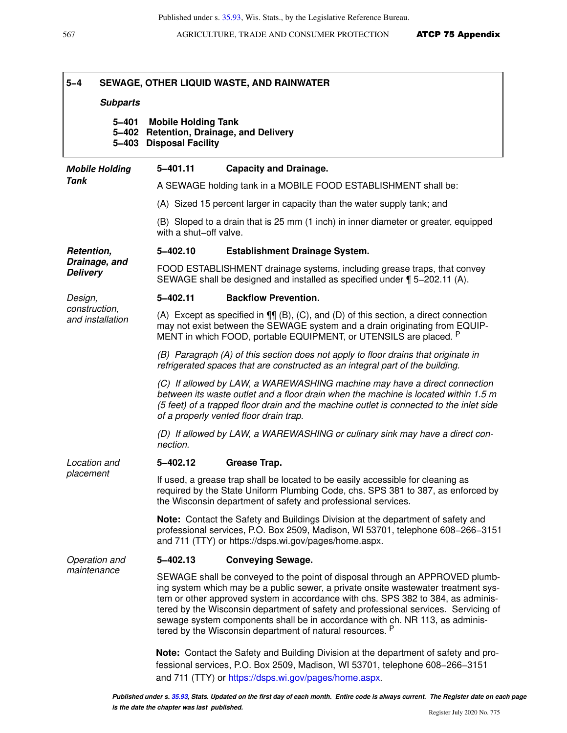## 5–4 SEWAGE, OTHER LIQUID WASTE, AND RAINWATER

***Subparts***

**5–401 Mobile Holding Tank**
**5–402 Retention, Drainage, and Delivery**
**5–403 Disposal Facility**

***Mobile Holding Tank***

**5–401.11 Capacity and Drainage.**

A SEWAGE holding tank in a MOBILE FOOD ESTABLISHMENT shall be:

(A) Sized 15 percent larger in capacity than the water supply tank; and

(B) Sloped to a drain that is 25 mm (1 inch) in inner diameter or greater, equipped with a shut–off valve.

***Retention, Drainage, and Delivery***

**5–402.10 Establishment Drainage System.**

FOOD ESTABLISHMENT drainage systems, including grease traps, that convey SEWAGE shall be designed and installed as specified under ¶ 5–202.11 (A).

*Design, construction, and installation*

**5–402.11 Backflow Prevention.**

(A) Except as specified in ¶¶ (B), (C), and (D) of this section, a direct connection may not exist between the SEWAGE system and a drain originating from EQUIPMENT in which FOOD, portable EQUIPMENT, or UTENSILS are placed. P

*(B) Paragraph (A) of this section does not apply to floor drains that originate in refrigerated spaces that are constructed as an integral part of the building.*

*(C) If allowed by LAW, a WAREWASHING machine may have a direct connection between its waste outlet and a floor drain when the machine is located within 1.5 m (5 feet) of a trapped floor drain and the machine outlet is connected to the inlet side of a properly vented floor drain trap.*

*(D) If allowed by LAW, a WAREWASHING or culinary sink may have a direct connection.*

*Location and placement*

**5–402.12 Grease Trap.**

If used, a grease trap shall be located to be easily accessible for cleaning as required by the State Uniform Plumbing Code, chs. SPS 381 to 387, as enforced by the Wisconsin department of safety and professional services.

**Note:** Contact the Safety and Buildings Division at the department of safety and professional services, P.O. Box 2509, Madison, WI 53701, telephone 608–266–3151 and 711 (TTY) or https://dsps.wi.gov/pages/home.aspx.

*Operation and maintenance*

**5–402.13 Conveying Sewage.**

SEWAGE shall be conveyed to the point of disposal through an APPROVED plumbing system which may be a public sewer, a private onsite wastewater treatment system or other approved system in accordance with chs. SPS 382 to 384, as administered by the Wisconsin department of safety and professional services. Servicing of sewage system components shall be in accordance with ch. NR 113, as administered by the Wisconsin department of natural resources. P

**Note:** Contact the Safety and Building Division at the department of safety and professional services, P.O. Box 2509, Madison, WI 53701, telephone 608–266–3151 and 711 (TTY) or https://dsps.wi.gov/pages/home.aspx.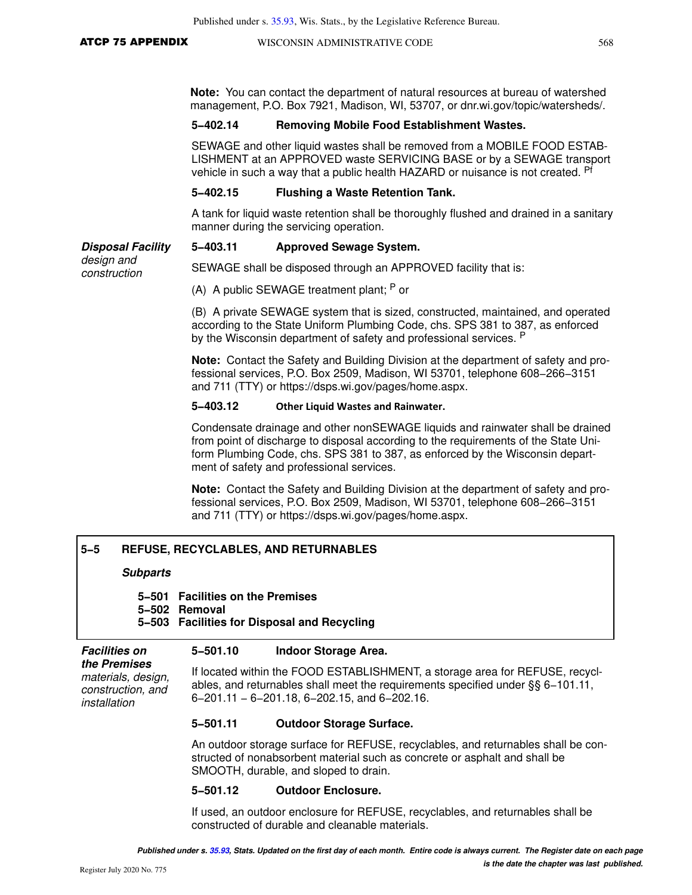**Note:** You can contact the department of natural resources at bureau of watershed management, P.O. Box 7921, Madison, WI, 53707, or dnr.wi.gov/topic/watersheds/.

**5−402.14 Removing Mobile Food Establishment Wastes.**

SEWAGE and other liquid wastes shall be removed from a MOBILE FOOD ESTABLISHMENT at an APPROVED waste SERVICING BASE or by a SEWAGE transport vehicle in such a way that a public health HAZARD or nuisance is not created. [Pf]

**5−402.15 Flushing a Waste Retention Tank.**

A tank for liquid waste retention shall be thoroughly flushed and drained in a sanitary manner during the servicing operation.

***Disposal Facility*** *design and construction*

**5−403.11 Approved Sewage System.**

SEWAGE shall be disposed through an APPROVED facility that is:

(A) A public SEWAGE treatment plant; [P] or

(B) A private SEWAGE system that is sized, constructed, maintained, and operated according to the State Uniform Plumbing Code, chs. SPS 381 to 387, as enforced by the Wisconsin department of safety and professional services. [P]

**Note:** Contact the Safety and Building Division at the department of safety and professional services, P.O. Box 2509, Madison, WI 53701, telephone 608−266−3151 and 711 (TTY) or https://dsps.wi.gov/pages/home.aspx.

**5−403.12 Other Liquid Wastes and Rainwater.**

Condensate drainage and other nonSEWAGE liquids and rainwater shall be drained from point of discharge to disposal according to the requirements of the State Uniform Plumbing Code, chs. SPS 381 to 387, as enforced by the Wisconsin department of safety and professional services.

**Note:** Contact the Safety and Building Division at the department of safety and professional services, P.O. Box 2509, Madison, WI 53701, telephone 608−266−3151 and 711 (TTY) or https://dsps.wi.gov/pages/home.aspx.

## 5−5 REFUSE, RECYCLABLES, AND RETURNABLES

***Subparts***

- **5−501 Facilities on the Premises**
- **5−502 Removal**
- **5−503 Facilities for Disposal and Recycling**

***Facilities on the Premises*** *materials, design, construction, and installation*

**5−501.10 Indoor Storage Area.**

If located within the FOOD ESTABLISHMENT, a storage area for REFUSE, recyclables, and returnables shall meet the requirements specified under §§ 6−101.11, 6−201.11 – 6−201.18, 6−202.15, and 6−202.16.

**5−501.11 Outdoor Storage Surface.**

An outdoor storage surface for REFUSE, recyclables, and returnables shall be constructed of nonabsorbent material such as concrete or asphalt and shall be SMOOTH, durable, and sloped to drain.

**5−501.12 Outdoor Enclosure.**

If used, an outdoor enclosure for REFUSE, recyclables, and returnables shall be constructed of durable and cleanable materials.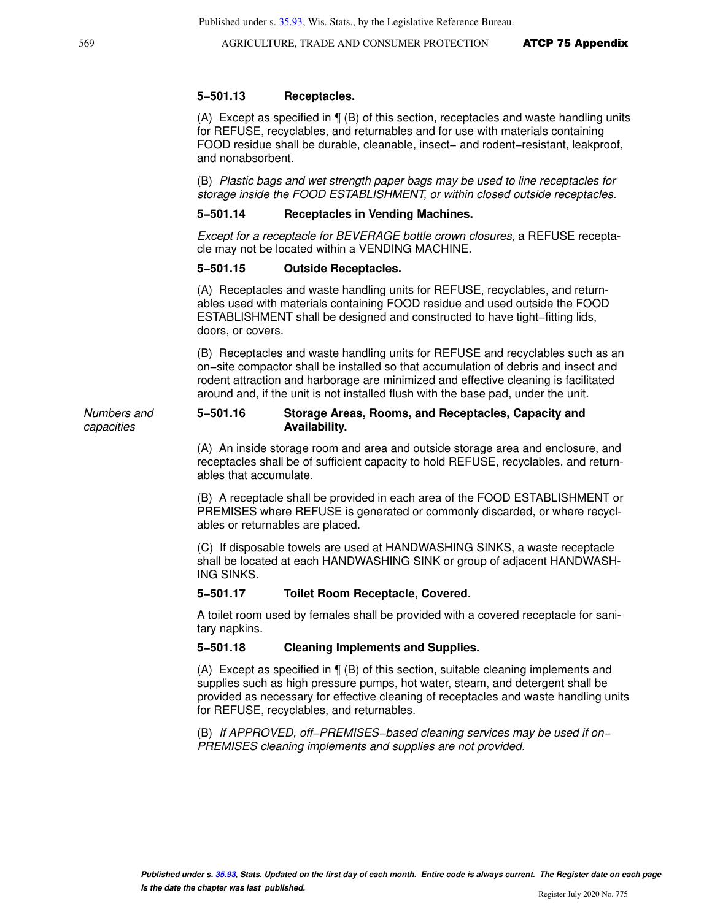**5‑501.13 Receptacles.**

(A) Except as specified in ¶ (B) of this section, receptacles and waste handling units for REFUSE, recyclables, and returnables and for use with materials containing FOOD residue shall be durable, cleanable, insect‑ and rodent‑resistant, leakproof, and nonabsorbent.

(B) *Plastic bags and wet strength paper bags may be used to line receptacles for storage inside the FOOD ESTABLISHMENT, or within closed outside receptacles.*

**5‑501.14 Receptacles in Vending Machines.**

*Except for a receptacle for BEVERAGE bottle crown closures,* a REFUSE receptacle may not be located within a VENDING MACHINE.

**5‑501.15 Outside Receptacles.**

(A) Receptacles and waste handling units for REFUSE, recyclables, and returnables used with materials containing FOOD residue and used outside the FOOD ESTABLISHMENT shall be designed and constructed to have tight‑fitting lids, doors, or covers.

(B) Receptacles and waste handling units for REFUSE and recyclables such as an on‑site compactor shall be installed so that accumulation of debris and insect and rodent attraction and harborage are minimized and effective cleaning is facilitated around and, if the unit is not installed flush with the base pad, under the unit.

*Numbers and capacities*

**5‑501.16 Storage Areas, Rooms, and Receptacles, Capacity and Availability.**

(A) An inside storage room and area and outside storage area and enclosure, and receptacles shall be of sufficient capacity to hold REFUSE, recyclables, and returnables that accumulate.

(B) A receptacle shall be provided in each area of the FOOD ESTABLISHMENT or PREMISES where REFUSE is generated or commonly discarded, or where recyclables or returnables are placed.

(C) If disposable towels are used at HANDWASHING SINKS, a waste receptacle shall be located at each HANDWASHING SINK or group of adjacent HANDWASHING SINKS.

**5‑501.17 Toilet Room Receptacle, Covered.**

A toilet room used by females shall be provided with a covered receptacle for sanitary napkins.

**5‑501.18 Cleaning Implements and Supplies.**

(A) Except as specified in ¶ (B) of this section, suitable cleaning implements and supplies such as high pressure pumps, hot water, steam, and detergent shall be provided as necessary for effective cleaning of receptacles and waste handling units for REFUSE, recyclables, and returnables.

(B) *If APPROVED, off‑PREMISES‑based cleaning services may be used if on‑PREMISES cleaning implements and supplies are not provided.*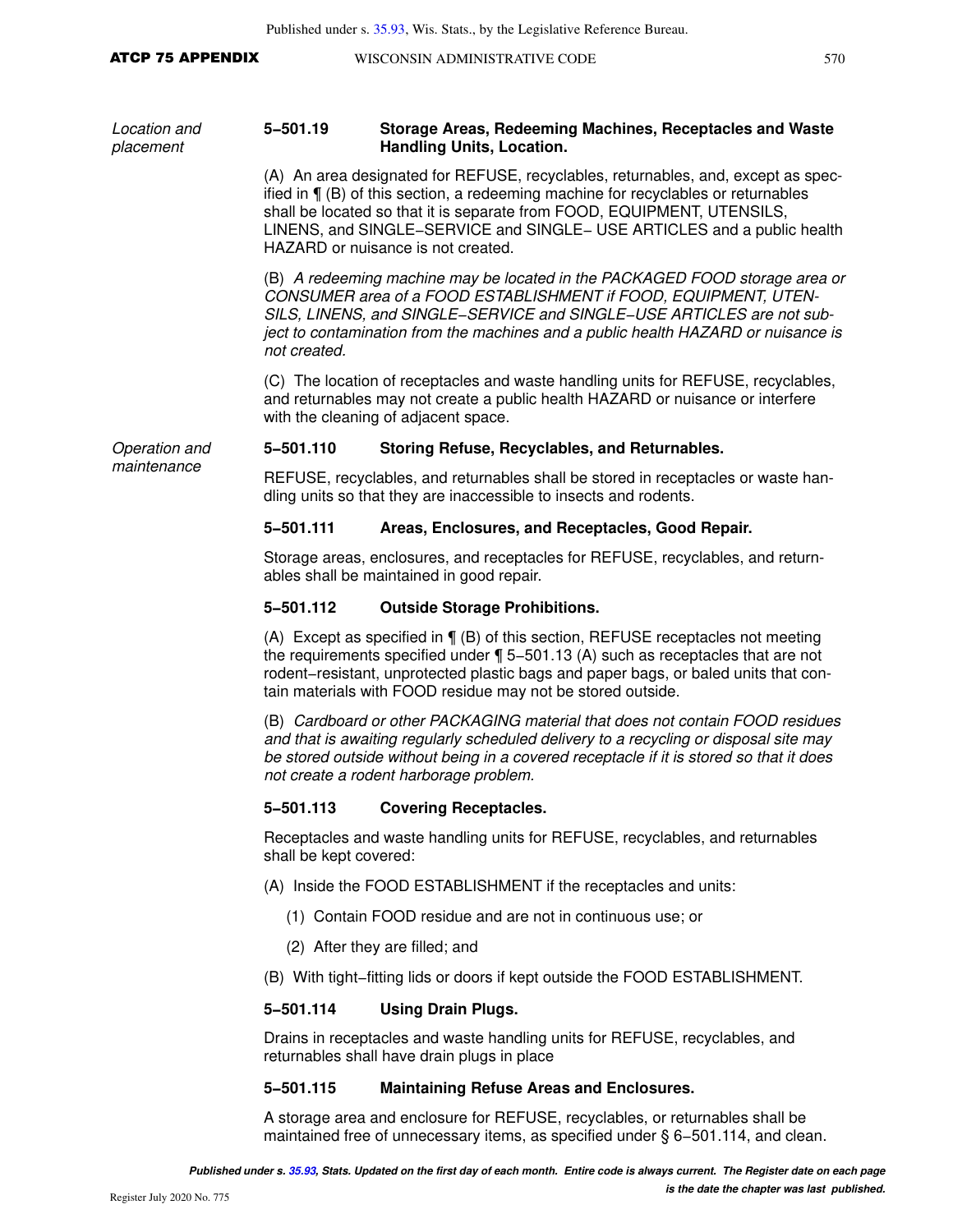*Location and placement*

**5–501.19 Storage Areas, Redeeming Machines, Receptacles and Waste Handling Units, Location.**

(A) An area designated for REFUSE, recyclables, returnables, and, except as specified in ¶ (B) of this section, a redeeming machine for recyclables or returnables shall be located so that it is separate from FOOD, EQUIPMENT, UTENSILS, LINENS, and SINGLE–SERVICE and SINGLE– USE ARTICLES and a public health HAZARD or nuisance is not created.

(B) *A redeeming machine may be located in the PACKAGED FOOD storage area or CONSUMER area of a FOOD ESTABLISHMENT if FOOD, EQUIPMENT, UTENSILS, LINENS, and SINGLE–SERVICE and SINGLE–USE ARTICLES are not subject to contamination from the machines and a public health HAZARD or nuisance is not created.*

(C) The location of receptacles and waste handling units for REFUSE, recyclables, and returnables may not create a public health HAZARD or nuisance or interfere with the cleaning of adjacent space.

*Operation and maintenance*

**5–501.110 Storing Refuse, Recyclables, and Returnables.**

REFUSE, recyclables, and returnables shall be stored in receptacles or waste handling units so that they are inaccessible to insects and rodents.

**5–501.111 Areas, Enclosures, and Receptacles, Good Repair.**

Storage areas, enclosures, and receptacles for REFUSE, recyclables, and returnables shall be maintained in good repair.

**5–501.112 Outside Storage Prohibitions.**

(A) Except as specified in ¶ (B) of this section, REFUSE receptacles not meeting the requirements specified under ¶ 5–501.13 (A) such as receptacles that are not rodent–resistant, unprotected plastic bags and paper bags, or baled units that contain materials with FOOD residue may not be stored outside.

(B) *Cardboard or other PACKAGING material that does not contain FOOD residues and that is awaiting regularly scheduled delivery to a recycling or disposal site may be stored outside without being in a covered receptacle if it is stored so that it does not create a rodent harborage problem.*

**5–501.113 Covering Receptacles.**

Receptacles and waste handling units for REFUSE, recyclables, and returnables shall be kept covered:

(A) Inside the FOOD ESTABLISHMENT if the receptacles and units:

(1) Contain FOOD residue and are not in continuous use; or

(2) After they are filled; and

(B) With tight–fitting lids or doors if kept outside the FOOD ESTABLISHMENT.

**5–501.114 Using Drain Plugs.**

Drains in receptacles and waste handling units for REFUSE, recyclables, and returnables shall have drain plugs in place

**5–501.115 Maintaining Refuse Areas and Enclosures.**

A storage area and enclosure for REFUSE, recyclables, or returnables shall be maintained free of unnecessary items, as specified under § 6–501.114, and clean.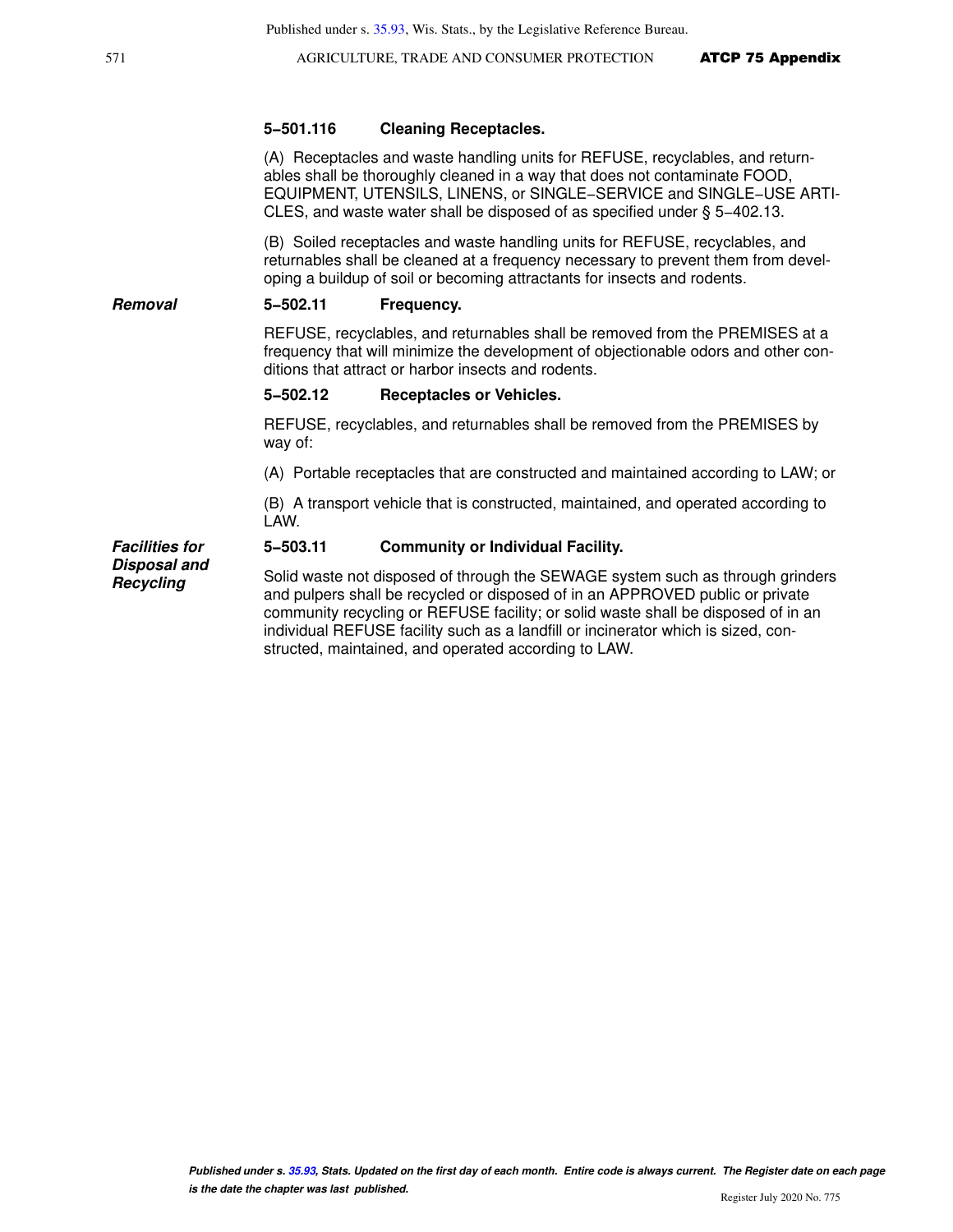**5‑501.116 Cleaning Receptacles.**

(A) Receptacles and waste handling units for REFUSE, recyclables, and returnables shall be thoroughly cleaned in a way that does not contaminate FOOD, EQUIPMENT, UTENSILS, LINENS, or SINGLE‑SERVICE and SINGLE‑USE ARTICLES, and waste water shall be disposed of as specified under § 5‑402.13.

(B) Soiled receptacles and waste handling units for REFUSE, recyclables, and returnables shall be cleaned at a frequency necessary to prevent them from developing a buildup of soil or becoming attractants for insects and rodents.

***Removal***

**5‑502.11 Frequency.**

REFUSE, recyclables, and returnables shall be removed from the PREMISES at a frequency that will minimize the development of objectionable odors and other conditions that attract or harbor insects and rodents.

**5‑502.12 Receptacles or Vehicles.**

REFUSE, recyclables, and returnables shall be removed from the PREMISES by way of:

(A) Portable receptacles that are constructed and maintained according to LAW; or

(B) A transport vehicle that is constructed, maintained, and operated according to LAW.

***Facilities for Disposal and Recycling***

**5‑503.11 Community or Individual Facility.**

Solid waste not disposed of through the SEWAGE system such as through grinders and pulpers shall be recycled or disposed of in an APPROVED public or private community recycling or REFUSE facility; or solid waste shall be disposed of in an individual REFUSE facility such as a landfill or incinerator which is sized, constructed, maintained, and operated according to LAW.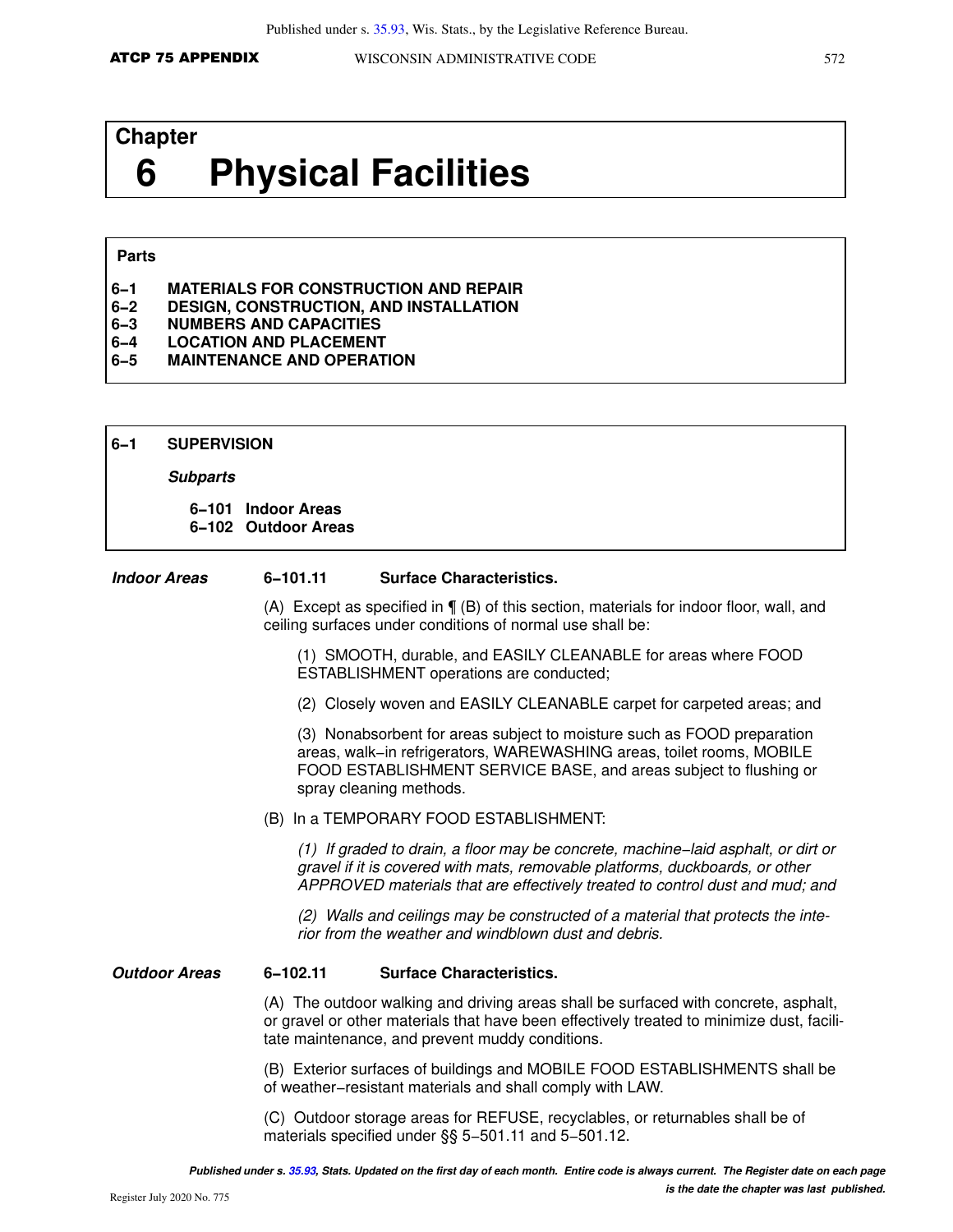# Chapter 6 Physical Facilities

**Parts**

**6‑1 MATERIALS FOR CONSTRUCTION AND REPAIR**
**6‑2 DESIGN, CONSTRUCTION, AND INSTALLATION**
**6‑3 NUMBERS AND CAPACITIES**
**6‑4 LOCATION AND PLACEMENT**
**6‑5 MAINTENANCE AND OPERATION**

## 6‑1 SUPERVISION

***Subparts***

**6‑101 Indoor Areas**
**6‑102 Outdoor Areas**

### *Indoor Areas*

**6‑101.11 Surface Characteristics.**

(A) Except as specified in ¶ (B) of this section, materials for indoor floor, wall, and ceiling surfaces under conditions of normal use shall be:

(1) SMOOTH, durable, and EASILY CLEANABLE for areas where FOOD ESTABLISHMENT operations are conducted;

(2) Closely woven and EASILY CLEANABLE carpet for carpeted areas; and

(3) Nonabsorbent for areas subject to moisture such as FOOD preparation areas, walk‑in refrigerators, WAREWASHING areas, toilet rooms, MOBILE FOOD ESTABLISHMENT SERVICE BASE, and areas subject to flushing or spray cleaning methods.

(B) In a TEMPORARY FOOD ESTABLISHMENT:

*(1) If graded to drain, a floor may be concrete, machine‑laid asphalt, or dirt or gravel if it is covered with mats, removable platforms, duckboards, or other APPROVED materials that are effectively treated to control dust and mud; and*

*(2) Walls and ceilings may be constructed of a material that protects the interior from the weather and windblown dust and debris.*

### *Outdoor Areas*

**6‑102.11 Surface Characteristics.**

(A) The outdoor walking and driving areas shall be surfaced with concrete, asphalt, or gravel or other materials that have been effectively treated to minimize dust, facilitate maintenance, and prevent muddy conditions.

(B) Exterior surfaces of buildings and MOBILE FOOD ESTABLISHMENTS shall be of weather‑resistant materials and shall comply with LAW.

(C) Outdoor storage areas for REFUSE, recyclables, or returnables shall be of materials specified under §§ 5‑501.11 and 5‑501.12.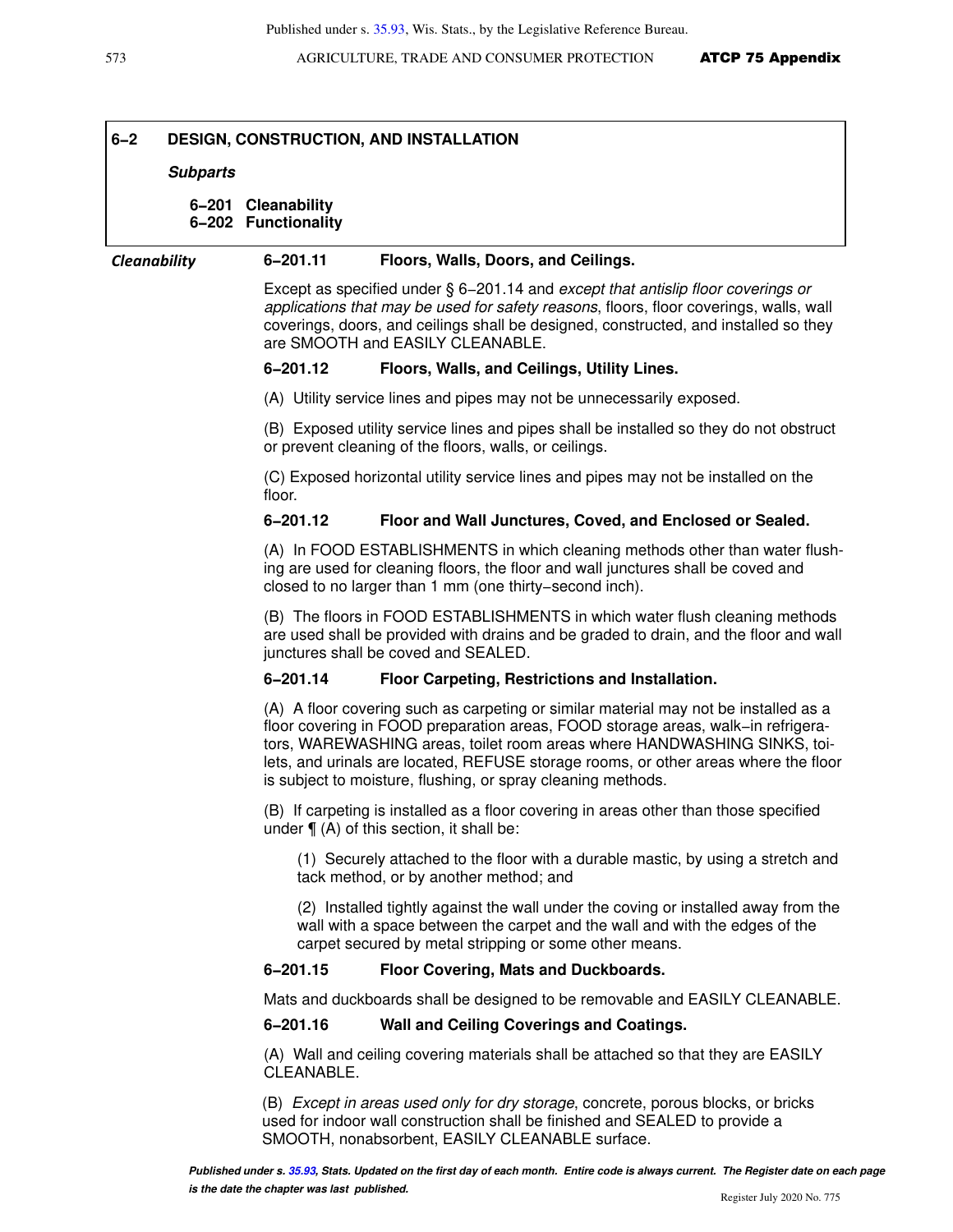## 6‑2 DESIGN, CONSTRUCTION, AND INSTALLATION

***Subparts***

**6‑201 Cleanability**
**6‑202 Functionality**

***Cleanability***

### 6‑201.11 Floors, Walls, Doors, and Ceilings.

Except as specified under § 6‑201.14 and *except that antislip floor coverings or applications that may be used for safety reasons*, floors, floor coverings, walls, wall coverings, doors, and ceilings shall be designed, constructed, and installed so they are SMOOTH and EASILY CLEANABLE.

### 6‑201.12 Floors, Walls, and Ceilings, Utility Lines.

(A) Utility service lines and pipes may not be unnecessarily exposed.

(B) Exposed utility service lines and pipes shall be installed so they do not obstruct or prevent cleaning of the floors, walls, or ceilings.

(C) Exposed horizontal utility service lines and pipes may not be installed on the floor.

### 6‑201.12 Floor and Wall Junctures, Coved, and Enclosed or Sealed.

(A) In FOOD ESTABLISHMENTS in which cleaning methods other than water flushing are used for cleaning floors, the floor and wall junctures shall be coved and closed to no larger than 1 mm (one thirty‑second inch).

(B) The floors in FOOD ESTABLISHMENTS in which water flush cleaning methods are used shall be provided with drains and be graded to drain, and the floor and wall junctures shall be coved and SEALED.

### 6‑201.14 Floor Carpeting, Restrictions and Installation.

(A) A floor covering such as carpeting or similar material may not be installed as a floor covering in FOOD preparation areas, FOOD storage areas, walk‑in refrigerators, WAREWASHING areas, toilet room areas where HANDWASHING SINKS, toilets, and urinals are located, REFUSE storage rooms, or other areas where the floor is subject to moisture, flushing, or spray cleaning methods.

(B) If carpeting is installed as a floor covering in areas other than those specified under ¶ (A) of this section, it shall be:

(1) Securely attached to the floor with a durable mastic, by using a stretch and tack method, or by another method; and

(2) Installed tightly against the wall under the coving or installed away from the wall with a space between the carpet and the wall and with the edges of the carpet secured by metal stripping or some other means.

### 6‑201.15 Floor Covering, Mats and Duckboards.

Mats and duckboards shall be designed to be removable and EASILY CLEANABLE.

### 6‑201.16 Wall and Ceiling Coverings and Coatings.

(A) Wall and ceiling covering materials shall be attached so that they are EASILY CLEANABLE.

(B) *Except in areas used only for dry storage*, concrete, porous blocks, or bricks used for indoor wall construction shall be finished and SEALED to provide a SMOOTH, nonabsorbent, EASILY CLEANABLE surface.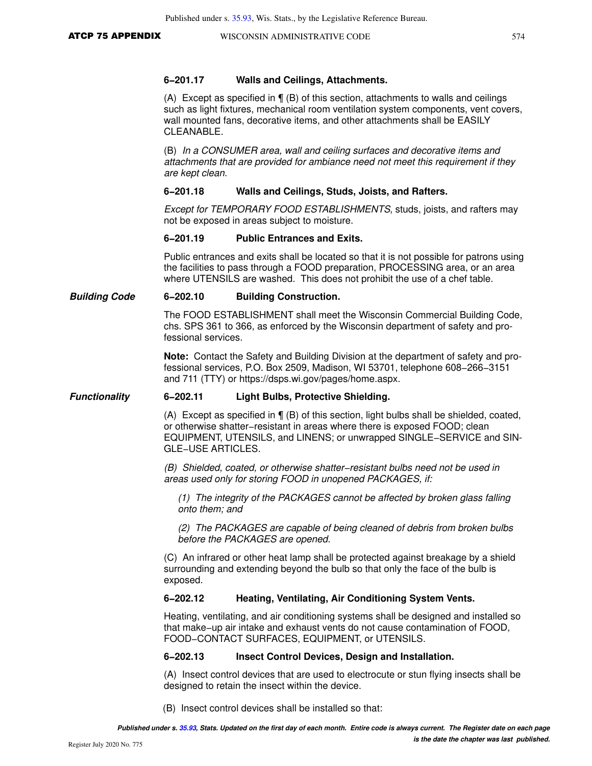**6‑201.17 Walls and Ceilings, Attachments.**

(A) Except as specified in ¶ (B) of this section, attachments to walls and ceilings such as light fixtures, mechanical room ventilation system components, vent covers, wall mounted fans, decorative items, and other attachments shall be EASILY CLEANABLE.

(B) *In a CONSUMER area, wall and ceiling surfaces and decorative items and attachments that are provided for ambiance need not meet this requirement if they are kept clean.*

**6‑201.18 Walls and Ceilings, Studs, Joists, and Rafters.**

*Except for TEMPORARY FOOD ESTABLISHMENTS*, studs, joists, and rafters may not be exposed in areas subject to moisture.

**6‑201.19 Public Entrances and Exits.**

Public entrances and exits shall be located so that it is not possible for patrons using the facilities to pass through a FOOD preparation, PROCESSING area, or an area where UTENSILS are washed. This does not prohibit the use of a chef table.

***Building Code***

**6‑202.10 Building Construction.**

The FOOD ESTABLISHMENT shall meet the Wisconsin Commercial Building Code, chs. SPS 361 to 366, as enforced by the Wisconsin department of safety and professional services.

**Note:** Contact the Safety and Building Division at the department of safety and professional services, P.O. Box 2509, Madison, WI 53701, telephone 608‑266‑3151 and 711 (TTY) or https://dsps.wi.gov/pages/home.aspx.

***Functionality***

**6‑202.11 Light Bulbs, Protective Shielding.**

(A) Except as specified in ¶ (B) of this section, light bulbs shall be shielded, coated, or otherwise shatter‑resistant in areas where there is exposed FOOD; clean EQUIPMENT, UTENSILS, and LINENS; or unwrapped SINGLE‑SERVICE and SINGLE‑USE ARTICLES.

*(B) Shielded, coated, or otherwise shatter‑resistant bulbs need not be used in areas used only for storing FOOD in unopened PACKAGES, if:*

*(1) The integrity of the PACKAGES cannot be affected by broken glass falling onto them; and*

*(2) The PACKAGES are capable of being cleaned of debris from broken bulbs before the PACKAGES are opened.*

(C) An infrared or other heat lamp shall be protected against breakage by a shield surrounding and extending beyond the bulb so that only the face of the bulb is exposed.

**6‑202.12 Heating, Ventilating, Air Conditioning System Vents.**

Heating, ventilating, and air conditioning systems shall be designed and installed so that make‑up air intake and exhaust vents do not cause contamination of FOOD, FOOD‑CONTACT SURFACES, EQUIPMENT, or UTENSILS.

**6‑202.13 Insect Control Devices, Design and Installation.**

(A) Insect control devices that are used to electrocute or stun flying insects shall be designed to retain the insect within the device.

(B) Insect control devices shall be installed so that: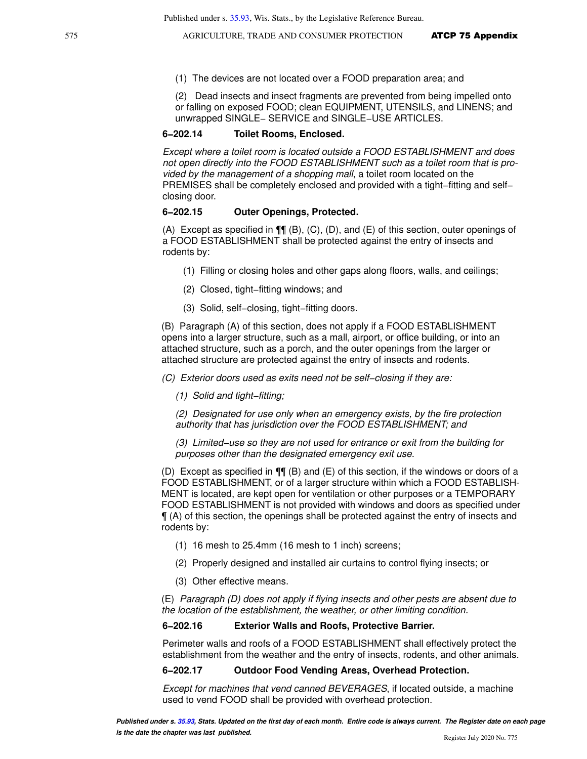(1) The devices are not located over a FOOD preparation area; and

(2) Dead insects and insect fragments are prevented from being impelled onto or falling on exposed FOOD; clean EQUIPMENT, UTENSILS, and LINENS; and unwrapped SINGLE− SERVICE and SINGLE−USE ARTICLES.

### 6−202.14 Toilet Rooms, Enclosed.

*Except where a toilet room is located outside a FOOD ESTABLISHMENT and does not open directly into the FOOD ESTABLISHMENT such as a toilet room that is provided by the management of a shopping mall*, a toilet room located on the PREMISES shall be completely enclosed and provided with a tight−fitting and self−closing door.

### 6−202.15 Outer Openings, Protected.

(A) Except as specified in ¶¶ (B), (C), (D), and (E) of this section, outer openings of a FOOD ESTABLISHMENT shall be protected against the entry of insects and rodents by:

(1) Filling or closing holes and other gaps along floors, walls, and ceilings;

(2) Closed, tight−fitting windows; and

(3) Solid, self−closing, tight−fitting doors.

(B) Paragraph (A) of this section, does not apply if a FOOD ESTABLISHMENT opens into a larger structure, such as a mall, airport, or office building, or into an attached structure, such as a porch, and the outer openings from the larger or attached structure are protected against the entry of insects and rodents.

*(C) Exterior doors used as exits need not be self−closing if they are:*

*(1) Solid and tight−fitting;*

*(2) Designated for use only when an emergency exists, by the fire protection authority that has jurisdiction over the FOOD ESTABLISHMENT; and*

*(3) Limited−use so they are not used for entrance or exit from the building for purposes other than the designated emergency exit use.*

(D) Except as specified in ¶¶ (B) and (E) of this section, if the windows or doors of a FOOD ESTABLISHMENT, or of a larger structure within which a FOOD ESTABLISHMENT is located, are kept open for ventilation or other purposes or a TEMPORARY FOOD ESTABLISHMENT is not provided with windows and doors as specified under ¶ (A) of this section, the openings shall be protected against the entry of insects and rodents by:

(1) 16 mesh to 25.4mm (16 mesh to 1 inch) screens;

(2) Properly designed and installed air curtains to control flying insects; or

(3) Other effective means.

(E) *Paragraph (D) does not apply if flying insects and other pests are absent due to the location of the establishment, the weather, or other limiting condition.*

### 6−202.16 Exterior Walls and Roofs, Protective Barrier.

Perimeter walls and roofs of a FOOD ESTABLISHMENT shall effectively protect the establishment from the weather and the entry of insects, rodents, and other animals.

### 6−202.17 Outdoor Food Vending Areas, Overhead Protection.

*Except for machines that vend canned BEVERAGES*, if located outside, a machine used to vend FOOD shall be provided with overhead protection.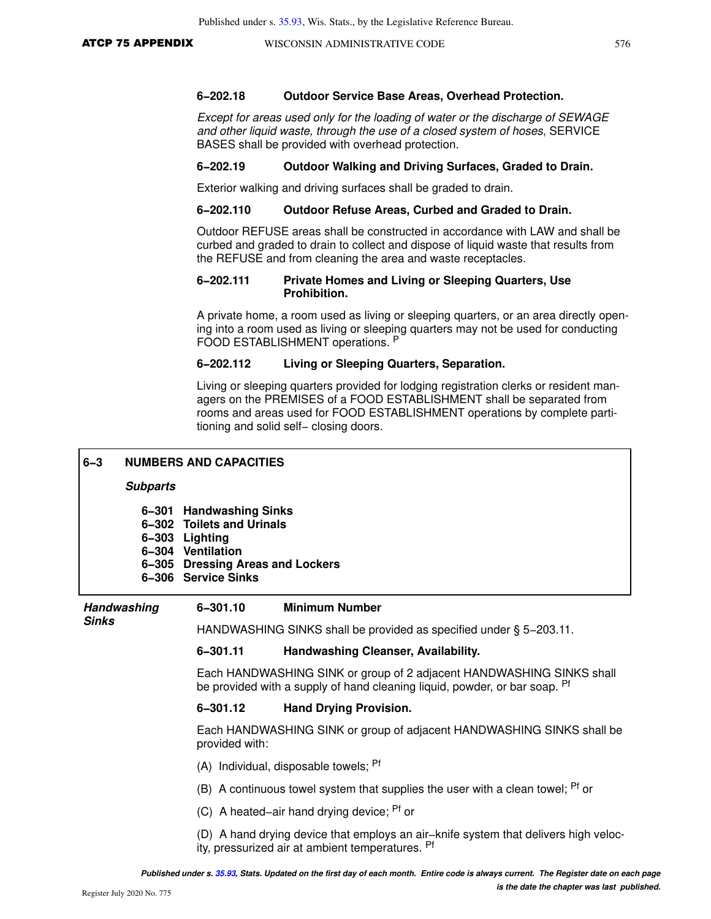#### 6‒202.18 Outdoor Service Base Areas, Overhead Protection.

*Except for areas used only for the loading of water or the discharge of SEWAGE and other liquid waste, through the use of a closed system of hoses*, SERVICE BASES shall be provided with overhead protection.

#### 6‒202.19 Outdoor Walking and Driving Surfaces, Graded to Drain.

Exterior walking and driving surfaces shall be graded to drain.

#### 6‒202.110 Outdoor Refuse Areas, Curbed and Graded to Drain.

Outdoor REFUSE areas shall be constructed in accordance with LAW and shall be curbed and graded to drain to collect and dispose of liquid waste that results from the REFUSE and from cleaning the area and waste receptacles.

#### 6‒202.111 Private Homes and Living or Sleeping Quarters, Use Prohibition.

A private home, a room used as living or sleeping quarters, or an area directly opening into a room used as living or sleeping quarters may not be used for conducting FOOD ESTABLISHMENT operations. [P]

#### 6‒202.112 Living or Sleeping Quarters, Separation.

Living or sleeping quarters provided for lodging registration clerks or resident managers on the PREMISES of a FOOD ESTABLISHMENT shall be separated from rooms and areas used for FOOD ESTABLISHMENT operations by complete partitioning and solid self‒ closing doors.

## 6‒3 NUMBERS AND CAPACITIES

***Subparts***

- 6‒301 **Handwashing Sinks**
- 6‒302 **Toilets and Urinals**
- 6‒303 **Lighting**
- 6‒304 **Ventilation**
- 6‒305 **Dressing Areas and Lockers**
- 6‒306 **Service Sinks**

### *Handwashing Sinks*

#### 6‒301.10 Minimum Number

HANDWASHING SINKS shall be provided as specified under § 5‒203.11.

#### 6‒301.11 Handwashing Cleanser, Availability.

Each HANDWASHING SINK or group of 2 adjacent HANDWASHING SINKS shall be provided with a supply of hand cleaning liquid, powder, or bar soap. [Pf]

#### 6‒301.12 Hand Drying Provision.

Each HANDWASHING SINK or group of adjacent HANDWASHING SINKS shall be provided with:

(A) Individual, disposable towels; [Pf]

(B) A continuous towel system that supplies the user with a clean towel; [Pf] or

(C) A heated‒air hand drying device; [Pf] or

(D) A hand drying device that employs an air‒knife system that delivers high velocity, pressurized air at ambient temperatures. [Pf]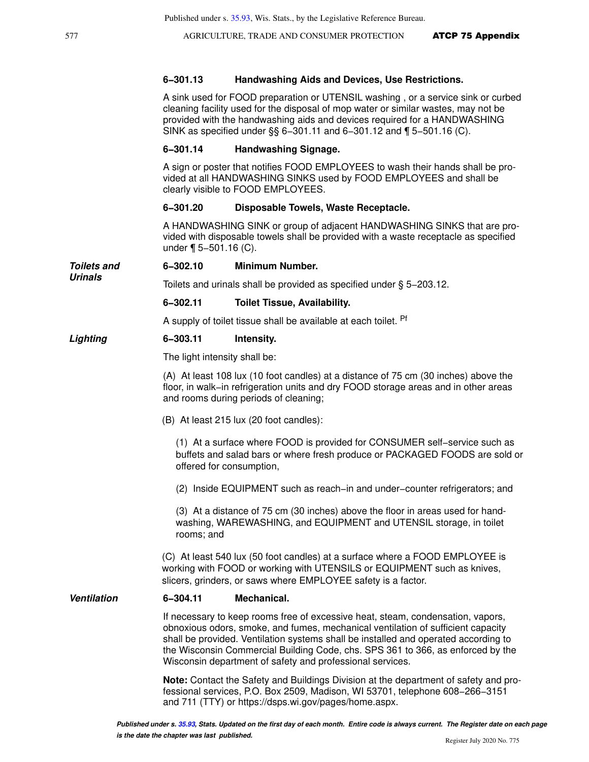#### 6–301.13 Handwashing Aids and Devices, Use Restrictions.

A sink used for FOOD preparation or UTENSIL washing , or a service sink or curbed cleaning facility used for the disposal of mop water or similar wastes, may not be provided with the handwashing aids and devices required for a HANDWASHING SINK as specified under §§ 6–301.11 and 6–301.12 and ¶ 5–501.16 (C).

#### 6–301.14 Handwashing Signage.

A sign or poster that notifies FOOD EMPLOYEES to wash their hands shall be provided at all HANDWASHING SINKS used by FOOD EMPLOYEES and shall be clearly visible to FOOD EMPLOYEES.

#### 6–301.20 Disposable Towels, Waste Receptacle.

A HANDWASHING SINK or group of adjacent HANDWASHING SINKS that are provided with disposable towels shall be provided with a waste receptacle as specified under ¶ 5–501.16 (C).

***Toilets and Urinals***

#### 6–302.10 Minimum Number.

Toilets and urinals shall be provided as specified under § 5–203.12.

#### 6–302.11 Toilet Tissue, Availability.

A supply of toilet tissue shall be available at each toilet. [Pf]

***Lighting***

#### 6–303.11 Intensity.

The light intensity shall be:

(A) At least 108 lux (10 foot candles) at a distance of 75 cm (30 inches) above the floor, in walk–in refrigeration units and dry FOOD storage areas and in other areas and rooms during periods of cleaning;

(B) At least 215 lux (20 foot candles):

(1) At a surface where FOOD is provided for CONSUMER self–service such as buffets and salad bars or where fresh produce or PACKAGED FOODS are sold or offered for consumption,

(2) Inside EQUIPMENT such as reach–in and under–counter refrigerators; and

(3) At a distance of 75 cm (30 inches) above the floor in areas used for handwashing, WAREWASHING, and EQUIPMENT and UTENSIL storage, in toilet rooms; and

(C) At least 540 lux (50 foot candles) at a surface where a FOOD EMPLOYEE is working with FOOD or working with UTENSILS or EQUIPMENT such as knives, slicers, grinders, or saws where EMPLOYEE safety is a factor.

***Ventilation***

#### 6–304.11 Mechanical.

If necessary to keep rooms free of excessive heat, steam, condensation, vapors, obnoxious odors, smoke, and fumes, mechanical ventilation of sufficient capacity shall be provided. Ventilation systems shall be installed and operated according to the Wisconsin Commercial Building Code, chs. SPS 361 to 366, as enforced by the Wisconsin department of safety and professional services.

**Note:** Contact the Safety and Buildings Division at the department of safety and professional services, P.O. Box 2509, Madison, WI 53701, telephone 608–266–3151 and 711 (TTY) or https://dsps.wi.gov/pages/home.aspx.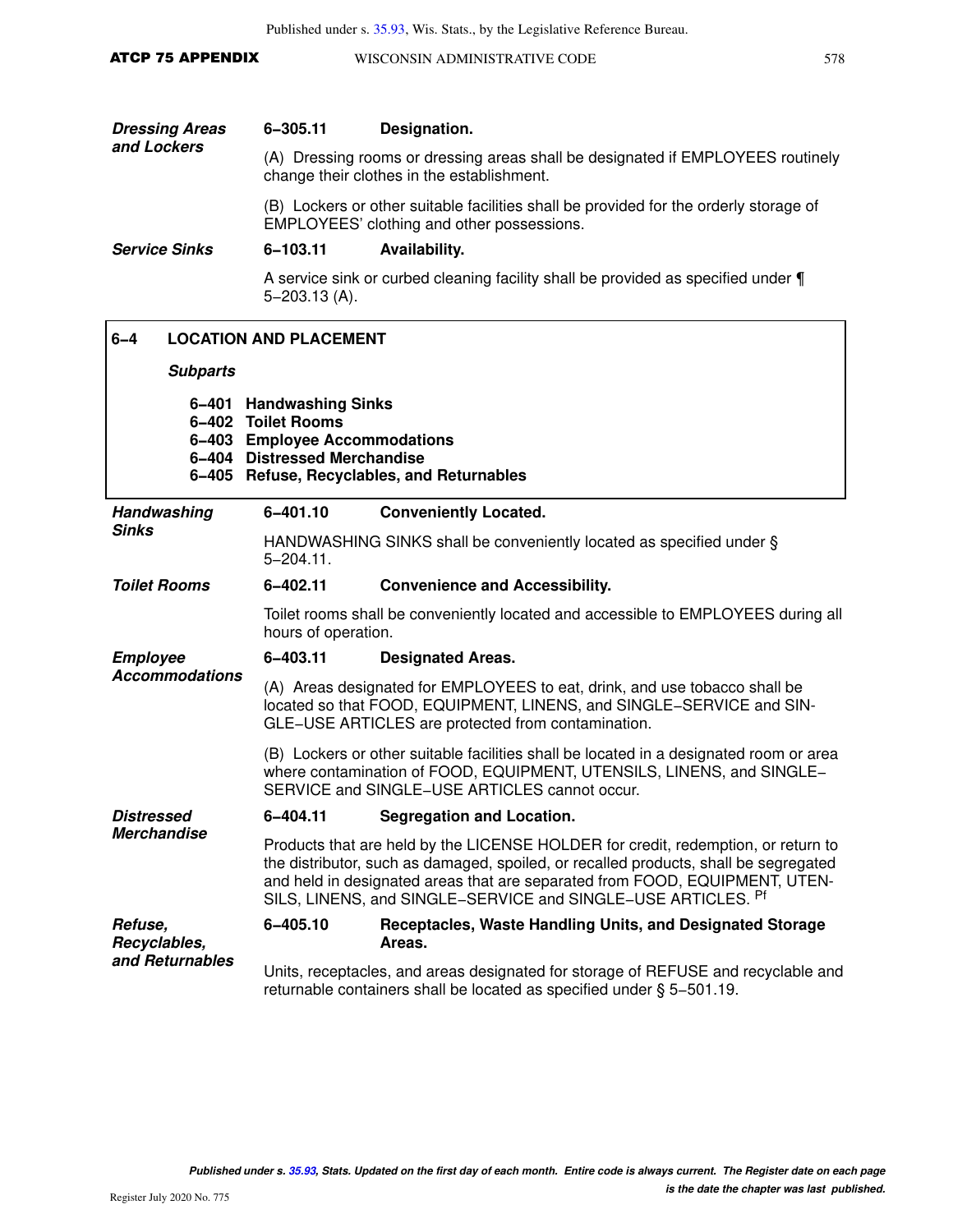***Dressing Areas and Lockers***

**6–305.11 Designation.**

(A) Dressing rooms or dressing areas shall be designated if EMPLOYEES routinely change their clothes in the establishment.

(B) Lockers or other suitable facilities shall be provided for the orderly storage of EMPLOYEES' clothing and other possessions.

***Service Sinks***

**6–103.11 Availability.**

A service sink or curbed cleaning facility shall be provided as specified under ¶ 5–203.13 (A).

## 6–4 LOCATION AND PLACEMENT

***Subparts***

**6–401 Handwashing Sinks**
**6–402 Toilet Rooms**
**6–403 Employee Accommodations**
**6–404 Distressed Merchandise**
**6–405 Refuse, Recyclables, and Returnables**

***Handwashing Sinks***

**6–401.10 Conveniently Located.**

HANDWASHING SINKS shall be conveniently located as specified under § 5–204.11.

***Toilet Rooms***

**6–402.11 Convenience and Accessibility.**

Toilet rooms shall be conveniently located and accessible to EMPLOYEES during all hours of operation.

***Employee Accommodations***

**6–403.11 Designated Areas.**

(A) Areas designated for EMPLOYEES to eat, drink, and use tobacco shall be located so that FOOD, EQUIPMENT, LINENS, and SINGLE–SERVICE and SINGLE–USE ARTICLES are protected from contamination.

(B) Lockers or other suitable facilities shall be located in a designated room or area where contamination of FOOD, EQUIPMENT, UTENSILS, LINENS, and SINGLE–SERVICE and SINGLE–USE ARTICLES cannot occur.

***Distressed Merchandise***

**6–404.11 Segregation and Location.**

Products that are held by the LICENSE HOLDER for credit, redemption, or return to the distributor, such as damaged, spoiled, or recalled products, shall be segregated and held in designated areas that are separated from FOOD, EQUIPMENT, UTENSILS, LINENS, and SINGLE–SERVICE and SINGLE–USE ARTICLES. [Pf]

***Refuse, Recyclables, and Returnables***

**6–405.10 Receptacles, Waste Handling Units, and Designated Storage Areas.**

Units, receptacles, and areas designated for storage of REFUSE and recyclable and returnable containers shall be located as specified under § 5–501.19.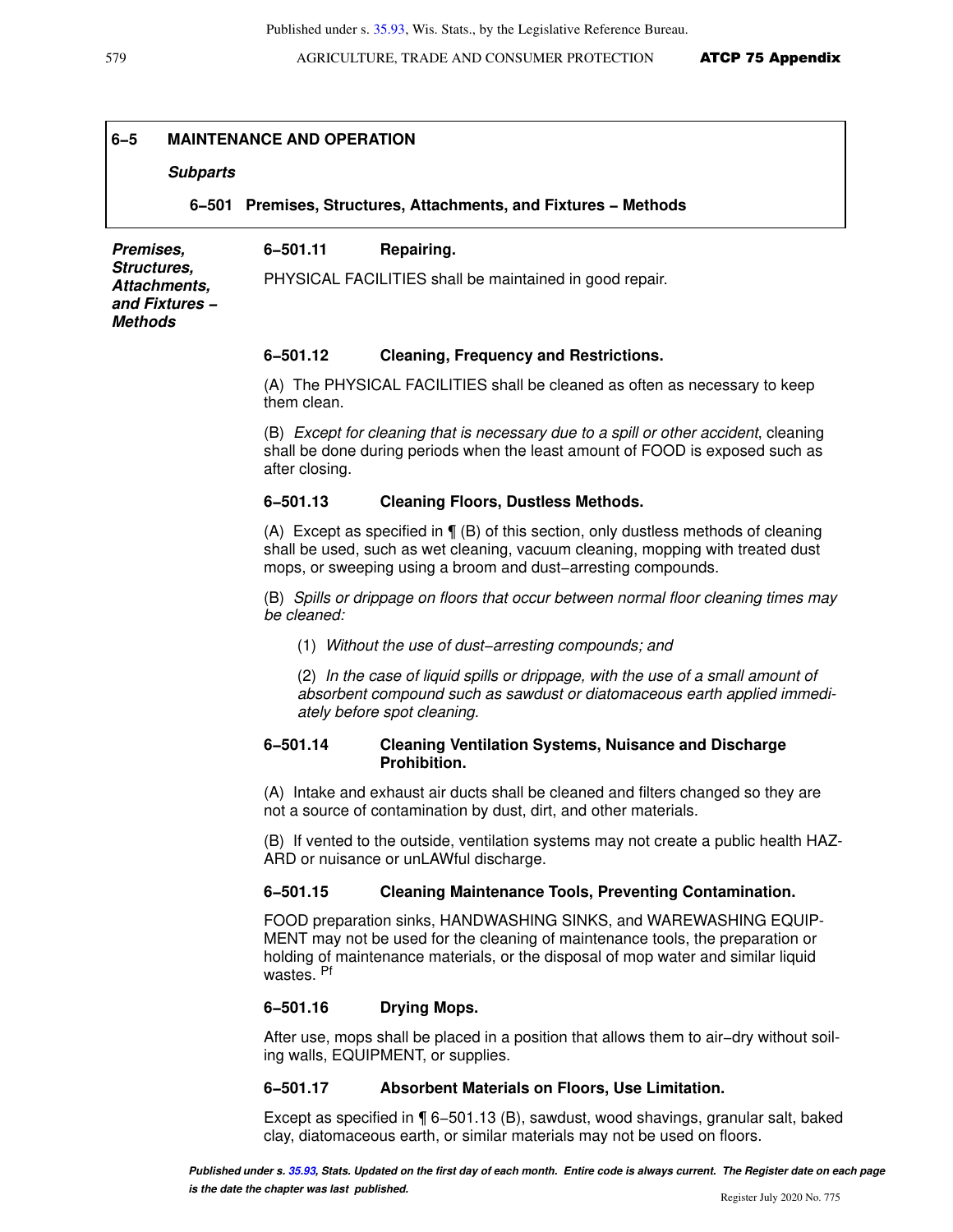## 6‑5 MAINTENANCE AND OPERATION

***Subparts***

**6‑501 Premises, Structures, Attachments, and Fixtures – Methods**

***Premises, Structures, Attachments, and Fixtures – Methods***

### 6‑501.11 Repairing.

PHYSICAL FACILITIES shall be maintained in good repair.

### 6‑501.12 Cleaning, Frequency and Restrictions.

(A) The PHYSICAL FACILITIES shall be cleaned as often as necessary to keep them clean.

(B) *Except for cleaning that is necessary due to a spill or other accident*, cleaning shall be done during periods when the least amount of FOOD is exposed such as after closing.

### 6‑501.13 Cleaning Floors, Dustless Methods.

(A) Except as specified in ¶ (B) of this section, only dustless methods of cleaning shall be used, such as wet cleaning, vacuum cleaning, mopping with treated dust mops, or sweeping using a broom and dust‑arresting compounds.

(B) *Spills or drippage on floors that occur between normal floor cleaning times may be cleaned:*

(1) *Without the use of dust‑arresting compounds; and*

(2) *In the case of liquid spills or drippage, with the use of a small amount of absorbent compound such as sawdust or diatomaceous earth applied immediately before spot cleaning.*

### 6‑501.14 Cleaning Ventilation Systems, Nuisance and Discharge Prohibition.

(A) Intake and exhaust air ducts shall be cleaned and filters changed so they are not a source of contamination by dust, dirt, and other materials.

(B) If vented to the outside, ventilation systems may not create a public health HAZARD or nuisance or unLAWful discharge.

### 6‑501.15 Cleaning Maintenance Tools, Preventing Contamination.

FOOD preparation sinks, HANDWASHING SINKS, and WAREWASHING EQUIPMENT may not be used for the cleaning of maintenance tools, the preparation or holding of maintenance materials, or the disposal of mop water and similar liquid wastes. [Pf]

### 6‑501.16 Drying Mops.

After use, mops shall be placed in a position that allows them to air‑dry without soiling walls, EQUIPMENT, or supplies.

### 6‑501.17 Absorbent Materials on Floors, Use Limitation.

Except as specified in ¶ 6‑501.13 (B), sawdust, wood shavings, granular salt, baked clay, diatomaceous earth, or similar materials may not be used on floors.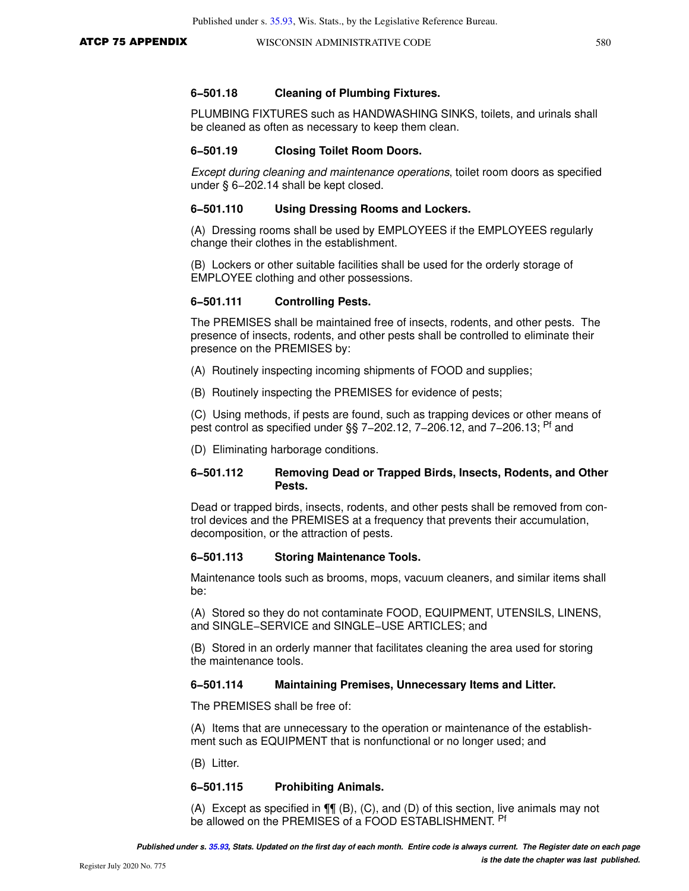### 6-501.18 Cleaning of Plumbing Fixtures.

PLUMBING FIXTURES such as HANDWASHING SINKS, toilets, and urinals shall be cleaned as often as necessary to keep them clean.

### 6-501.19 Closing Toilet Room Doors.

*Except during cleaning and maintenance operations*, toilet room doors as specified under § 6-202.14 shall be kept closed.

### 6-501.110 Using Dressing Rooms and Lockers.

(A) Dressing rooms shall be used by EMPLOYEES if the EMPLOYEES regularly change their clothes in the establishment.

(B) Lockers or other suitable facilities shall be used for the orderly storage of EMPLOYEE clothing and other possessions.

### 6-501.111 Controlling Pests.

The PREMISES shall be maintained free of insects, rodents, and other pests. The presence of insects, rodents, and other pests shall be controlled to eliminate their presence on the PREMISES by:

(A) Routinely inspecting incoming shipments of FOOD and supplies;

(B) Routinely inspecting the PREMISES for evidence of pests;

(C) Using methods, if pests are found, such as trapping devices or other means of pest control as specified under §§ 7-202.12, 7-206.12, and 7-206.13; [Pf] and

(D) Eliminating harborage conditions.

### 6-501.112 Removing Dead or Trapped Birds, Insects, Rodents, and Other Pests.

Dead or trapped birds, insects, rodents, and other pests shall be removed from control devices and the PREMISES at a frequency that prevents their accumulation, decomposition, or the attraction of pests.

### 6-501.113 Storing Maintenance Tools.

Maintenance tools such as brooms, mops, vacuum cleaners, and similar items shall be:

(A) Stored so they do not contaminate FOOD, EQUIPMENT, UTENSILS, LINENS, and SINGLE-SERVICE and SINGLE-USE ARTICLES; and

(B) Stored in an orderly manner that facilitates cleaning the area used for storing the maintenance tools.

### 6-501.114 Maintaining Premises, Unnecessary Items and Litter.

The PREMISES shall be free of:

(A) Items that are unnecessary to the operation or maintenance of the establishment such as EQUIPMENT that is nonfunctional or no longer used; and

(B) Litter.

### 6-501.115 Prohibiting Animals.

(A) Except as specified in ¶¶ (B), (C), and (D) of this section, live animals may not be allowed on the PREMISES of a FOOD ESTABLISHMENT. [Pf]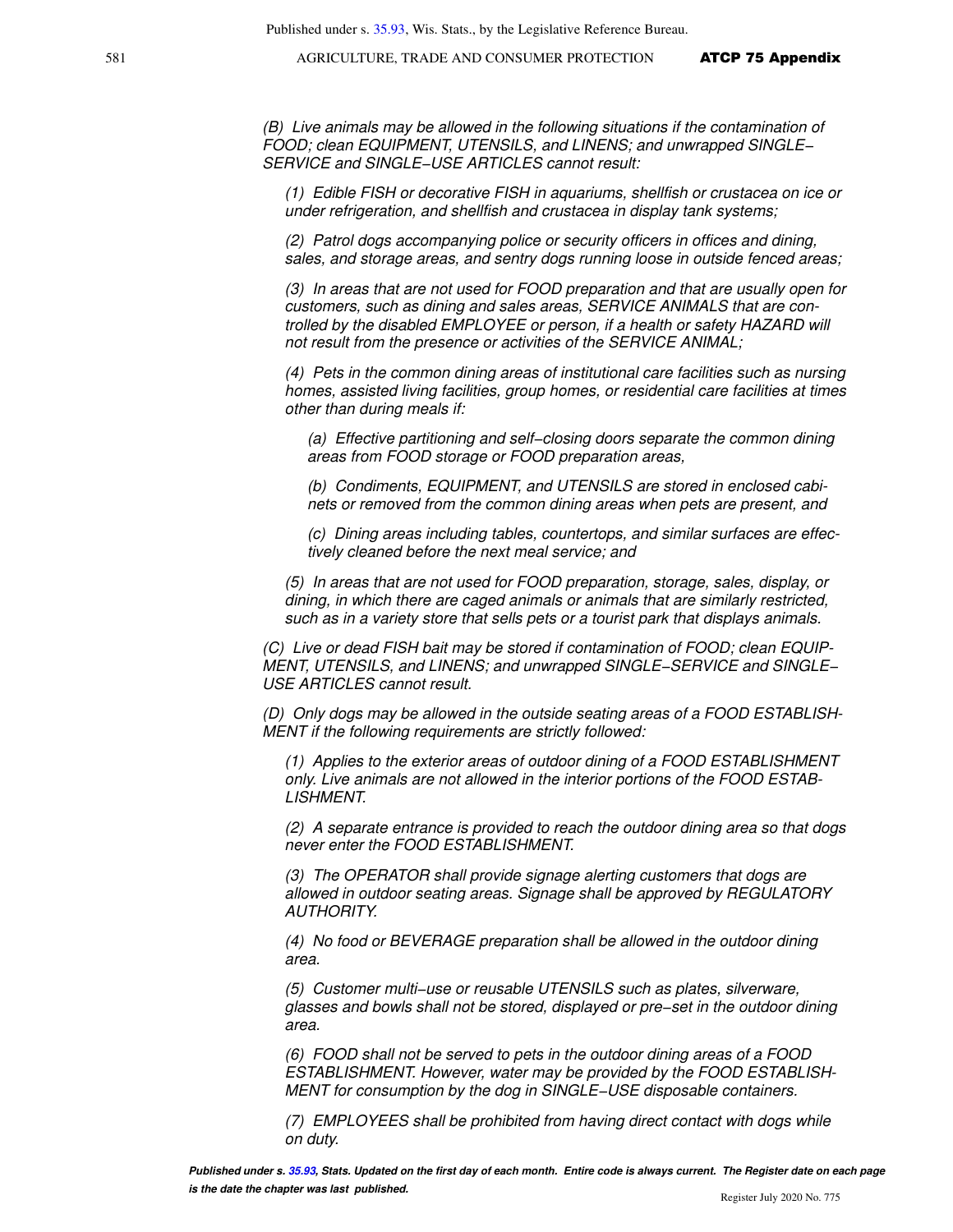*(B) Live animals may be allowed in the following situations if the contamination of FOOD; clean EQUIPMENT, UTENSILS, and LINENS; and unwrapped SINGLE−SERVICE and SINGLE−USE ARTICLES cannot result:*

*(1) Edible FISH or decorative FISH in aquariums, shellfish or crustacea on ice or under refrigeration, and shellfish and crustacea in display tank systems;*

*(2) Patrol dogs accompanying police or security officers in offices and dining, sales, and storage areas, and sentry dogs running loose in outside fenced areas;*

*(3) In areas that are not used for FOOD preparation and that are usually open for customers, such as dining and sales areas, SERVICE ANIMALS that are controlled by the disabled EMPLOYEE or person, if a health or safety HAZARD will not result from the presence or activities of the SERVICE ANIMAL;*

*(4) Pets in the common dining areas of institutional care facilities such as nursing homes, assisted living facilities, group homes, or residential care facilities at times other than during meals if:*

*(a) Effective partitioning and self−closing doors separate the common dining areas from FOOD storage or FOOD preparation areas,*

*(b) Condiments, EQUIPMENT, and UTENSILS are stored in enclosed cabinets or removed from the common dining areas when pets are present, and*

*(c) Dining areas including tables, countertops, and similar surfaces are effectively cleaned before the next meal service; and*

*(5) In areas that are not used for FOOD preparation, storage, sales, display, or dining, in which there are caged animals or animals that are similarly restricted, such as in a variety store that sells pets or a tourist park that displays animals.*

*(C) Live or dead FISH bait may be stored if contamination of FOOD; clean EQUIPMENT, UTENSILS, and LINENS; and unwrapped SINGLE−SERVICE and SINGLE−USE ARTICLES cannot result.*

*(D) Only dogs may be allowed in the outside seating areas of a FOOD ESTABLISHMENT if the following requirements are strictly followed:*

*(1) Applies to the exterior areas of outdoor dining of a FOOD ESTABLISHMENT only. Live animals are not allowed in the interior portions of the FOOD ESTABLISHMENT.*

*(2) A separate entrance is provided to reach the outdoor dining area so that dogs never enter the FOOD ESTABLISHMENT.*

*(3) The OPERATOR shall provide signage alerting customers that dogs are allowed in outdoor seating areas. Signage shall be approved by REGULATORY AUTHORITY.*

*(4) No food or BEVERAGE preparation shall be allowed in the outdoor dining area.*

*(5) Customer multi−use or reusable UTENSILS such as plates, silverware, glasses and bowls shall not be stored, displayed or pre−set in the outdoor dining area.*

*(6) FOOD shall not be served to pets in the outdoor dining areas of a FOOD ESTABLISHMENT. However, water may be provided by the FOOD ESTABLISHMENT for consumption by the dog in SINGLE−USE disposable containers.*

*(7) EMPLOYEES shall be prohibited from having direct contact with dogs while on duty.*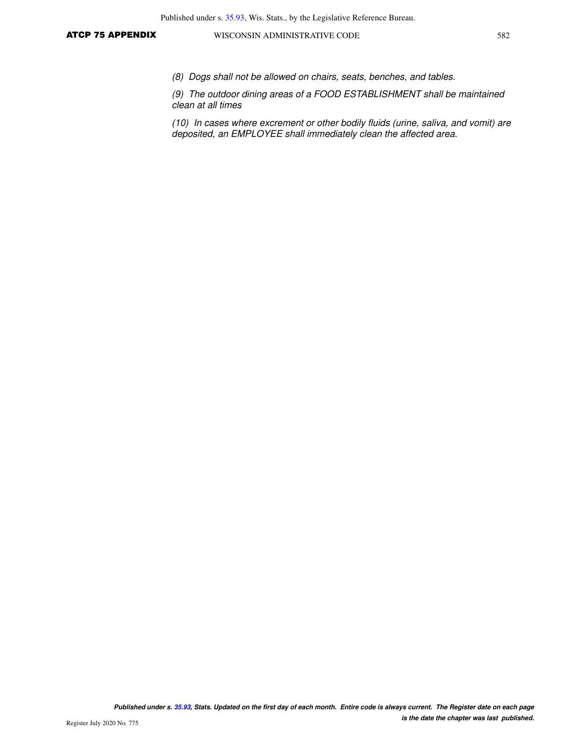*(8)  Dogs shall not be allowed on chairs, seats, benches, and tables.*

*(9)  The outdoor dining areas of a FOOD ESTABLISHMENT shall be maintained clean at all times*

*(10)  In cases where excrement or other bodily fluids (urine, saliva, and vomit) are deposited, an EMPLOYEE shall immediately clean the affected area.*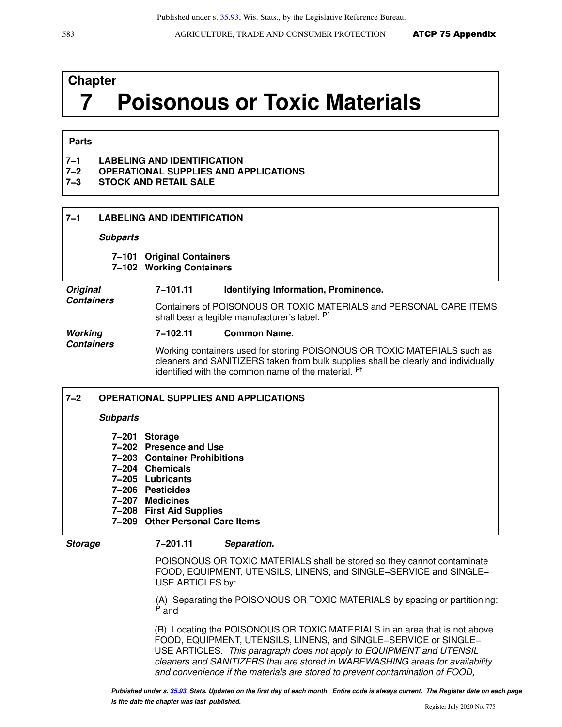# Chapter 7 Poisonous or Toxic Materials

**Parts**

**7–1 LABELING AND IDENTIFICATION**
**7–2 OPERATIONAL SUPPLIES AND APPLICATIONS**
**7–3 STOCK AND RETAIL SALE**

## 7–1 LABELING AND IDENTIFICATION

***Subparts***

**7–101 Original Containers**
**7–102 Working Containers**

***Original Containers***

### 7–101.11 Identifying Information, Prominence.

Containers of POISONOUS OR TOXIC MATERIALS and PERSONAL CARE ITEMS shall bear a legible manufacturer's label. Pf

***Working Containers***

### 7–102.11 Common Name.

Working containers used for storing POISONOUS OR TOXIC MATERIALS such as cleaners and SANITIZERS taken from bulk supplies shall be clearly and individually identified with the common name of the material. Pf

## 7–2 OPERATIONAL SUPPLIES AND APPLICATIONS

***Subparts***

**7–201 Storage**
**7–202 Presence and Use**
**7–203 Container Prohibitions**
**7–204 Chemicals**
**7–205 Lubricants**
**7–206 Pesticides**
**7–207 Medicines**
**7–208 First Aid Supplies**
**7–209 Other Personal Care Items**

***Storage***

### 7–201.11 *Separation.*

POISONOUS OR TOXIC MATERIALS shall be stored so they cannot contaminate FOOD, EQUIPMENT, UTENSILS, LINENS, and SINGLE–SERVICE and SINGLE–USE ARTICLES by:

(A) Separating the POISONOUS OR TOXIC MATERIALS by spacing or partitioning; P and

(B) Locating the POISONOUS OR TOXIC MATERIALS in an area that is not above FOOD, EQUIPMENT, UTENSILS, LINENS, and SINGLE–SERVICE or SINGLE–USE ARTICLES. *This paragraph does not apply to EQUIPMENT and UTENSIL cleaners and SANITIZERS that are stored in WAREWASHING areas for availability and convenience if the materials are stored to prevent contamination of FOOD,*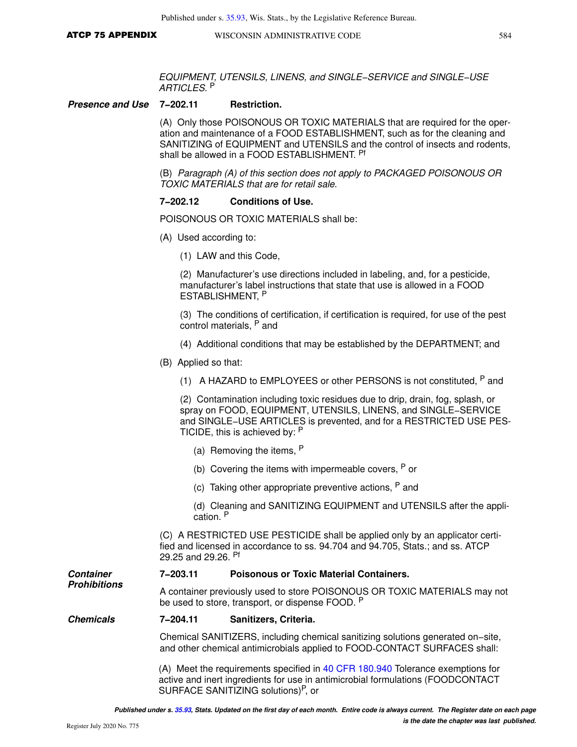*EQUIPMENT, UTENSILS, LINENS, and SINGLE−SERVICE and SINGLE−USE ARTICLES.* P

***Presence and Use*** **7−202.11 Restriction.**

(A) Only those POISONOUS OR TOXIC MATERIALS that are required for the operation and maintenance of a FOOD ESTABLISHMENT, such as for the cleaning and SANITIZING of EQUIPMENT and UTENSILS and the control of insects and rodents, shall be allowed in a FOOD ESTABLISHMENT. Pf

(B) *Paragraph (A) of this section does not apply to PACKAGED POISONOUS OR TOXIC MATERIALS that are for retail sale.*

**7−202.12 Conditions of Use.**

POISONOUS OR TOXIC MATERIALS shall be:

(A) Used according to:

(1) LAW and this Code,

(2) Manufacturer's use directions included in labeling, and, for a pesticide, manufacturer's label instructions that state that use is allowed in a FOOD ESTABLISHMENT, P

(3) The conditions of certification, if certification is required, for use of the pest control materials, P and

(4) Additional conditions that may be established by the DEPARTMENT; and

(B) Applied so that:

(1) A HAZARD to EMPLOYEES or other PERSONS is not constituted, P and

(2) Contamination including toxic residues due to drip, drain, fog, splash, or spray on FOOD, EQUIPMENT, UTENSILS, LINENS, and SINGLE−SERVICE and SINGLE−USE ARTICLES is prevented, and for a RESTRICTED USE PESTICIDE, this is achieved by: P

(a) Removing the items, P

(b) Covering the items with impermeable covers, P or

(c) Taking other appropriate preventive actions, P and

(d) Cleaning and SANITIZING EQUIPMENT and UTENSILS after the application. P

(C) A RESTRICTED USE PESTICIDE shall be applied only by an applicator certified and licensed in accordance to ss. 94.704 and 94.705, Stats.; and ss. ATCP 29.25 and 29.26. Pf

***Container Prohibitions*** **7−203.11 Poisonous or Toxic Material Containers.**

A container previously used to store POISONOUS OR TOXIC MATERIALS may not be used to store, transport, or dispense FOOD. P

***Chemicals*** **7−204.11 Sanitizers, Criteria.**

Chemical SANITIZERS, including chemical sanitizing solutions generated on−site, and other chemical antimicrobials applied to FOOD-CONTACT SURFACES shall:

(A) Meet the requirements specified in 40 CFR 180.940 Tolerance exemptions for active and inert ingredients for use in antimicrobial formulations (FOODCONTACT SURFACE SANITIZING solutions)P, or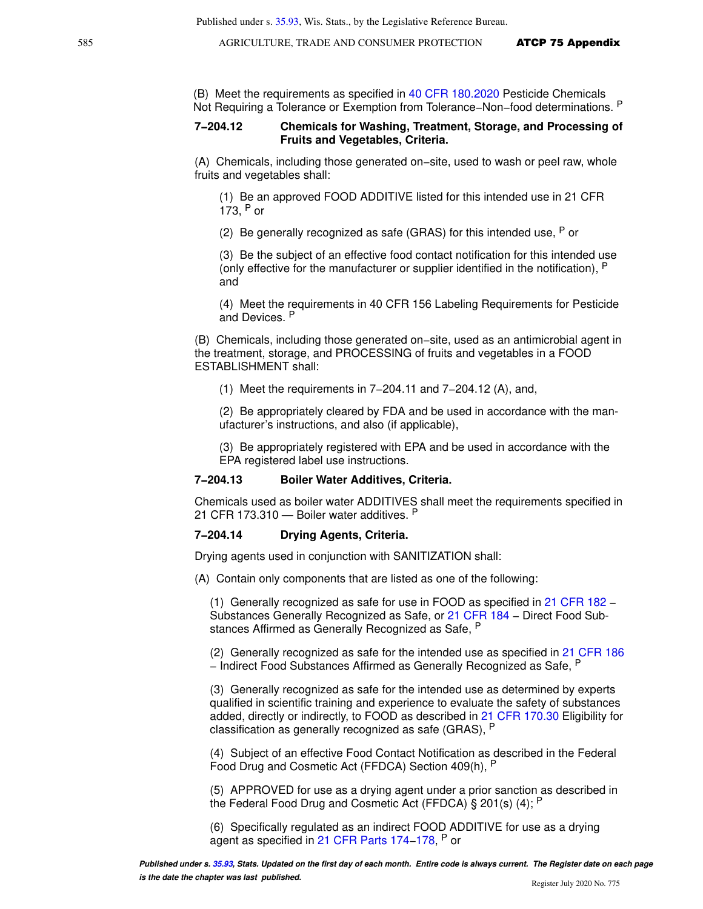(B) Meet the requirements as specified in 40 CFR 180.2020 Pesticide Chemicals Not Requiring a Tolerance or Exemption from Tolerance−Non−food determinations. [P]

### 7−204.12 Chemicals for Washing, Treatment, Storage, and Processing of Fruits and Vegetables, Criteria.

(A) Chemicals, including those generated on−site, used to wash or peel raw, whole fruits and vegetables shall:

(1) Be an approved FOOD ADDITIVE listed for this intended use in 21 CFR 173, [P] or

(2) Be generally recognized as safe (GRAS) for this intended use, [P] or

(3) Be the subject of an effective food contact notification for this intended use (only effective for the manufacturer or supplier identified in the notification), [P] and

(4) Meet the requirements in 40 CFR 156 Labeling Requirements for Pesticide and Devices. [P]

(B) Chemicals, including those generated on−site, used as an antimicrobial agent in the treatment, storage, and PROCESSING of fruits and vegetables in a FOOD ESTABLISHMENT shall:

(1) Meet the requirements in 7−204.11 and 7−204.12 (A), and,

(2) Be appropriately cleared by FDA and be used in accordance with the manufacturer's instructions, and also (if applicable),

(3) Be appropriately registered with EPA and be used in accordance with the EPA registered label use instructions.

### 7−204.13 Boiler Water Additives, Criteria.

Chemicals used as boiler water ADDITIVES shall meet the requirements specified in 21 CFR 173.310 — Boiler water additives. [P]

### 7−204.14 Drying Agents, Criteria.

Drying agents used in conjunction with SANITIZATION shall:

(A) Contain only components that are listed as one of the following:

(1) Generally recognized as safe for use in FOOD as specified in 21 CFR 182 – Substances Generally Recognized as Safe, or 21 CFR 184 – Direct Food Substances Affirmed as Generally Recognized as Safe, [P]

(2) Generally recognized as safe for the intended use as specified in 21 CFR 186 – Indirect Food Substances Affirmed as Generally Recognized as Safe, [P]

(3) Generally recognized as safe for the intended use as determined by experts qualified in scientific training and experience to evaluate the safety of substances added, directly or indirectly, to FOOD as described in 21 CFR 170.30 Eligibility for classification as generally recognized as safe (GRAS), [P]

(4) Subject of an effective Food Contact Notification as described in the Federal Food Drug and Cosmetic Act (FFDCA) Section 409(h), [P]

(5) APPROVED for use as a drying agent under a prior sanction as described in the Federal Food Drug and Cosmetic Act (FFDCA) § 201(s) (4); [P]

(6) Specifically regulated as an indirect FOOD ADDITIVE for use as a drying agent as specified in 21 CFR Parts 174–178, [P] or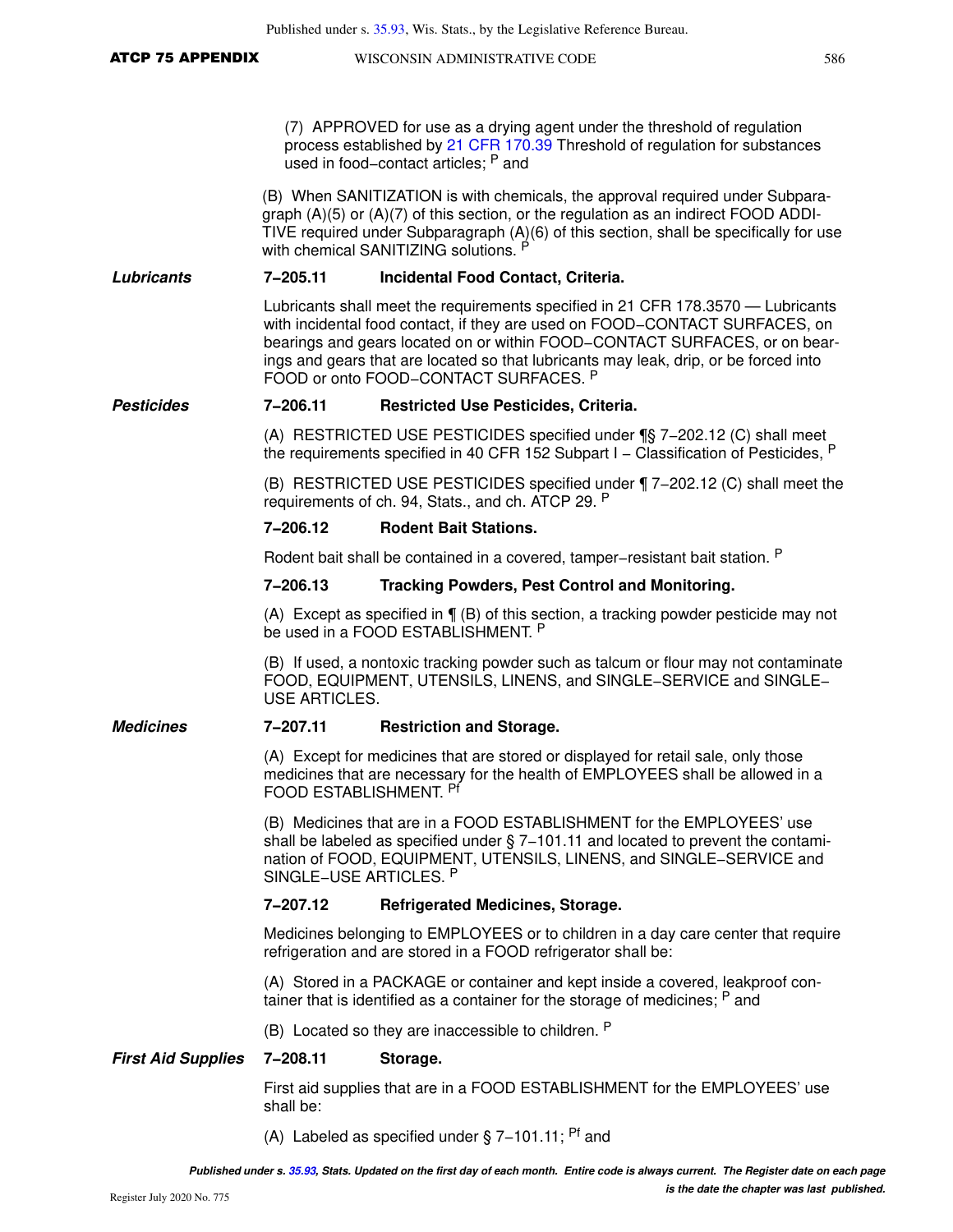(7) APPROVED for use as a drying agent under the threshold of regulation process established by 21 CFR 170.39 Threshold of regulation for substances used in food−contact articles; P and

(B) When SANITIZATION is with chemicals, the approval required under Subparagraph (A)(5) or (A)(7) of this section, or the regulation as an indirect FOOD ADDITIVE required under Subparagraph (A)(6) of this section, shall be specifically for use with chemical SANITIZING solutions. P

***Lubricants***

**7−205.11 Incidental Food Contact, Criteria.**

Lubricants shall meet the requirements specified in 21 CFR 178.3570 — Lubricants with incidental food contact, if they are used on FOOD−CONTACT SURFACES, on bearings and gears located on or within FOOD−CONTACT SURFACES, or on bearings and gears that are located so that lubricants may leak, drip, or be forced into FOOD or onto FOOD−CONTACT SURFACES. P

***Pesticides***

**7−206.11 Restricted Use Pesticides, Criteria.**

(A) RESTRICTED USE PESTICIDES specified under ¶§ 7−202.12 (C) shall meet the requirements specified in 40 CFR 152 Subpart I – Classification of Pesticides, P

(B) RESTRICTED USE PESTICIDES specified under ¶ 7−202.12 (C) shall meet the requirements of ch. 94, Stats., and ch. ATCP 29. P

**7−206.12 Rodent Bait Stations.**

Rodent bait shall be contained in a covered, tamper−resistant bait station. P

**7−206.13 Tracking Powders, Pest Control and Monitoring.**

(A) Except as specified in ¶ (B) of this section, a tracking powder pesticide may not be used in a FOOD ESTABLISHMENT. P

(B) If used, a nontoxic tracking powder such as talcum or flour may not contaminate FOOD, EQUIPMENT, UTENSILS, LINENS, and SINGLE−SERVICE and SINGLE−USE ARTICLES.

***Medicines***

**7−207.11 Restriction and Storage.**

(A) Except for medicines that are stored or displayed for retail sale, only those medicines that are necessary for the health of EMPLOYEES shall be allowed in a FOOD ESTABLISHMENT. Pf

(B) Medicines that are in a FOOD ESTABLISHMENT for the EMPLOYEES' use shall be labeled as specified under § 7−101.11 and located to prevent the contamination of FOOD, EQUIPMENT, UTENSILS, LINENS, and SINGLE−SERVICE and SINGLE−USE ARTICLES. P

**7−207.12 Refrigerated Medicines, Storage.**

Medicines belonging to EMPLOYEES or to children in a day care center that require refrigeration and are stored in a FOOD refrigerator shall be:

(A) Stored in a PACKAGE or container and kept inside a covered, leakproof container that is identified as a container for the storage of medicines; P and

(B) Located so they are inaccessible to children. P

***First Aid Supplies***

**7−208.11 Storage.**

First aid supplies that are in a FOOD ESTABLISHMENT for the EMPLOYEES' use shall be:

(A) Labeled as specified under § 7−101.11; Pf and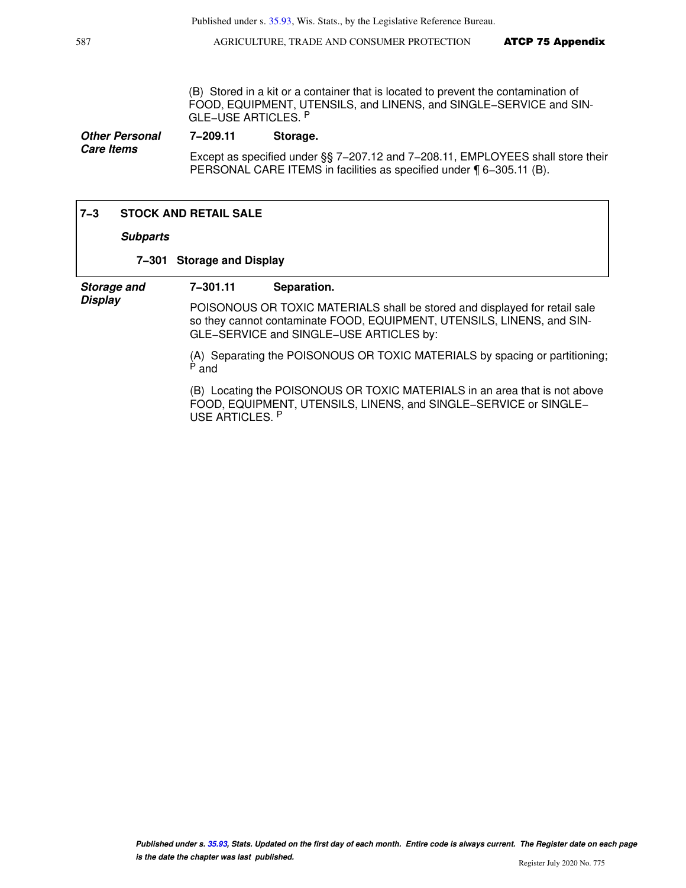(B) Stored in a kit or a container that is located to prevent the contamination of FOOD, EQUIPMENT, UTENSILS, and LINENS, and SINGLE−SERVICE and SINGLE−USE ARTICLES. [P]

***Other Personal Care Items***

**7−209.11 Storage.**

Except as specified under §§ 7−207.12 and 7−208.11, EMPLOYEES shall store their PERSONAL CARE ITEMS in facilities as specified under ¶ 6−305.11 (B).

## 7−3 STOCK AND RETAIL SALE

***Subparts***

**7−301 Storage and Display**

***Storage and Display***

**7−301.11 Separation.**

POISONOUS OR TOXIC MATERIALS shall be stored and displayed for retail sale so they cannot contaminate FOOD, EQUIPMENT, UTENSILS, LINENS, and SINGLE−SERVICE and SINGLE−USE ARTICLES by:

(A) Separating the POISONOUS OR TOXIC MATERIALS by spacing or partitioning; [P] and

(B) Locating the POISONOUS OR TOXIC MATERIALS in an area that is not above FOOD, EQUIPMENT, UTENSILS, LINENS, and SINGLE−SERVICE or SINGLE−USE ARTICLES. [P]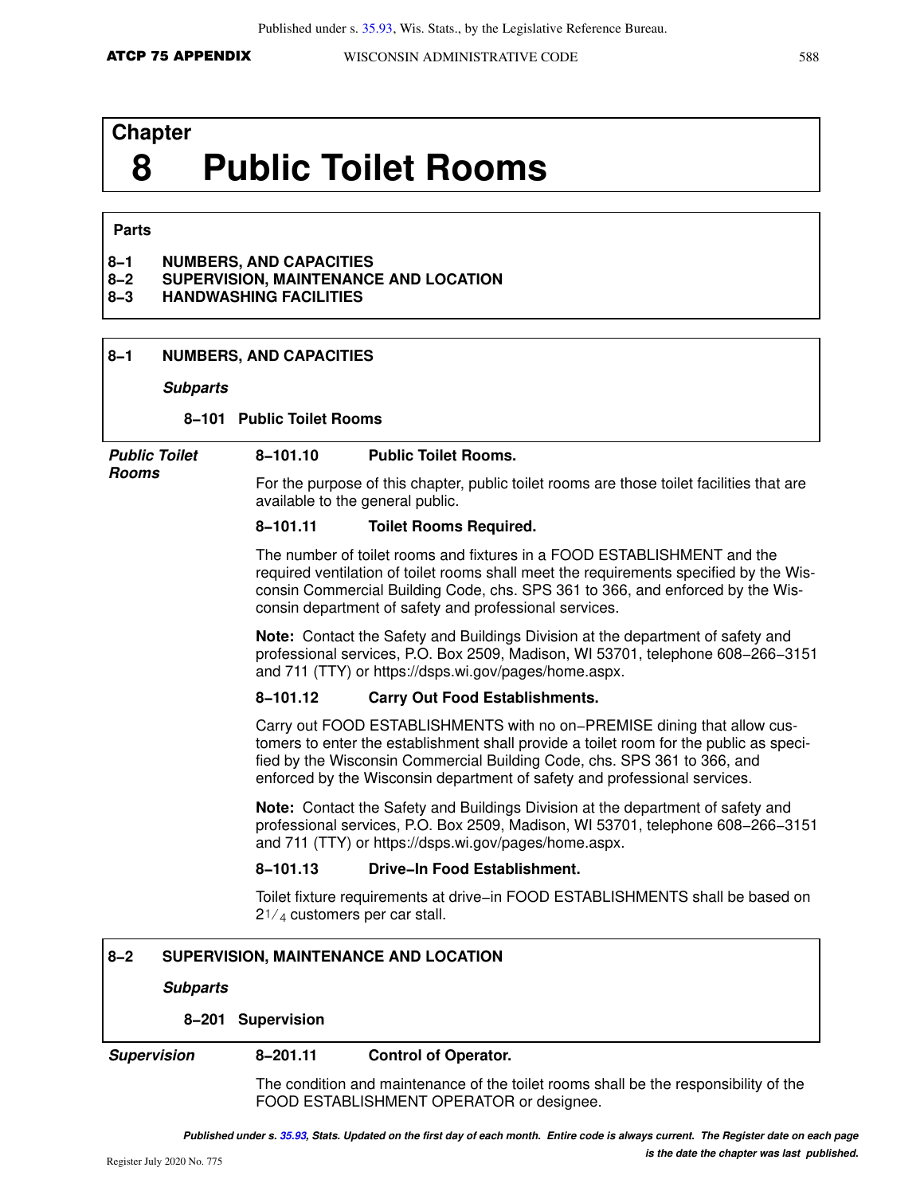# Chapter 8 Public Toilet Rooms

**Parts**

**8−1 NUMBERS, AND CAPACITIES**
**8−2 SUPERVISION, MAINTENANCE AND LOCATION**
**8−3 HANDWASHING FACILITIES**

## 8−1 NUMBERS, AND CAPACITIES

***Subparts***

**8−101 Public Toilet Rooms**

***Public Toilet Rooms***

### 8−101.10 Public Toilet Rooms.

For the purpose of this chapter, public toilet rooms are those toilet facilities that are available to the general public.

### 8−101.11 Toilet Rooms Required.

The number of toilet rooms and fixtures in a FOOD ESTABLISHMENT and the required ventilation of toilet rooms shall meet the requirements specified by the Wisconsin Commercial Building Code, chs. SPS 361 to 366, and enforced by the Wisconsin department of safety and professional services.

**Note:** Contact the Safety and Buildings Division at the department of safety and professional services, P.O. Box 2509, Madison, WI 53701, telephone 608−266−3151 and 711 (TTY) or https://dsps.wi.gov/pages/home.aspx.

### 8−101.12 Carry Out Food Establishments.

Carry out FOOD ESTABLISHMENTS with no on−PREMISE dining that allow customers to enter the establishment shall provide a toilet room for the public as specified by the Wisconsin Commercial Building Code, chs. SPS 361 to 366, and enforced by the Wisconsin department of safety and professional services.

**Note:** Contact the Safety and Buildings Division at the department of safety and professional services, P.O. Box 2509, Madison, WI 53701, telephone 608−266−3151 and 711 (TTY) or https://dsps.wi.gov/pages/home.aspx.

### 8−101.13 Drive−In Food Establishment.

Toilet fixture requirements at drive−in FOOD ESTABLISHMENTS shall be based on $2\frac{1}{4}$ customers per car stall.

## 8−2 SUPERVISION, MAINTENANCE AND LOCATION

***Subparts***

**8−201 Supervision**

***Supervision***

### 8−201.11 Control of Operator.

The condition and maintenance of the toilet rooms shall be the responsibility of the FOOD ESTABLISHMENT OPERATOR or designee.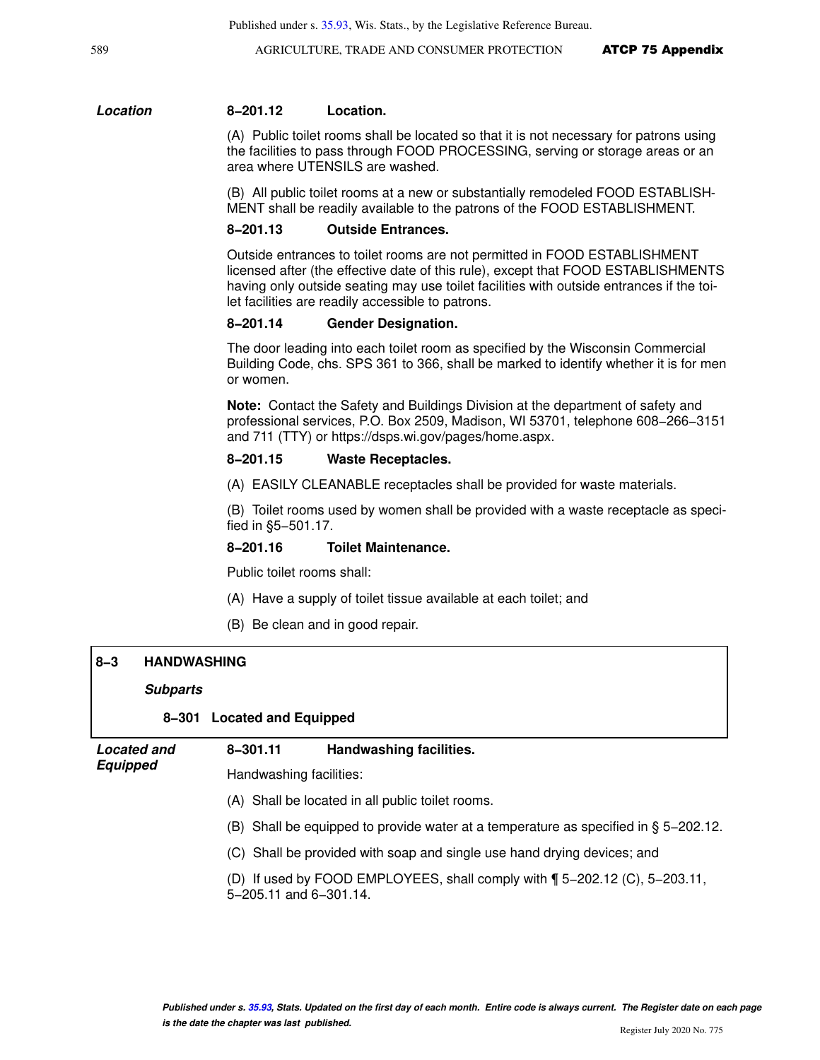*Location*

**8–201.12 Location.**

(A) Public toilet rooms shall be located so that it is not necessary for patrons using the facilities to pass through FOOD PROCESSING, serving or storage areas or an area where UTENSILS are washed.

(B) All public toilet rooms at a new or substantially remodeled FOOD ESTABLISHMENT shall be readily available to the patrons of the FOOD ESTABLISHMENT.

**8–201.13 Outside Entrances.**

Outside entrances to toilet rooms are not permitted in FOOD ESTABLISHMENT licensed after (the effective date of this rule), except that FOOD ESTABLISHMENTS having only outside seating may use toilet facilities with outside entrances if the toilet facilities are readily accessible to patrons.

**8–201.14 Gender Designation.**

The door leading into each toilet room as specified by the Wisconsin Commercial Building Code, chs. SPS 361 to 366, shall be marked to identify whether it is for men or women.

**Note:** Contact the Safety and Buildings Division at the department of safety and professional services, P.O. Box 2509, Madison, WI 53701, telephone 608–266–3151 and 711 (TTY) or https://dsps.wi.gov/pages/home.aspx.

**8–201.15 Waste Receptacles.**

(A) EASILY CLEANABLE receptacles shall be provided for waste materials.

(B) Toilet rooms used by women shall be provided with a waste receptacle as specified in §5–501.17.

**8–201.16 Toilet Maintenance.**

Public toilet rooms shall:

(A) Have a supply of toilet tissue available at each toilet; and

(B) Be clean and in good repair.

## 8–3 HANDWASHING

***Subparts***

**8–301 Located and Equipped**

***Located and Equipped***

**8–301.11 Handwashing facilities.**

Handwashing facilities:

(A) Shall be located in all public toilet rooms.

(B) Shall be equipped to provide water at a temperature as specified in § 5–202.12.

(C) Shall be provided with soap and single use hand drying devices; and

(D) If used by FOOD EMPLOYEES, shall comply with ¶ 5–202.12 (C), 5–203.11, 5–205.11 and 6–301.14.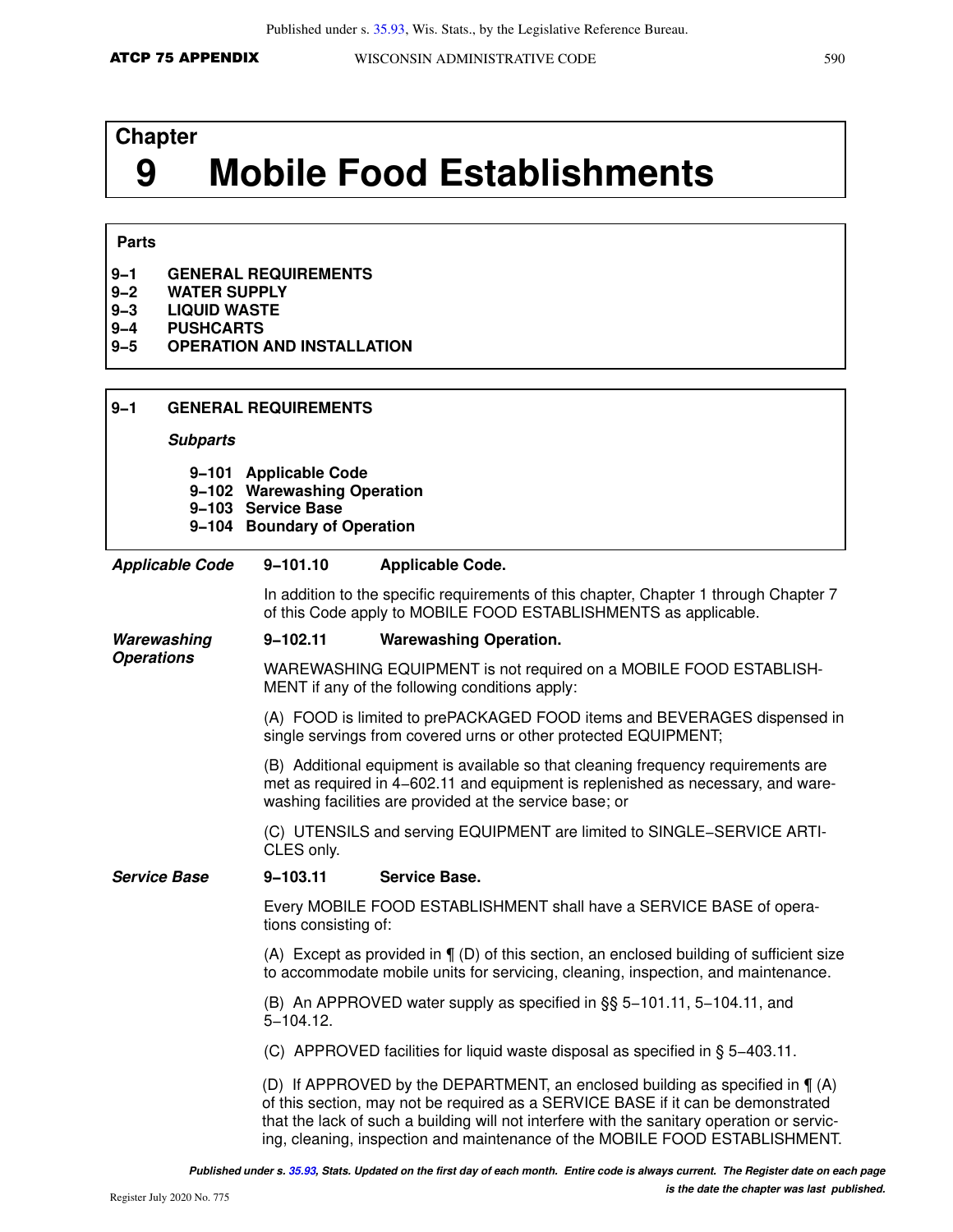# Chapter 9 Mobile Food Establishments

**Parts**

- **9‑1 GENERAL REQUIREMENTS**
- **9‑2 WATER SUPPLY**
- **9‑3 LIQUID WASTE**
- **9‑4 PUSHCARTS**
- **9‑5 OPERATION AND INSTALLATION**

## 9‑1 GENERAL REQUIREMENTS

***Subparts***

- **9‑101 Applicable Code**
- **9‑102 Warewashing Operation**
- **9‑103 Service Base**
- **9‑104 Boundary of Operation**

***Applicable Code***

### 9‑101.10 Applicable Code.

In addition to the specific requirements of this chapter, Chapter 1 through Chapter 7 of this Code apply to MOBILE FOOD ESTABLISHMENTS as applicable.

***Warewashing Operations***

### 9‑102.11 Warewashing Operation.

WAREWASHING EQUIPMENT is not required on a MOBILE FOOD ESTABLISHMENT if any of the following conditions apply:

(A) FOOD is limited to prePACKAGED FOOD items and BEVERAGES dispensed in single servings from covered urns or other protected EQUIPMENT;

(B) Additional equipment is available so that cleaning frequency requirements are met as required in 4‑602.11 and equipment is replenished as necessary, and warewashing facilities are provided at the service base; or

(C) UTENSILS and serving EQUIPMENT are limited to SINGLE‑SERVICE ARTICLES only.

***Service Base***

### 9‑103.11 Service Base.

Every MOBILE FOOD ESTABLISHMENT shall have a SERVICE BASE of operations consisting of:

(A) Except as provided in ¶ (D) of this section, an enclosed building of sufficient size to accommodate mobile units for servicing, cleaning, inspection, and maintenance.

(B) An APPROVED water supply as specified in §§ 5‑101.11, 5‑104.11, and 5‑104.12.

(C) APPROVED facilities for liquid waste disposal as specified in § 5‑403.11.

(D) If APPROVED by the DEPARTMENT, an enclosed building as specified in ¶ (A) of this section, may not be required as a SERVICE BASE if it can be demonstrated that the lack of such a building will not interfere with the sanitary operation or servicing, cleaning, inspection and maintenance of the MOBILE FOOD ESTABLISHMENT.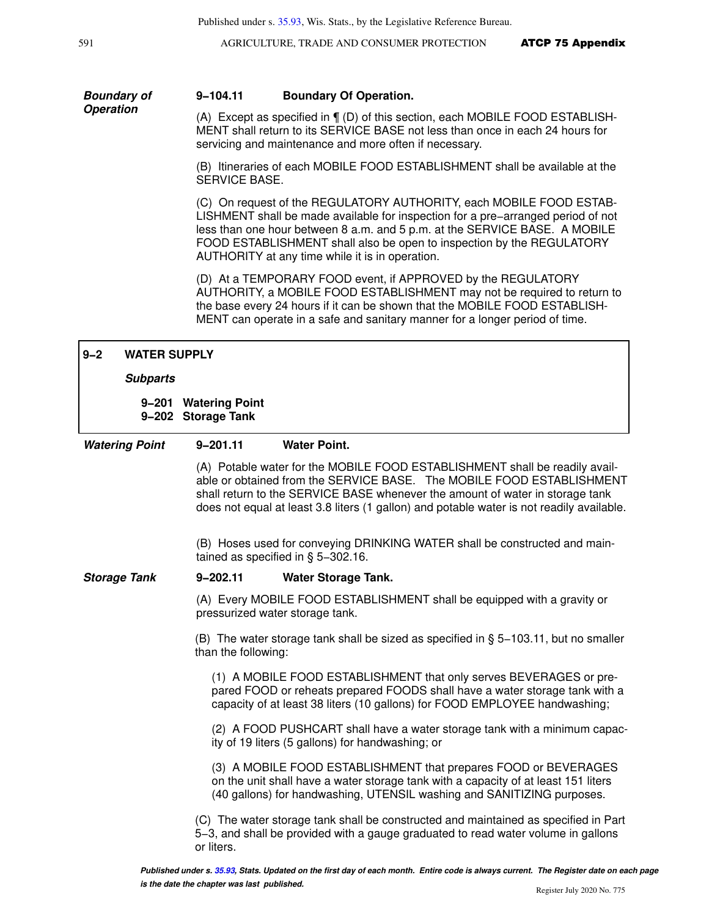***Boundary of Operation***

**9–104.11 Boundary Of Operation.**

(A) Except as specified in ¶ (D) of this section, each MOBILE FOOD ESTABLISHMENT shall return to its SERVICE BASE not less than once in each 24 hours for servicing and maintenance and more often if necessary.

(B) Itineraries of each MOBILE FOOD ESTABLISHMENT shall be available at the SERVICE BASE.

(C) On request of the REGULATORY AUTHORITY, each MOBILE FOOD ESTABLISHMENT shall be made available for inspection for a pre–arranged period of not less than one hour between 8 a.m. and 5 p.m. at the SERVICE BASE. A MOBILE FOOD ESTABLISHMENT shall also be open to inspection by the REGULATORY AUTHORITY at any time while it is in operation.

(D) At a TEMPORARY FOOD event, if APPROVED by the REGULATORY AUTHORITY, a MOBILE FOOD ESTABLISHMENT may not be required to return to the base every 24 hours if it can be shown that the MOBILE FOOD ESTABLISHMENT can operate in a safe and sanitary manner for a longer period of time.

## 9–2 WATER SUPPLY

***Subparts***

**9–201 Watering Point**
**9–202 Storage Tank**

***Watering Point***

**9–201.11 Water Point.**

(A) Potable water for the MOBILE FOOD ESTABLISHMENT shall be readily available or obtained from the SERVICE BASE. The MOBILE FOOD ESTABLISHMENT shall return to the SERVICE BASE whenever the amount of water in storage tank does not equal at least 3.8 liters (1 gallon) and potable water is not readily available.

(B) Hoses used for conveying DRINKING WATER shall be constructed and maintained as specified in § 5–302.16.

***Storage Tank***

**9–202.11 Water Storage Tank.**

(A) Every MOBILE FOOD ESTABLISHMENT shall be equipped with a gravity or pressurized water storage tank.

(B) The water storage tank shall be sized as specified in § 5–103.11, but no smaller than the following:

(1) A MOBILE FOOD ESTABLISHMENT that only serves BEVERAGES or prepared FOOD or reheats prepared FOODS shall have a water storage tank with a capacity of at least 38 liters (10 gallons) for FOOD EMPLOYEE handwashing;

(2) A FOOD PUSHCART shall have a water storage tank with a minimum capacity of 19 liters (5 gallons) for handwashing; or

(3) A MOBILE FOOD ESTABLISHMENT that prepares FOOD or BEVERAGES on the unit shall have a water storage tank with a capacity of at least 151 liters (40 gallons) for handwashing, UTENSIL washing and SANITIZING purposes.

(C) The water storage tank shall be constructed and maintained as specified in Part 5–3, and shall be provided with a gauge graduated to read water volume in gallons or liters.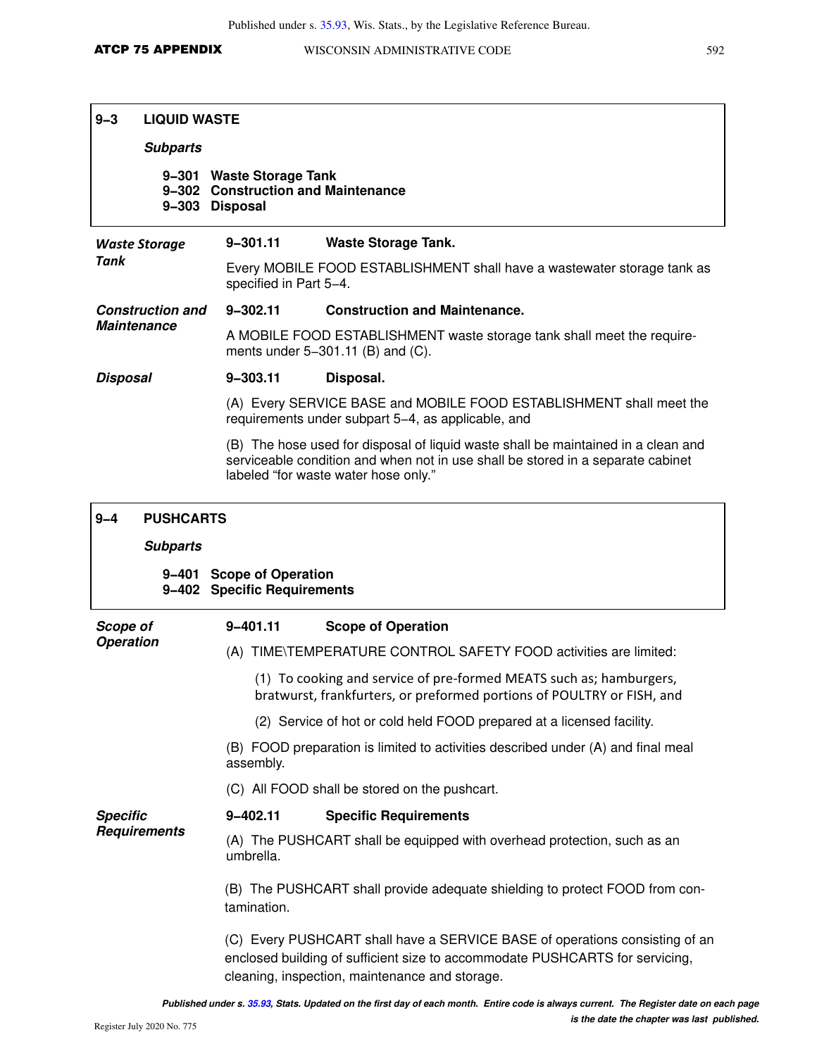## 9–3 LIQUID WASTE

***Subparts***

**9–301 Waste Storage Tank**
**9–302 Construction and Maintenance**
**9–303 Disposal**

***Waste Storage Tank***

**9–301.11 Waste Storage Tank.**

Every MOBILE FOOD ESTABLISHMENT shall have a wastewater storage tank as specified in Part 5–4.

***Construction and Maintenance***

**9–302.11 Construction and Maintenance.**

A MOBILE FOOD ESTABLISHMENT waste storage tank shall meet the requirements under 5–301.11 (B) and (C).

***Disposal***

**9–303.11 Disposal.**

(A) Every SERVICE BASE and MOBILE FOOD ESTABLISHMENT shall meet the requirements under subpart 5–4, as applicable, and

(B) The hose used for disposal of liquid waste shall be maintained in a clean and serviceable condition and when not in use shall be stored in a separate cabinet labeled "for waste water hose only."

## 9–4 PUSHCARTS

***Subparts***

**9–401 Scope of Operation**
**9–402 Specific Requirements**

***Scope of Operation***

**9–401.11 Scope of Operation**

(A) TIME\TEMPERATURE CONTROL SAFETY FOOD activities are limited:

(1) To cooking and service of pre-formed MEATS such as; hamburgers, bratwurst, frankfurters, or preformed portions of POULTRY or FISH, and

(2) Service of hot or cold held FOOD prepared at a licensed facility.

(B) FOOD preparation is limited to activities described under (A) and final meal assembly.

(C) All FOOD shall be stored on the pushcart.

***Specific Requirements***

**9–402.11 Specific Requirements**

(A) The PUSHCART shall be equipped with overhead protection, such as an umbrella.

(B) The PUSHCART shall provide adequate shielding to protect FOOD from contamination.

(C) Every PUSHCART shall have a SERVICE BASE of operations consisting of an enclosed building of sufficient size to accommodate PUSHCARTS for servicing, cleaning, inspection, maintenance and storage.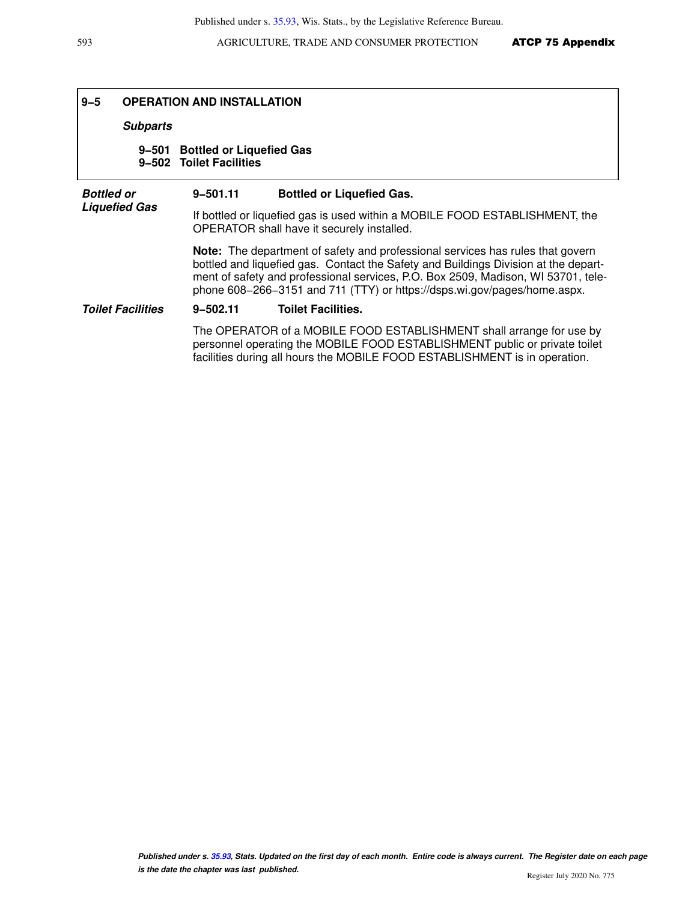## 9–5 OPERATION AND INSTALLATION

***Subparts***

**9–501 Bottled or Liquefied Gas**
**9–502 Toilet Facilities**

***Bottled or Liquefied Gas***

**9–501.11 Bottled or Liquefied Gas.**

If bottled or liquefied gas is used within a MOBILE FOOD ESTABLISHMENT, the OPERATOR shall have it securely installed.

**Note:** The department of safety and professional services has rules that govern bottled and liquefied gas. Contact the Safety and Buildings Division at the department of safety and professional services, P.O. Box 2509, Madison, WI 53701, telephone 608–266–3151 and 711 (TTY) or https://dsps.wi.gov/pages/home.aspx.

***Toilet Facilities***

**9–502.11 Toilet Facilities.**

The OPERATOR of a MOBILE FOOD ESTABLISHMENT shall arrange for use by personnel operating the MOBILE FOOD ESTABLISHMENT public or private toilet facilities during all hours the MOBILE FOOD ESTABLISHMENT is in operation.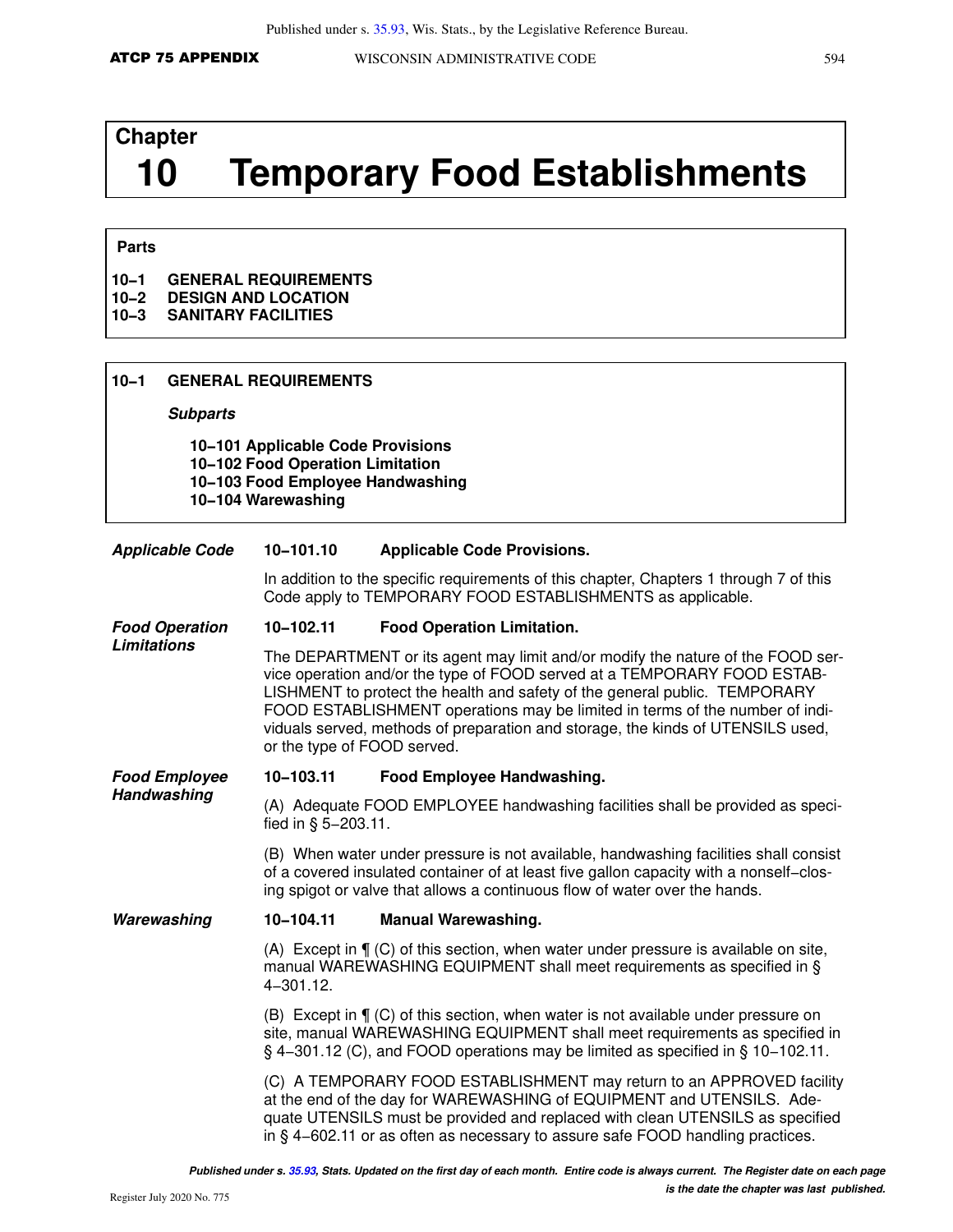# Chapter 10 Temporary Food Establishments

**Parts**

**10–1 GENERAL REQUIREMENTS**
**10–2 DESIGN AND LOCATION**
**10–3 SANITARY FACILITIES**

## 10–1 GENERAL REQUIREMENTS

***Subparts***

**10–101 Applicable Code Provisions**
**10–102 Food Operation Limitation**
**10–103 Food Employee Handwashing**
**10–104 Warewashing**

***Applicable Code***

### 10–101.10 Applicable Code Provisions.

In addition to the specific requirements of this chapter, Chapters 1 through 7 of this Code apply to TEMPORARY FOOD ESTABLISHMENTS as applicable.

***Food Operation Limitations***

### 10–102.11 Food Operation Limitation.

The DEPARTMENT or its agent may limit and/or modify the nature of the FOOD service operation and/or the type of FOOD served at a TEMPORARY FOOD ESTABLISHMENT to protect the health and safety of the general public. TEMPORARY FOOD ESTABLISHMENT operations may be limited in terms of the number of individuals served, methods of preparation and storage, the kinds of UTENSILS used, or the type of FOOD served.

***Food Employee Handwashing***

### 10–103.11 Food Employee Handwashing.

(A) Adequate FOOD EMPLOYEE handwashing facilities shall be provided as specified in § 5–203.11.

(B) When water under pressure is not available, handwashing facilities shall consist of a covered insulated container of at least five gallon capacity with a nonself–closing spigot or valve that allows a continuous flow of water over the hands.

***Warewashing***

### 10–104.11 Manual Warewashing.

(A) Except in ¶ (C) of this section, when water under pressure is available on site, manual WAREWASHING EQUIPMENT shall meet requirements as specified in § 4–301.12.

(B) Except in ¶ (C) of this section, when water is not available under pressure on site, manual WAREWASHING EQUIPMENT shall meet requirements as specified in § 4–301.12 (C), and FOOD operations may be limited as specified in § 10–102.11.

(C) A TEMPORARY FOOD ESTABLISHMENT may return to an APPROVED facility at the end of the day for WAREWASHING of EQUIPMENT and UTENSILS. Adequate UTENSILS must be provided and replaced with clean UTENSILS as specified in § 4–602.11 or as often as necessary to assure safe FOOD handling practices.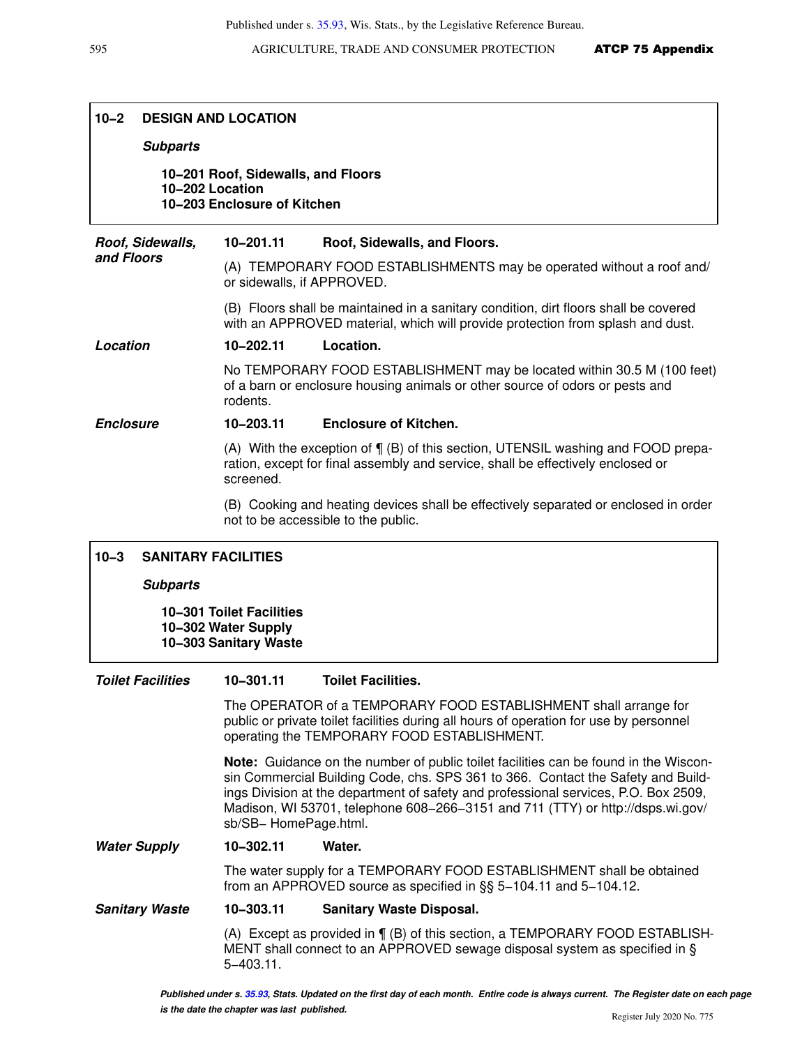## 10–2 DESIGN AND LOCATION

***Subparts***

**10–201 Roof, Sidewalls, and Floors**
**10–202 Location**
**10–203 Enclosure of Kitchen**

***Roof, Sidewalls, and Floors***

**10–201.11 Roof, Sidewalls, and Floors.**

(A) TEMPORARY FOOD ESTABLISHMENTS may be operated without a roof and/or sidewalls, if APPROVED.

(B) Floors shall be maintained in a sanitary condition, dirt floors shall be covered with an APPROVED material, which will provide protection from splash and dust.

***Location***

**10–202.11 Location.**

No TEMPORARY FOOD ESTABLISHMENT may be located within 30.5 M (100 feet) of a barn or enclosure housing animals or other source of odors or pests and rodents.

***Enclosure***

**10–203.11 Enclosure of Kitchen.**

(A) With the exception of ¶ (B) of this section, UTENSIL washing and FOOD preparation, except for final assembly and service, shall be effectively enclosed or screened.

(B) Cooking and heating devices shall be effectively separated or enclosed in order not to be accessible to the public.

## 10–3 SANITARY FACILITIES

***Subparts***

**10–301 Toilet Facilities**
**10–302 Water Supply**
**10–303 Sanitary Waste**

***Toilet Facilities***

**10–301.11 Toilet Facilities.**

The OPERATOR of a TEMPORARY FOOD ESTABLISHMENT shall arrange for public or private toilet facilities during all hours of operation for use by personnel operating the TEMPORARY FOOD ESTABLISHMENT.

**Note:** Guidance on the number of public toilet facilities can be found in the Wisconsin Commercial Building Code, chs. SPS 361 to 366. Contact the Safety and Buildings Division at the department of safety and professional services, P.O. Box 2509, Madison, WI 53701, telephone 608–266–3151 and 711 (TTY) or http://dsps.wi.gov/sb/SB– HomePage.html.

***Water Supply***

**10–302.11 Water.**

The water supply for a TEMPORARY FOOD ESTABLISHMENT shall be obtained from an APPROVED source as specified in §§ 5–104.11 and 5–104.12.

***Sanitary Waste***

**10–303.11 Sanitary Waste Disposal.**

(A) Except as provided in ¶ (B) of this section, a TEMPORARY FOOD ESTABLISHMENT shall connect to an APPROVED sewage disposal system as specified in § 5–403.11.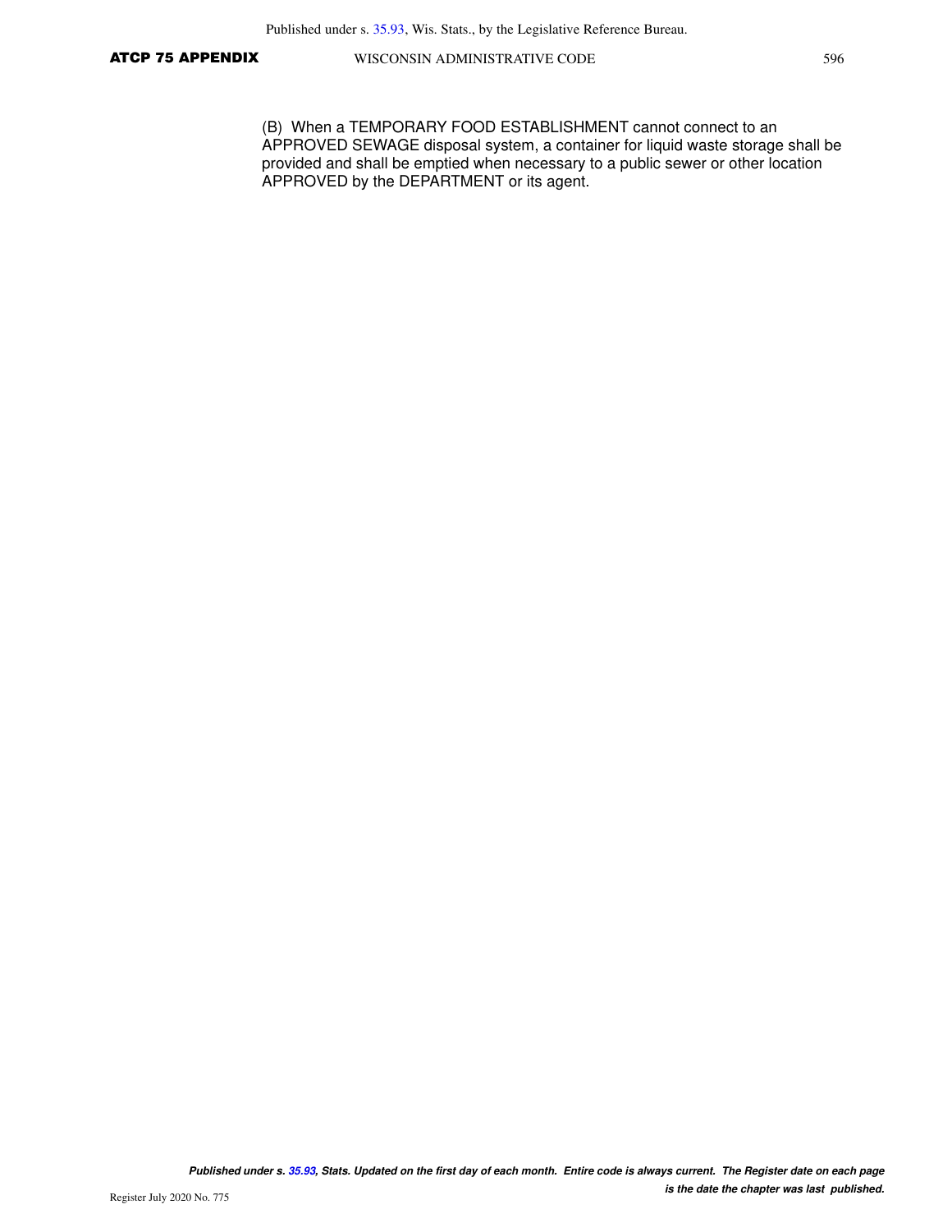(B) When a TEMPORARY FOOD ESTABLISHMENT cannot connect to an APPROVED SEWAGE disposal system, a container for liquid waste storage shall be provided and shall be emptied when necessary to a public sewer or other location APPROVED by the DEPARTMENT or its agent.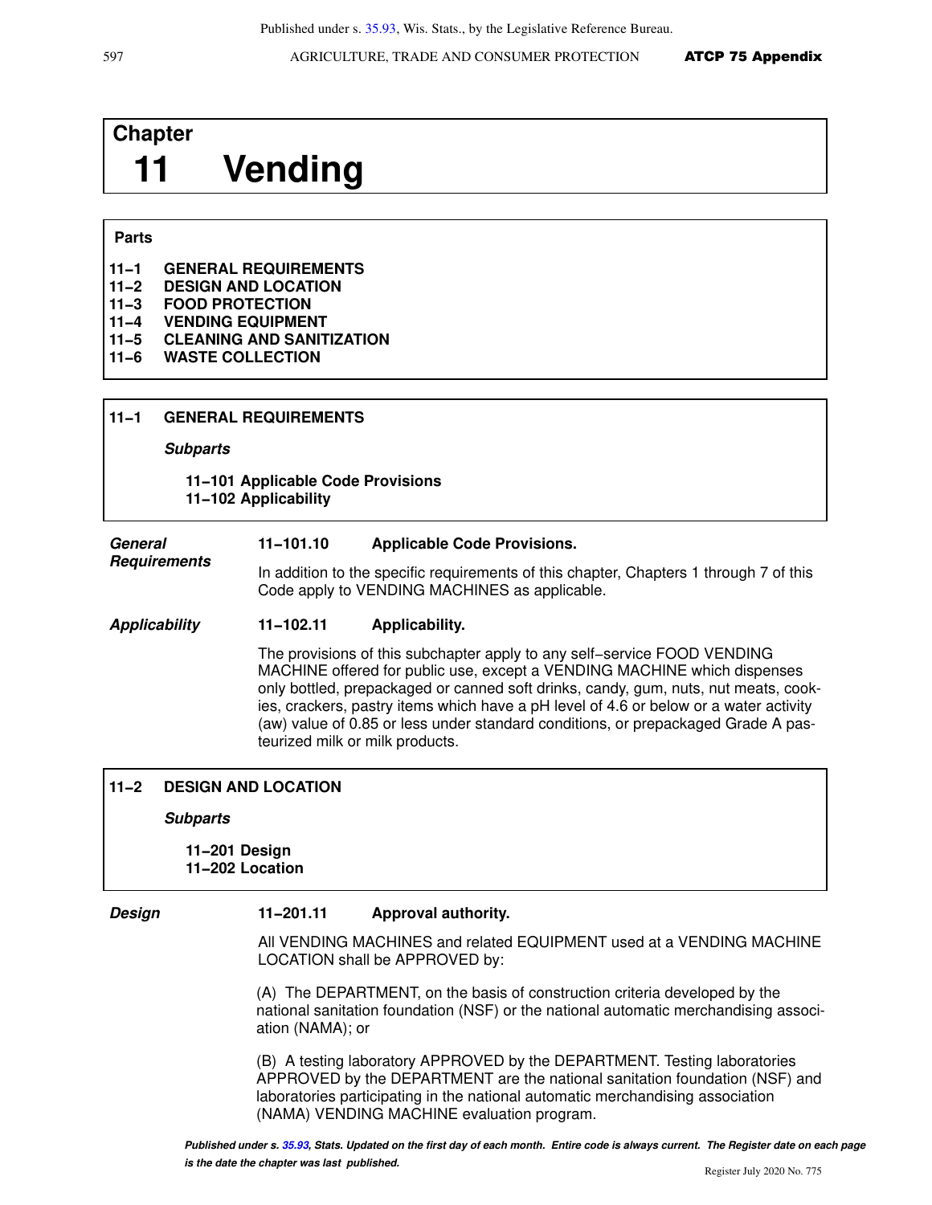# Chapter 11 Vending

**Parts**

**11–1 GENERAL REQUIREMENTS**
**11–2 DESIGN AND LOCATION**
**11–3 FOOD PROTECTION**
**11–4 VENDING EQUIPMENT**
**11–5 CLEANING AND SANITIZATION**
**11–6 WASTE COLLECTION**

## 11–1 GENERAL REQUIREMENTS

***Subparts***

**11–101 Applicable Code Provisions**
**11–102 Applicability**

***General Requirements***

### 11–101.10 Applicable Code Provisions.

In addition to the specific requirements of this chapter, Chapters 1 through 7 of this Code apply to VENDING MACHINES as applicable.

***Applicability***

### 11–102.11 Applicability.

The provisions of this subchapter apply to any self−service FOOD VENDING MACHINE offered for public use, except a VENDING MACHINE which dispenses only bottled, prepackaged or canned soft drinks, candy, gum, nuts, nut meats, cookies, crackers, pastry items which have a pH level of 4.6 or below or a water activity (aw) value of 0.85 or less under standard conditions, or prepackaged Grade A pasteurized milk or milk products.

## 11–2 DESIGN AND LOCATION

***Subparts***

**11–201 Design**
**11–202 Location**

***Design***

### 11–201.11 Approval authority.

All VENDING MACHINES and related EQUIPMENT used at a VENDING MACHINE LOCATION shall be APPROVED by:

(A) The DEPARTMENT, on the basis of construction criteria developed by the national sanitation foundation (NSF) or the national automatic merchandising association (NAMA); or

(B) A testing laboratory APPROVED by the DEPARTMENT. Testing laboratories APPROVED by the DEPARTMENT are the national sanitation foundation (NSF) and laboratories participating in the national automatic merchandising association (NAMA) VENDING MACHINE evaluation program.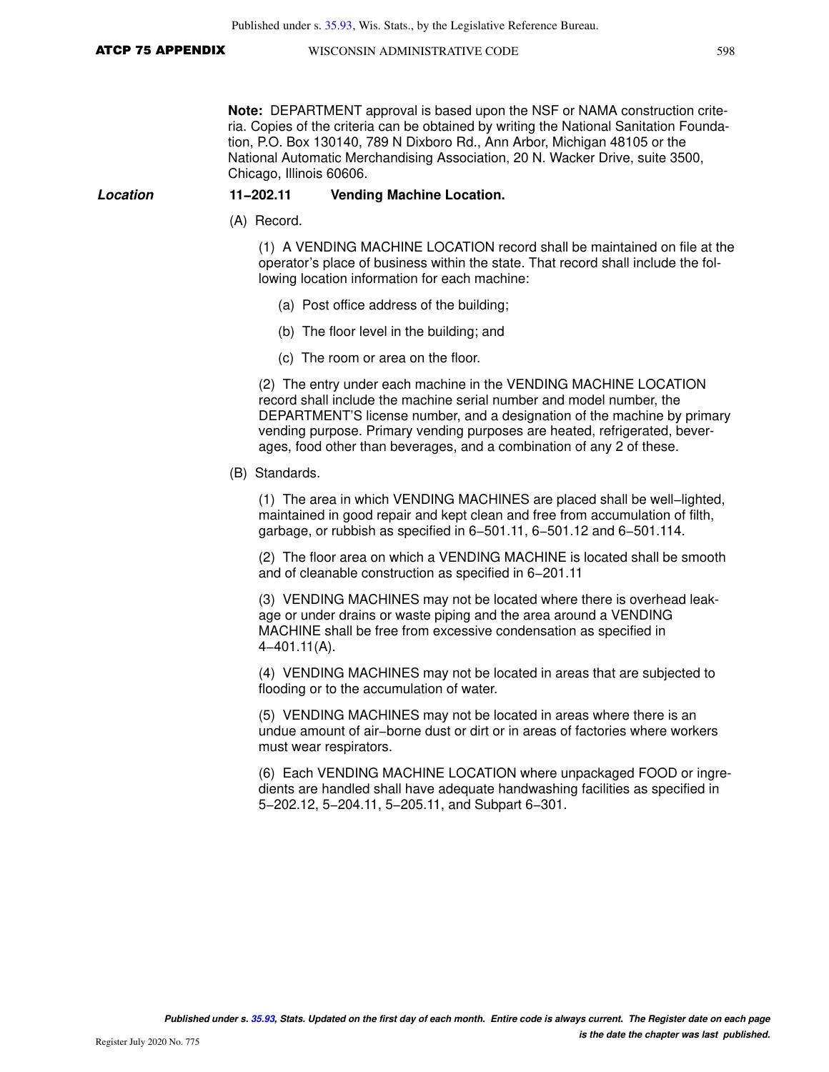**Note:** DEPARTMENT approval is based upon the NSF or NAMA construction criteria. Copies of the criteria can be obtained by writing the National Sanitation Foundation, P.O. Box 130140, 789 N Dixboro Rd., Ann Arbor, Michigan 48105 or the National Automatic Merchandising Association, 20 N. Wacker Drive, suite 3500, Chicago, Illinois 60606.

***Location*** **11−202.11 Vending Machine Location.**

(A) Record.

(1) A VENDING MACHINE LOCATION record shall be maintained on file at the operator's place of business within the state. That record shall include the following location information for each machine:

(a) Post office address of the building;

(b) The floor level in the building; and

(c) The room or area on the floor.

(2) The entry under each machine in the VENDING MACHINE LOCATION record shall include the machine serial number and model number, the DEPARTMENT'S license number, and a designation of the machine by primary vending purpose. Primary vending purposes are heated, refrigerated, beverages, food other than beverages, and a combination of any 2 of these.

(B) Standards.

(1) The area in which VENDING MACHINES are placed shall be well−lighted, maintained in good repair and kept clean and free from accumulation of filth, garbage, or rubbish as specified in 6−501.11, 6−501.12 and 6−501.114.

(2) The floor area on which a VENDING MACHINE is located shall be smooth and of cleanable construction as specified in 6−201.11

(3) VENDING MACHINES may not be located where there is overhead leakage or under drains or waste piping and the area around a VENDING MACHINE shall be free from excessive condensation as specified in 4−401.11(A).

(4) VENDING MACHINES may not be located in areas that are subjected to flooding or to the accumulation of water.

(5) VENDING MACHINES may not be located in areas where there is an undue amount of air−borne dust or dirt or in areas of factories where workers must wear respirators.

(6) Each VENDING MACHINE LOCATION where unpackaged FOOD or ingredients are handled shall have adequate handwashing facilities as specified in 5−202.12, 5−204.11, 5−205.11, and Subpart 6−301.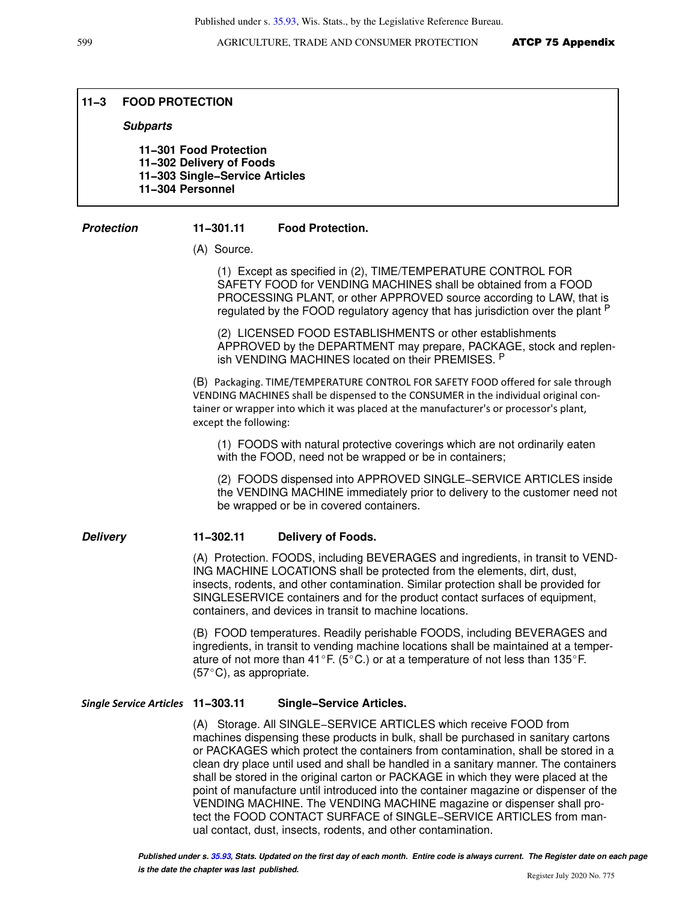## 11–3 FOOD PROTECTION

***Subparts***

**11–301 Food Protection**
**11–302 Delivery of Foods**
**11–303 Single–Service Articles**
**11–304 Personnel**

***Protection*** **11–301.11 Food Protection.**

(A) Source.

(1) Except as specified in (2), TIME/TEMPERATURE CONTROL FOR SAFETY FOOD for VENDING MACHINES shall be obtained from a FOOD PROCESSING PLANT, or other APPROVED source according to LAW, that is regulated by the FOOD regulatory agency that has jurisdiction over the plant [P]

(2) LICENSED FOOD ESTABLISHMENTS or other establishments APPROVED by the DEPARTMENT may prepare, PACKAGE, stock and replenish VENDING MACHINES located on their PREMISES. [P]

(B) Packaging. TIME/TEMPERATURE CONTROL FOR SAFETY FOOD offered for sale through VENDING MACHINES shall be dispensed to the CONSUMER in the individual original container or wrapper into which it was placed at the manufacturer's or processor's plant, except the following:

(1) FOODS with natural protective coverings which are not ordinarily eaten with the FOOD, need not be wrapped or be in containers;

(2) FOODS dispensed into APPROVED SINGLE–SERVICE ARTICLES inside the VENDING MACHINE immediately prior to delivery to the customer need not be wrapped or be in covered containers.

***Delivery*** **11–302.11 Delivery of Foods.**

(A) Protection. FOODS, including BEVERAGES and ingredients, in transit to VENDING MACHINE LOCATIONS shall be protected from the elements, dirt, dust, insects, rodents, and other contamination. Similar protection shall be provided for SINGLESERVICE containers and for the product contact surfaces of equipment, containers, and devices in transit to machine locations.

(B) FOOD temperatures. Readily perishable FOODS, including BEVERAGES and ingredients, in transit to vending machine locations shall be maintained at a temperature of not more than 41°F. (5°C.) or at a temperature of not less than 135°F. (57°C), as appropriate.

***Single Service Articles*** **11–303.11 Single–Service Articles.**

(A) Storage. All SINGLE–SERVICE ARTICLES which receive FOOD from machines dispensing these products in bulk, shall be purchased in sanitary cartons or PACKAGES which protect the containers from contamination, shall be stored in a clean dry place until used and shall be handled in a sanitary manner. The containers shall be stored in the original carton or PACKAGE in which they were placed at the point of manufacture until introduced into the container magazine or dispenser of the VENDING MACHINE. The VENDING MACHINE magazine or dispenser shall protect the FOOD CONTACT SURFACE of SINGLE–SERVICE ARTICLES from manual contact, dust, insects, rodents, and other contamination.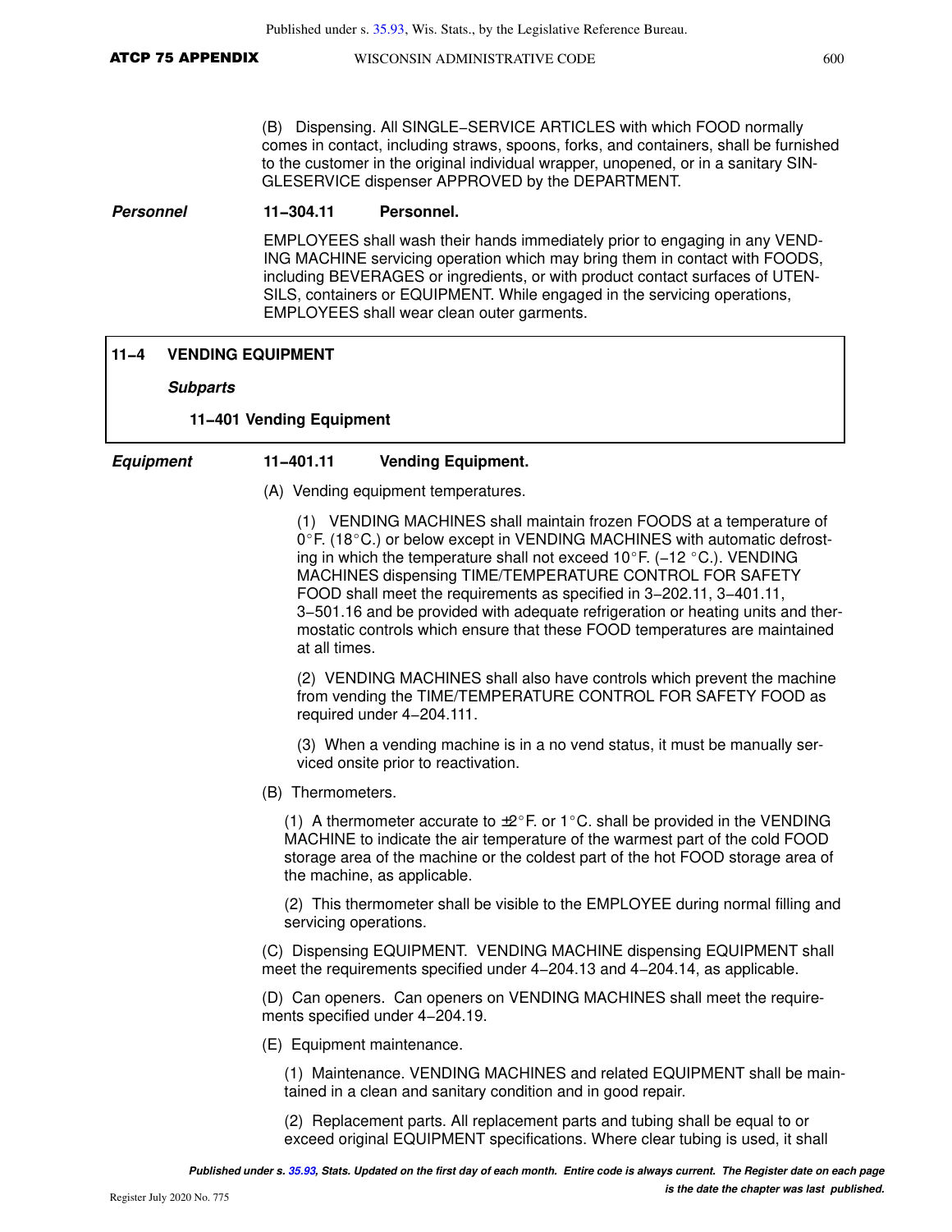(B) Dispensing. All SINGLE-SERVICE ARTICLES with which FOOD normally comes in contact, including straws, spoons, forks, and containers, shall be furnished to the customer in the original individual wrapper, unopened, or in a sanitary SINGLESERVICE dispenser APPROVED by the DEPARTMENT.

***Personnel*** **11-304.11 Personnel.**

EMPLOYEES shall wash their hands immediately prior to engaging in any VENDING MACHINE servicing operation which may bring them in contact with FOODS, including BEVERAGES or ingredients, or with product contact surfaces of UTENSILS, containers or EQUIPMENT. While engaged in the servicing operations, EMPLOYEES shall wear clean outer garments.

## 11-4 VENDING EQUIPMENT

***Subparts***

**11-401 Vending Equipment**

***Equipment*** **11-401.11 Vending Equipment.**

(A) Vending equipment temperatures.

(1) VENDING MACHINES shall maintain frozen FOODS at a temperature of 0°F. (18°C.) or below except in VENDING MACHINES with automatic defrosting in which the temperature shall not exceed 10°F. (-12 °C.). VENDING MACHINES dispensing TIME/TEMPERATURE CONTROL FOR SAFETY FOOD shall meet the requirements as specified in 3-202.11, 3-401.11, 3-501.16 and be provided with adequate refrigeration or heating units and thermostatic controls which ensure that these FOOD temperatures are maintained at all times.

(2) VENDING MACHINES shall also have controls which prevent the machine from vending the TIME/TEMPERATURE CONTROL FOR SAFETY FOOD as required under 4-204.111.

(3) When a vending machine is in a no vend status, it must be manually serviced onsite prior to reactivation.

(B) Thermometers.

(1) A thermometer accurate to ±2°F. or 1°C. shall be provided in the VENDING MACHINE to indicate the air temperature of the warmest part of the cold FOOD storage area of the machine or the coldest part of the hot FOOD storage area of the machine, as applicable.

(2) This thermometer shall be visible to the EMPLOYEE during normal filling and servicing operations.

(C) Dispensing EQUIPMENT. VENDING MACHINE dispensing EQUIPMENT shall meet the requirements specified under 4-204.13 and 4-204.14, as applicable.

(D) Can openers. Can openers on VENDING MACHINES shall meet the requirements specified under 4-204.19.

(E) Equipment maintenance.

(1) Maintenance. VENDING MACHINES and related EQUIPMENT shall be maintained in a clean and sanitary condition and in good repair.

(2) Replacement parts. All replacement parts and tubing shall be equal to or exceed original EQUIPMENT specifications. Where clear tubing is used, it shall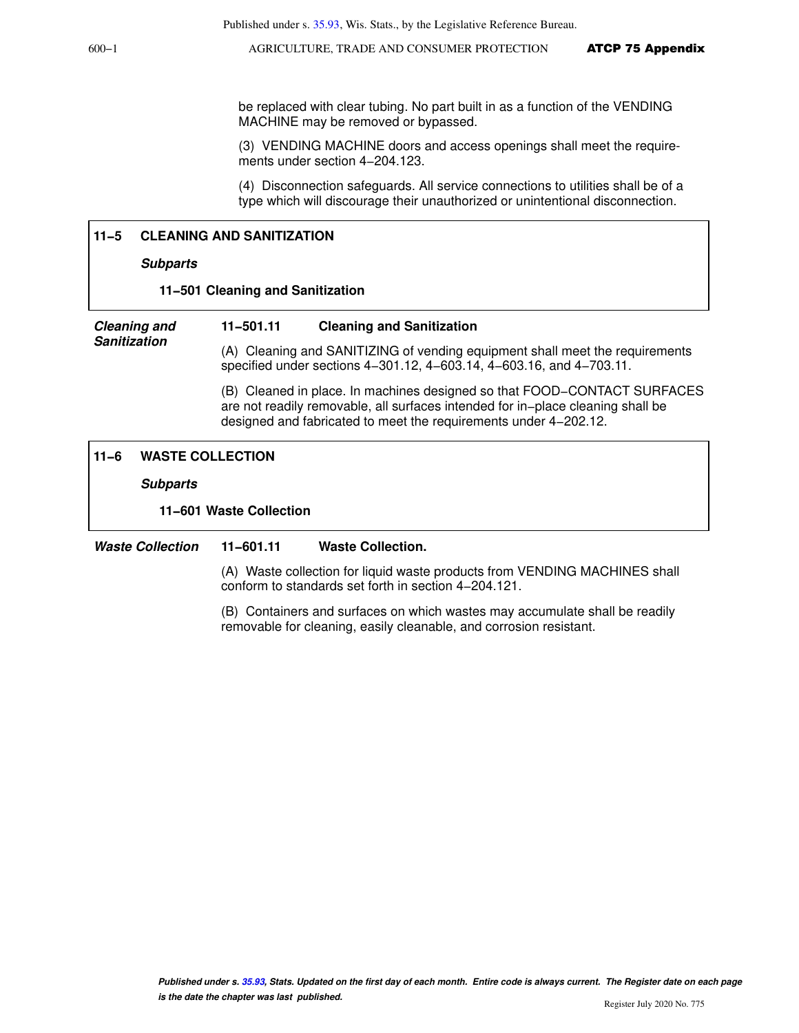be replaced with clear tubing. No part built in as a function of the VENDING MACHINE may be removed or bypassed.

(3) VENDING MACHINE doors and access openings shall meet the requirements under section 4−204.123.

(4) Disconnection safeguards. All service connections to utilities shall be of a type which will discourage their unauthorized or unintentional disconnection.

## 11−5 CLEANING AND SANITIZATION

***Subparts***

**11−501 Cleaning and Sanitization**

***Cleaning and Sanitization***

### 11−501.11 Cleaning and Sanitization

(A) Cleaning and SANITIZING of vending equipment shall meet the requirements specified under sections 4−301.12, 4−603.14, 4−603.16, and 4−703.11.

(B) Cleaned in place. In machines designed so that FOOD−CONTACT SURFACES are not readily removable, all surfaces intended for in−place cleaning shall be designed and fabricated to meet the requirements under 4−202.12.

## 11−6 WASTE COLLECTION

***Subparts***

**11−601 Waste Collection**

***Waste Collection***

### 11−601.11 Waste Collection.

(A) Waste collection for liquid waste products from VENDING MACHINES shall conform to standards set forth in section 4−204.121.

(B) Containers and surfaces on which wastes may accumulate shall be readily removable for cleaning, easily cleanable, and corrosion resistant.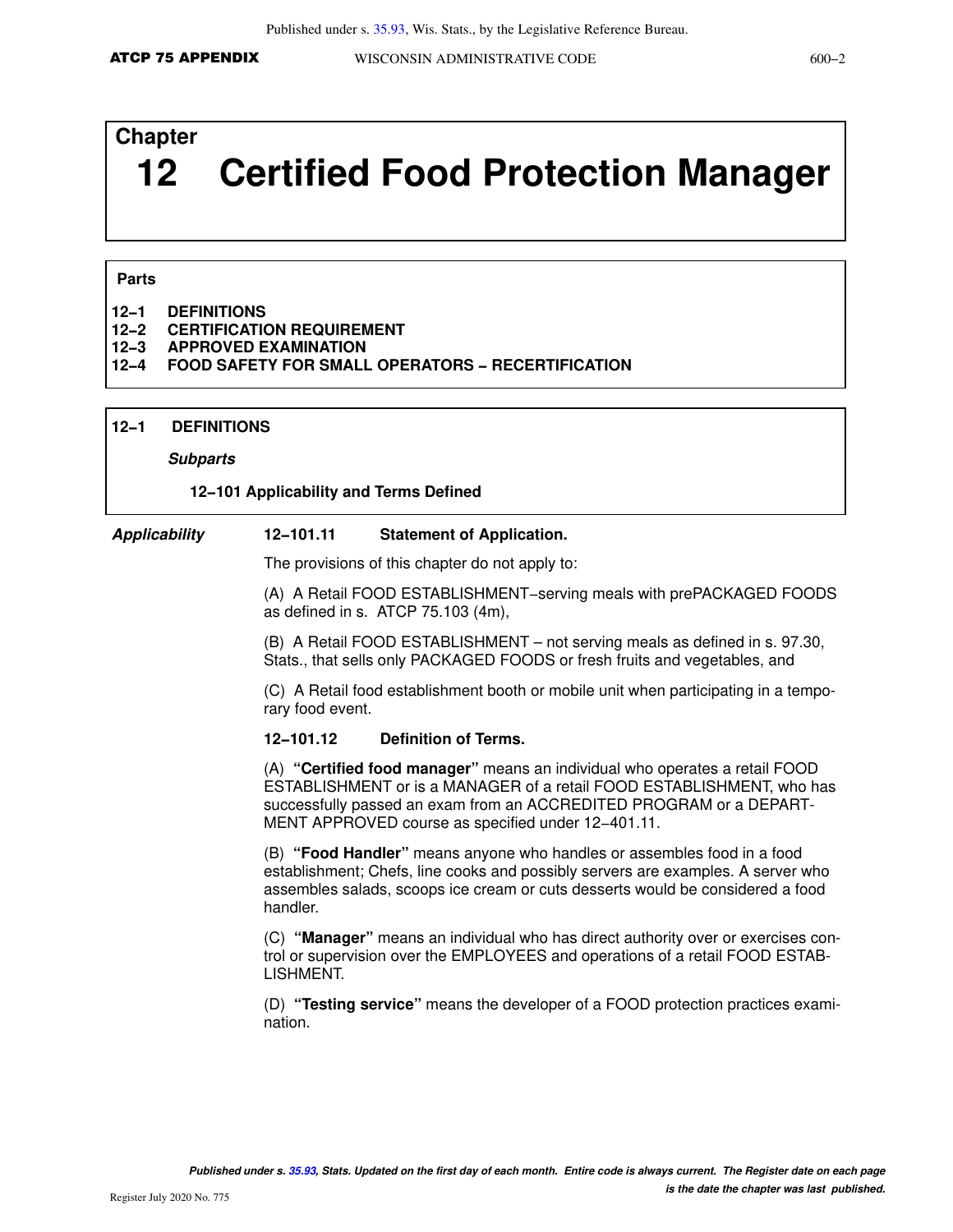# Chapter 12 Certified Food Protection Manager

**Parts**

**12–1 DEFINITIONS**
**12–2 CERTIFICATION REQUIREMENT**
**12–3 APPROVED EXAMINATION**
**12–4 FOOD SAFETY FOR SMALL OPERATORS – RECERTIFICATION**

## 12–1 DEFINITIONS

***Subparts***

**12–101 Applicability and Terms Defined**

***Applicability***

### 12–101.11 Statement of Application.

The provisions of this chapter do not apply to:

(A) A Retail FOOD ESTABLISHMENT–serving meals with prePACKAGED FOODS as defined in s. ATCP 75.103 (4m),

(B) A Retail FOOD ESTABLISHMENT – not serving meals as defined in s. 97.30, Stats., that sells only PACKAGED FOODS or fresh fruits and vegetables, and

(C) A Retail food establishment booth or mobile unit when participating in a temporary food event.

### 12–101.12 Definition of Terms.

(A) **"Certified food manager"** means an individual who operates a retail FOOD ESTABLISHMENT or is a MANAGER of a retail FOOD ESTABLISHMENT, who has successfully passed an exam from an ACCREDITED PROGRAM or a DEPARTMENT APPROVED course as specified under 12–401.11.

(B) **"Food Handler"** means anyone who handles or assembles food in a food establishment; Chefs, line cooks and possibly servers are examples. A server who assembles salads, scoops ice cream or cuts desserts would be considered a food handler.

(C) **"Manager"** means an individual who has direct authority over or exercises control or supervision over the EMPLOYEES and operations of a retail FOOD ESTABLISHMENT.

(D) **"Testing service"** means the developer of a FOOD protection practices examination.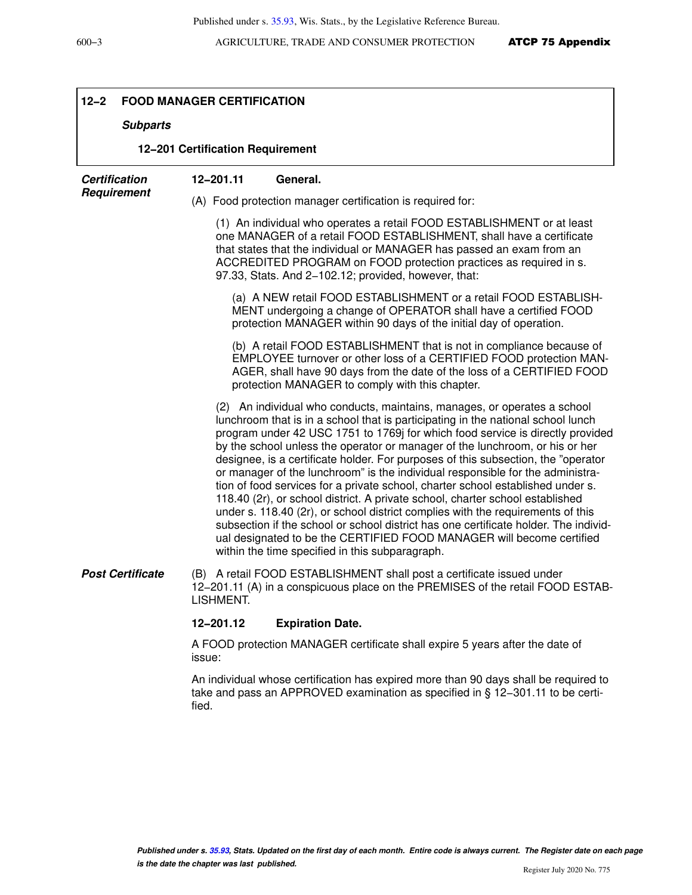## 12–2 FOOD MANAGER CERTIFICATION

***Subparts***

**12–201 Certification Requirement**

***Certification Requirement***

**12–201.11 General.**

(A) Food protection manager certification is required for:

(1) An individual who operates a retail FOOD ESTABLISHMENT or at least one MANAGER of a retail FOOD ESTABLISHMENT, shall have a certificate that states that the individual or MANAGER has passed an exam from an ACCREDITED PROGRAM on FOOD protection practices as required in s. 97.33, Stats. And 2–102.12; provided, however, that:

(a) A NEW retail FOOD ESTABLISHMENT or a retail FOOD ESTABLISHMENT undergoing a change of OPERATOR shall have a certified FOOD protection MANAGER within 90 days of the initial day of operation.

(b) A retail FOOD ESTABLISHMENT that is not in compliance because of EMPLOYEE turnover or other loss of a CERTIFIED FOOD protection MANAGER, shall have 90 days from the date of the loss of a CERTIFIED FOOD protection MANAGER to comply with this chapter.

(2) An individual who conducts, maintains, manages, or operates a school lunchroom that is in a school that is participating in the national school lunch program under 42 USC 1751 to 1769j for which food service is directly provided by the school unless the operator or manager of the lunchroom, or his or her designee, is a certificate holder. For purposes of this subsection, the "operator or manager of the lunchroom" is the individual responsible for the administration of food services for a private school, charter school established under s. 118.40 (2r), or school district. A private school, charter school established under s. 118.40 (2r), or school district complies with the requirements of this subsection if the school or school district has one certificate holder. The individual designated to be the CERTIFIED FOOD MANAGER will become certified within the time specified in this subparagraph.

***Post Certificate***

(B) A retail FOOD ESTABLISHMENT shall post a certificate issued under 12–201.11 (A) in a conspicuous place on the PREMISES of the retail FOOD ESTABLISHMENT.

**12–201.12 Expiration Date.**

A FOOD protection MANAGER certificate shall expire 5 years after the date of issue:

An individual whose certification has expired more than 90 days shall be required to take and pass an APPROVED examination as specified in § 12–301.11 to be certified.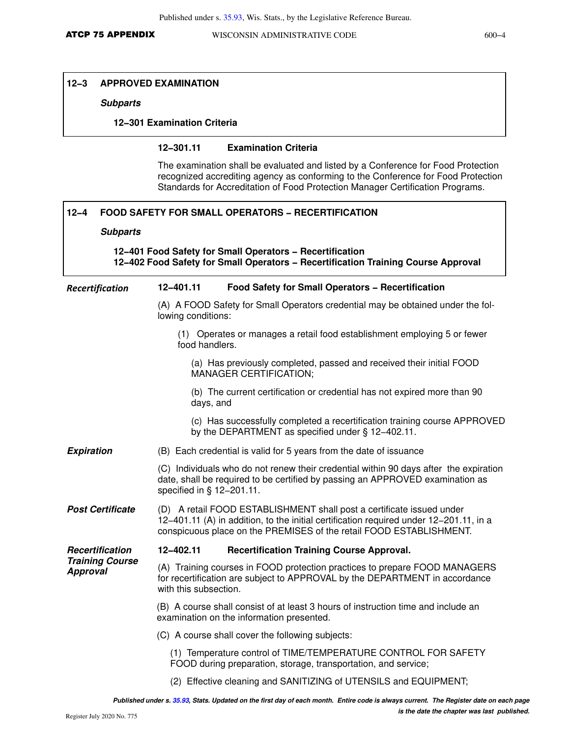## 12‒3 APPROVED EXAMINATION

***Subparts***

**12‒301 Examination Criteria**

**12‒301.11 Examination Criteria**

The examination shall be evaluated and listed by a Conference for Food Protection recognized accrediting agency as conforming to the Conference for Food Protection Standards for Accreditation of Food Protection Manager Certification Programs.

## 12‒4 FOOD SAFETY FOR SMALL OPERATORS – RECERTIFICATION

***Subparts***

**12‒401 Food Safety for Small Operators – Recertification**
**12‒402 Food Safety for Small Operators – Recertification Training Course Approval**

***Recertification***

**12‒401.11 Food Safety for Small Operators – Recertification**

(A) A FOOD Safety for Small Operators credential may be obtained under the following conditions:

(1) Operates or manages a retail food establishment employing 5 or fewer food handlers.

(a) Has previously completed, passed and received their initial FOOD MANAGER CERTIFICATION;

(b) The current certification or credential has not expired more than 90 days, and

(c) Has successfully completed a recertification training course APPROVED by the DEPARTMENT as specified under § 12‒402.11.

***Expiration***

(B) Each credential is valid for 5 years from the date of issuance

(C) Individuals who do not renew their credential within 90 days after the expiration date, shall be required to be certified by passing an APPROVED examination as specified in § 12‒201.11.

***Post Certificate***

(D) A retail FOOD ESTABLISHMENT shall post a certificate issued under 12‒401.11 (A) in addition, to the initial certification required under 12‒201.11, in a conspicuous place on the PREMISES of the retail FOOD ESTABLISHMENT.

***Recertification Training Course Approval***

**12‒402.11 Recertification Training Course Approval.**

(A) Training courses in FOOD protection practices to prepare FOOD MANAGERS for recertification are subject to APPROVAL by the DEPARTMENT in accordance with this subsection.

(B) A course shall consist of at least 3 hours of instruction time and include an examination on the information presented.

(C) A course shall cover the following subjects:

(1) Temperature control of TIME/TEMPERATURE CONTROL FOR SAFETY FOOD during preparation, storage, transportation, and service;

(2) Effective cleaning and SANITIZING of UTENSILS and EQUIPMENT;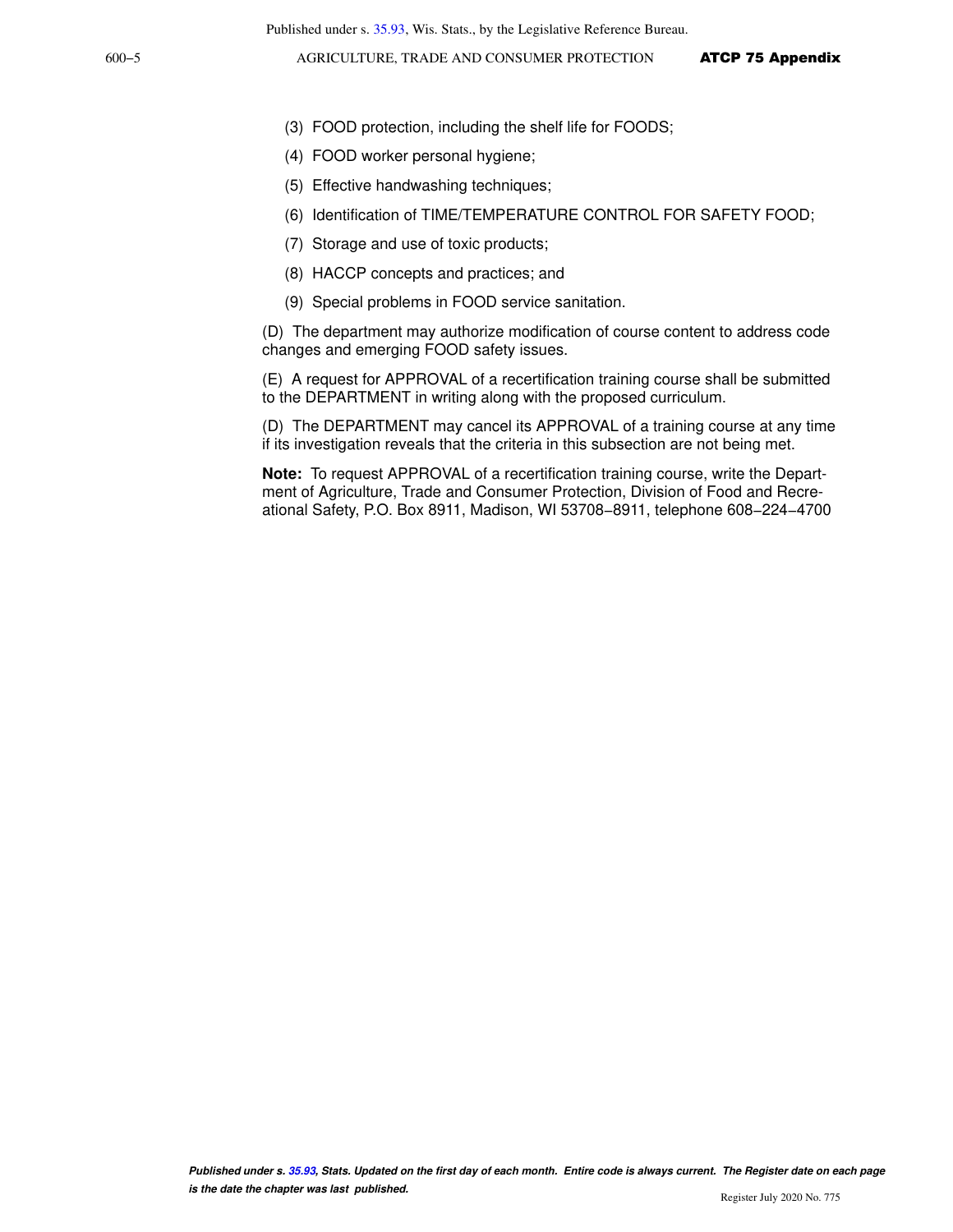(3) FOOD protection, including the shelf life for FOODS;

(4) FOOD worker personal hygiene;

(5) Effective handwashing techniques;

(6) Identification of TIME/TEMPERATURE CONTROL FOR SAFETY FOOD;

(7) Storage and use of toxic products;

(8) HACCP concepts and practices; and

(9) Special problems in FOOD service sanitation.

(D) The department may authorize modification of course content to address code changes and emerging FOOD safety issues.

(E) A request for APPROVAL of a recertification training course shall be submitted to the DEPARTMENT in writing along with the proposed curriculum.

(D) The DEPARTMENT may cancel its APPROVAL of a training course at any time if its investigation reveals that the criteria in this subsection are not being met.

**Note:** To request APPROVAL of a recertification training course, write the Department of Agriculture, Trade and Consumer Protection, Division of Food and Recreational Safety, P.O. Box 8911, Madison, WI 53708−8911, telephone 608−224−4700